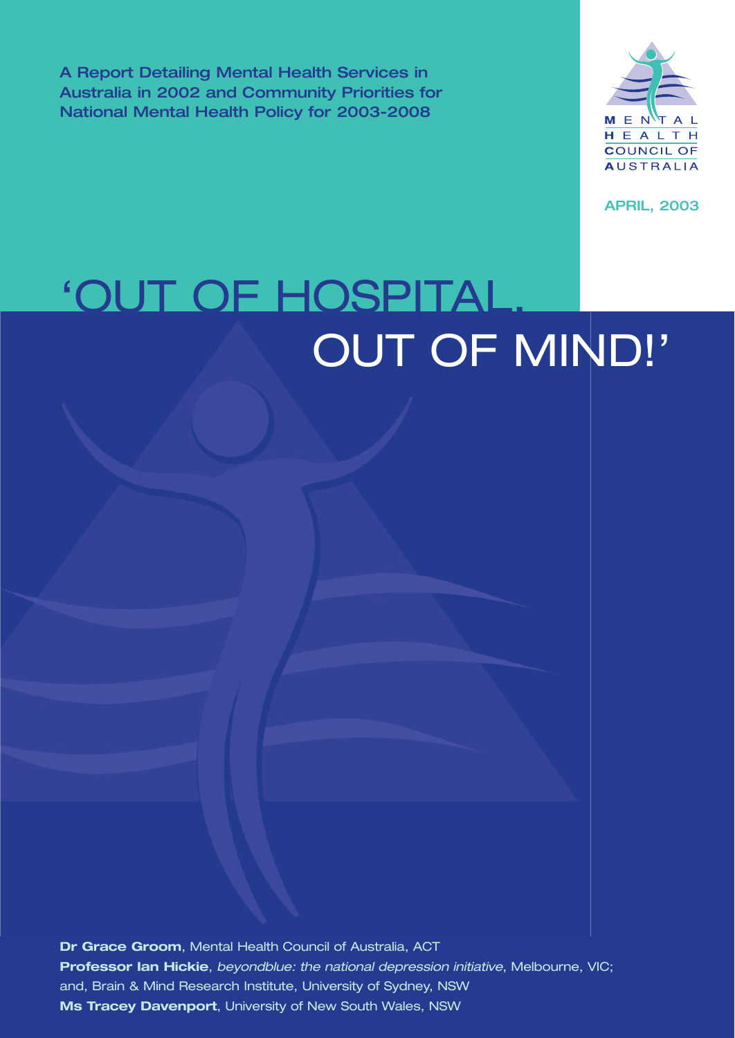A Report Detailing Mental Health Services in Australia in 2002 and Community Priorities for National Mental Health Policy for 2003-2008

MENTAL HEALTH COUNCIL OF AUSTRALIA

APRIL, 2003

# 'OUT OF HOSPITAL, OUT OF MIND!'

**Dr Grace Groom**, Mental Health Council of Australia, ACT

**Professor Ian Hickie**, *beyondblue: the national depression initiative*, Melbourne, VIC; and, Brain & Mind Research Institute, University of Sydney, NSW

**Ms Tracey Davenport**, University of New South Wales, NSW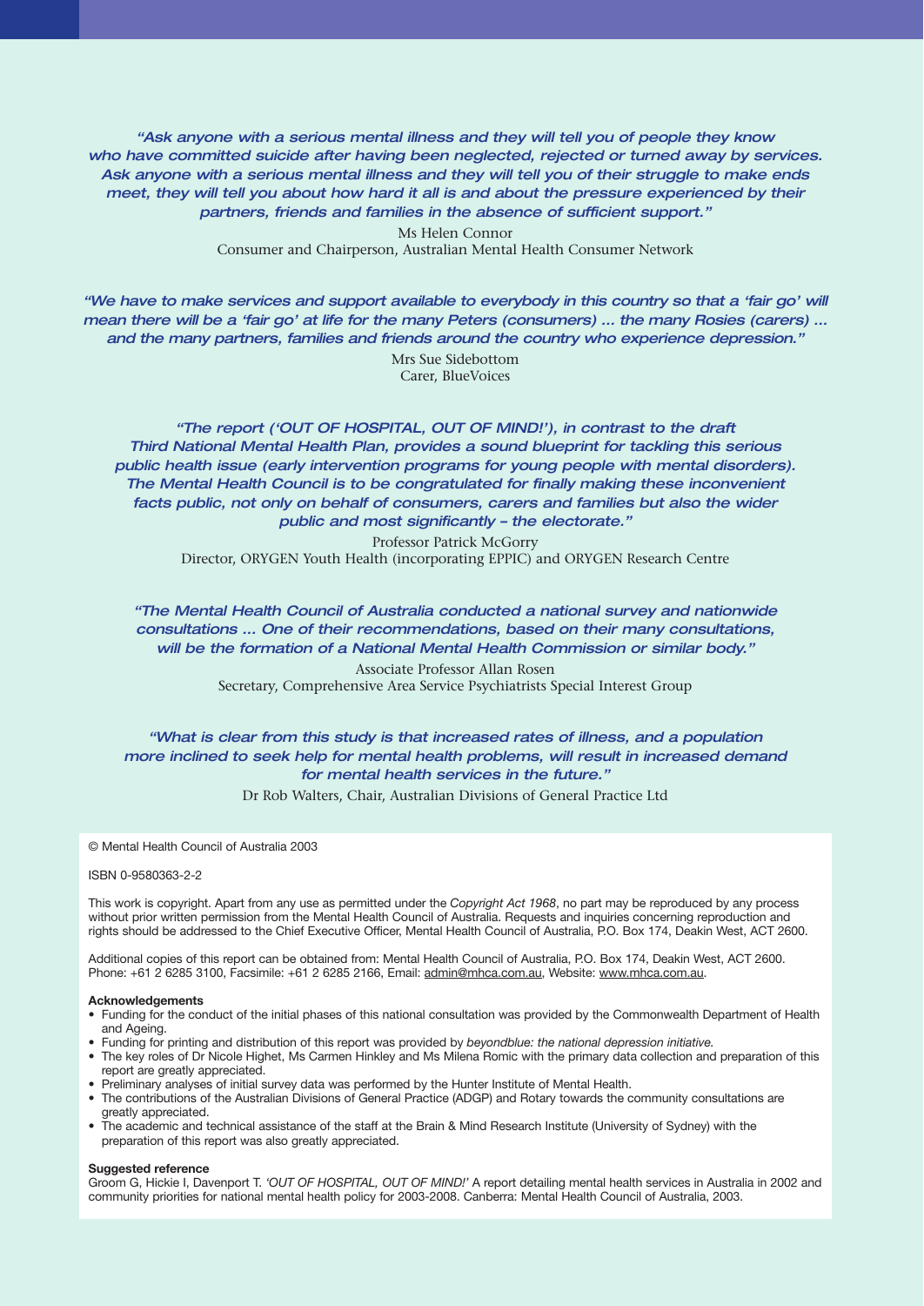*"Ask anyone with a serious mental illness and they will tell you of people they know who have committed suicide after having been neglected, rejected or turned away by services. Ask anyone with a serious mental illness and they will tell you of their struggle to make ends meet, they will tell you about how hard it all is and about the pressure experienced by their partners, friends and families in the absence of sufficient support."*

Ms Helen Connor
Consumer and Chairperson, Australian Mental Health Consumer Network

*"We have to make services and support available to everybody in this country so that a 'fair go' will mean there will be a 'fair go' at life for the many Peters (consumers) ... the many Rosies (carers) ... and the many partners, families and friends around the country who experience depression."*

Mrs Sue Sidebottom
Carer, BlueVoices

*"The report ('OUT OF HOSPITAL, OUT OF MIND!'), in contrast to the draft Third National Mental Health Plan, provides a sound blueprint for tackling this serious public health issue (early intervention programs for young people with mental disorders). The Mental Health Council is to be congratulated for finally making these inconvenient facts public, not only on behalf of consumers, carers and families but also the wider public and most significantly – the electorate."*

Professor Patrick McGorry
Director, ORYGEN Youth Health (incorporating EPPIC) and ORYGEN Research Centre

*"The Mental Health Council of Australia conducted a national survey and nationwide consultations ... One of their recommendations, based on their many consultations, will be the formation of a National Mental Health Commission or similar body."*

Associate Professor Allan Rosen
Secretary, Comprehensive Area Service Psychiatrists Special Interest Group

*"What is clear from this study is that increased rates of illness, and a population more inclined to seek help for mental health problems, will result in increased demand for mental health services in the future."*

Dr Rob Walters, Chair, Australian Divisions of General Practice Ltd

© Mental Health Council of Australia 2003

ISBN 0-9580363-2-2

This work is copyright. Apart from any use as permitted under the *Copyright Act 1968*, no part may be reproduced by any process without prior written permission from the Mental Health Council of Australia. Requests and inquiries concerning reproduction and rights should be addressed to the Chief Executive Officer, Mental Health Council of Australia, P.O. Box 174, Deakin West, ACT 2600.

Additional copies of this report can be obtained from: Mental Health Council of Australia, P.O. Box 174, Deakin West, ACT 2600. Phone: +61 2 6285 3100, Facsimile: +61 2 6285 2166, Email: admin@mhca.com.au, Website: www.mhca.com.au.

**Acknowledgements**

- Funding for the conduct of the initial phases of this national consultation was provided by the Commonwealth Department of Health and Ageing.
- Funding for printing and distribution of this report was provided by *beyondblue: the national depression initiative.*
- The key roles of Dr Nicole Highet, Ms Carmen Hinkley and Ms Milena Romic with the primary data collection and preparation of this report are greatly appreciated.
- Preliminary analyses of initial survey data was performed by the Hunter Institute of Mental Health.
- The contributions of the Australian Divisions of General Practice (ADGP) and Rotary towards the community consultations are greatly appreciated.
- The academic and technical assistance of the staff at the Brain & Mind Research Institute (University of Sydney) with the preparation of this report was also greatly appreciated.

**Suggested reference**

Groom G, Hickie I, Davenport T. *'OUT OF HOSPITAL, OUT OF MIND!'* A report detailing mental health services in Australia in 2002 and community priorities for national mental health policy for 2003-2008. Canberra: Mental Health Council of Australia, 2003.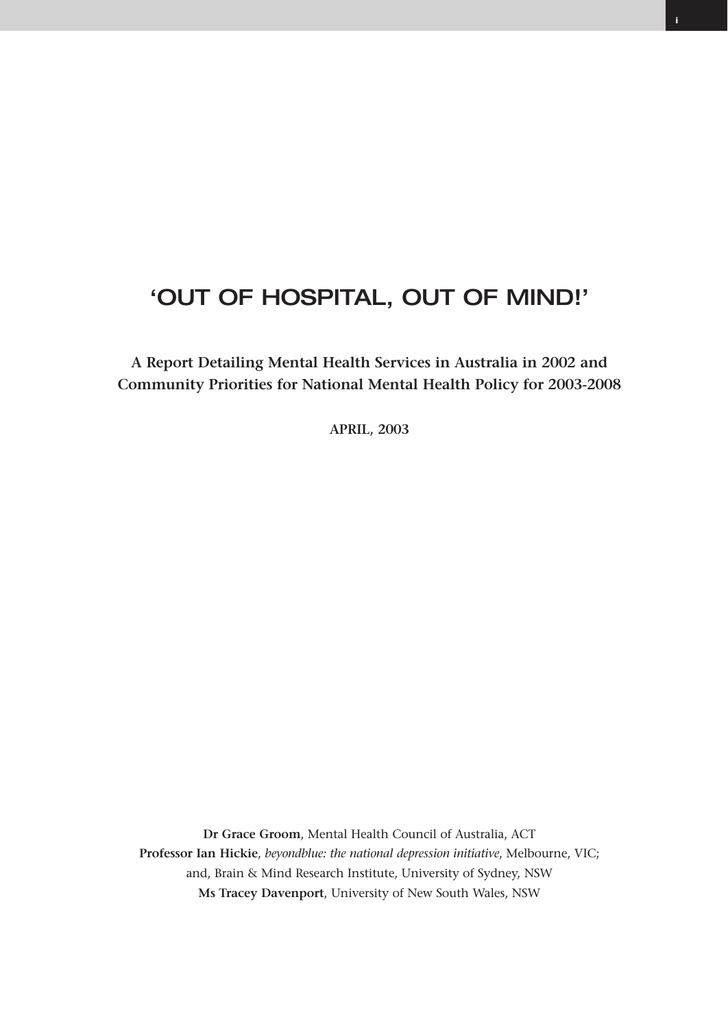# 'OUT OF HOSPITAL, OUT OF MIND!'

**A Report Detailing Mental Health Services in Australia in 2002 and Community Priorities for National Mental Health Policy for 2003-2008**

**APRIL, 2003**

**Dr Grace Groom**, Mental Health Council of Australia, ACT
**Professor Ian Hickie**, *beyondblue: the national depression initiative*, Melbourne, VIC; and, Brain & Mind Research Institute, University of Sydney, NSW
**Ms Tracey Davenport**, University of New South Wales, NSW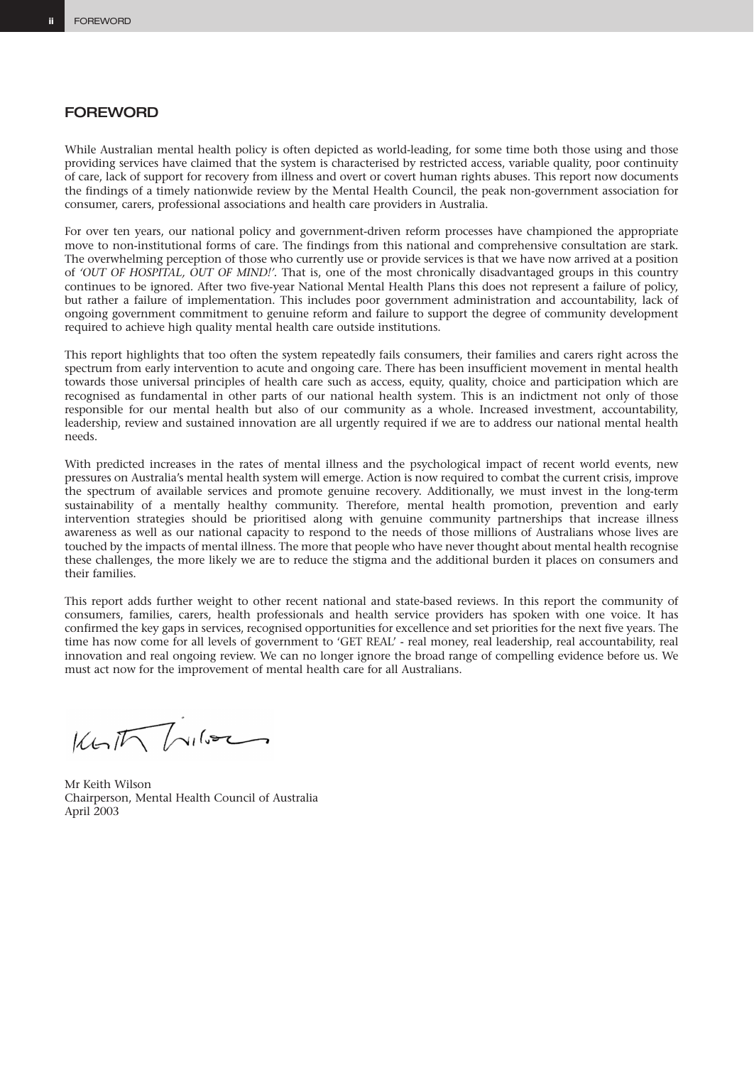## FOREWORD

While Australian mental health policy is often depicted as world-leading, for some time both those using and those providing services have claimed that the system is characterised by restricted access, variable quality, poor continuity of care, lack of support for recovery from illness and overt or covert human rights abuses. This report now documents the findings of a timely nationwide review by the Mental Health Council, the peak non-government association for consumer, carers, professional associations and health care providers in Australia.

For over ten years, our national policy and government-driven reform processes have championed the appropriate move to non-institutional forms of care. The findings from this national and comprehensive consultation are stark. The overwhelming perception of those who currently use or provide services is that we have now arrived at a position of *'OUT OF HOSPITAL, OUT OF MIND!'*. That is, one of the most chronically disadvantaged groups in this country continues to be ignored. After two five-year National Mental Health Plans this does not represent a failure of policy, but rather a failure of implementation. This includes poor government administration and accountability, lack of ongoing government commitment to genuine reform and failure to support the degree of community development required to achieve high quality mental health care outside institutions.

This report highlights that too often the system repeatedly fails consumers, their families and carers right across the spectrum from early intervention to acute and ongoing care. There has been insufficient movement in mental health towards those universal principles of health care such as access, equity, quality, choice and participation which are recognised as fundamental in other parts of our national health system. This is an indictment not only of those responsible for our mental health but also of our community as a whole. Increased investment, accountability, leadership, review and sustained innovation are all urgently required if we are to address our national mental health needs.

With predicted increases in the rates of mental illness and the psychological impact of recent world events, new pressures on Australia's mental health system will emerge. Action is now required to combat the current crisis, improve the spectrum of available services and promote genuine recovery. Additionally, we must invest in the long-term sustainability of a mentally healthy community. Therefore, mental health promotion, prevention and early intervention strategies should be prioritised along with genuine community partnerships that increase illness awareness as well as our national capacity to respond to the needs of those millions of Australians whose lives are touched by the impacts of mental illness. The more that people who have never thought about mental health recognise these challenges, the more likely we are to reduce the stigma and the additional burden it places on consumers and their families.

This report adds further weight to other recent national and state-based reviews. In this report the community of consumers, families, carers, health professionals and health service providers has spoken with one voice. It has confirmed the key gaps in services, recognised opportunities for excellence and set priorities for the next five years. The time has now come for all levels of government to 'GET REAL' - real money, real leadership, real accountability, real innovation and real ongoing review. We can no longer ignore the broad range of compelling evidence before us. We must act now for the improvement of mental health care for all Australians.

Mr Keith Wilson
Chairperson, Mental Health Council of Australia
April 2003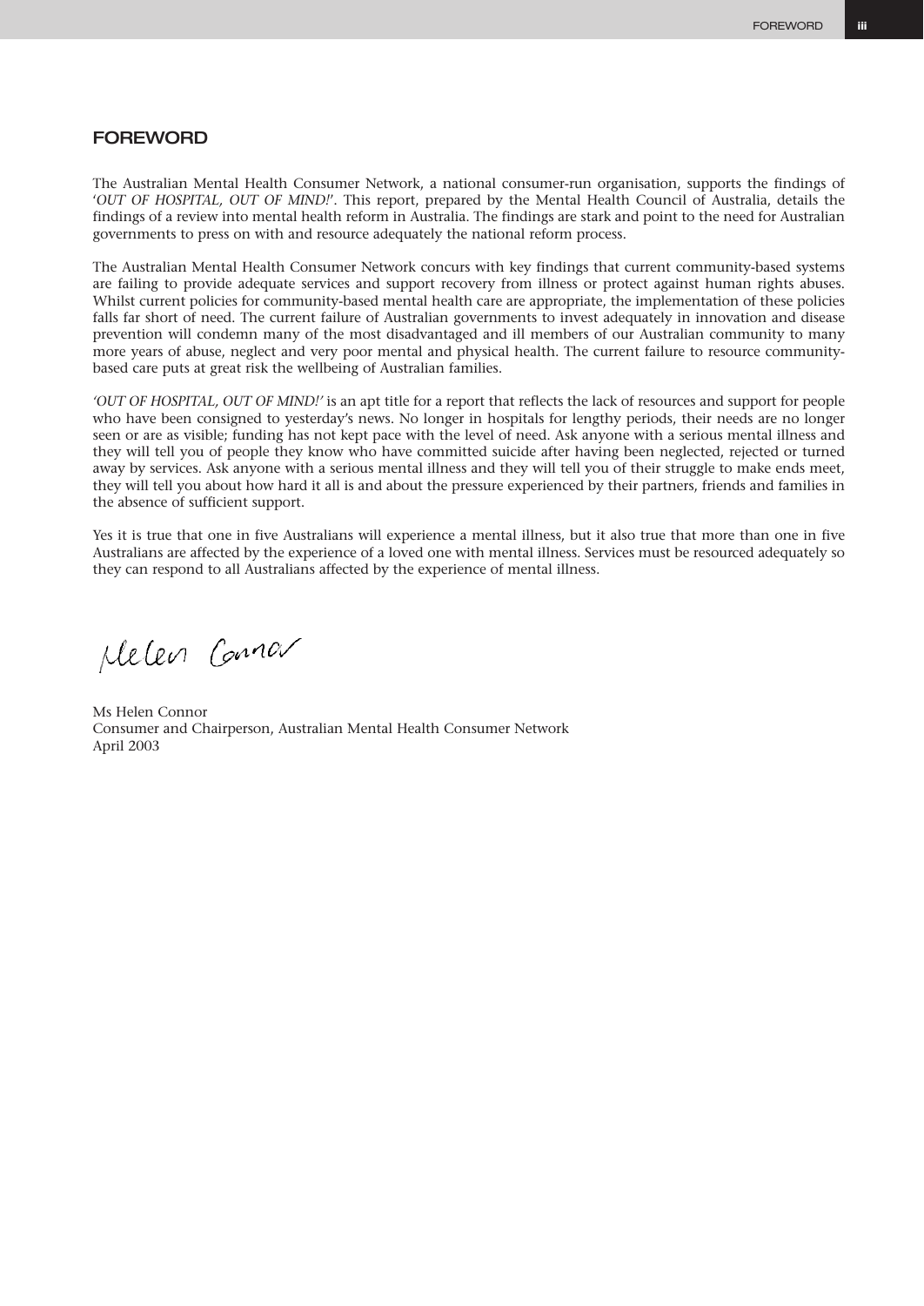## FOREWORD

The Australian Mental Health Consumer Network, a national consumer-run organisation, supports the findings of '*OUT OF HOSPITAL, OUT OF MIND!*'. This report, prepared by the Mental Health Council of Australia, details the findings of a review into mental health reform in Australia. The findings are stark and point to the need for Australian governments to press on with and resource adequately the national reform process.

The Australian Mental Health Consumer Network concurs with key findings that current community-based systems are failing to provide adequate services and support recovery from illness or protect against human rights abuses. Whilst current policies for community-based mental health care are appropriate, the implementation of these policies falls far short of need. The current failure of Australian governments to invest adequately in innovation and disease prevention will condemn many of the most disadvantaged and ill members of our Australian community to many more years of abuse, neglect and very poor mental and physical health. The current failure to resource community-based care puts at great risk the wellbeing of Australian families.

*'OUT OF HOSPITAL, OUT OF MIND!'* is an apt title for a report that reflects the lack of resources and support for people who have been consigned to yesterday's news. No longer in hospitals for lengthy periods, their needs are no longer seen or are as visible; funding has not kept pace with the level of need. Ask anyone with a serious mental illness and they will tell you of people they know who have committed suicide after having been neglected, rejected or turned away by services. Ask anyone with a serious mental illness and they will tell you of their struggle to make ends meet, they will tell you about how hard it all is and about the pressure experienced by their partners, friends and families in the absence of sufficient support.

Yes it is true that one in five Australians will experience a mental illness, but it also true that more than one in five Australians are affected by the experience of a loved one with mental illness. Services must be resourced adequately so they can respond to all Australians affected by the experience of mental illness.

Ms Helen Connor
Consumer and Chairperson, Australian Mental Health Consumer Network
April 2003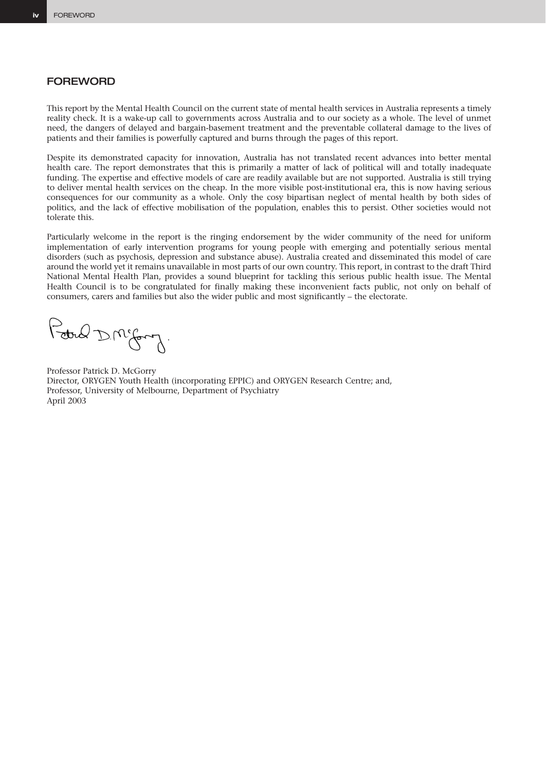## FOREWORD

This report by the Mental Health Council on the current state of mental health services in Australia represents a timely reality check. It is a wake-up call to governments across Australia and to our society as a whole. The level of unmet need, the dangers of delayed and bargain-basement treatment and the preventable collateral damage to the lives of patients and their families is powerfully captured and burns through the pages of this report.

Despite its demonstrated capacity for innovation, Australia has not translated recent advances into better mental health care. The report demonstrates that this is primarily a matter of lack of political will and totally inadequate funding. The expertise and effective models of care are readily available but are not supported. Australia is still trying to deliver mental health services on the cheap. In the more visible post-institutional era, this is now having serious consequences for our community as a whole. Only the cosy bipartisan neglect of mental health by both sides of politics, and the lack of effective mobilisation of the population, enables this to persist. Other societies would not tolerate this.

Particularly welcome in the report is the ringing endorsement by the wider community of the need for uniform implementation of early intervention programs for young people with emerging and potentially serious mental disorders (such as psychosis, depression and substance abuse). Australia created and disseminated this model of care around the world yet it remains unavailable in most parts of our own country. This report, in contrast to the draft Third National Mental Health Plan, provides a sound blueprint for tackling this serious public health issue. The Mental Health Council is to be congratulated for finally making these inconvenient facts public, not only on behalf of consumers, carers and families but also the wider public and most significantly – the electorate.

Professor Patrick D. McGorry
Director, ORYGEN Youth Health (incorporating EPPIC) and ORYGEN Research Centre; and,
Professor, University of Melbourne, Department of Psychiatry
April 2003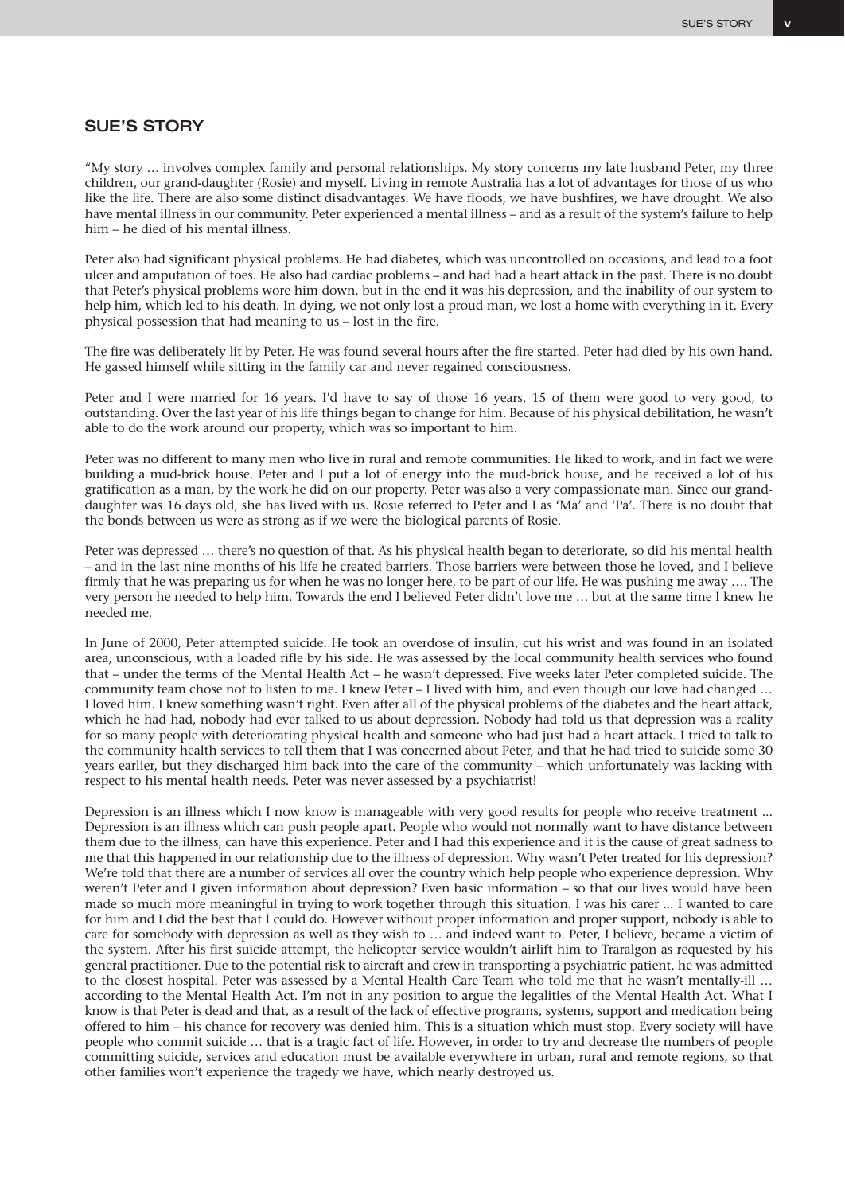## SUE'S STORY

"My story … involves complex family and personal relationships. My story concerns my late husband Peter, my three children, our grand-daughter (Rosie) and myself. Living in remote Australia has a lot of advantages for those of us who like the life. There are also some distinct disadvantages. We have floods, we have bushfires, we have drought. We also have mental illness in our community. Peter experienced a mental illness – and as a result of the system's failure to help him – he died of his mental illness.

Peter also had significant physical problems. He had diabetes, which was uncontrolled on occasions, and lead to a foot ulcer and amputation of toes. He also had cardiac problems – and had had a heart attack in the past. There is no doubt that Peter's physical problems wore him down, but in the end it was his depression, and the inability of our system to help him, which led to his death. In dying, we not only lost a proud man, we lost a home with everything in it. Every physical possession that had meaning to us – lost in the fire.

The fire was deliberately lit by Peter. He was found several hours after the fire started. Peter had died by his own hand. He gassed himself while sitting in the family car and never regained consciousness.

Peter and I were married for 16 years. I'd have to say of those 16 years, 15 of them were good to very good, to outstanding. Over the last year of his life things began to change for him. Because of his physical debilitation, he wasn't able to do the work around our property, which was so important to him.

Peter was no different to many men who live in rural and remote communities. He liked to work, and in fact we were building a mud-brick house. Peter and I put a lot of energy into the mud-brick house, and he received a lot of his gratification as a man, by the work he did on our property. Peter was also a very compassionate man. Since our grand-daughter was 16 days old, she has lived with us. Rosie referred to Peter and I as 'Ma' and 'Pa'. There is no doubt that the bonds between us were as strong as if we were the biological parents of Rosie.

Peter was depressed … there's no question of that. As his physical health began to deteriorate, so did his mental health – and in the last nine months of his life he created barriers. Those barriers were between those he loved, and I believe firmly that he was preparing us for when he was no longer here, to be part of our life. He was pushing me away …. The very person he needed to help him. Towards the end I believed Peter didn't love me … but at the same time I knew he needed me.

In June of 2000, Peter attempted suicide. He took an overdose of insulin, cut his wrist and was found in an isolated area, unconscious, with a loaded rifle by his side. He was assessed by the local community health services who found that – under the terms of the Mental Health Act – he wasn't depressed. Five weeks later Peter completed suicide. The community team chose not to listen to me. I knew Peter – I lived with him, and even though our love had changed … I loved him. I knew something wasn't right. Even after all of the physical problems of the diabetes and the heart attack, which he had had, nobody had ever talked to us about depression. Nobody had told us that depression was a reality for so many people with deteriorating physical health and someone who had just had a heart attack. I tried to talk to the community health services to tell them that I was concerned about Peter, and that he had tried to suicide some 30 years earlier, but they discharged him back into the care of the community – which unfortunately was lacking with respect to his mental health needs. Peter was never assessed by a psychiatrist!

Depression is an illness which I now know is manageable with very good results for people who receive treatment ... Depression is an illness which can push people apart. People who would not normally want to have distance between them due to the illness, can have this experience. Peter and I had this experience and it is the cause of great sadness to me that this happened in our relationship due to the illness of depression. Why wasn't Peter treated for his depression? We're told that there are a number of services all over the country which help people who experience depression. Why weren't Peter and I given information about depression? Even basic information – so that our lives would have been made so much more meaningful in trying to work together through this situation. I was his carer ... I wanted to care for him and I did the best that I could do. However without proper information and proper support, nobody is able to care for somebody with depression as well as they wish to … and indeed want to. Peter, I believe, became a victim of the system. After his first suicide attempt, the helicopter service wouldn't airlift him to Traralgon as requested by his general practitioner. Due to the potential risk to aircraft and crew in transporting a psychiatric patient, he was admitted to the closest hospital. Peter was assessed by a Mental Health Care Team who told me that he wasn't mentally-ill … according to the Mental Health Act. I'm not in any position to argue the legalities of the Mental Health Act. What I know is that Peter is dead and that, as a result of the lack of effective programs, systems, support and medication being offered to him – his chance for recovery was denied him. This is a situation which must stop. Every society will have people who commit suicide … that is a tragic fact of life. However, in order to try and decrease the numbers of people committing suicide, services and education must be available everywhere in urban, rural and remote regions, so that other families won't experience the tragedy we have, which nearly destroyed us.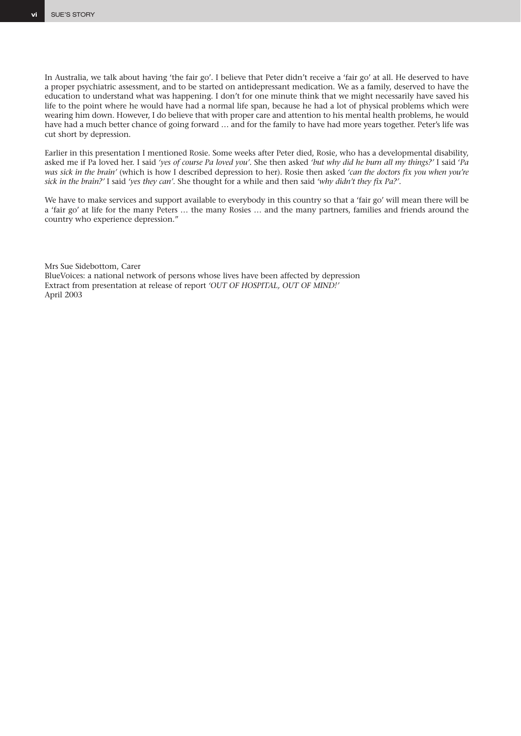In Australia, we talk about having 'the fair go'. I believe that Peter didn't receive a 'fair go' at all. He deserved to have a proper psychiatric assessment, and to be started on antidepressant medication. We as a family, deserved to have the education to understand what was happening. I don't for one minute think that we might necessarily have saved his life to the point where he would have had a normal life span, because he had a lot of physical problems which were wearing him down. However, I do believe that with proper care and attention to his mental health problems, he would have had a much better chance of going forward … and for the family to have had more years together. Peter's life was cut short by depression.

Earlier in this presentation I mentioned Rosie. Some weeks after Peter died, Rosie, who has a developmental disability, asked me if Pa loved her. I said *'yes of course Pa loved you'*. She then asked *'but why did he burn all my things?'* I said '*Pa was sick in the brain'* (which is how I described depression to her). Rosie then asked *'can the doctors fix you when you're sick in the brain?'* I said *'yes they can'*. She thought for a while and then said *'why didn't they fix Pa?'*.

We have to make services and support available to everybody in this country so that a 'fair go' will mean there will be a 'fair go' at life for the many Peters … the many Rosies … and the many partners, families and friends around the country who experience depression."

Mrs Sue Sidebottom, Carer
BlueVoices: a national network of persons whose lives have been affected by depression
Extract from presentation at release of report *'OUT OF HOSPITAL, OUT OF MIND!'*
April 2003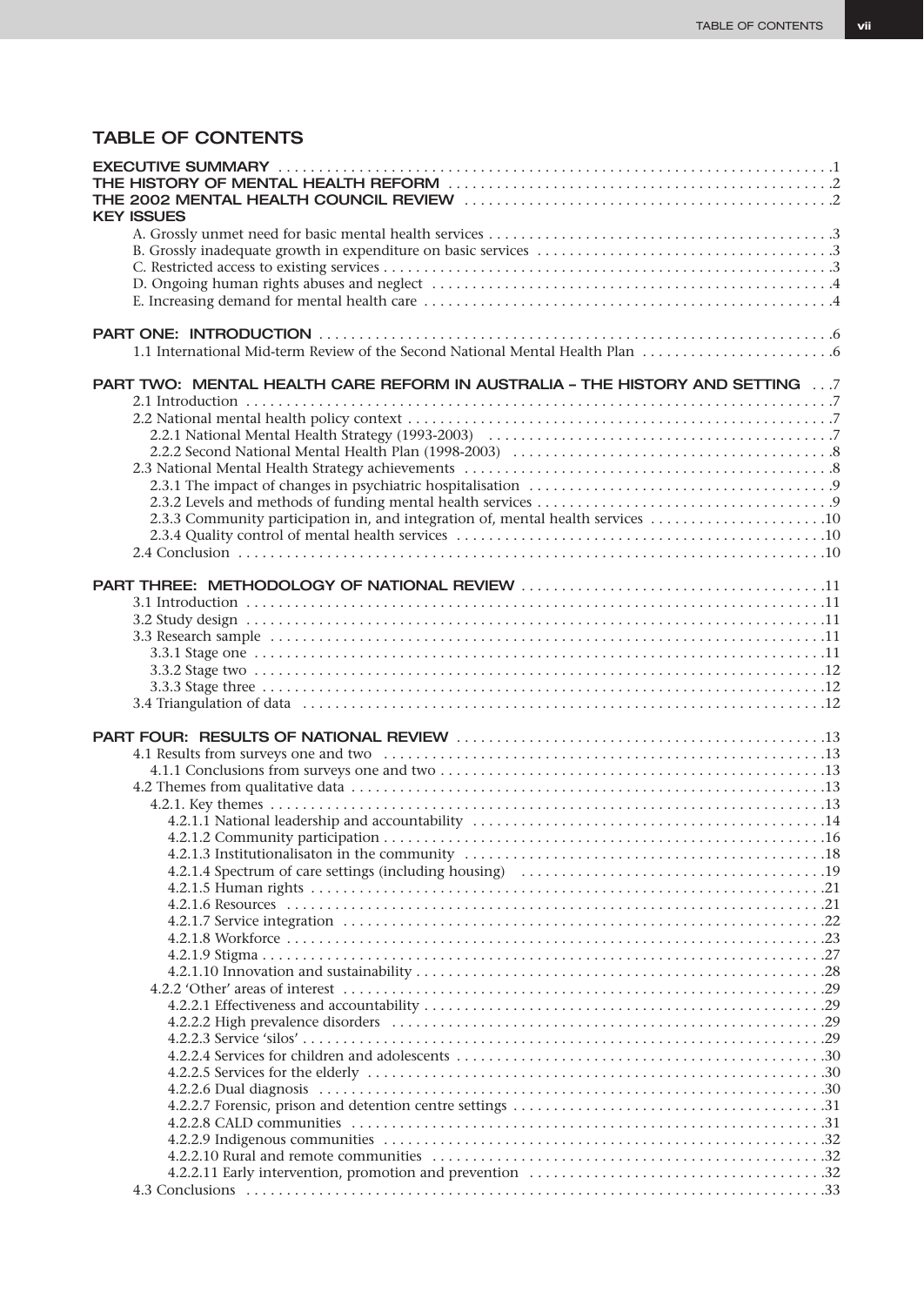## TABLE OF CONTENTS

**EXECUTIVE SUMMARY** .1
**THE HISTORY OF MENTAL HEALTH REFORM** .2
**THE 2002 MENTAL HEALTH COUNCIL REVIEW** .2
**KEY ISSUES**
- A. Grossly unmet need for basic mental health services .3
- B. Grossly inadequate growth in expenditure on basic services .3
- C. Restricted access to existing services .3
- D. Ongoing human rights abuses and neglect .4
- E. Increasing demand for mental health care .4

**PART ONE: INTRODUCTION** .6
- 1.1 International Mid-term Review of the Second National Mental Health Plan .6

**PART TWO: MENTAL HEALTH CARE REFORM IN AUSTRALIA – THE HISTORY AND SETTING** .7
- 2.1 Introduction .7
- 2.2 National mental health policy context .7
  - 2.2.1 National Mental Health Strategy (1993-2003) .7
  - 2.2.2 Second National Mental Health Plan (1998-2003) .8
- 2.3 National Mental Health Strategy achievements .8
  - 2.3.1 The impact of changes in psychiatric hospitalisation .9
  - 2.3.2 Levels and methods of funding mental health services .9
  - 2.3.3 Community participation in, and integration of, mental health services .10
  - 2.3.4 Quality control of mental health services .10
- 2.4 Conclusion .10

**PART THREE: METHODOLOGY OF NATIONAL REVIEW** .11
- 3.1 Introduction .11
- 3.2 Study design .11
- 3.3 Research sample .11
  - 3.3.1 Stage one .11
  - 3.3.2 Stage two .12
  - 3.3.3 Stage three .12
- 3.4 Triangulation of data .12

**PART FOUR: RESULTS OF NATIONAL REVIEW** .13
- 4.1 Results from surveys one and two .13
  - 4.1.1 Conclusions from surveys one and two .13
- 4.2 Themes from qualitative data .13
  - 4.2.1. Key themes .13
    - 4.2.1.1 National leadership and accountability .14
    - 4.2.1.2 Community participation .16
    - 4.2.1.3 Institutionalisaton in the community .18
    - 4.2.1.4 Spectrum of care settings (including housing) .19
    - 4.2.1.5 Human rights .21
    - 4.2.1.6 Resources .21
    - 4.2.1.7 Service integration .22
    - 4.2.1.8 Workforce .23
    - 4.2.1.9 Stigma .27
    - 4.2.1.10 Innovation and sustainability .28
  - 4.2.2 'Other' areas of interest .29
    - 4.2.2.1 Effectiveness and accountability .29
    - 4.2.2.2 High prevalence disorders .29
    - 4.2.2.3 Service 'silos' .29
    - 4.2.2.4 Services for children and adolescents .30
    - 4.2.2.5 Services for the elderly .30
    - 4.2.2.6 Dual diagnosis .30
    - 4.2.2.7 Forensic, prison and detention centre settings .31
    - 4.2.2.8 CALD communities .31
    - 4.2.2.9 Indigenous communities .32
    - 4.2.2.10 Rural and remote communities .32
    - 4.2.2.11 Early intervention, promotion and prevention .32
- 4.3 Conclusions .33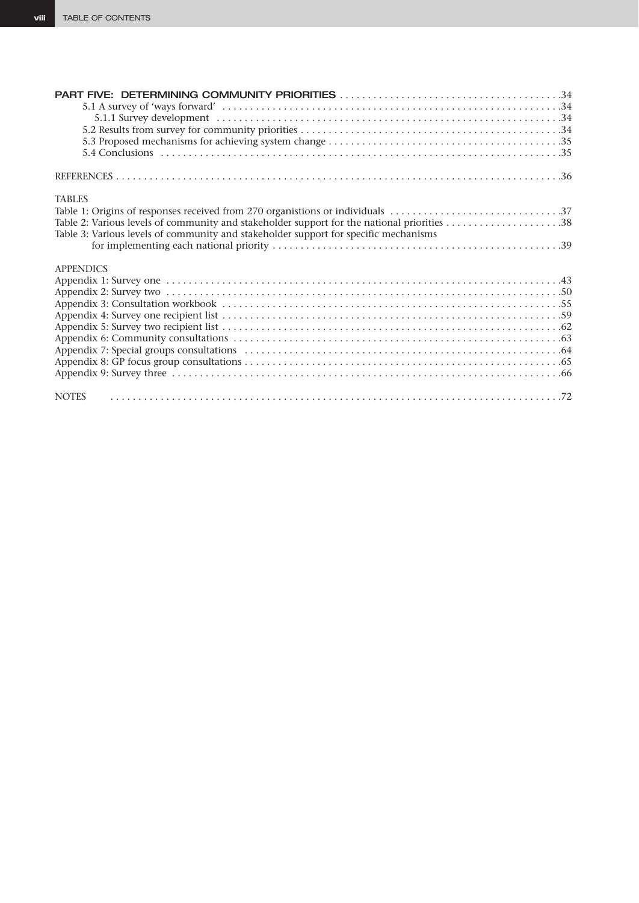**PART FIVE: DETERMINING COMMUNITY PRIORITIES** . . . . . . . . . . . . . . . . . . . . . . . . . . . . . . . . . . . . . . . .34

- 5.1 A survey of 'ways forward' . . . . . . . . . . . . . . . . . . . . . . . . . . . . . . . . . . . . . . . . . . . . . . . . . . . . . . . . . . .34
  - 5.1.1 Survey development . . . . . . . . . . . . . . . . . . . . . . . . . . . . . . . . . . . . . . . . . . . . . . . . . . . . . . . . . . . .34
- 5.2 Results from survey for community priorities . . . . . . . . . . . . . . . . . . . . . . . . . . . . . . . . . . . . . . . . . . . . . . .34
- 5.3 Proposed mechanisms for achieving system change . . . . . . . . . . . . . . . . . . . . . . . . . . . . . . . . . . . . . . . . . .35
- 5.4 Conclusions . . . . . . . . . . . . . . . . . . . . . . . . . . . . . . . . . . . . . . . . . . . . . . . . . . . . . . . . . . . . . . . . . . . . . . . .35

REFERENCES . . . . . . . . . . . . . . . . . . . . . . . . . . . . . . . . . . . . . . . . . . . . . . . . . . . . . . . . . . . . . . . . . . . . . . . . . . . .36

TABLES

Table 1: Origins of responses received from 270 organistions or individuals . . . . . . . . . . . . . . . . . . . . . . . . . . . . . . .37
Table 2: Various levels of community and stakeholder support for the national priorities . . . . . . . . . . . . . . . . . . . . .38
Table 3: Various levels of community and stakeholder support for specific mechanisms for implementing each national priority . . . . . . . . . . . . . . . . . . . . . . . . . . . . . . . . . . . . . . . . . . . . . . . . . . . . .39

APPENDICES

Appendix 1: Survey one . . . . . . . . . . . . . . . . . . . . . . . . . . . . . . . . . . . . . . . . . . . . . . . . . . . . . . . . . . . . . . . . . . . .43
Appendix 2: Survey two . . . . . . . . . . . . . . . . . . . . . . . . . . . . . . . . . . . . . . . . . . . . . . . . . . . . . . . . . . . . . . . . . . . .50
Appendix 3: Consultation workbook . . . . . . . . . . . . . . . . . . . . . . . . . . . . . . . . . . . . . . . . . . . . . . . . . . . . . . . . . . .55
Appendix 4: Survey one recipient list . . . . . . . . . . . . . . . . . . . . . . . . . . . . . . . . . . . . . . . . . . . . . . . . . . . . . . . . . .59
Appendix 5: Survey two recipient list . . . . . . . . . . . . . . . . . . . . . . . . . . . . . . . . . . . . . . . . . . . . . . . . . . . . . . . . . .62
Appendix 6: Community consultations . . . . . . . . . . . . . . . . . . . . . . . . . . . . . . . . . . . . . . . . . . . . . . . . . . . . . . . . .63
Appendix 7: Special groups consultations . . . . . . . . . . . . . . . . . . . . . . . . . . . . . . . . . . . . . . . . . . . . . . . . . . . . . . .64
Appendix 8: GP focus group consultations . . . . . . . . . . . . . . . . . . . . . . . . . . . . . . . . . . . . . . . . . . . . . . . . . . . . . .65
Appendix 9: Survey three . . . . . . . . . . . . . . . . . . . . . . . . . . . . . . . . . . . . . . . . . . . . . . . . . . . . . . . . . . . . . . . . . . .66

NOTES . . . . . . . . . . . . . . . . . . . . . . . . . . . . . . . . . . . . . . . . . . . . . . . . . . . . . . . . . . . . . . . . . . . . . . . . . . . . . . . .72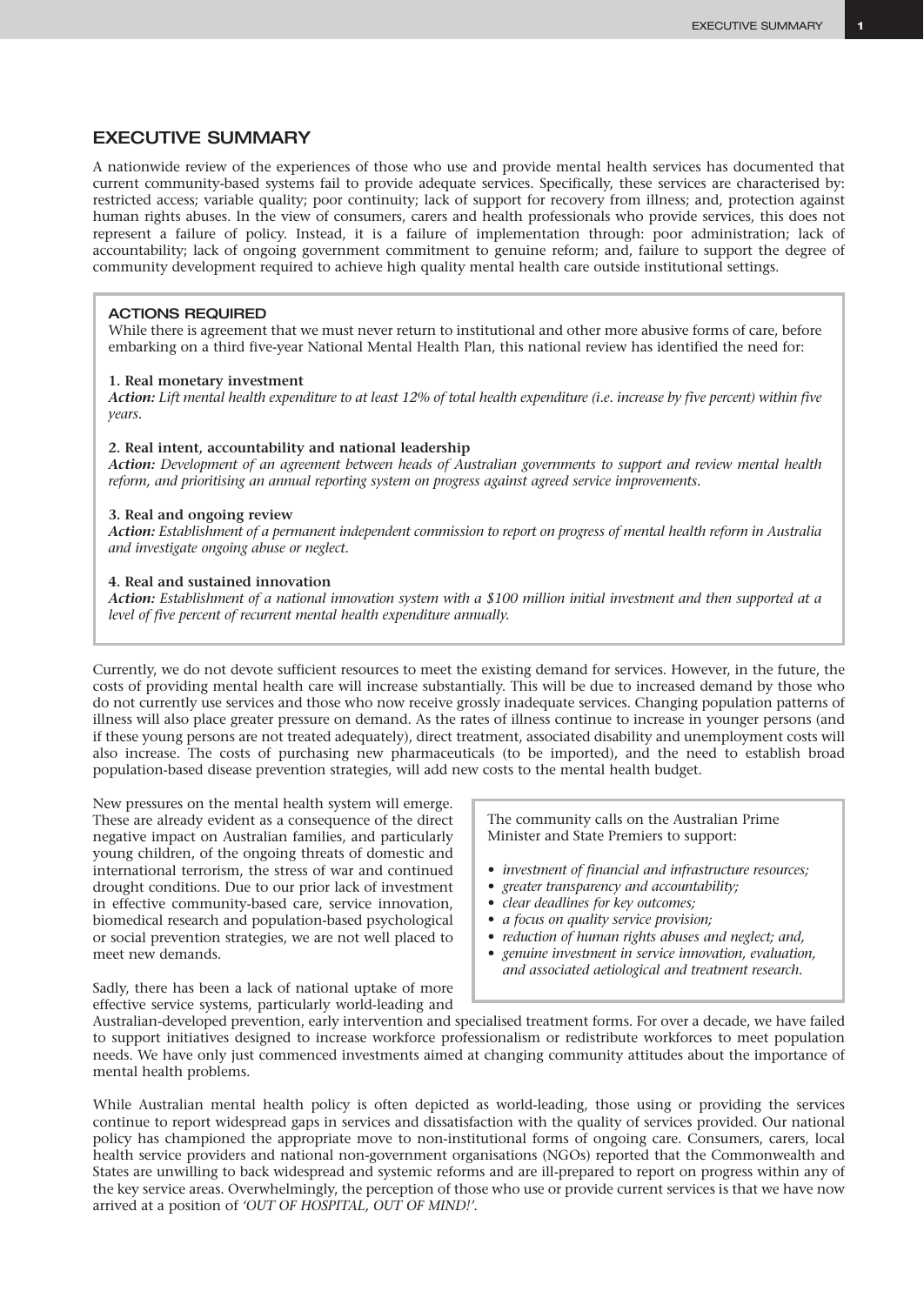## EXECUTIVE SUMMARY

A nationwide review of the experiences of those who use and provide mental health services has documented that current community-based systems fail to provide adequate services. Specifically, these services are characterised by: restricted access; variable quality; poor continuity; lack of support for recovery from illness; and, protection against human rights abuses. In the view of consumers, carers and health professionals who provide services, this does not represent a failure of policy. Instead, it is a failure of implementation through: poor administration; lack of accountability; lack of ongoing government commitment to genuine reform; and, failure to support the degree of community development required to achieve high quality mental health care outside institutional settings.

### ACTIONS REQUIRED

While there is agreement that we must never return to institutional and other more abusive forms of care, before embarking on a third five-year National Mental Health Plan, this national review has identified the need for:

**1. Real monetary investment**
***Action:*** *Lift mental health expenditure to at least 12% of total health expenditure (i.e. increase by five percent) within five years.*

**2. Real intent, accountability and national leadership**
***Action:*** *Development of an agreement between heads of Australian governments to support and review mental health reform, and prioritising an annual reporting system on progress against agreed service improvements.*

**3. Real and ongoing review**
***Action:*** *Establishment of a permanent independent commission to report on progress of mental health reform in Australia and investigate ongoing abuse or neglect.*

**4. Real and sustained innovation**
***Action:*** *Establishment of a national innovation system with a $100 million initial investment and then supported at a level of five percent of recurrent mental health expenditure annually.*

Currently, we do not devote sufficient resources to meet the existing demand for services. However, in the future, the costs of providing mental health care will increase substantially. This will be due to increased demand by those who do not currently use services and those who now receive grossly inadequate services. Changing population patterns of illness will also place greater pressure on demand. As the rates of illness continue to increase in younger persons (and if these young persons are not treated adequately), direct treatment, associated disability and unemployment costs will also increase. The costs of purchasing new pharmaceuticals (to be imported), and the need to establish broad population-based disease prevention strategies, will add new costs to the mental health budget.

New pressures on the mental health system will emerge. These are already evident as a consequence of the direct negative impact on Australian families, and particularly young children, of the ongoing threats of domestic and international terrorism, the stress of war and continued drought conditions. Due to our prior lack of investment in effective community-based care, service innovation, biomedical research and population-based psychological or social prevention strategies, we are not well placed to meet new demands.

> The community calls on the Australian Prime Minister and State Premiers to support:
>
> - *investment of financial and infrastructure resources;*
> - *greater transparency and accountability;*
> - *clear deadlines for key outcomes;*
> - *a focus on quality service provision;*
> - *reduction of human rights abuses and neglect; and,*
> - *genuine investment in service innovation, evaluation, and associated aetiological and treatment research.*

Sadly, there has been a lack of national uptake of more effective service systems, particularly world-leading and Australian-developed prevention, early intervention and specialised treatment forms. For over a decade, we have failed to support initiatives designed to increase workforce professionalism or redistribute workforces to meet population needs. We have only just commenced investments aimed at changing community attitudes about the importance of mental health problems.

While Australian mental health policy is often depicted as world-leading, those using or providing the services continue to report widespread gaps in services and dissatisfaction with the quality of services provided. Our national policy has championed the appropriate move to non-institutional forms of ongoing care. Consumers, carers, local health service providers and national non-government organisations (NGOs) reported that the Commonwealth and States are unwilling to back widespread and systemic reforms and are ill-prepared to report on progress within any of the key service areas. Overwhelmingly, the perception of those who use or provide current services is that we have now arrived at a position of *'OUT OF HOSPITAL, OUT OF MIND!'*.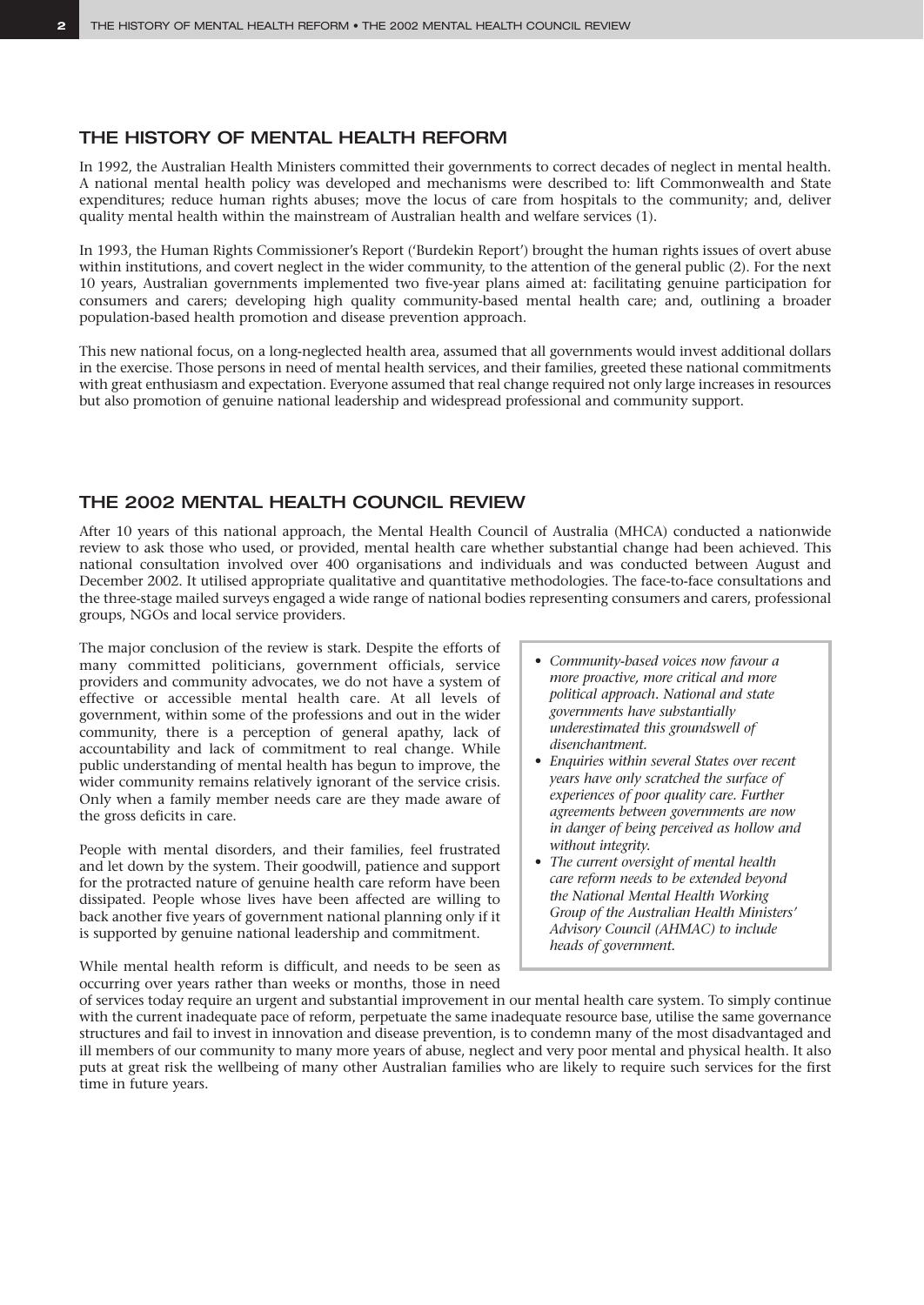## THE HISTORY OF MENTAL HEALTH REFORM

In 1992, the Australian Health Ministers committed their governments to correct decades of neglect in mental health. A national mental health policy was developed and mechanisms were described to: lift Commonwealth and State expenditures; reduce human rights abuses; move the locus of care from hospitals to the community; and, deliver quality mental health within the mainstream of Australian health and welfare services (1).

In 1993, the Human Rights Commissioner's Report ('Burdekin Report') brought the human rights issues of overt abuse within institutions, and covert neglect in the wider community, to the attention of the general public (2). For the next 10 years, Australian governments implemented two five-year plans aimed at: facilitating genuine participation for consumers and carers; developing high quality community-based mental health care; and, outlining a broader population-based health promotion and disease prevention approach.

This new national focus, on a long-neglected health area, assumed that all governments would invest additional dollars in the exercise. Those persons in need of mental health services, and their families, greeted these national commitments with great enthusiasm and expectation. Everyone assumed that real change required not only large increases in resources but also promotion of genuine national leadership and widespread professional and community support.

## THE 2002 MENTAL HEALTH COUNCIL REVIEW

After 10 years of this national approach, the Mental Health Council of Australia (MHCA) conducted a nationwide review to ask those who used, or provided, mental health care whether substantial change had been achieved. This national consultation involved over 400 organisations and individuals and was conducted between August and December 2002. It utilised appropriate qualitative and quantitative methodologies. The face-to-face consultations and the three-stage mailed surveys engaged a wide range of national bodies representing consumers and carers, professional groups, NGOs and local service providers.

The major conclusion of the review is stark. Despite the efforts of many committed politicians, government officials, service providers and community advocates, we do not have a system of effective or accessible mental health care. At all levels of government, within some of the professions and out in the wider community, there is a perception of general apathy, lack of accountability and lack of commitment to real change. While public understanding of mental health has begun to improve, the wider community remains relatively ignorant of the service crisis. Only when a family member needs care are they made aware of the gross deficits in care.

People with mental disorders, and their families, feel frustrated and let down by the system. Their goodwill, patience and support for the protracted nature of genuine health care reform have been dissipated. People whose lives have been affected are willing to back another five years of government national planning only if it is supported by genuine national leadership and commitment.

While mental health reform is difficult, and needs to be seen as occurring over years rather than weeks or months, those in need of services today require an urgent and substantial improvement in our mental health care system. To simply continue with the current inadequate pace of reform, perpetuate the same inadequate resource base, utilise the same governance structures and fail to invest in innovation and disease prevention, is to condemn many of the most disadvantaged and ill members of our community to many more years of abuse, neglect and very poor mental and physical health. It also puts at great risk the wellbeing of many other Australian families who are likely to require such services for the first time in future years.

- *Community-based voices now favour a more proactive, more critical and more political approach. National and state governments have substantially underestimated this groundswell of disenchantment.*
- *Enquiries within several States over recent years have only scratched the surface of experiences of poor quality care. Further agreements between governments are now in danger of being perceived as hollow and without integrity.*
- *The current oversight of mental health care reform needs to be extended beyond the National Mental Health Working Group of the Australian Health Ministers' Advisory Council (AHMAC) to include heads of government.*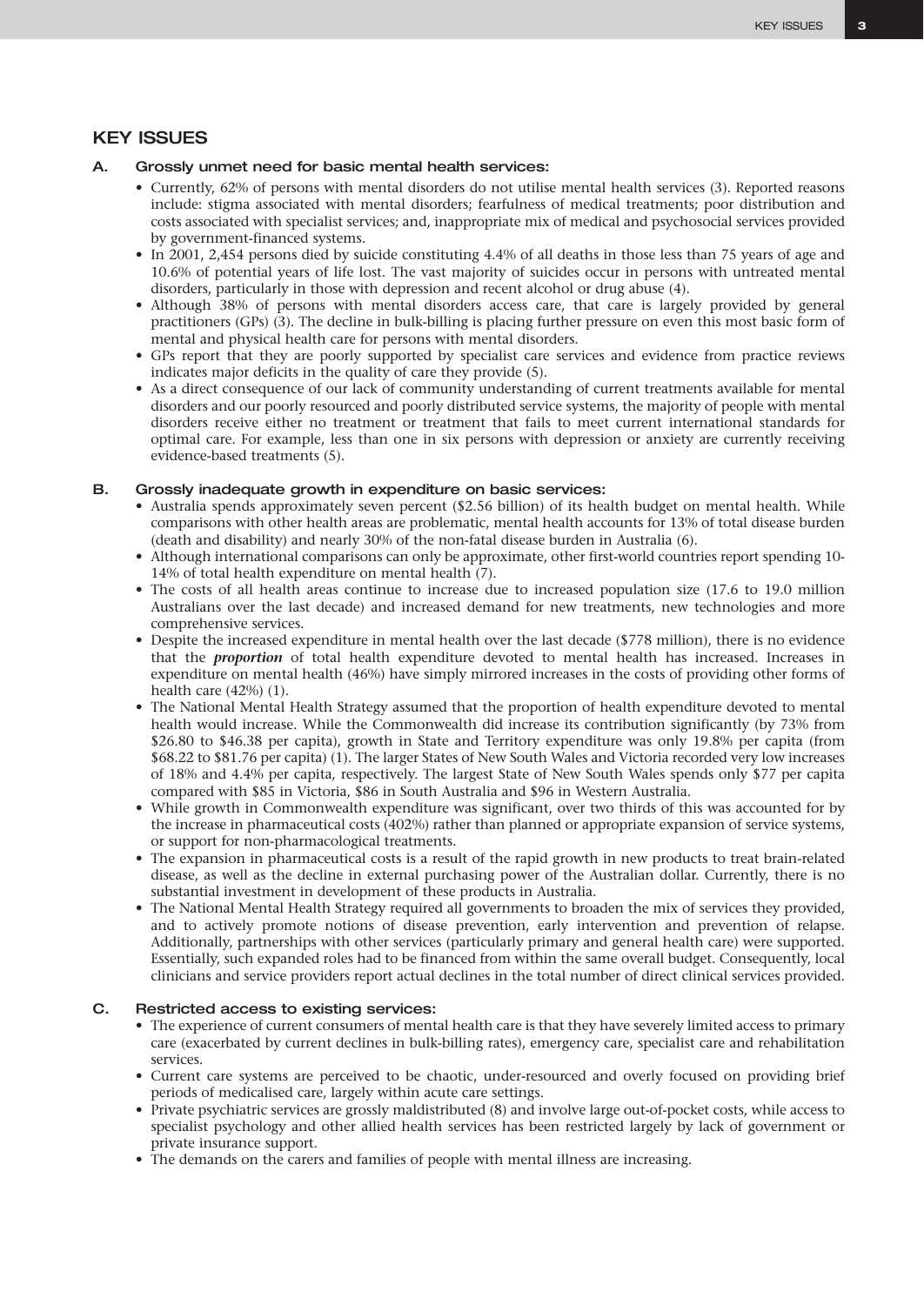## KEY ISSUES

### A. Grossly unmet need for basic mental health services:

- Currently, 62% of persons with mental disorders do not utilise mental health services (3). Reported reasons include: stigma associated with mental disorders; fearfulness of medical treatments; poor distribution and costs associated with specialist services; and, inappropriate mix of medical and psychosocial services provided by government-financed systems.
- In 2001, 2,454 persons died by suicide constituting 4.4% of all deaths in those less than 75 years of age and 10.6% of potential years of life lost. The vast majority of suicides occur in persons with untreated mental disorders, particularly in those with depression and recent alcohol or drug abuse (4).
- Although 38% of persons with mental disorders access care, that care is largely provided by general practitioners (GPs) (3). The decline in bulk-billing is placing further pressure on even this most basic form of mental and physical health care for persons with mental disorders.
- GPs report that they are poorly supported by specialist care services and evidence from practice reviews indicates major deficits in the quality of care they provide (5).
- As a direct consequence of our lack of community understanding of current treatments available for mental disorders and our poorly resourced and poorly distributed service systems, the majority of people with mental disorders receive either no treatment or treatment that fails to meet current international standards for optimal care. For example, less than one in six persons with depression or anxiety are currently receiving evidence-based treatments (5).

### B. Grossly inadequate growth in expenditure on basic services:

- Australia spends approximately seven percent ($2.56 billion) of its health budget on mental health. While comparisons with other health areas are problematic, mental health accounts for 13% of total disease burden (death and disability) and nearly 30% of the non-fatal disease burden in Australia (6).
- Although international comparisons can only be approximate, other first-world countries report spending 10-14% of total health expenditure on mental health (7).
- The costs of all health areas continue to increase due to increased population size (17.6 to 19.0 million Australians over the last decade) and increased demand for new treatments, new technologies and more comprehensive services.
- Despite the increased expenditure in mental health over the last decade ($778 million), there is no evidence that the ***proportion*** of total health expenditure devoted to mental health has increased. Increases in expenditure on mental health (46%) have simply mirrored increases in the costs of providing other forms of health care (42%) (1).
- The National Mental Health Strategy assumed that the proportion of health expenditure devoted to mental health would increase. While the Commonwealth did increase its contribution significantly (by 73% from $26.80 to $46.38 per capita), growth in State and Territory expenditure was only 19.8% per capita (from $68.22 to $81.76 per capita) (1). The larger States of New South Wales and Victoria recorded very low increases of 18% and 4.4% per capita, respectively. The largest State of New South Wales spends only $77 per capita compared with $85 in Victoria, $86 in South Australia and $96 in Western Australia.
- While growth in Commonwealth expenditure was significant, over two thirds of this was accounted for by the increase in pharmaceutical costs (402%) rather than planned or appropriate expansion of service systems, or support for non-pharmacological treatments.
- The expansion in pharmaceutical costs is a result of the rapid growth in new products to treat brain-related disease, as well as the decline in external purchasing power of the Australian dollar. Currently, there is no substantial investment in development of these products in Australia.
- The National Mental Health Strategy required all governments to broaden the mix of services they provided, and to actively promote notions of disease prevention, early intervention and prevention of relapse. Additionally, partnerships with other services (particularly primary and general health care) were supported. Essentially, such expanded roles had to be financed from within the same overall budget. Consequently, local clinicians and service providers report actual declines in the total number of direct clinical services provided.

### C. Restricted access to existing services:

- The experience of current consumers of mental health care is that they have severely limited access to primary care (exacerbated by current declines in bulk-billing rates), emergency care, specialist care and rehabilitation services.
- Current care systems are perceived to be chaotic, under-resourced and overly focused on providing brief periods of medicalised care, largely within acute care settings.
- Private psychiatric services are grossly maldistributed (8) and involve large out-of-pocket costs, while access to specialist psychology and other allied health services has been restricted largely by lack of government or private insurance support.
- The demands on the carers and families of people with mental illness are increasing.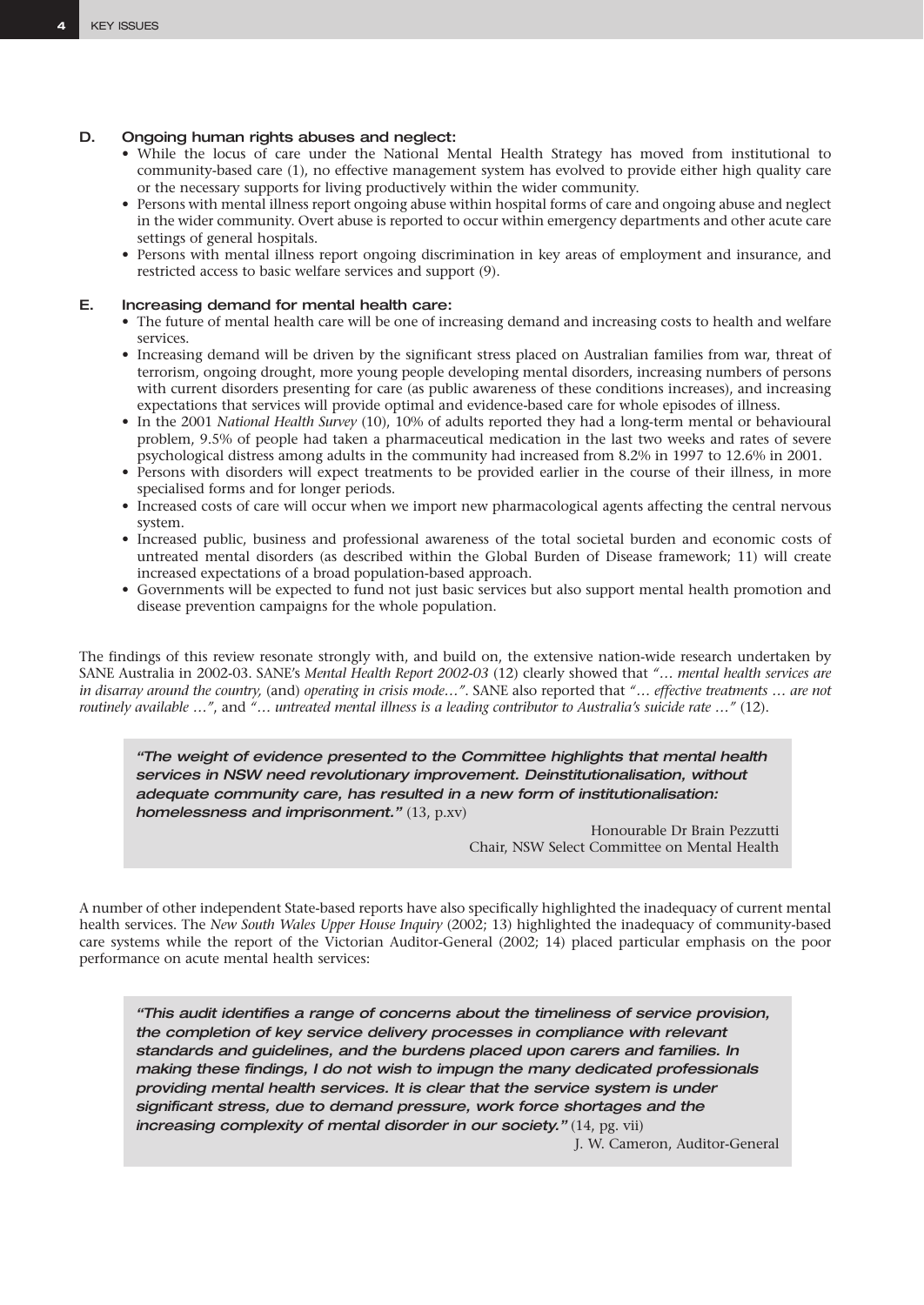### D. Ongoing human rights abuses and neglect:

- While the locus of care under the National Mental Health Strategy has moved from institutional to community-based care (1), no effective management system has evolved to provide either high quality care or the necessary supports for living productively within the wider community.
- Persons with mental illness report ongoing abuse within hospital forms of care and ongoing abuse and neglect in the wider community. Overt abuse is reported to occur within emergency departments and other acute care settings of general hospitals.
- Persons with mental illness report ongoing discrimination in key areas of employment and insurance, and restricted access to basic welfare services and support (9).

### E. Increasing demand for mental health care:

- The future of mental health care will be one of increasing demand and increasing costs to health and welfare services.
- Increasing demand will be driven by the significant stress placed on Australian families from war, threat of terrorism, ongoing drought, more young people developing mental disorders, increasing numbers of persons with current disorders presenting for care (as public awareness of these conditions increases), and increasing expectations that services will provide optimal and evidence-based care for whole episodes of illness.
- In the 2001 *National Health Survey* (10), 10% of adults reported they had a long-term mental or behavioural problem, 9.5% of people had taken a pharmaceutical medication in the last two weeks and rates of severe psychological distress among adults in the community had increased from 8.2% in 1997 to 12.6% in 2001.
- Persons with disorders will expect treatments to be provided earlier in the course of their illness, in more specialised forms and for longer periods.
- Increased costs of care will occur when we import new pharmacological agents affecting the central nervous system.
- Increased public, business and professional awareness of the total societal burden and economic costs of untreated mental disorders (as described within the Global Burden of Disease framework; 11) will create increased expectations of a broad population-based approach.
- Governments will be expected to fund not just basic services but also support mental health promotion and disease prevention campaigns for the whole population.

The findings of this review resonate strongly with, and build on, the extensive nation-wide research undertaken by SANE Australia in 2002-03. SANE's *Mental Health Report 2002-03* (12) clearly showed that *"… mental health services are in disarray around the country,* (and) *operating in crisis mode…"*. SANE also reported that *"… effective treatments … are not routinely available …"*, and *"… untreated mental illness is a leading contributor to Australia's suicide rate …"* (12).

> ***"The weight of evidence presented to the Committee highlights that mental health services in NSW need revolutionary improvement. Deinstitutionalisation, without adequate community care, has resulted in a new form of institutionalisation: homelessness and imprisonment."*** (13, p.xv)
>
> Honourable Dr Brain Pezzutti
> Chair, NSW Select Committee on Mental Health

A number of other independent State-based reports have also specifically highlighted the inadequacy of current mental health services. The *New South Wales Upper House Inquiry* (2002; 13) highlighted the inadequacy of community-based care systems while the report of the Victorian Auditor-General (2002; 14) placed particular emphasis on the poor performance on acute mental health services:

> ***"This audit identifies a range of concerns about the timeliness of service provision, the completion of key service delivery processes in compliance with relevant standards and guidelines, and the burdens placed upon carers and families. In making these findings, I do not wish to impugn the many dedicated professionals providing mental health services. It is clear that the service system is under significant stress, due to demand pressure, work force shortages and the increasing complexity of mental disorder in our society."*** (14, pg. vii)
>
> J. W. Cameron, Auditor-General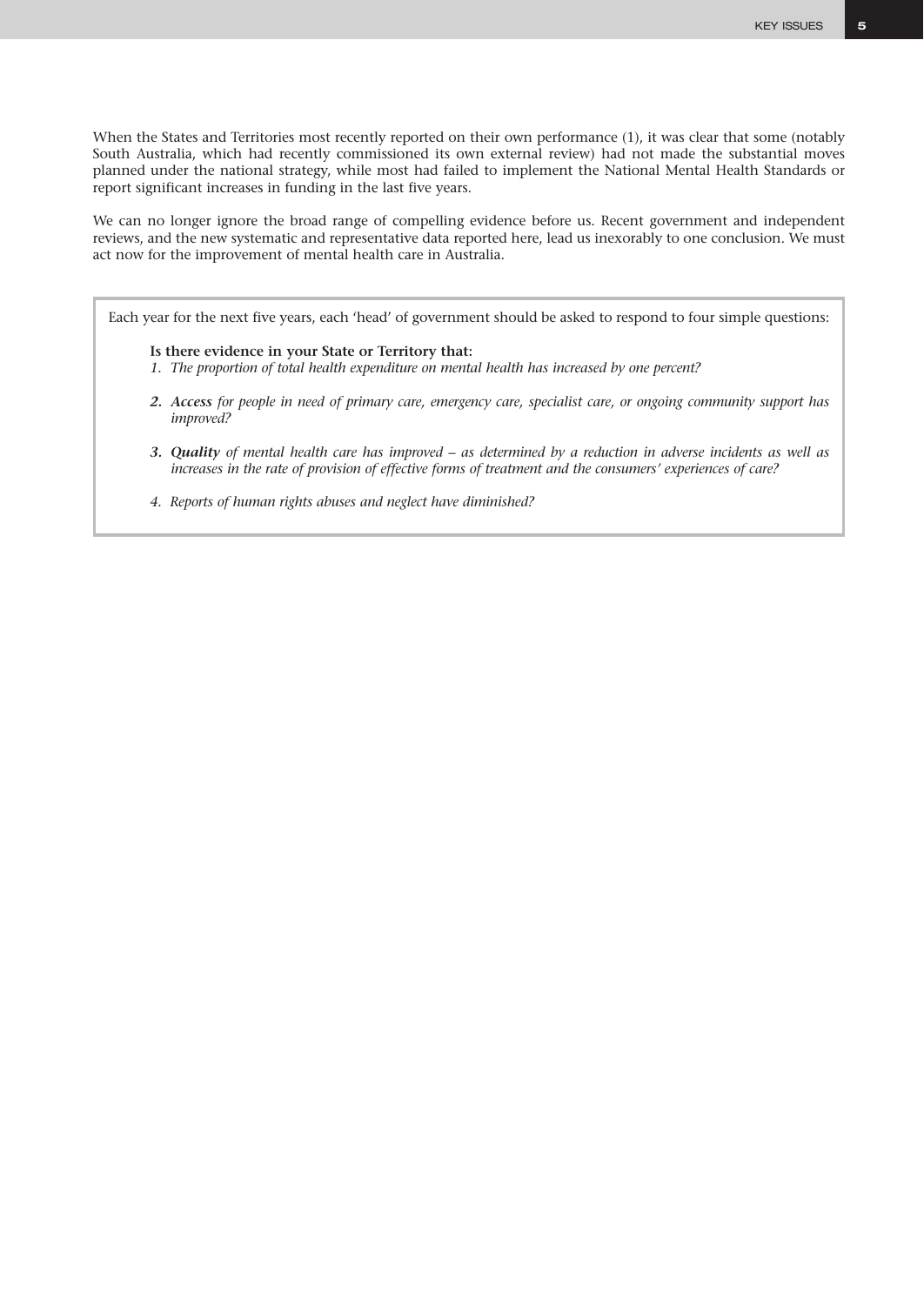When the States and Territories most recently reported on their own performance (1), it was clear that some (notably South Australia, which had recently commissioned its own external review) had not made the substantial moves planned under the national strategy, while most had failed to implement the National Mental Health Standards or report significant increases in funding in the last five years.

We can no longer ignore the broad range of compelling evidence before us. Recent government and independent reviews, and the new systematic and representative data reported here, lead us inexorably to one conclusion. We must act now for the improvement of mental health care in Australia.

> Each year for the next five years, each 'head' of government should be asked to respond to four simple questions:
>
> **Is there evidence in your State or Territory that:**
>
> 1. *The proportion of total health expenditure on mental health has increased by one percent?*
> 2. ***Access** for people in need of primary care, emergency care, specialist care, or ongoing community support has improved?*
> 3. ***Quality** of mental health care has improved – as determined by a reduction in adverse incidents as well as increases in the rate of provision of effective forms of treatment and the consumers' experiences of care?*
> 4. *Reports of human rights abuses and neglect have diminished?*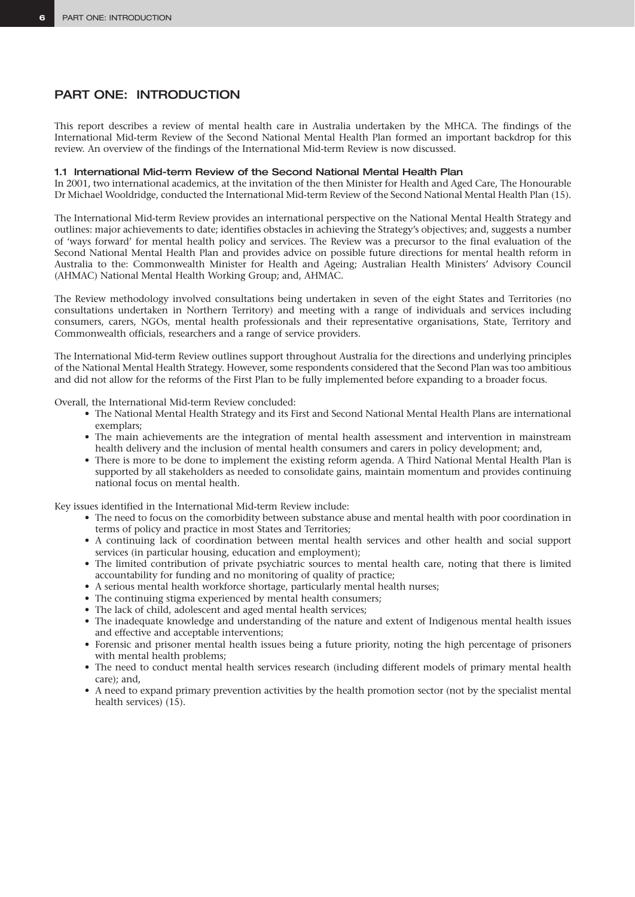# PART ONE: INTRODUCTION

This report describes a review of mental health care in Australia undertaken by the MHCA. The findings of the International Mid-term Review of the Second National Mental Health Plan formed an important backdrop for this review. An overview of the findings of the International Mid-term Review is now discussed.

### 1.1 International Mid-term Review of the Second National Mental Health Plan

In 2001, two international academics, at the invitation of the then Minister for Health and Aged Care, The Honourable Dr Michael Wooldridge, conducted the International Mid-term Review of the Second National Mental Health Plan (15).

The International Mid-term Review provides an international perspective on the National Mental Health Strategy and outlines: major achievements to date; identifies obstacles in achieving the Strategy's objectives; and, suggests a number of 'ways forward' for mental health policy and services. The Review was a precursor to the final evaluation of the Second National Mental Health Plan and provides advice on possible future directions for mental health reform in Australia to the: Commonwealth Minister for Health and Ageing; Australian Health Ministers' Advisory Council (AHMAC) National Mental Health Working Group; and, AHMAC.

The Review methodology involved consultations being undertaken in seven of the eight States and Territories (no consultations undertaken in Northern Territory) and meeting with a range of individuals and services including consumers, carers, NGOs, mental health professionals and their representative organisations, State, Territory and Commonwealth officials, researchers and a range of service providers.

The International Mid-term Review outlines support throughout Australia for the directions and underlying principles of the National Mental Health Strategy. However, some respondents considered that the Second Plan was too ambitious and did not allow for the reforms of the First Plan to be fully implemented before expanding to a broader focus.

Overall, the International Mid-term Review concluded:

- The National Mental Health Strategy and its First and Second National Mental Health Plans are international exemplars;
- The main achievements are the integration of mental health assessment and intervention in mainstream health delivery and the inclusion of mental health consumers and carers in policy development; and,
- There is more to be done to implement the existing reform agenda. A Third National Mental Health Plan is supported by all stakeholders as needed to consolidate gains, maintain momentum and provides continuing national focus on mental health.

Key issues identified in the International Mid-term Review include:

- The need to focus on the comorbidity between substance abuse and mental health with poor coordination in terms of policy and practice in most States and Territories;
- A continuing lack of coordination between mental health services and other health and social support services (in particular housing, education and employment);
- The limited contribution of private psychiatric sources to mental health care, noting that there is limited accountability for funding and no monitoring of quality of practice;
- A serious mental health workforce shortage, particularly mental health nurses;
- The continuing stigma experienced by mental health consumers;
- The lack of child, adolescent and aged mental health services;
- The inadequate knowledge and understanding of the nature and extent of Indigenous mental health issues and effective and acceptable interventions;
- Forensic and prisoner mental health issues being a future priority, noting the high percentage of prisoners with mental health problems;
- The need to conduct mental health services research (including different models of primary mental health care); and,
- A need to expand primary prevention activities by the health promotion sector (not by the specialist mental health services) (15).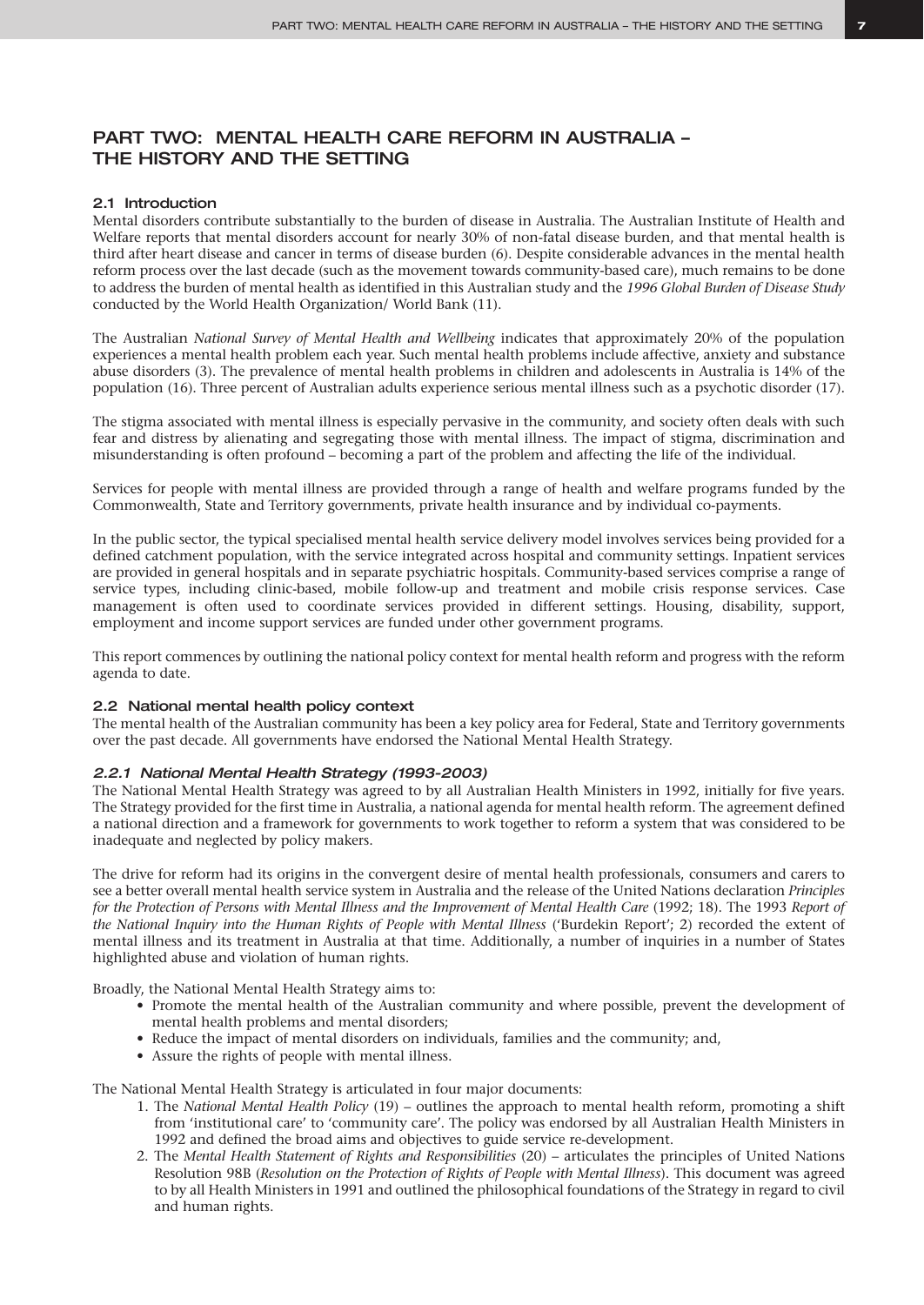# PART TWO: MENTAL HEALTH CARE REFORM IN AUSTRALIA – THE HISTORY AND THE SETTING

## 2.1 Introduction

Mental disorders contribute substantially to the burden of disease in Australia. The Australian Institute of Health and Welfare reports that mental disorders account for nearly 30% of non-fatal disease burden, and that mental health is third after heart disease and cancer in terms of disease burden (6). Despite considerable advances in the mental health reform process over the last decade (such as the movement towards community-based care), much remains to be done to address the burden of mental health as identified in this Australian study and the *1996 Global Burden of Disease Study* conducted by the World Health Organization/ World Bank (11).

The Australian *National Survey of Mental Health and Wellbeing* indicates that approximately 20% of the population experiences a mental health problem each year. Such mental health problems include affective, anxiety and substance abuse disorders (3). The prevalence of mental health problems in children and adolescents in Australia is 14% of the population (16). Three percent of Australian adults experience serious mental illness such as a psychotic disorder (17).

The stigma associated with mental illness is especially pervasive in the community, and society often deals with such fear and distress by alienating and segregating those with mental illness. The impact of stigma, discrimination and misunderstanding is often profound – becoming a part of the problem and affecting the life of the individual.

Services for people with mental illness are provided through a range of health and welfare programs funded by the Commonwealth, State and Territory governments, private health insurance and by individual co-payments.

In the public sector, the typical specialised mental health service delivery model involves services being provided for a defined catchment population, with the service integrated across hospital and community settings. Inpatient services are provided in general hospitals and in separate psychiatric hospitals. Community-based services comprise a range of service types, including clinic-based, mobile follow-up and treatment and mobile crisis response services. Case management is often used to coordinate services provided in different settings. Housing, disability, support, employment and income support services are funded under other government programs.

This report commences by outlining the national policy context for mental health reform and progress with the reform agenda to date.

## 2.2 National mental health policy context

The mental health of the Australian community has been a key policy area for Federal, State and Territory governments over the past decade. All governments have endorsed the National Mental Health Strategy.

### *2.2.1 National Mental Health Strategy (1993-2003)*

The National Mental Health Strategy was agreed to by all Australian Health Ministers in 1992, initially for five years. The Strategy provided for the first time in Australia, a national agenda for mental health reform. The agreement defined a national direction and a framework for governments to work together to reform a system that was considered to be inadequate and neglected by policy makers.

The drive for reform had its origins in the convergent desire of mental health professionals, consumers and carers to see a better overall mental health service system in Australia and the release of the United Nations declaration *Principles for the Protection of Persons with Mental Illness and the Improvement of Mental Health Care* (1992; 18). The 1993 *Report of the National Inquiry into the Human Rights of People with Mental Illness* ('Burdekin Report'; 2) recorded the extent of mental illness and its treatment in Australia at that time. Additionally, a number of inquiries in a number of States highlighted abuse and violation of human rights.

Broadly, the National Mental Health Strategy aims to:

- Promote the mental health of the Australian community and where possible, prevent the development of mental health problems and mental disorders;
- Reduce the impact of mental disorders on individuals, families and the community; and,
- Assure the rights of people with mental illness.

The National Mental Health Strategy is articulated in four major documents:

1. The *National Mental Health Policy* (19) – outlines the approach to mental health reform, promoting a shift from 'institutional care' to 'community care'. The policy was endorsed by all Australian Health Ministers in 1992 and defined the broad aims and objectives to guide service re-development.
2. The *Mental Health Statement of Rights and Responsibilities* (20) – articulates the principles of United Nations Resolution 98B (*Resolution on the Protection of Rights of People with Mental Illness*). This document was agreed to by all Health Ministers in 1991 and outlined the philosophical foundations of the Strategy in regard to civil and human rights.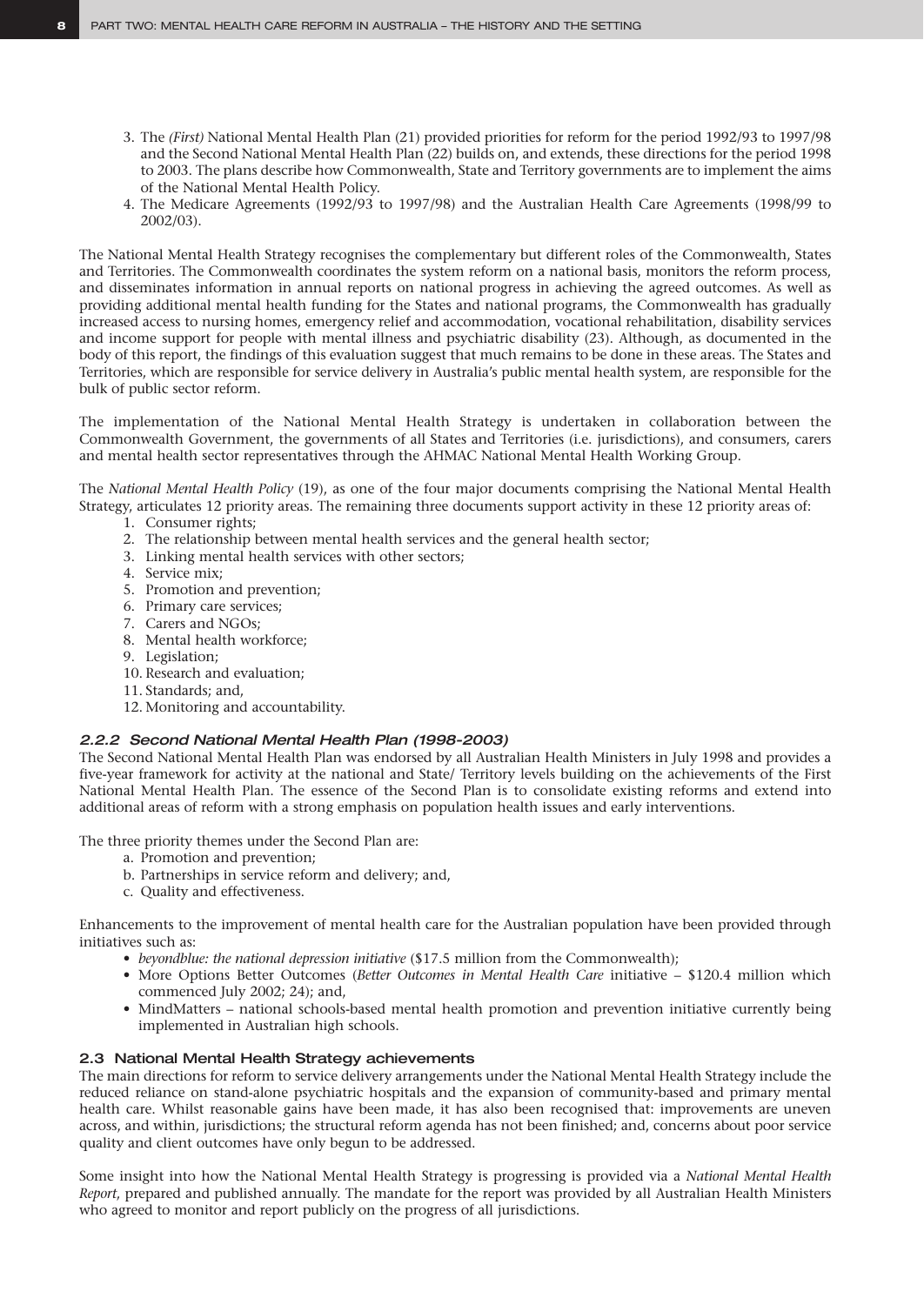3. The *(First)* National Mental Health Plan (21) provided priorities for reform for the period 1992/93 to 1997/98 and the Second National Mental Health Plan (22) builds on, and extends, these directions for the period 1998 to 2003. The plans describe how Commonwealth, State and Territory governments are to implement the aims of the National Mental Health Policy.
4. The Medicare Agreements (1992/93 to 1997/98) and the Australian Health Care Agreements (1998/99 to 2002/03).

The National Mental Health Strategy recognises the complementary but different roles of the Commonwealth, States and Territories. The Commonwealth coordinates the system reform on a national basis, monitors the reform process, and disseminates information in annual reports on national progress in achieving the agreed outcomes. As well as providing additional mental health funding for the States and national programs, the Commonwealth has gradually increased access to nursing homes, emergency relief and accommodation, vocational rehabilitation, disability services and income support for people with mental illness and psychiatric disability (23). Although, as documented in the body of this report, the findings of this evaluation suggest that much remains to be done in these areas. The States and Territories, which are responsible for service delivery in Australia's public mental health system, are responsible for the bulk of public sector reform.

The implementation of the National Mental Health Strategy is undertaken in collaboration between the Commonwealth Government, the governments of all States and Territories (i.e. jurisdictions), and consumers, carers and mental health sector representatives through the AHMAC National Mental Health Working Group.

The *National Mental Health Policy* (19), as one of the four major documents comprising the National Mental Health Strategy, articulates 12 priority areas. The remaining three documents support activity in these 12 priority areas of:

1. Consumer rights;
2. The relationship between mental health services and the general health sector;
3. Linking mental health services with other sectors;
4. Service mix;
5. Promotion and prevention;
6. Primary care services;
7. Carers and NGOs;
8. Mental health workforce;
9. Legislation;
10. Research and evaluation;
11. Standards; and,
12. Monitoring and accountability.

#### *2.2.2 Second National Mental Health Plan (1998-2003)*

The Second National Mental Health Plan was endorsed by all Australian Health Ministers in July 1998 and provides a five-year framework for activity at the national and State/ Territory levels building on the achievements of the First National Mental Health Plan. The essence of the Second Plan is to consolidate existing reforms and extend into additional areas of reform with a strong emphasis on population health issues and early interventions.

The three priority themes under the Second Plan are:

a. Promotion and prevention;
b. Partnerships in service reform and delivery; and,
c. Quality and effectiveness.

Enhancements to the improvement of mental health care for the Australian population have been provided through initiatives such as:

- *beyondblue: the national depression initiative* ($17.5 million from the Commonwealth);
- More Options Better Outcomes (*Better Outcomes in Mental Health Care* initiative – $120.4 million which commenced July 2002; 24); and,
- MindMatters – national schools-based mental health promotion and prevention initiative currently being implemented in Australian high schools.

### 2.3 National Mental Health Strategy achievements

The main directions for reform to service delivery arrangements under the National Mental Health Strategy include the reduced reliance on stand-alone psychiatric hospitals and the expansion of community-based and primary mental health care. Whilst reasonable gains have been made, it has also been recognised that: improvements are uneven across, and within, jurisdictions; the structural reform agenda has not been finished; and, concerns about poor service quality and client outcomes have only begun to be addressed.

Some insight into how the National Mental Health Strategy is progressing is provided via a *National Mental Health Report*, prepared and published annually. The mandate for the report was provided by all Australian Health Ministers who agreed to monitor and report publicly on the progress of all jurisdictions.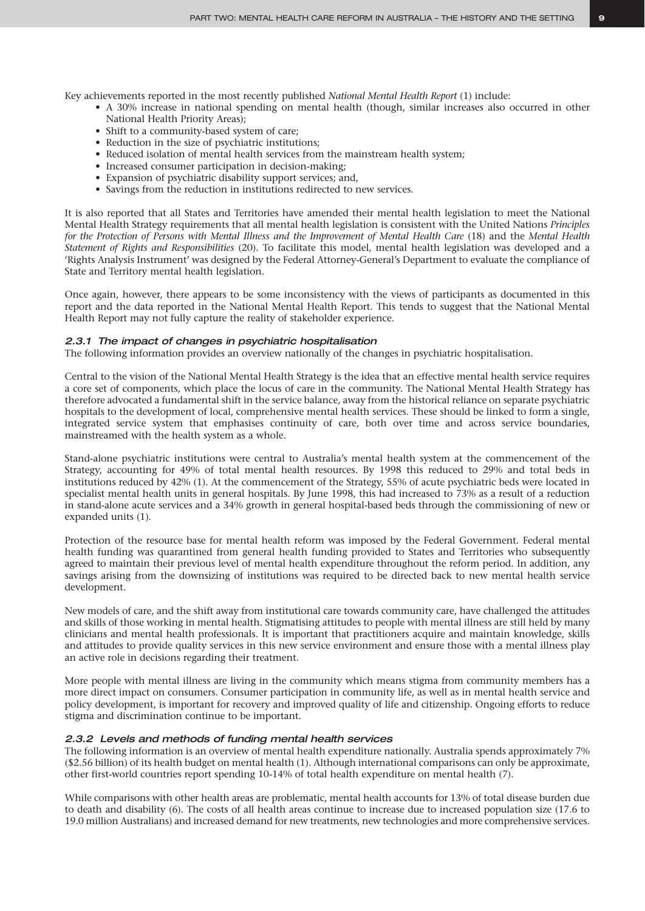Key achievements reported in the most recently published *National Mental Health Report* (1) include:

- A 30% increase in national spending on mental health (though, similar increases also occurred in other National Health Priority Areas);
- Shift to a community-based system of care;
- Reduction in the size of psychiatric institutions;
- Reduced isolation of mental health services from the mainstream health system;
- Increased consumer participation in decision-making;
- Expansion of psychiatric disability support services; and,
- Savings from the reduction in institutions redirected to new services.

It is also reported that all States and Territories have amended their mental health legislation to meet the National Mental Health Strategy requirements that all mental health legislation is consistent with the United Nations *Principles for the Protection of Persons with Mental Illness and the Improvement of Mental Health Care* (18) and the *Mental Health Statement of Rights and Responsibilities* (20). To facilitate this model, mental health legislation was developed and a 'Rights Analysis Instrument' was designed by the Federal Attorney-General's Department to evaluate the compliance of State and Territory mental health legislation.

Once again, however, there appears to be some inconsistency with the views of participants as documented in this report and the data reported in the National Mental Health Report. This tends to suggest that the National Mental Health Report may not fully capture the reality of stakeholder experience.

### 2.3.1 The impact of changes in psychiatric hospitalisation

The following information provides an overview nationally of the changes in psychiatric hospitalisation.

Central to the vision of the National Mental Health Strategy is the idea that an effective mental health service requires a core set of components, which place the locus of care in the community. The National Mental Health Strategy has therefore advocated a fundamental shift in the service balance, away from the historical reliance on separate psychiatric hospitals to the development of local, comprehensive mental health services. These should be linked to form a single, integrated service system that emphasises continuity of care, both over time and across service boundaries, mainstreamed with the health system as a whole.

Stand-alone psychiatric institutions were central to Australia's mental health system at the commencement of the Strategy, accounting for 49% of total mental health resources. By 1998 this reduced to 29% and total beds in institutions reduced by 42% (1). At the commencement of the Strategy, 55% of acute psychiatric beds were located in specialist mental health units in general hospitals. By June 1998, this had increased to 73% as a result of a reduction in stand-alone acute services and a 34% growth in general hospital-based beds through the commissioning of new or expanded units (1).

Protection of the resource base for mental health reform was imposed by the Federal Government. Federal mental health funding was quarantined from general health funding provided to States and Territories who subsequently agreed to maintain their previous level of mental health expenditure throughout the reform period. In addition, any savings arising from the downsizing of institutions was required to be directed back to new mental health service development.

New models of care, and the shift away from institutional care towards community care, have challenged the attitudes and skills of those working in mental health. Stigmatising attitudes to people with mental illness are still held by many clinicians and mental health professionals. It is important that practitioners acquire and maintain knowledge, skills and attitudes to provide quality services in this new service environment and ensure those with a mental illness play an active role in decisions regarding their treatment.

More people with mental illness are living in the community which means stigma from community members has a more direct impact on consumers. Consumer participation in community life, as well as in mental health service and policy development, is important for recovery and improved quality of life and citizenship. Ongoing efforts to reduce stigma and discrimination continue to be important.

### 2.3.2 Levels and methods of funding mental health services

The following information is an overview of mental health expenditure nationally. Australia spends approximately 7% ($2.56 billion) of its health budget on mental health (1). Although international comparisons can only be approximate, other first-world countries report spending 10-14% of total health expenditure on mental health (7).

While comparisons with other health areas are problematic, mental health accounts for 13% of total disease burden due to death and disability (6). The costs of all health areas continue to increase due to increased population size (17.6 to 19.0 million Australians) and increased demand for new treatments, new technologies and more comprehensive services.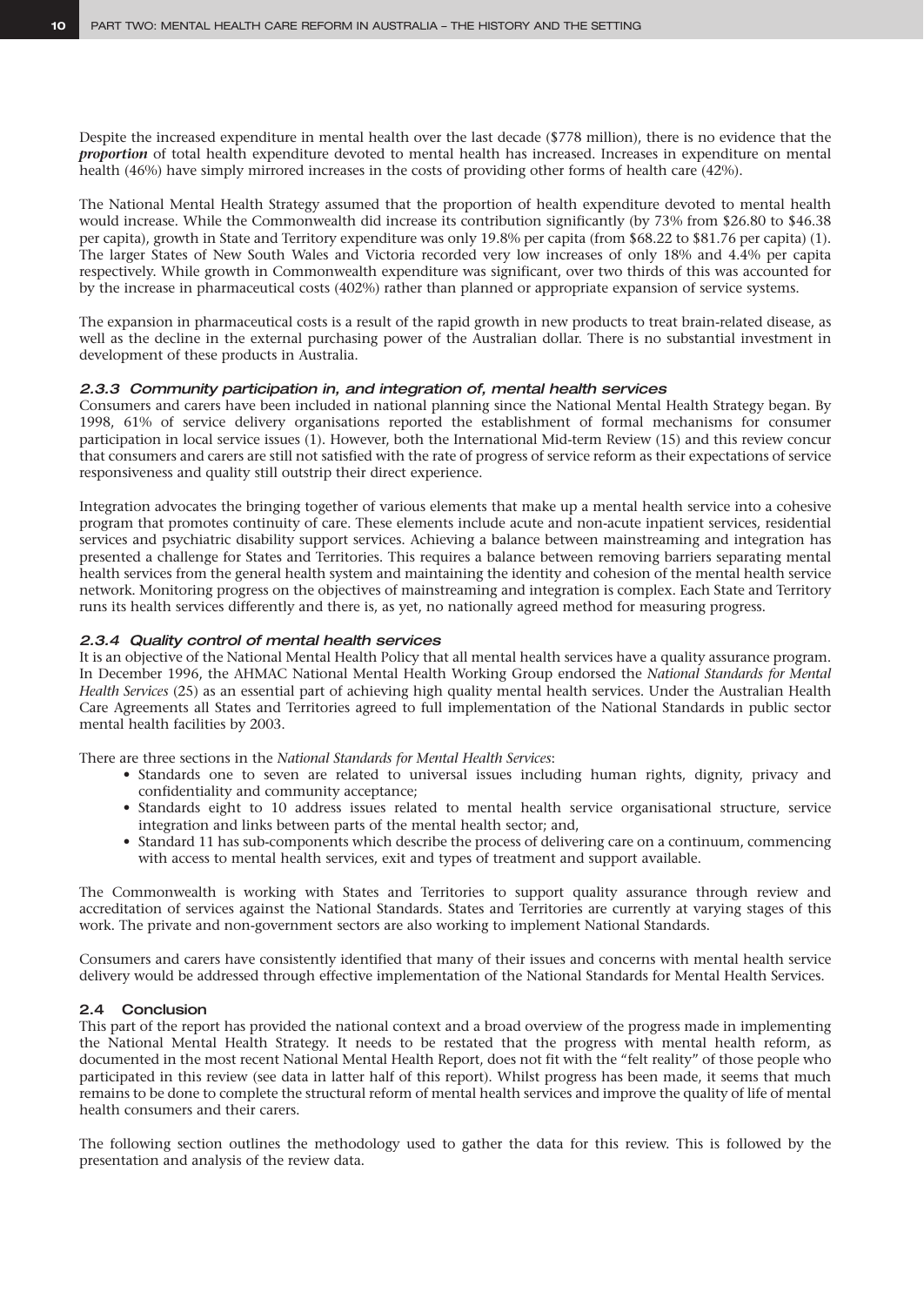Despite the increased expenditure in mental health over the last decade ($778 million), there is no evidence that the ***proportion*** of total health expenditure devoted to mental health has increased. Increases in expenditure on mental health (46%) have simply mirrored increases in the costs of providing other forms of health care (42%).

The National Mental Health Strategy assumed that the proportion of health expenditure devoted to mental health would increase. While the Commonwealth did increase its contribution significantly (by 73% from $26.80 to $46.38 per capita), growth in State and Territory expenditure was only 19.8% per capita (from $68.22 to $81.76 per capita) (1). The larger States of New South Wales and Victoria recorded very low increases of only 18% and 4.4% per capita respectively. While growth in Commonwealth expenditure was significant, over two thirds of this was accounted for by the increase in pharmaceutical costs (402%) rather than planned or appropriate expansion of service systems.

The expansion in pharmaceutical costs is a result of the rapid growth in new products to treat brain-related disease, as well as the decline in the external purchasing power of the Australian dollar. There is no substantial investment in development of these products in Australia.

### 2.3.3 Community participation in, and integration of, mental health services

Consumers and carers have been included in national planning since the National Mental Health Strategy began. By 1998, 61% of service delivery organisations reported the establishment of formal mechanisms for consumer participation in local service issues (1). However, both the International Mid-term Review (15) and this review concur that consumers and carers are still not satisfied with the rate of progress of service reform as their expectations of service responsiveness and quality still outstrip their direct experience.

Integration advocates the bringing together of various elements that make up a mental health service into a cohesive program that promotes continuity of care. These elements include acute and non-acute inpatient services, residential services and psychiatric disability support services. Achieving a balance between mainstreaming and integration has presented a challenge for States and Territories. This requires a balance between removing barriers separating mental health services from the general health system and maintaining the identity and cohesion of the mental health service network. Monitoring progress on the objectives of mainstreaming and integration is complex. Each State and Territory runs its health services differently and there is, as yet, no nationally agreed method for measuring progress.

### 2.3.4 Quality control of mental health services

It is an objective of the National Mental Health Policy that all mental health services have a quality assurance program. In December 1996, the AHMAC National Mental Health Working Group endorsed the *National Standards for Mental Health Services* (25) as an essential part of achieving high quality mental health services. Under the Australian Health Care Agreements all States and Territories agreed to full implementation of the National Standards in public sector mental health facilities by 2003.

There are three sections in the *National Standards for Mental Health Services*:

- Standards one to seven are related to universal issues including human rights, dignity, privacy and confidentiality and community acceptance;
- Standards eight to 10 address issues related to mental health service organisational structure, service integration and links between parts of the mental health sector; and,
- Standard 11 has sub-components which describe the process of delivering care on a continuum, commencing with access to mental health services, exit and types of treatment and support available.

The Commonwealth is working with States and Territories to support quality assurance through review and accreditation of services against the National Standards. States and Territories are currently at varying stages of this work. The private and non-government sectors are also working to implement National Standards.

Consumers and carers have consistently identified that many of their issues and concerns with mental health service delivery would be addressed through effective implementation of the National Standards for Mental Health Services.

## 2.4 Conclusion

This part of the report has provided the national context and a broad overview of the progress made in implementing the National Mental Health Strategy. It needs to be restated that the progress with mental health reform, as documented in the most recent National Mental Health Report, does not fit with the "felt reality" of those people who participated in this review (see data in latter half of this report). Whilst progress has been made, it seems that much remains to be done to complete the structural reform of mental health services and improve the quality of life of mental health consumers and their carers.

The following section outlines the methodology used to gather the data for this review. This is followed by the presentation and analysis of the review data.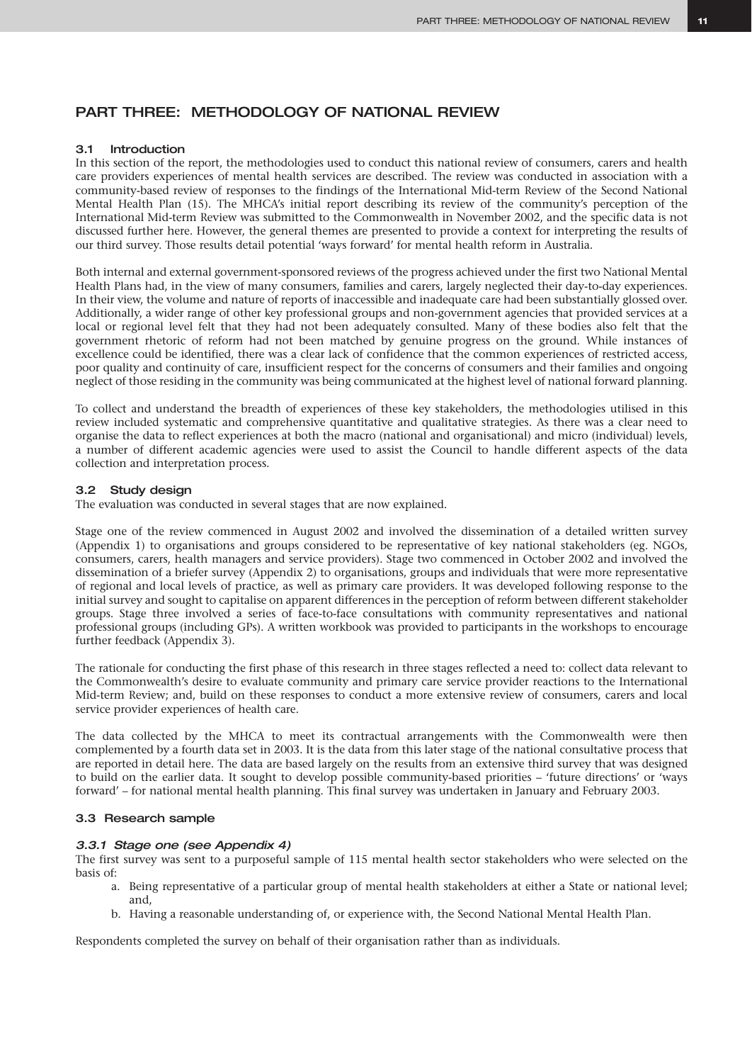## PART THREE: METHODOLOGY OF NATIONAL REVIEW

### 3.1 Introduction

In this section of the report, the methodologies used to conduct this national review of consumers, carers and health care providers experiences of mental health services are described. The review was conducted in association with a community-based review of responses to the findings of the International Mid-term Review of the Second National Mental Health Plan (15). The MHCA's initial report describing its review of the community's perception of the International Mid-term Review was submitted to the Commonwealth in November 2002, and the specific data is not discussed further here. However, the general themes are presented to provide a context for interpreting the results of our third survey. Those results detail potential 'ways forward' for mental health reform in Australia.

Both internal and external government-sponsored reviews of the progress achieved under the first two National Mental Health Plans had, in the view of many consumers, families and carers, largely neglected their day-to-day experiences. In their view, the volume and nature of reports of inaccessible and inadequate care had been substantially glossed over. Additionally, a wider range of other key professional groups and non-government agencies that provided services at a local or regional level felt that they had not been adequately consulted. Many of these bodies also felt that the government rhetoric of reform had not been matched by genuine progress on the ground. While instances of excellence could be identified, there was a clear lack of confidence that the common experiences of restricted access, poor quality and continuity of care, insufficient respect for the concerns of consumers and their families and ongoing neglect of those residing in the community was being communicated at the highest level of national forward planning.

To collect and understand the breadth of experiences of these key stakeholders, the methodologies utilised in this review included systematic and comprehensive quantitative and qualitative strategies. As there was a clear need to organise the data to reflect experiences at both the macro (national and organisational) and micro (individual) levels, a number of different academic agencies were used to assist the Council to handle different aspects of the data collection and interpretation process.

### 3.2 Study design

The evaluation was conducted in several stages that are now explained.

Stage one of the review commenced in August 2002 and involved the dissemination of a detailed written survey (Appendix 1) to organisations and groups considered to be representative of key national stakeholders (eg. NGOs, consumers, carers, health managers and service providers). Stage two commenced in October 2002 and involved the dissemination of a briefer survey (Appendix 2) to organisations, groups and individuals that were more representative of regional and local levels of practice, as well as primary care providers. It was developed following response to the initial survey and sought to capitalise on apparent differences in the perception of reform between different stakeholder groups. Stage three involved a series of face-to-face consultations with community representatives and national professional groups (including GPs). A written workbook was provided to participants in the workshops to encourage further feedback (Appendix 3).

The rationale for conducting the first phase of this research in three stages reflected a need to: collect data relevant to the Commonwealth's desire to evaluate community and primary care service provider reactions to the International Mid-term Review; and, build on these responses to conduct a more extensive review of consumers, carers and local service provider experiences of health care.

The data collected by the MHCA to meet its contractual arrangements with the Commonwealth were then complemented by a fourth data set in 2003. It is the data from this later stage of the national consultative process that are reported in detail here. The data are based largely on the results from an extensive third survey that was designed to build on the earlier data. It sought to develop possible community-based priorities – 'future directions' or 'ways forward' – for national mental health planning. This final survey was undertaken in January and February 2003.

### 3.3 Research sample

#### *3.3.1 Stage one (see Appendix 4)*

The first survey was sent to a purposeful sample of 115 mental health sector stakeholders who were selected on the basis of:

a. Being representative of a particular group of mental health stakeholders at either a State or national level; and,
b. Having a reasonable understanding of, or experience with, the Second National Mental Health Plan.

Respondents completed the survey on behalf of their organisation rather than as individuals.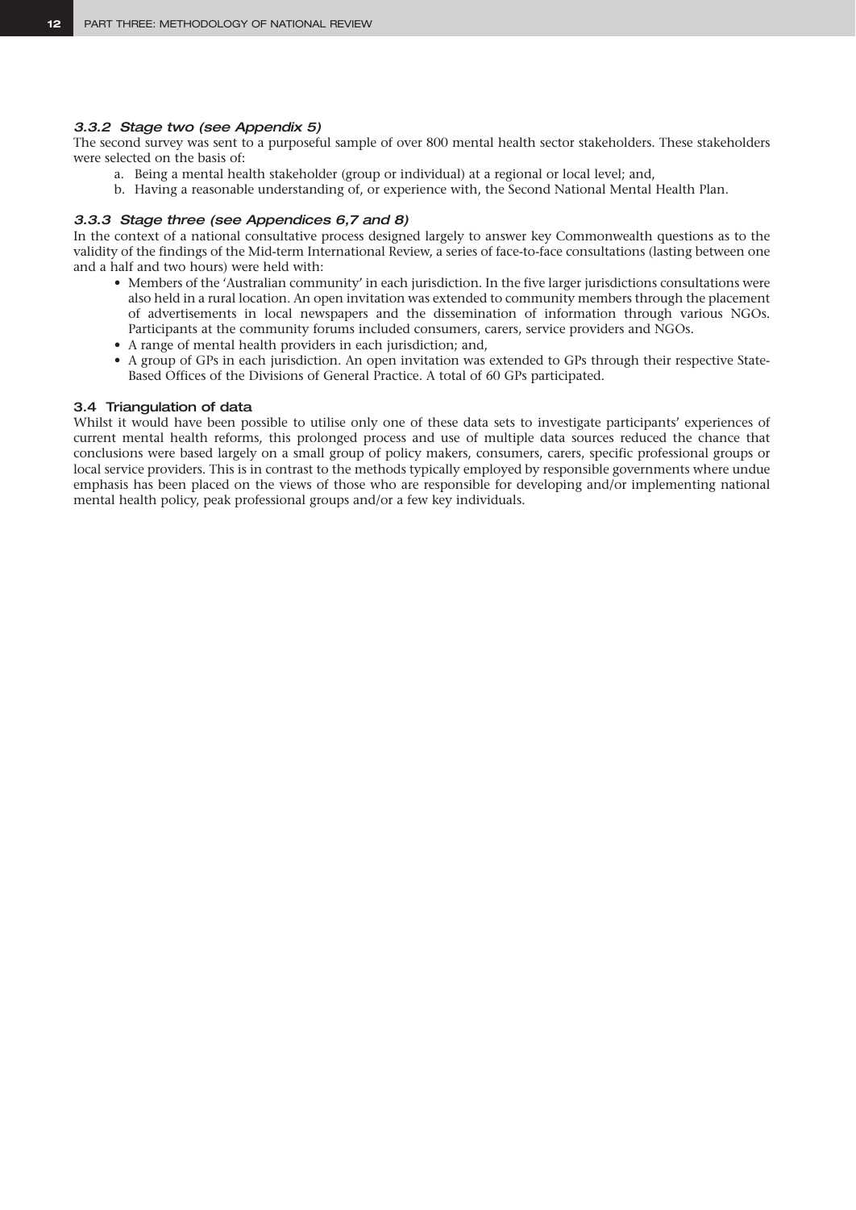### *3.3.2 Stage two (see Appendix 5)*

The second survey was sent to a purposeful sample of over 800 mental health sector stakeholders. These stakeholders were selected on the basis of:

a. Being a mental health stakeholder (group or individual) at a regional or local level; and,
b. Having a reasonable understanding of, or experience with, the Second National Mental Health Plan.

### *3.3.3 Stage three (see Appendices 6,7 and 8)*

In the context of a national consultative process designed largely to answer key Commonwealth questions as to the validity of the findings of the Mid-term International Review, a series of face-to-face consultations (lasting between one and a half and two hours) were held with:

- Members of the 'Australian community' in each jurisdiction. In the five larger jurisdictions consultations were also held in a rural location. An open invitation was extended to community members through the placement of advertisements in local newspapers and the dissemination of information through various NGOs. Participants at the community forums included consumers, carers, service providers and NGOs.
- A range of mental health providers in each jurisdiction; and,
- A group of GPs in each jurisdiction. An open invitation was extended to GPs through their respective State-Based Offices of the Divisions of General Practice. A total of 60 GPs participated.

## 3.4 Triangulation of data

Whilst it would have been possible to utilise only one of these data sets to investigate participants' experiences of current mental health reforms, this prolonged process and use of multiple data sources reduced the chance that conclusions were based largely on a small group of policy makers, consumers, carers, specific professional groups or local service providers. This is in contrast to the methods typically employed by responsible governments where undue emphasis has been placed on the views of those who are responsible for developing and/or implementing national mental health policy, peak professional groups and/or a few key individuals.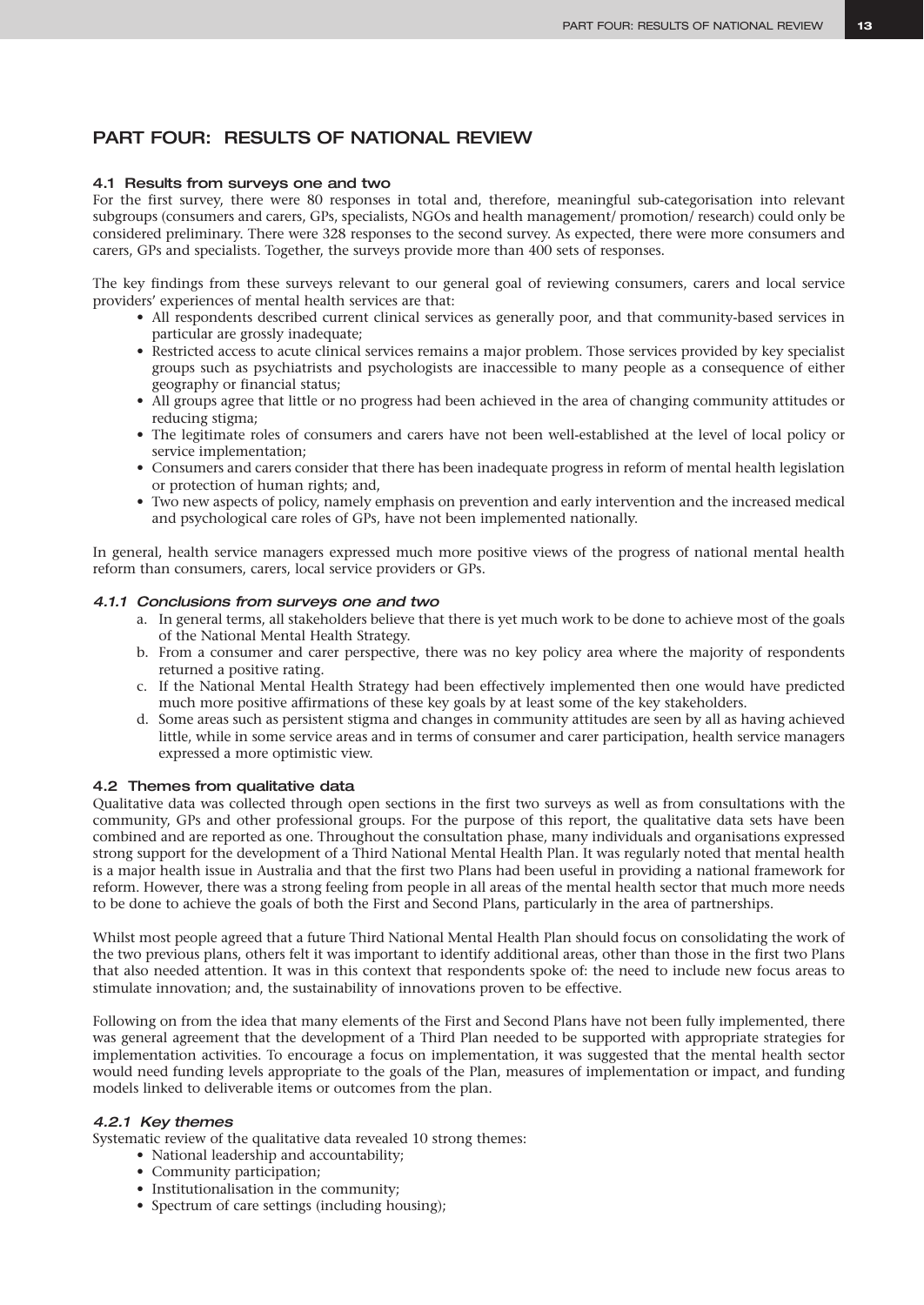## PART FOUR: RESULTS OF NATIONAL REVIEW

### 4.1 Results from surveys one and two

For the first survey, there were 80 responses in total and, therefore, meaningful sub-categorisation into relevant subgroups (consumers and carers, GPs, specialists, NGOs and health management/ promotion/ research) could only be considered preliminary. There were 328 responses to the second survey. As expected, there were more consumers and carers, GPs and specialists. Together, the surveys provide more than 400 sets of responses.

The key findings from these surveys relevant to our general goal of reviewing consumers, carers and local service providers' experiences of mental health services are that:

- All respondents described current clinical services as generally poor, and that community-based services in particular are grossly inadequate;
- Restricted access to acute clinical services remains a major problem. Those services provided by key specialist groups such as psychiatrists and psychologists are inaccessible to many people as a consequence of either geography or financial status;
- All groups agree that little or no progress had been achieved in the area of changing community attitudes or reducing stigma;
- The legitimate roles of consumers and carers have not been well-established at the level of local policy or service implementation;
- Consumers and carers consider that there has been inadequate progress in reform of mental health legislation or protection of human rights; and,
- Two new aspects of policy, namely emphasis on prevention and early intervention and the increased medical and psychological care roles of GPs, have not been implemented nationally.

In general, health service managers expressed much more positive views of the progress of national mental health reform than consumers, carers, local service providers or GPs.

#### *4.1.1 Conclusions from surveys one and two*

a. In general terms, all stakeholders believe that there is yet much work to be done to achieve most of the goals of the National Mental Health Strategy.
b. From a consumer and carer perspective, there was no key policy area where the majority of respondents returned a positive rating.
c. If the National Mental Health Strategy had been effectively implemented then one would have predicted much more positive affirmations of these key goals by at least some of the key stakeholders.
d. Some areas such as persistent stigma and changes in community attitudes are seen by all as having achieved little, while in some service areas and in terms of consumer and carer participation, health service managers expressed a more optimistic view.

### 4.2 Themes from qualitative data

Qualitative data was collected through open sections in the first two surveys as well as from consultations with the community, GPs and other professional groups. For the purpose of this report, the qualitative data sets have been combined and are reported as one. Throughout the consultation phase, many individuals and organisations expressed strong support for the development of a Third National Mental Health Plan. It was regularly noted that mental health is a major health issue in Australia and that the first two Plans had been useful in providing a national framework for reform. However, there was a strong feeling from people in all areas of the mental health sector that much more needs to be done to achieve the goals of both the First and Second Plans, particularly in the area of partnerships.

Whilst most people agreed that a future Third National Mental Health Plan should focus on consolidating the work of the two previous plans, others felt it was important to identify additional areas, other than those in the first two Plans that also needed attention. It was in this context that respondents spoke of: the need to include new focus areas to stimulate innovation; and, the sustainability of innovations proven to be effective.

Following on from the idea that many elements of the First and Second Plans have not been fully implemented, there was general agreement that the development of a Third Plan needed to be supported with appropriate strategies for implementation activities. To encourage a focus on implementation, it was suggested that the mental health sector would need funding levels appropriate to the goals of the Plan, measures of implementation or impact, and funding models linked to deliverable items or outcomes from the plan.

#### *4.2.1 Key themes*

Systematic review of the qualitative data revealed 10 strong themes:

- National leadership and accountability;
- Community participation;
- Institutionalisation in the community;
- Spectrum of care settings (including housing);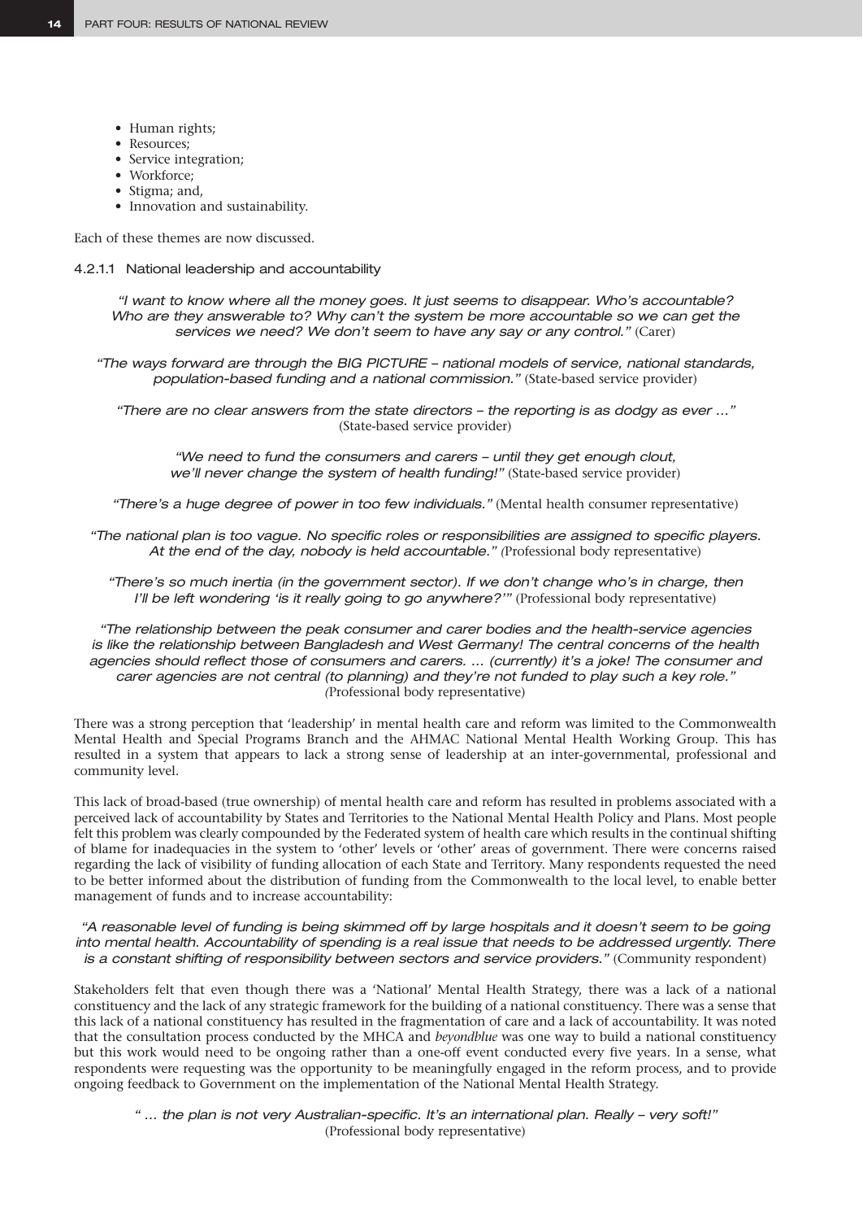- Human rights;
- Resources;
- Service integration;
- Workforce;
- Stigma; and,
- Innovation and sustainability.

Each of these themes are now discussed.

#### 4.2.1.1 National leadership and accountability

> *"I want to know where all the money goes. It just seems to disappear. Who's accountable? Who are they answerable to? Why can't the system be more accountable so we can get the services we need? We don't seem to have any say or any control."* (Carer)

> *"The ways forward are through the BIG PICTURE – national models of service, national standards, population-based funding and a national commission."* (State-based service provider)

> *"There are no clear answers from the state directors – the reporting is as dodgy as ever ..."* (State-based service provider)

> *"We need to fund the consumers and carers – until they get enough clout, we'll never change the system of health funding!"* (State-based service provider)

> *"There's a huge degree of power in too few individuals."* (Mental health consumer representative)

> *"The national plan is too vague. No specific roles or responsibilities are assigned to specific players. At the end of the day, nobody is held accountable." (*Professional body representative)

> *"There's so much inertia (in the government sector). If we don't change who's in charge, then I'll be left wondering 'is it really going to go anywhere?'"* (Professional body representative)

> *"The relationship between the peak consumer and carer bodies and the health-service agencies is like the relationship between Bangladesh and West Germany! The central concerns of the health agencies should reflect those of consumers and carers. ... (currently) it's a joke! The consumer and carer agencies are not central (to planning) and they're not funded to play such a key role." (*Professional body representative)

There was a strong perception that 'leadership' in mental health care and reform was limited to the Commonwealth Mental Health and Special Programs Branch and the AHMAC National Mental Health Working Group. This has resulted in a system that appears to lack a strong sense of leadership at an inter-governmental, professional and community level.

This lack of broad-based (true ownership) of mental health care and reform has resulted in problems associated with a perceived lack of accountability by States and Territories to the National Mental Health Policy and Plans. Most people felt this problem was clearly compounded by the Federated system of health care which results in the continual shifting of blame for inadequacies in the system to 'other' levels or 'other' areas of government. There were concerns raised regarding the lack of visibility of funding allocation of each State and Territory. Many respondents requested the need to be better informed about the distribution of funding from the Commonwealth to the local level, to enable better management of funds and to increase accountability:

> *"A reasonable level of funding is being skimmed off by large hospitals and it doesn't seem to be going into mental health. Accountability of spending is a real issue that needs to be addressed urgently. There is a constant shifting of responsibility between sectors and service providers."* (Community respondent)

Stakeholders felt that even though there was a 'National' Mental Health Strategy, there was a lack of a national constituency and the lack of any strategic framework for the building of a national constituency. There was a sense that this lack of a national constituency has resulted in the fragmentation of care and a lack of accountability. It was noted that the consultation process conducted by the MHCA and *beyondblue* was one way to build a national constituency but this work would need to be ongoing rather than a one-off event conducted every five years. In a sense, what respondents were requesting was the opportunity to be meaningfully engaged in the reform process, and to provide ongoing feedback to Government on the implementation of the National Mental Health Strategy.

> *" ... the plan is not very Australian-specific. It's an international plan. Really – very soft!"* (Professional body representative)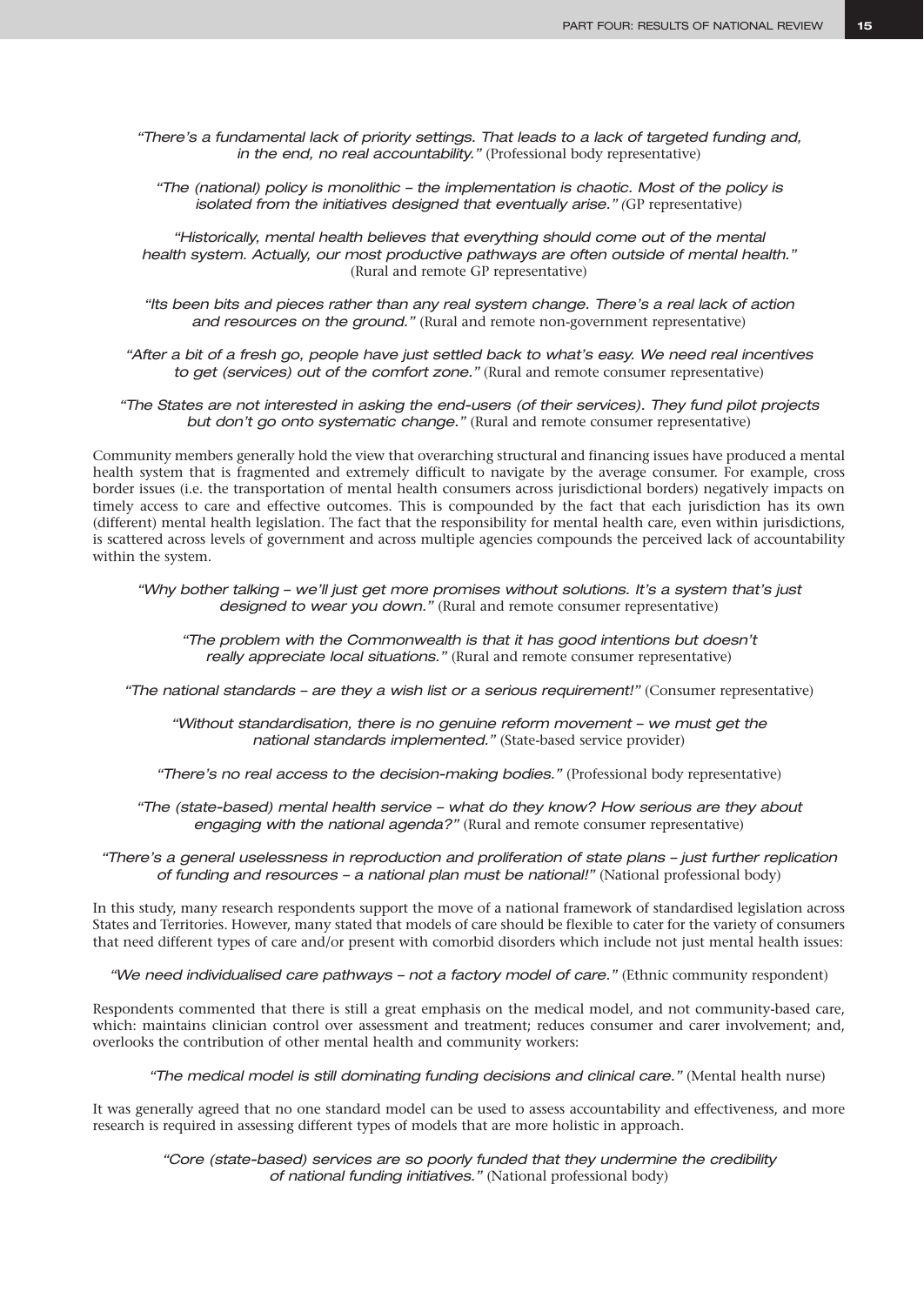*"There's a fundamental lack of priority settings. That leads to a lack of targeted funding and, in the end, no real accountability."* (Professional body representative)

*"The (national) policy is monolithic – the implementation is chaotic. Most of the policy is isolated from the initiatives designed that eventually arise."* (GP representative)

*"Historically, mental health believes that everything should come out of the mental health system. Actually, our most productive pathways are often outside of mental health."* (Rural and remote GP representative)

*"Its been bits and pieces rather than any real system change. There's a real lack of action and resources on the ground."* (Rural and remote non-government representative)

*"After a bit of a fresh go, people have just settled back to what's easy. We need real incentives to get (services) out of the comfort zone."* (Rural and remote consumer representative)

*"The States are not interested in asking the end-users (of their services). They fund pilot projects but don't go onto systematic change."* (Rural and remote consumer representative)

Community members generally hold the view that overarching structural and financing issues have produced a mental health system that is fragmented and extremely difficult to navigate by the average consumer. For example, cross border issues (i.e. the transportation of mental health consumers across jurisdictional borders) negatively impacts on timely access to care and effective outcomes. This is compounded by the fact that each jurisdiction has its own (different) mental health legislation. The fact that the responsibility for mental health care, even within jurisdictions, is scattered across levels of government and across multiple agencies compounds the perceived lack of accountability within the system.

*"Why bother talking – we'll just get more promises without solutions. It's a system that's just designed to wear you down."* (Rural and remote consumer representative)

*"The problem with the Commonwealth is that it has good intentions but doesn't really appreciate local situations."* (Rural and remote consumer representative)

*"The national standards – are they a wish list or a serious requirement!"* (Consumer representative)

*"Without standardisation, there is no genuine reform movement – we must get the national standards implemented."* (State-based service provider)

*"There's no real access to the decision-making bodies."* (Professional body representative)

*"The (state-based) mental health service – what do they know? How serious are they about engaging with the national agenda?"* (Rural and remote consumer representative)

*"There's a general uselessness in reproduction and proliferation of state plans – just further replication of funding and resources – a national plan must be national!"* (National professional body)

In this study, many research respondents support the move of a national framework of standardised legislation across States and Territories. However, many stated that models of care should be flexible to cater for the variety of consumers that need different types of care and/or present with comorbid disorders which include not just mental health issues:

*"We need individualised care pathways – not a factory model of care."* (Ethnic community respondent)

Respondents commented that there is still a great emphasis on the medical model, and not community-based care, which: maintains clinician control over assessment and treatment; reduces consumer and carer involvement; and, overlooks the contribution of other mental health and community workers:

*"The medical model is still dominating funding decisions and clinical care."* (Mental health nurse)

It was generally agreed that no one standard model can be used to assess accountability and effectiveness, and more research is required in assessing different types of models that are more holistic in approach.

*"Core (state-based) services are so poorly funded that they undermine the credibility of national funding initiatives."* (National professional body)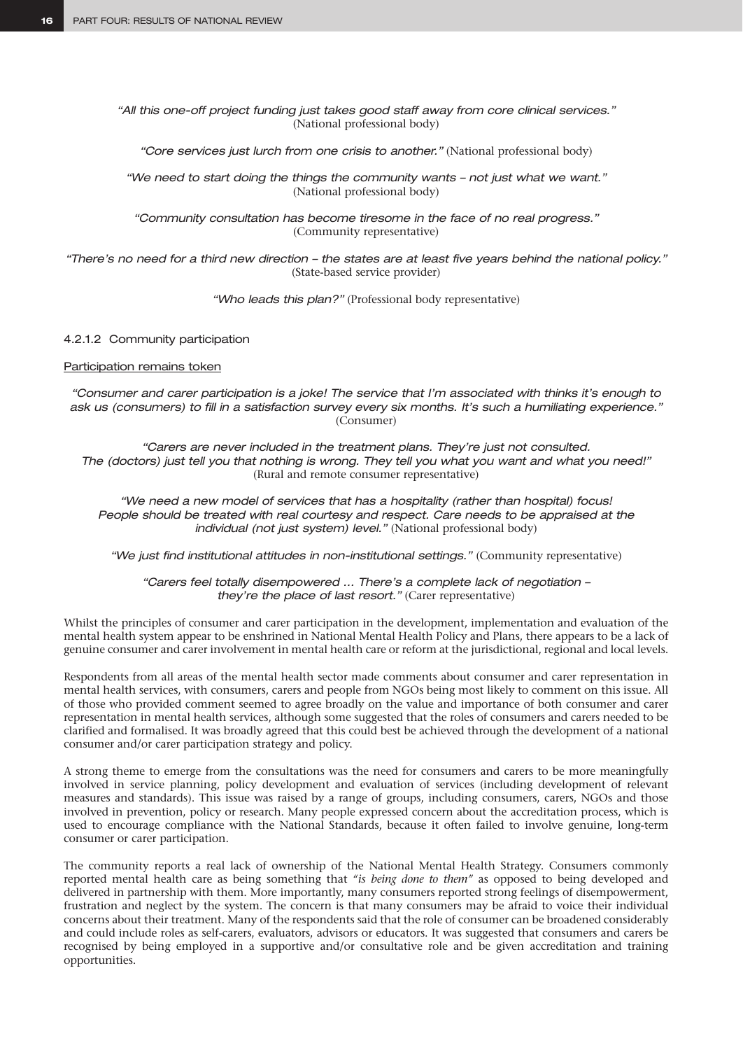*"All this one-off project funding just takes good staff away from core clinical services."*
(National professional body)

*"Core services just lurch from one crisis to another."* (National professional body)

*"We need to start doing the things the community wants – not just what we want."*
(National professional body)

*"Community consultation has become tiresome in the face of no real progress."*
(Community representative)

*"There's no need for a third new direction – the states are at least five years behind the national policy."*
(State-based service provider)

*"Who leads this plan?"* (Professional body representative)

#### 4.2.1.2 Community participation

Participation remains token

*"Consumer and carer participation is a joke! The service that I'm associated with thinks it's enough to ask us (consumers) to fill in a satisfaction survey every six months. It's such a humiliating experience."*
(Consumer)

*"Carers are never included in the treatment plans. They're just not consulted. The (doctors) just tell you that nothing is wrong. They tell you what you want and what you need!"*
(Rural and remote consumer representative)

*"We need a new model of services that has a hospitality (rather than hospital) focus! People should be treated with real courtesy and respect. Care needs to be appraised at the individual (not just system) level."* (National professional body)

*"We just find institutional attitudes in non-institutional settings."* (Community representative)

*"Carers feel totally disempowered ... There's a complete lack of negotiation – they're the place of last resort."* (Carer representative)

Whilst the principles of consumer and carer participation in the development, implementation and evaluation of the mental health system appear to be enshrined in National Mental Health Policy and Plans, there appears to be a lack of genuine consumer and carer involvement in mental health care or reform at the jurisdictional, regional and local levels.

Respondents from all areas of the mental health sector made comments about consumer and carer representation in mental health services, with consumers, carers and people from NGOs being most likely to comment on this issue. All of those who provided comment seemed to agree broadly on the value and importance of both consumer and carer representation in mental health services, although some suggested that the roles of consumers and carers needed to be clarified and formalised. It was broadly agreed that this could best be achieved through the development of a national consumer and/or carer participation strategy and policy.

A strong theme to emerge from the consultations was the need for consumers and carers to be more meaningfully involved in service planning, policy development and evaluation of services (including development of relevant measures and standards). This issue was raised by a range of groups, including consumers, carers, NGOs and those involved in prevention, policy or research. Many people expressed concern about the accreditation process, which is used to encourage compliance with the National Standards, because it often failed to involve genuine, long-term consumer or carer participation.

The community reports a real lack of ownership of the National Mental Health Strategy. Consumers commonly reported mental health care as being something that *"is being done to them"* as opposed to being developed and delivered in partnership with them. More importantly, many consumers reported strong feelings of disempowerment, frustration and neglect by the system. The concern is that many consumers may be afraid to voice their individual concerns about their treatment. Many of the respondents said that the role of consumer can be broadened considerably and could include roles as self-carers, evaluators, advisors or educators. It was suggested that consumers and carers be recognised by being employed in a supportive and/or consultative role and be given accreditation and training opportunities.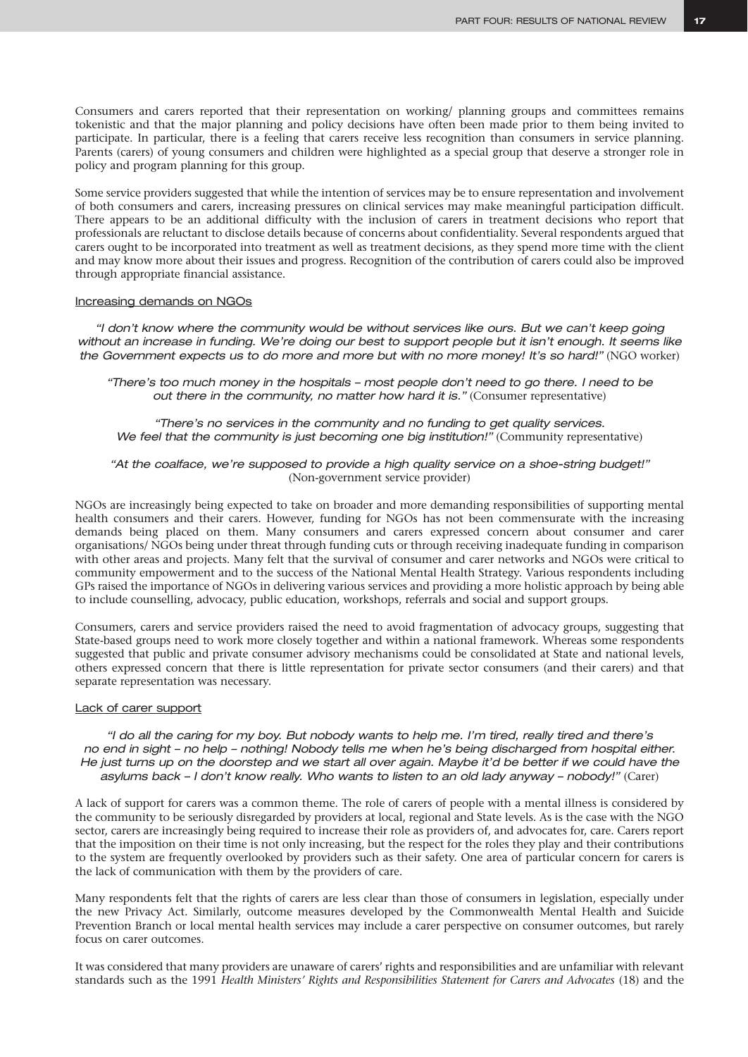Consumers and carers reported that their representation on working/ planning groups and committees remains tokenistic and that the major planning and policy decisions have often been made prior to them being invited to participate. In particular, there is a feeling that carers receive less recognition than consumers in service planning. Parents (carers) of young consumers and children were highlighted as a special group that deserve a stronger role in policy and program planning for this group.

Some service providers suggested that while the intention of services may be to ensure representation and involvement of both consumers and carers, increasing pressures on clinical services may make meaningful participation difficult. There appears to be an additional difficulty with the inclusion of carers in treatment decisions who report that professionals are reluctant to disclose details because of concerns about confidentiality. Several respondents argued that carers ought to be incorporated into treatment as well as treatment decisions, as they spend more time with the client and may know more about their issues and progress. Recognition of the contribution of carers could also be improved through appropriate financial assistance.

### Increasing demands on NGOs

*"I don't know where the community would be without services like ours. But we can't keep going without an increase in funding. We're doing our best to support people but it isn't enough. It seems like the Government expects us to do more and more but with no more money! It's so hard!"* (NGO worker)

*"There's too much money in the hospitals – most people don't need to go there. I need to be out there in the community, no matter how hard it is."* (Consumer representative)

*"There's no services in the community and no funding to get quality services. We feel that the community is just becoming one big institution!"* (Community representative)

*"At the coalface, we're supposed to provide a high quality service on a shoe-string budget!"* (Non-government service provider)

NGOs are increasingly being expected to take on broader and more demanding responsibilities of supporting mental health consumers and their carers. However, funding for NGOs has not been commensurate with the increasing demands being placed on them. Many consumers and carers expressed concern about consumer and carer organisations/ NGOs being under threat through funding cuts or through receiving inadequate funding in comparison with other areas and projects. Many felt that the survival of consumer and carer networks and NGOs were critical to community empowerment and to the success of the National Mental Health Strategy. Various respondents including GPs raised the importance of NGOs in delivering various services and providing a more holistic approach by being able to include counselling, advocacy, public education, workshops, referrals and social and support groups.

Consumers, carers and service providers raised the need to avoid fragmentation of advocacy groups, suggesting that State-based groups need to work more closely together and within a national framework. Whereas some respondents suggested that public and private consumer advisory mechanisms could be consolidated at State and national levels, others expressed concern that there is little representation for private sector consumers (and their carers) and that separate representation was necessary.

### Lack of carer support

*"I do all the caring for my boy. But nobody wants to help me. I'm tired, really tired and there's no end in sight – no help – nothing! Nobody tells me when he's being discharged from hospital either. He just turns up on the doorstep and we start all over again. Maybe it'd be better if we could have the asylums back – I don't know really. Who wants to listen to an old lady anyway – nobody!"* (Carer)

A lack of support for carers was a common theme. The role of carers of people with a mental illness is considered by the community to be seriously disregarded by providers at local, regional and State levels. As is the case with the NGO sector, carers are increasingly being required to increase their role as providers of, and advocates for, care. Carers report that the imposition on their time is not only increasing, but the respect for the roles they play and their contributions to the system are frequently overlooked by providers such as their safety. One area of particular concern for carers is the lack of communication with them by the providers of care.

Many respondents felt that the rights of carers are less clear than those of consumers in legislation, especially under the new Privacy Act. Similarly, outcome measures developed by the Commonwealth Mental Health and Suicide Prevention Branch or local mental health services may include a carer perspective on consumer outcomes, but rarely focus on carer outcomes.

It was considered that many providers are unaware of carers' rights and responsibilities and are unfamiliar with relevant standards such as the 1991 *Health Ministers' Rights and Responsibilities Statement for Carers and Advocates* (18) and the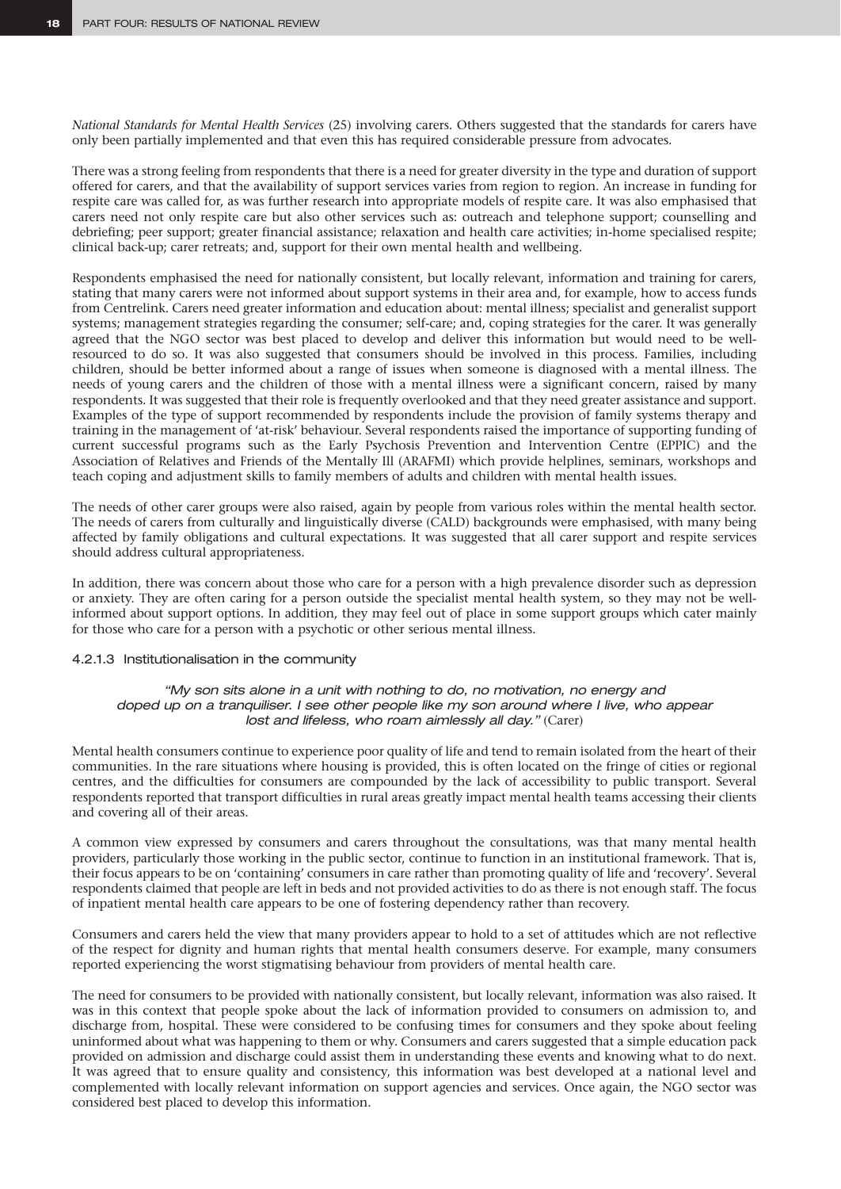*National Standards for Mental Health Services* (25) involving carers. Others suggested that the standards for carers have only been partially implemented and that even this has required considerable pressure from advocates.

There was a strong feeling from respondents that there is a need for greater diversity in the type and duration of support offered for carers, and that the availability of support services varies from region to region. An increase in funding for respite care was called for, as was further research into appropriate models of respite care. It was also emphasised that carers need not only respite care but also other services such as: outreach and telephone support; counselling and debriefing; peer support; greater financial assistance; relaxation and health care activities; in-home specialised respite; clinical back-up; carer retreats; and, support for their own mental health and wellbeing.

Respondents emphasised the need for nationally consistent, but locally relevant, information and training for carers, stating that many carers were not informed about support systems in their area and, for example, how to access funds from Centrelink. Carers need greater information and education about: mental illness; specialist and generalist support systems; management strategies regarding the consumer; self-care; and, coping strategies for the carer. It was generally agreed that the NGO sector was best placed to develop and deliver this information but would need to be well-resourced to do so. It was also suggested that consumers should be involved in this process. Families, including children, should be better informed about a range of issues when someone is diagnosed with a mental illness. The needs of young carers and the children of those with a mental illness were a significant concern, raised by many respondents. It was suggested that their role is frequently overlooked and that they need greater assistance and support. Examples of the type of support recommended by respondents include the provision of family systems therapy and training in the management of 'at-risk' behaviour. Several respondents raised the importance of supporting funding of current successful programs such as the Early Psychosis Prevention and Intervention Centre (EPPIC) and the Association of Relatives and Friends of the Mentally Ill (ARAFMI) which provide helplines, seminars, workshops and teach coping and adjustment skills to family members of adults and children with mental health issues.

The needs of other carer groups were also raised, again by people from various roles within the mental health sector. The needs of carers from culturally and linguistically diverse (CALD) backgrounds were emphasised, with many being affected by family obligations and cultural expectations. It was suggested that all carer support and respite services should address cultural appropriateness.

In addition, there was concern about those who care for a person with a high prevalence disorder such as depression or anxiety. They are often caring for a person outside the specialist mental health system, so they may not be well-informed about support options. In addition, they may feel out of place in some support groups which cater mainly for those who care for a person with a psychotic or other serious mental illness.

#### 4.2.1.3 Institutionalisation in the community

> *"My son sits alone in a unit with nothing to do, no motivation, no energy and doped up on a tranquiliser. I see other people like my son around where I live, who appear lost and lifeless, who roam aimlessly all day."* (Carer)

Mental health consumers continue to experience poor quality of life and tend to remain isolated from the heart of their communities. In the rare situations where housing is provided, this is often located on the fringe of cities or regional centres, and the difficulties for consumers are compounded by the lack of accessibility to public transport. Several respondents reported that transport difficulties in rural areas greatly impact mental health teams accessing their clients and covering all of their areas.

A common view expressed by consumers and carers throughout the consultations, was that many mental health providers, particularly those working in the public sector, continue to function in an institutional framework. That is, their focus appears to be on 'containing' consumers in care rather than promoting quality of life and 'recovery'. Several respondents claimed that people are left in beds and not provided activities to do as there is not enough staff. The focus of inpatient mental health care appears to be one of fostering dependency rather than recovery.

Consumers and carers held the view that many providers appear to hold to a set of attitudes which are not reflective of the respect for dignity and human rights that mental health consumers deserve. For example, many consumers reported experiencing the worst stigmatising behaviour from providers of mental health care.

The need for consumers to be provided with nationally consistent, but locally relevant, information was also raised. It was in this context that people spoke about the lack of information provided to consumers on admission to, and discharge from, hospital. These were considered to be confusing times for consumers and they spoke about feeling uninformed about what was happening to them or why. Consumers and carers suggested that a simple education pack provided on admission and discharge could assist them in understanding these events and knowing what to do next. It was agreed that to ensure quality and consistency, this information was best developed at a national level and complemented with locally relevant information on support agencies and services. Once again, the NGO sector was considered best placed to develop this information.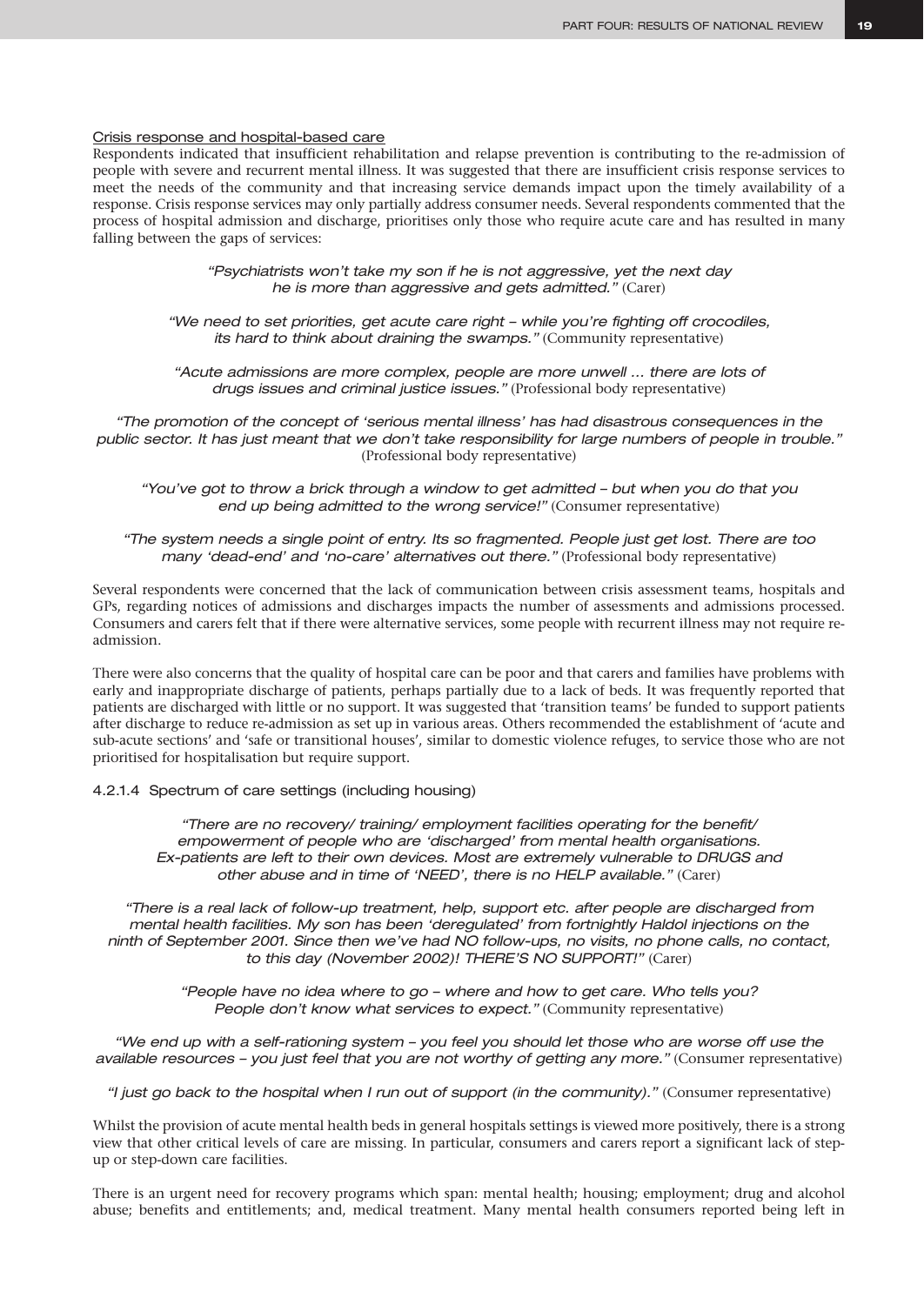Crisis response and hospital-based care

Respondents indicated that insufficient rehabilitation and relapse prevention is contributing to the re-admission of people with severe and recurrent mental illness. It was suggested that there are insufficient crisis response services to meet the needs of the community and that increasing service demands impact upon the timely availability of a response. Crisis response services may only partially address consumer needs. Several respondents commented that the process of hospital admission and discharge, prioritises only those who require acute care and has resulted in many falling between the gaps of services:

> *"Psychiatrists won't take my son if he is not aggressive, yet the next day he is more than aggressive and gets admitted."* (Carer)

> *"We need to set priorities, get acute care right – while you're fighting off crocodiles, its hard to think about draining the swamps."* (Community representative)

> *"Acute admissions are more complex, people are more unwell ... there are lots of drugs issues and criminal justice issues."* (Professional body representative)

> *"The promotion of the concept of 'serious mental illness' has had disastrous consequences in the public sector. It has just meant that we don't take responsibility for large numbers of people in trouble."* (Professional body representative)

> *"You've got to throw a brick through a window to get admitted – but when you do that you end up being admitted to the wrong service!"* (Consumer representative)

> *"The system needs a single point of entry. Its so fragmented. People just get lost. There are too many 'dead-end' and 'no-care' alternatives out there."* (Professional body representative)

Several respondents were concerned that the lack of communication between crisis assessment teams, hospitals and GPs, regarding notices of admissions and discharges impacts the number of assessments and admissions processed. Consumers and carers felt that if there were alternative services, some people with recurrent illness may not require re-admission.

There were also concerns that the quality of hospital care can be poor and that carers and families have problems with early and inappropriate discharge of patients, perhaps partially due to a lack of beds. It was frequently reported that patients are discharged with little or no support. It was suggested that 'transition teams' be funded to support patients after discharge to reduce re-admission as set up in various areas. Others recommended the establishment of 'acute and sub-acute sections' and 'safe or transitional houses', similar to domestic violence refuges, to service those who are not prioritised for hospitalisation but require support.

#### 4.2.1.4 Spectrum of care settings (including housing)

> *"There are no recovery/ training/ employment facilities operating for the benefit/ empowerment of people who are 'discharged' from mental health organisations. Ex-patients are left to their own devices. Most are extremely vulnerable to DRUGS and other abuse and in time of 'NEED', there is no HELP available."* (Carer)

> *"There is a real lack of follow-up treatment, help, support etc. after people are discharged from mental health facilities. My son has been 'deregulated' from fortnightly Haldol injections on the ninth of September 2001. Since then we've had NO follow-ups, no visits, no phone calls, no contact, to this day (November 2002)! THERE'S NO SUPPORT!"* (Carer)

> *"People have no idea where to go – where and how to get care. Who tells you? People don't know what services to expect."* (Community representative)

> *"We end up with a self-rationing system – you feel you should let those who are worse off use the available resources – you just feel that you are not worthy of getting any more."* (Consumer representative)

> *"I just go back to the hospital when I run out of support (in the community)."* (Consumer representative)

Whilst the provision of acute mental health beds in general hospitals settings is viewed more positively, there is a strong view that other critical levels of care are missing. In particular, consumers and carers report a significant lack of step-up or step-down care facilities.

There is an urgent need for recovery programs which span: mental health; housing; employment; drug and alcohol abuse; benefits and entitlements; and, medical treatment. Many mental health consumers reported being left in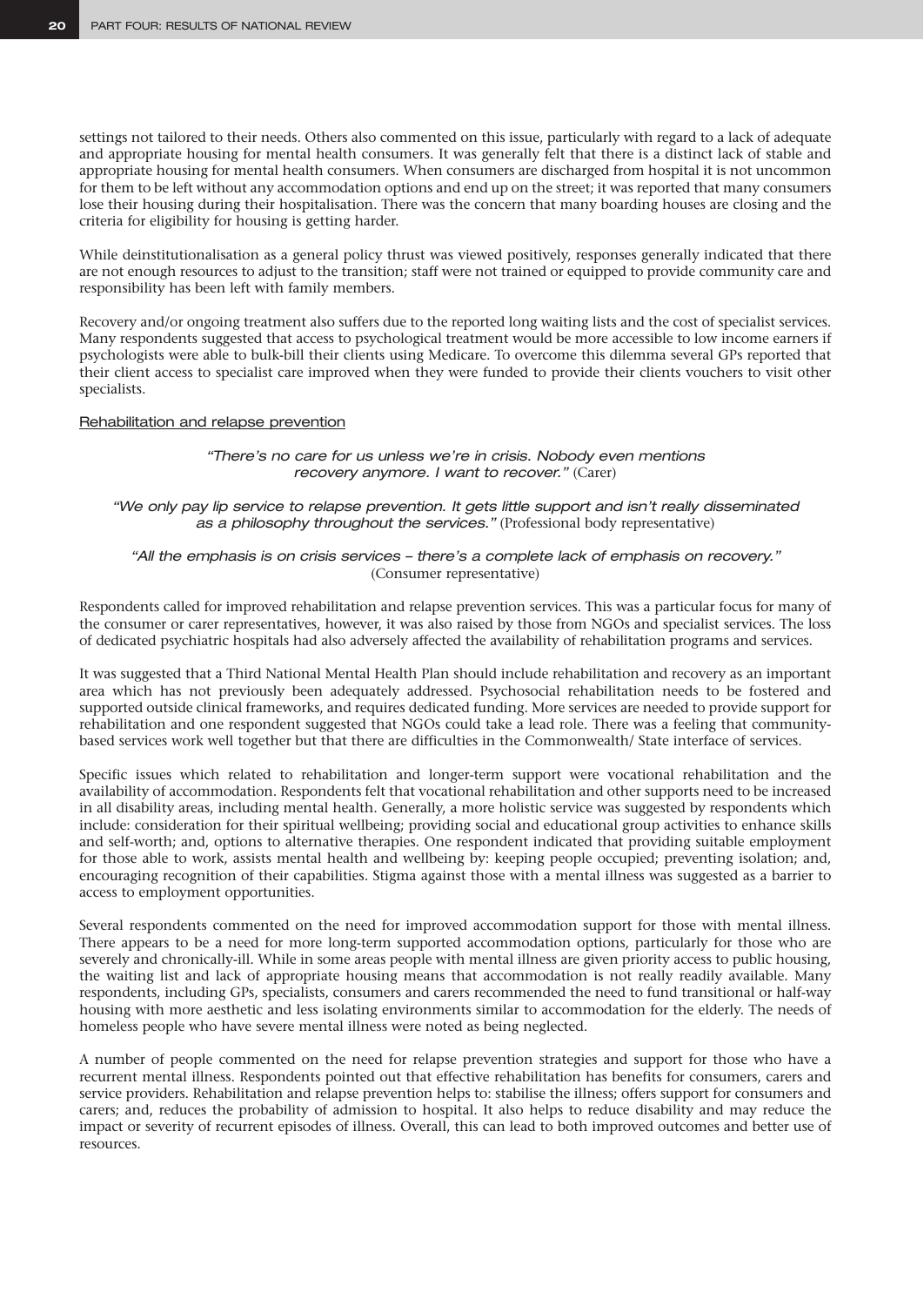settings not tailored to their needs. Others also commented on this issue, particularly with regard to a lack of adequate and appropriate housing for mental health consumers. It was generally felt that there is a distinct lack of stable and appropriate housing for mental health consumers. When consumers are discharged from hospital it is not uncommon for them to be left without any accommodation options and end up on the street; it was reported that many consumers lose their housing during their hospitalisation. There was the concern that many boarding houses are closing and the criteria for eligibility for housing is getting harder.

While deinstitutionalisation as a general policy thrust was viewed positively, responses generally indicated that there are not enough resources to adjust to the transition; staff were not trained or equipped to provide community care and responsibility has been left with family members.

Recovery and/or ongoing treatment also suffers due to the reported long waiting lists and the cost of specialist services. Many respondents suggested that access to psychological treatment would be more accessible to low income earners if psychologists were able to bulk-bill their clients using Medicare. To overcome this dilemma several GPs reported that their client access to specialist care improved when they were funded to provide their clients vouchers to visit other specialists.

### Rehabilitation and relapse prevention

> *"There's no care for us unless we're in crisis. Nobody even mentions recovery anymore. I want to recover."* (Carer)

> *"We only pay lip service to relapse prevention. It gets little support and isn't really disseminated as a philosophy throughout the services."* (Professional body representative)

> *"All the emphasis is on crisis services – there's a complete lack of emphasis on recovery."* (Consumer representative)

Respondents called for improved rehabilitation and relapse prevention services. This was a particular focus for many of the consumer or carer representatives, however, it was also raised by those from NGOs and specialist services. The loss of dedicated psychiatric hospitals had also adversely affected the availability of rehabilitation programs and services.

It was suggested that a Third National Mental Health Plan should include rehabilitation and recovery as an important area which has not previously been adequately addressed. Psychosocial rehabilitation needs to be fostered and supported outside clinical frameworks, and requires dedicated funding. More services are needed to provide support for rehabilitation and one respondent suggested that NGOs could take a lead role. There was a feeling that community-based services work well together but that there are difficulties in the Commonwealth/ State interface of services.

Specific issues which related to rehabilitation and longer-term support were vocational rehabilitation and the availability of accommodation. Respondents felt that vocational rehabilitation and other supports need to be increased in all disability areas, including mental health. Generally, a more holistic service was suggested by respondents which include: consideration for their spiritual wellbeing; providing social and educational group activities to enhance skills and self-worth; and, options to alternative therapies. One respondent indicated that providing suitable employment for those able to work, assists mental health and wellbeing by: keeping people occupied; preventing isolation; and, encouraging recognition of their capabilities. Stigma against those with a mental illness was suggested as a barrier to access to employment opportunities.

Several respondents commented on the need for improved accommodation support for those with mental illness. There appears to be a need for more long-term supported accommodation options, particularly for those who are severely and chronically-ill. While in some areas people with mental illness are given priority access to public housing, the waiting list and lack of appropriate housing means that accommodation is not really readily available. Many respondents, including GPs, specialists, consumers and carers recommended the need to fund transitional or half-way housing with more aesthetic and less isolating environments similar to accommodation for the elderly. The needs of homeless people who have severe mental illness were noted as being neglected.

A number of people commented on the need for relapse prevention strategies and support for those who have a recurrent mental illness. Respondents pointed out that effective rehabilitation has benefits for consumers, carers and service providers. Rehabilitation and relapse prevention helps to: stabilise the illness; offers support for consumers and carers; and, reduces the probability of admission to hospital. It also helps to reduce disability and may reduce the impact or severity of recurrent episodes of illness. Overall, this can lead to both improved outcomes and better use of resources.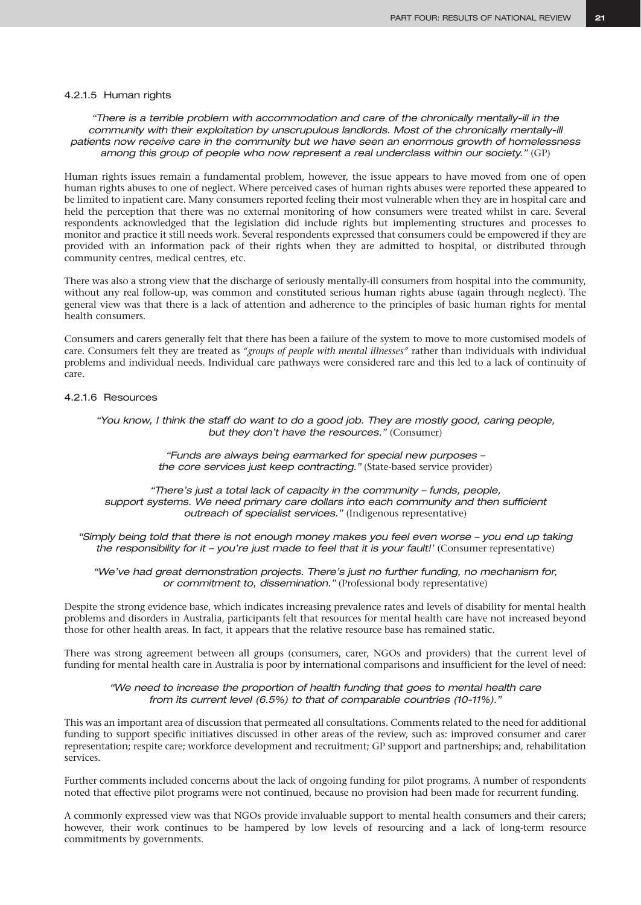#### 4.2.1.5 Human rights

> *"There is a terrible problem with accommodation and care of the chronically mentally-ill in the community with their exploitation by unscrupulous landlords. Most of the chronically mentally-ill patients now receive care in the community but we have seen an enormous growth of homelessness among this group of people who now represent a real underclass within our society."* (GP)

Human rights issues remain a fundamental problem, however, the issue appears to have moved from one of open human rights abuses to one of neglect. Where perceived cases of human rights abuses were reported these appeared to be limited to inpatient care. Many consumers reported feeling their most vulnerable when they are in hospital care and held the perception that there was no external monitoring of how consumers were treated whilst in care. Several respondents acknowledged that the legislation did include rights but implementing structures and processes to monitor and practice it still needs work. Several respondents expressed that consumers could be empowered if they are provided with an information pack of their rights when they are admitted to hospital, or distributed through community centres, medical centres, etc.

There was also a strong view that the discharge of seriously mentally-ill consumers from hospital into the community, without any real follow-up, was common and constituted serious human rights abuse (again through neglect). The general view was that there is a lack of attention and adherence to the principles of basic human rights for mental health consumers.

Consumers and carers generally felt that there has been a failure of the system to move to more customised models of care. Consumers felt they are treated as *"groups of people with mental illnesses"* rather than individuals with individual problems and individual needs. Individual care pathways were considered rare and this led to a lack of continuity of care.

#### 4.2.1.6 Resources

> *"You know, I think the staff do want to do a good job. They are mostly good, caring people, but they don't have the resources."* (Consumer)

> *"Funds are always being earmarked for special new purposes – the core services just keep contracting."* (State-based service provider)

> *"There's just a total lack of capacity in the community – funds, people, support systems. We need primary care dollars into each community and then sufficient outreach of specialist services."* (Indigenous representative)

> *"Simply being told that there is not enough money makes you feel even worse – you end up taking the responsibility for it – you're just made to feel that it is your fault!'* (Consumer representative)

> *"We've had great demonstration projects. There's just no further funding, no mechanism for, or commitment to, dissemination."* (Professional body representative)

Despite the strong evidence base, which indicates increasing prevalence rates and levels of disability for mental health problems and disorders in Australia, participants felt that resources for mental health care have not increased beyond those for other health areas. In fact, it appears that the relative resource base has remained static.

There was strong agreement between all groups (consumers, carer, NGOs and providers) that the current level of funding for mental health care in Australia is poor by international comparisons and insufficient for the level of need:

> *"We need to increase the proportion of health funding that goes to mental health care from its current level (6.5%) to that of comparable countries (10-11%)."*

This was an important area of discussion that permeated all consultations. Comments related to the need for additional funding to support specific initiatives discussed in other areas of the review, such as: improved consumer and carer representation; respite care; workforce development and recruitment; GP support and partnerships; and, rehabilitation services.

Further comments included concerns about the lack of ongoing funding for pilot programs. A number of respondents noted that effective pilot programs were not continued, because no provision had been made for recurrent funding.

A commonly expressed view was that NGOs provide invaluable support to mental health consumers and their carers; however, their work continues to be hampered by low levels of resourcing and a lack of long-term resource commitments by governments.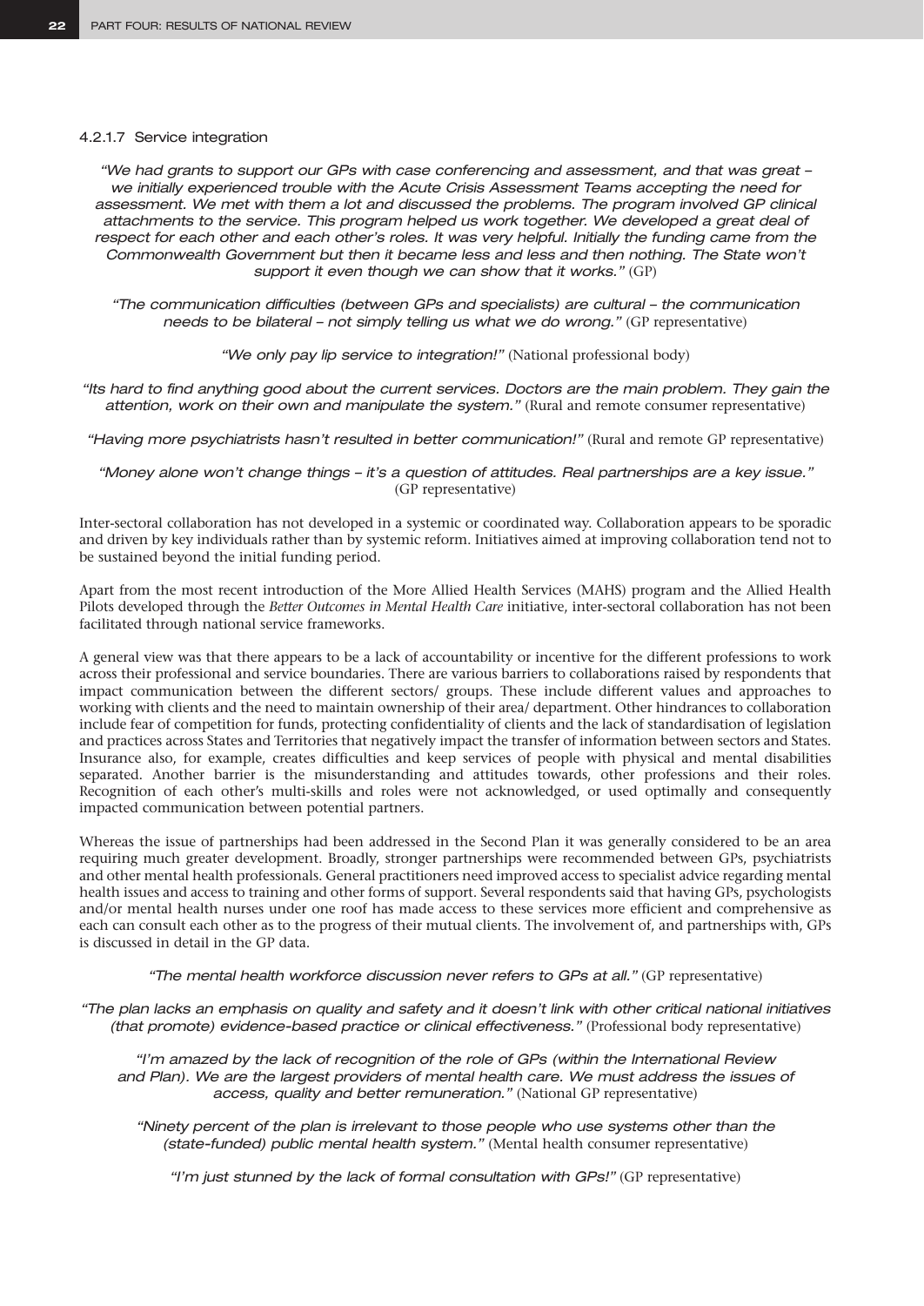#### 4.2.1.7 Service integration

*"We had grants to support our GPs with case conferencing and assessment, and that was great – we initially experienced trouble with the Acute Crisis Assessment Teams accepting the need for assessment. We met with them a lot and discussed the problems. The program involved GP clinical attachments to the service. This program helped us work together. We developed a great deal of respect for each other and each other's roles. It was very helpful. Initially the funding came from the Commonwealth Government but then it became less and less and then nothing. The State won't support it even though we can show that it works."* (GP)

*"The communication difficulties (between GPs and specialists) are cultural – the communication needs to be bilateral – not simply telling us what we do wrong."* (GP representative)

*"We only pay lip service to integration!"* (National professional body)

*"Its hard to find anything good about the current services. Doctors are the main problem. They gain the attention, work on their own and manipulate the system."* (Rural and remote consumer representative)

*"Having more psychiatrists hasn't resulted in better communication!"* (Rural and remote GP representative)

*"Money alone won't change things – it's a question of attitudes. Real partnerships are a key issue."* (GP representative)

Inter-sectoral collaboration has not developed in a systemic or coordinated way. Collaboration appears to be sporadic and driven by key individuals rather than by systemic reform. Initiatives aimed at improving collaboration tend not to be sustained beyond the initial funding period.

Apart from the most recent introduction of the More Allied Health Services (MAHS) program and the Allied Health Pilots developed through the *Better Outcomes in Mental Health Care* initiative, inter-sectoral collaboration has not been facilitated through national service frameworks.

A general view was that there appears to be a lack of accountability or incentive for the different professions to work across their professional and service boundaries. There are various barriers to collaborations raised by respondents that impact communication between the different sectors/ groups. These include different values and approaches to working with clients and the need to maintain ownership of their area/ department. Other hindrances to collaboration include fear of competition for funds, protecting confidentiality of clients and the lack of standardisation of legislation and practices across States and Territories that negatively impact the transfer of information between sectors and States. Insurance also, for example, creates difficulties and keep services of people with physical and mental disabilities separated. Another barrier is the misunderstanding and attitudes towards, other professions and their roles. Recognition of each other's multi-skills and roles were not acknowledged, or used optimally and consequently impacted communication between potential partners.

Whereas the issue of partnerships had been addressed in the Second Plan it was generally considered to be an area requiring much greater development. Broadly, stronger partnerships were recommended between GPs, psychiatrists and other mental health professionals. General practitioners need improved access to specialist advice regarding mental health issues and access to training and other forms of support. Several respondents said that having GPs, psychologists and/or mental health nurses under one roof has made access to these services more efficient and comprehensive as each can consult each other as to the progress of their mutual clients. The involvement of, and partnerships with, GPs is discussed in detail in the GP data.

*"The mental health workforce discussion never refers to GPs at all."* (GP representative)

*"The plan lacks an emphasis on quality and safety and it doesn't link with other critical national initiatives (that promote) evidence-based practice or clinical effectiveness."* (Professional body representative)

*"I'm amazed by the lack of recognition of the role of GPs (within the International Review and Plan). We are the largest providers of mental health care. We must address the issues of access, quality and better remuneration."* (National GP representative)

*"Ninety percent of the plan is irrelevant to those people who use systems other than the (state-funded) public mental health system."* (Mental health consumer representative)

*"I'm just stunned by the lack of formal consultation with GPs!"* (GP representative)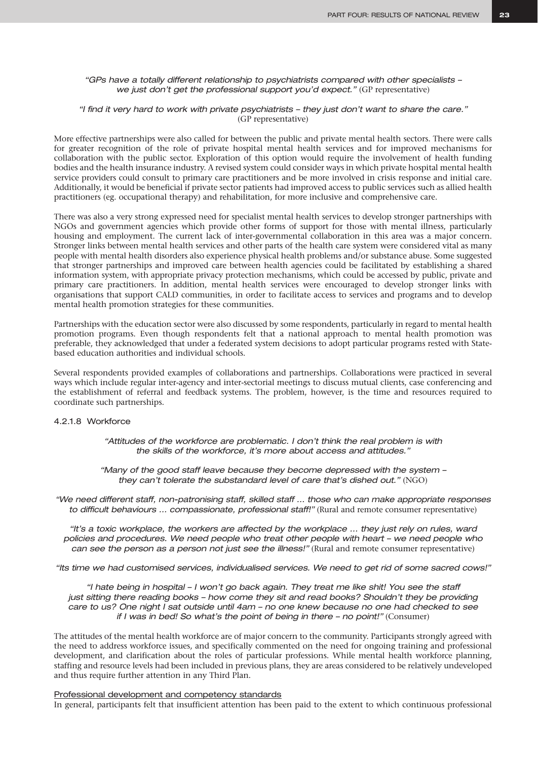*"GPs have a totally different relationship to psychiatrists compared with other specialists – we just don't get the professional support you'd expect."* (GP representative)

*"I find it very hard to work with private psychiatrists – they just don't want to share the care."* (GP representative)

More effective partnerships were also called for between the public and private mental health sectors. There were calls for greater recognition of the role of private hospital mental health services and for improved mechanisms for collaboration with the public sector. Exploration of this option would require the involvement of health funding bodies and the health insurance industry. A revised system could consider ways in which private hospital mental health service providers could consult to primary care practitioners and be more involved in crisis response and initial care. Additionally, it would be beneficial if private sector patients had improved access to public services such as allied health practitioners (eg. occupational therapy) and rehabilitation, for more inclusive and comprehensive care.

There was also a very strong expressed need for specialist mental health services to develop stronger partnerships with NGOs and government agencies which provide other forms of support for those with mental illness, particularly housing and employment. The current lack of inter-governmental collaboration in this area was a major concern. Stronger links between mental health services and other parts of the health care system were considered vital as many people with mental health disorders also experience physical health problems and/or substance abuse. Some suggested that stronger partnerships and improved care between health agencies could be facilitated by establishing a shared information system, with appropriate privacy protection mechanisms, which could be accessed by public, private and primary care practitioners. In addition, mental health services were encouraged to develop stronger links with organisations that support CALD communities, in order to facilitate access to services and programs and to develop mental health promotion strategies for these communities.

Partnerships with the education sector were also discussed by some respondents, particularly in regard to mental health promotion programs. Even though respondents felt that a national approach to mental health promotion was preferable, they acknowledged that under a federated system decisions to adopt particular programs rested with State-based education authorities and individual schools.

Several respondents provided examples of collaborations and partnerships. Collaborations were practiced in several ways which include regular inter-agency and inter-sectorial meetings to discuss mutual clients, case conferencing and the establishment of referral and feedback systems. The problem, however, is the time and resources required to coordinate such partnerships.

#### 4.2.1.8 Workforce

*"Attitudes of the workforce are problematic. I don't think the real problem is with the skills of the workforce, it's more about access and attitudes."*

*"Many of the good staff leave because they become depressed with the system – they can't tolerate the substandard level of care that's dished out."* (NGO)

*"We need different staff, non-patronising staff, skilled staff ... those who can make appropriate responses to difficult behaviours ... compassionate, professional staff!"* (Rural and remote consumer representative)

*"It's a toxic workplace, the workers are affected by the workplace ... they just rely on rules, ward policies and procedures. We need people who treat other people with heart – we need people who can see the person as a person not just see the illness!"* (Rural and remote consumer representative)

*"Its time we had customised services, individualised services. We need to get rid of some sacred cows!"*

*"I hate being in hospital – I won't go back again. They treat me like shit! You see the staff just sitting there reading books – how come they sit and read books? Shouldn't they be providing care to us? One night I sat outside until 4am – no one knew because no one had checked to see if I was in bed! So what's the point of being in there – no point!"* (Consumer)

The attitudes of the mental health workforce are of major concern to the community. Participants strongly agreed with the need to address workforce issues, and specifically commented on the need for ongoing training and professional development, and clarification about the roles of particular professions. While mental health workforce planning, staffing and resource levels had been included in previous plans, they are areas considered to be relatively undeveloped and thus require further attention in any Third Plan.

<u>Professional development and competency standards</u>

In general, participants felt that insufficient attention has been paid to the extent to which continuous professional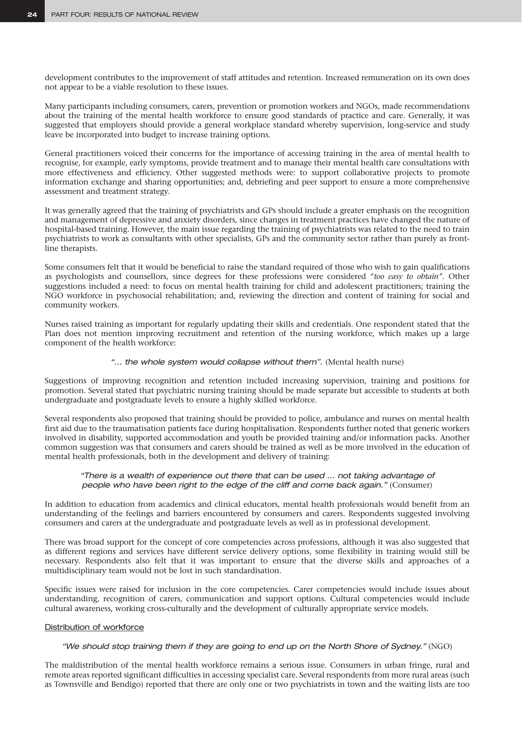development contributes to the improvement of staff attitudes and retention. Increased remuneration on its own does not appear to be a viable resolution to these issues.

Many participants including consumers, carers, prevention or promotion workers and NGOs, made recommendations about the training of the mental health workforce to ensure good standards of practice and care. Generally, it was suggested that employers should provide a general workplace standard whereby supervision, long-service and study leave be incorporated into budget to increase training options.

General practitioners voiced their concerns for the importance of accessing training in the area of mental health to recognise, for example, early symptoms, provide treatment and to manage their mental health care consultations with more effectiveness and efficiency. Other suggested methods were: to support collaborative projects to promote information exchange and sharing opportunities; and, debriefing and peer support to ensure a more comprehensive assessment and treatment strategy.

It was generally agreed that the training of psychiatrists and GPs should include a greater emphasis on the recognition and management of depressive and anxiety disorders, since changes in treatment practices have changed the nature of hospital-based training. However, the main issue regarding the training of psychiatrists was related to the need to train psychiatrists to work as consultants with other specialists, GPs and the community sector rather than purely as front-line therapists.

Some consumers felt that it would be beneficial to raise the standard required of those who wish to gain qualifications as psychologists and counsellors, since degrees for these professions were considered *"too easy to obtain"*. Other suggestions included a need: to focus on mental health training for child and adolescent practitioners; training the NGO workforce in psychosocial rehabilitation; and, reviewing the direction and content of training for social and community workers.

Nurses raised training as important for regularly updating their skills and credentials. One respondent stated that the Plan does not mention improving recruitment and retention of the nursing workforce, which makes up a large component of the health workforce:

> *"... the whole system would collapse without them".* (Mental health nurse)

Suggestions of improving recognition and retention included increasing supervision, training and positions for promotion. Several stated that psychiatric nursing training should be made separate but accessible to students at both undergraduate and postgraduate levels to ensure a highly skilled workforce.

Several respondents also proposed that training should be provided to police, ambulance and nurses on mental health first aid due to the traumatisation patients face during hospitalisation. Respondents further noted that generic workers involved in disability, supported accommodation and youth be provided training and/or information packs. Another common suggestion was that consumers and carers should be trained as well as be more involved in the education of mental health professionals, both in the development and delivery of training:

> *"There is a wealth of experience out there that can be used ... not taking advantage of people who have been right to the edge of the cliff and come back again."* (Consumer)

In addition to education from academics and clinical educators, mental health professionals would benefit from an understanding of the feelings and barriers encountered by consumers and carers. Respondents suggested involving consumers and carers at the undergraduate and postgraduate levels as well as in professional development.

There was broad support for the concept of core competencies across professions, although it was also suggested that as different regions and services have different service delivery options, some flexibility in training would still be necessary. Respondents also felt that it was important to ensure that the diverse skills and approaches of a multidisciplinary team would not be lost in such standardisation.

Specific issues were raised for inclusion in the core competencies. Carer competencies would include issues about understanding, recognition of carers, communication and support options. Cultural competencies would include cultural awareness, working cross-culturally and the development of culturally appropriate service models.

#### Distribution of workforce

> *"We should stop training them if they are going to end up on the North Shore of Sydney."* (NGO)

The maldistribution of the mental health workforce remains a serious issue. Consumers in urban fringe, rural and remote areas reported significant difficulties in accessing specialist care. Several respondents from more rural areas (such as Townsville and Bendigo) reported that there are only one or two psychiatrists in town and the waiting lists are too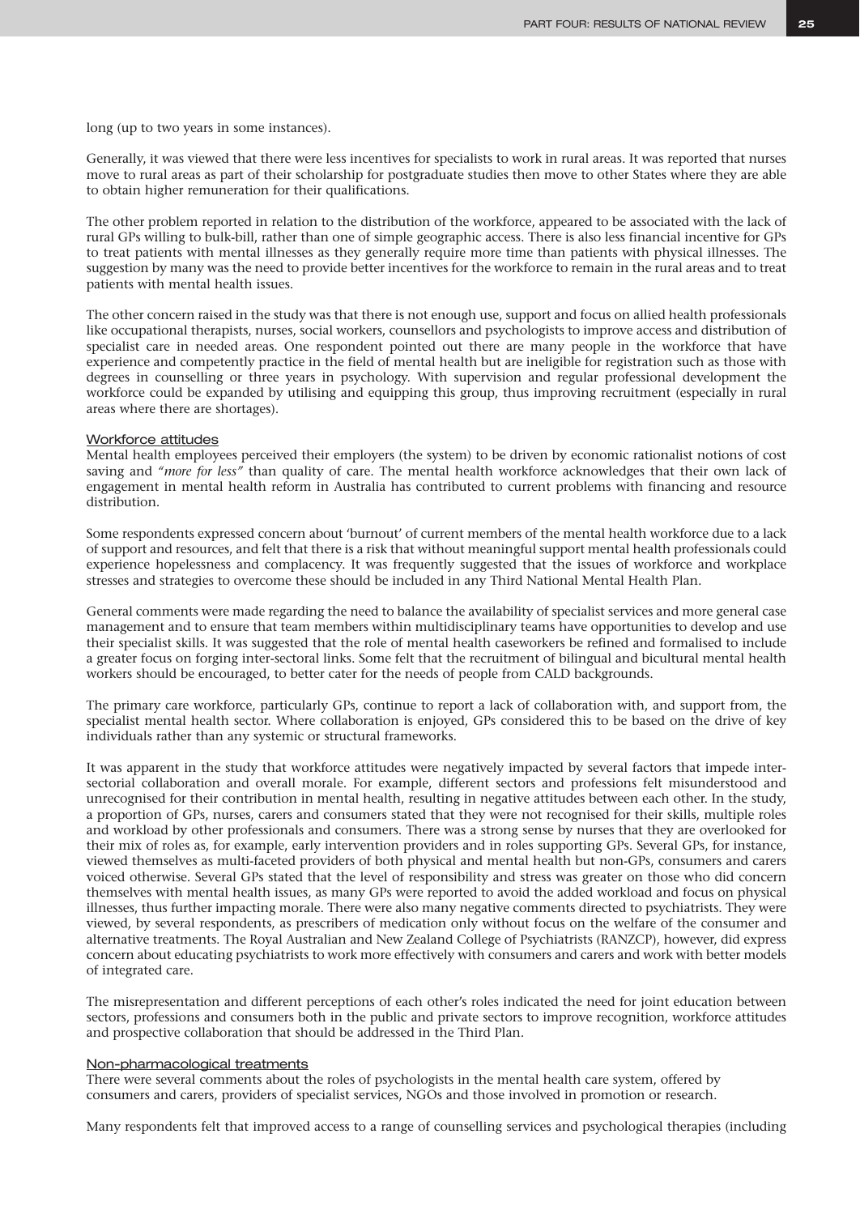long (up to two years in some instances).

Generally, it was viewed that there were less incentives for specialists to work in rural areas. It was reported that nurses move to rural areas as part of their scholarship for postgraduate studies then move to other States where they are able to obtain higher remuneration for their qualifications.

The other problem reported in relation to the distribution of the workforce, appeared to be associated with the lack of rural GPs willing to bulk-bill, rather than one of simple geographic access. There is also less financial incentive for GPs to treat patients with mental illnesses as they generally require more time than patients with physical illnesses. The suggestion by many was the need to provide better incentives for the workforce to remain in the rural areas and to treat patients with mental health issues.

The other concern raised in the study was that there is not enough use, support and focus on allied health professionals like occupational therapists, nurses, social workers, counsellors and psychologists to improve access and distribution of specialist care in needed areas. One respondent pointed out there are many people in the workforce that have experience and competently practice in the field of mental health but are ineligible for registration such as those with degrees in counselling or three years in psychology. With supervision and regular professional development the workforce could be expanded by utilising and equipping this group, thus improving recruitment (especially in rural areas where there are shortages).

#### Workforce attitudes

Mental health employees perceived their employers (the system) to be driven by economic rationalist notions of cost saving and *"more for less"* than quality of care. The mental health workforce acknowledges that their own lack of engagement in mental health reform in Australia has contributed to current problems with financing and resource distribution.

Some respondents expressed concern about 'burnout' of current members of the mental health workforce due to a lack of support and resources, and felt that there is a risk that without meaningful support mental health professionals could experience hopelessness and complacency. It was frequently suggested that the issues of workforce and workplace stresses and strategies to overcome these should be included in any Third National Mental Health Plan.

General comments were made regarding the need to balance the availability of specialist services and more general case management and to ensure that team members within multidisciplinary teams have opportunities to develop and use their specialist skills. It was suggested that the role of mental health caseworkers be refined and formalised to include a greater focus on forging inter-sectoral links. Some felt that the recruitment of bilingual and bicultural mental health workers should be encouraged, to better cater for the needs of people from CALD backgrounds.

The primary care workforce, particularly GPs, continue to report a lack of collaboration with, and support from, the specialist mental health sector. Where collaboration is enjoyed, GPs considered this to be based on the drive of key individuals rather than any systemic or structural frameworks.

It was apparent in the study that workforce attitudes were negatively impacted by several factors that impede inter-sectorial collaboration and overall morale. For example, different sectors and professions felt misunderstood and unrecognised for their contribution in mental health, resulting in negative attitudes between each other. In the study, a proportion of GPs, nurses, carers and consumers stated that they were not recognised for their skills, multiple roles and workload by other professionals and consumers. There was a strong sense by nurses that they are overlooked for their mix of roles as, for example, early intervention providers and in roles supporting GPs. Several GPs, for instance, viewed themselves as multi-faceted providers of both physical and mental health but non-GPs, consumers and carers voiced otherwise. Several GPs stated that the level of responsibility and stress was greater on those who did concern themselves with mental health issues, as many GPs were reported to avoid the added workload and focus on physical illnesses, thus further impacting morale. There were also many negative comments directed to psychiatrists. They were viewed, by several respondents, as prescribers of medication only without focus on the welfare of the consumer and alternative treatments. The Royal Australian and New Zealand College of Psychiatrists (RANZCP), however, did express concern about educating psychiatrists to work more effectively with consumers and carers and work with better models of integrated care.

The misrepresentation and different perceptions of each other's roles indicated the need for joint education between sectors, professions and consumers both in the public and private sectors to improve recognition, workforce attitudes and prospective collaboration that should be addressed in the Third Plan.

#### Non-pharmacological treatments

There were several comments about the roles of psychologists in the mental health care system, offered by consumers and carers, providers of specialist services, NGOs and those involved in promotion or research.

Many respondents felt that improved access to a range of counselling services and psychological therapies (including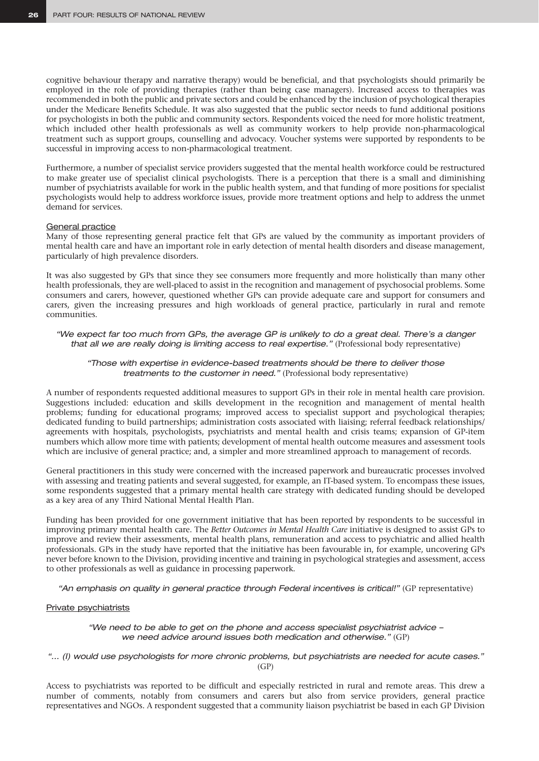cognitive behaviour therapy and narrative therapy) would be beneficial, and that psychologists should primarily be employed in the role of providing therapies (rather than being case managers). Increased access to therapies was recommended in both the public and private sectors and could be enhanced by the inclusion of psychological therapies under the Medicare Benefits Schedule. It was also suggested that the public sector needs to fund additional positions for psychologists in both the public and community sectors. Respondents voiced the need for more holistic treatment, which included other health professionals as well as community workers to help provide non-pharmacological treatment such as support groups, counselling and advocacy. Voucher systems were supported by respondents to be successful in improving access to non-pharmacological treatment.

Furthermore, a number of specialist service providers suggested that the mental health workforce could be restructured to make greater use of specialist clinical psychologists. There is a perception that there is a small and diminishing number of psychiatrists available for work in the public health system, and that funding of more positions for specialist psychologists would help to address workforce issues, provide more treatment options and help to address the unmet demand for services.

General practice

Many of those representing general practice felt that GPs are valued by the community as important providers of mental health care and have an important role in early detection of mental health disorders and disease management, particularly of high prevalence disorders.

It was also suggested by GPs that since they see consumers more frequently and more holistically than many other health professionals, they are well-placed to assist in the recognition and management of psychosocial problems. Some consumers and carers, however, questioned whether GPs can provide adequate care and support for consumers and carers, given the increasing pressures and high workloads of general practice, particularly in rural and remote communities.

*"We expect far too much from GPs, the average GP is unlikely to do a great deal. There's a danger that all we are really doing is limiting access to real expertise."* (Professional body representative)

*"Those with expertise in evidence-based treatments should be there to deliver those treatments to the customer in need."* (Professional body representative)

A number of respondents requested additional measures to support GPs in their role in mental health care provision. Suggestions included: education and skills development in the recognition and management of mental health problems; funding for educational programs; improved access to specialist support and psychological therapies; dedicated funding to build partnerships; administration costs associated with liaising; referral feedback relationships/ agreements with hospitals, psychologists, psychiatrists and mental health and crisis teams; expansion of GP-item numbers which allow more time with patients; development of mental health outcome measures and assessment tools which are inclusive of general practice; and, a simpler and more streamlined approach to management of records.

General practitioners in this study were concerned with the increased paperwork and bureaucratic processes involved with assessing and treating patients and several suggested, for example, an IT-based system. To encompass these issues, some respondents suggested that a primary mental health care strategy with dedicated funding should be developed as a key area of any Third National Mental Health Plan.

Funding has been provided for one government initiative that has been reported by respondents to be successful in improving primary mental health care. The *Better Outcomes in Mental Health Care* initiative is designed to assist GPs to improve and review their assessments, mental health plans, remuneration and access to psychiatric and allied health professionals. GPs in the study have reported that the initiative has been favourable in, for example, uncovering GPs never before known to the Division, providing incentive and training in psychological strategies and assessment, access to other professionals as well as guidance in processing paperwork.

*"An emphasis on quality in general practice through Federal incentives is critical!"* (GP representative)

Private psychiatrists

*"We need to be able to get on the phone and access specialist psychiatrist advice – we need advice around issues both medication and otherwise."* (GP)

*"... (I) would use psychologists for more chronic problems, but psychiatrists are needed for acute cases."* (GP)

Access to psychiatrists was reported to be difficult and especially restricted in rural and remote areas. This drew a number of comments, notably from consumers and carers but also from service providers, general practice representatives and NGOs. A respondent suggested that a community liaison psychiatrist be based in each GP Division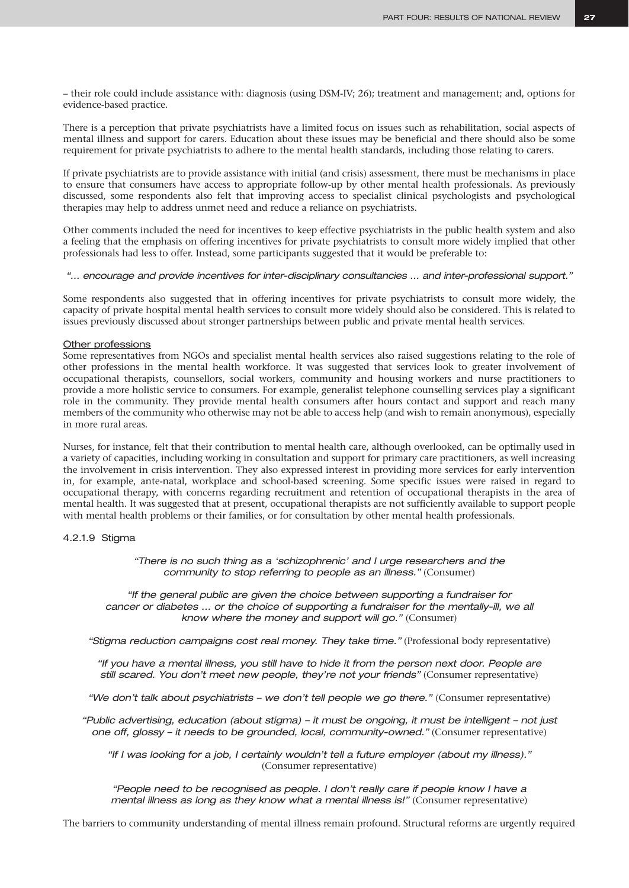– their role could include assistance with: diagnosis (using DSM-IV; 26); treatment and management; and, options for evidence-based practice.

There is a perception that private psychiatrists have a limited focus on issues such as rehabilitation, social aspects of mental illness and support for carers. Education about these issues may be beneficial and there should also be some requirement for private psychiatrists to adhere to the mental health standards, including those relating to carers.

If private psychiatrists are to provide assistance with initial (and crisis) assessment, there must be mechanisms in place to ensure that consumers have access to appropriate follow-up by other mental health professionals. As previously discussed, some respondents also felt that improving access to specialist clinical psychologists and psychological therapies may help to address unmet need and reduce a reliance on psychiatrists.

Other comments included the need for incentives to keep effective psychiatrists in the public health system and also a feeling that the emphasis on offering incentives for private psychiatrists to consult more widely implied that other professionals had less to offer. Instead, some participants suggested that it would be preferable to:

*"... encourage and provide incentives for inter-disciplinary consultancies ... and inter-professional support."*

Some respondents also suggested that in offering incentives for private psychiatrists to consult more widely, the capacity of private hospital mental health services to consult more widely should also be considered. This is related to issues previously discussed about stronger partnerships between public and private mental health services.

Other professions

Some representatives from NGOs and specialist mental health services also raised suggestions relating to the role of other professions in the mental health workforce. It was suggested that services look to greater involvement of occupational therapists, counsellors, social workers, community and housing workers and nurse practitioners to provide a more holistic service to consumers. For example, generalist telephone counselling services play a significant role in the community. They provide mental health consumers after hours contact and support and reach many members of the community who otherwise may not be able to access help (and wish to remain anonymous), especially in more rural areas.

Nurses, for instance, felt that their contribution to mental health care, although overlooked, can be optimally used in a variety of capacities, including working in consultation and support for primary care practitioners, as well increasing the involvement in crisis intervention. They also expressed interest in providing more services for early intervention in, for example, ante-natal, workplace and school-based screening. Some specific issues were raised in regard to occupational therapy, with concerns regarding recruitment and retention of occupational therapists in the area of mental health. It was suggested that at present, occupational therapists are not sufficiently available to support people with mental health problems or their families, or for consultation by other mental health professionals.

#### 4.2.1.9 Stigma

*"There is no such thing as a 'schizophrenic' and I urge researchers and the community to stop referring to people as an illness."* (Consumer)

*"If the general public are given the choice between supporting a fundraiser for cancer or diabetes ... or the choice of supporting a fundraiser for the mentally-ill, we all know where the money and support will go."* (Consumer)

*"Stigma reduction campaigns cost real money. They take time."* (Professional body representative)

*"If you have a mental illness, you still have to hide it from the person next door. People are still scared. You don't meet new people, they're not your friends"* (Consumer representative)

*"We don't talk about psychiatrists – we don't tell people we go there."* (Consumer representative)

*"Public advertising, education (about stigma) – it must be ongoing, it must be intelligent – not just one off, glossy – it needs to be grounded, local, community-owned."* (Consumer representative)

*"If I was looking for a job, I certainly wouldn't tell a future employer (about my illness)."* (Consumer representative)

*"People need to be recognised as people. I don't really care if people know I have a mental illness as long as they know what a mental illness is!"* (Consumer representative)

The barriers to community understanding of mental illness remain profound. Structural reforms are urgently required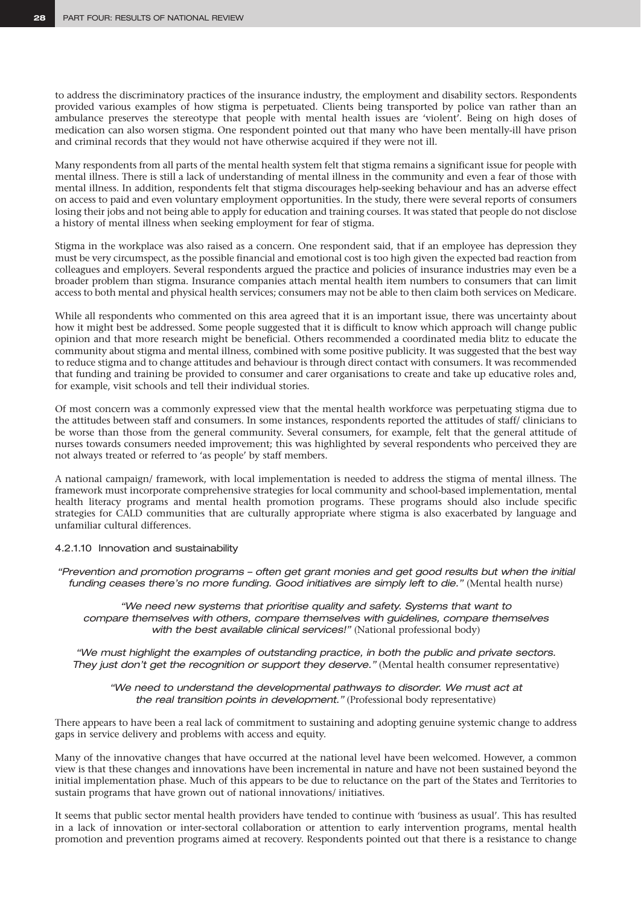to address the discriminatory practices of the insurance industry, the employment and disability sectors. Respondents provided various examples of how stigma is perpetuated. Clients being transported by police van rather than an ambulance preserves the stereotype that people with mental health issues are 'violent'. Being on high doses of medication can also worsen stigma. One respondent pointed out that many who have been mentally-ill have prison and criminal records that they would not have otherwise acquired if they were not ill.

Many respondents from all parts of the mental health system felt that stigma remains a significant issue for people with mental illness. There is still a lack of understanding of mental illness in the community and even a fear of those with mental illness. In addition, respondents felt that stigma discourages help-seeking behaviour and has an adverse effect on access to paid and even voluntary employment opportunities. In the study, there were several reports of consumers losing their jobs and not being able to apply for education and training courses. It was stated that people do not disclose a history of mental illness when seeking employment for fear of stigma.

Stigma in the workplace was also raised as a concern. One respondent said, that if an employee has depression they must be very circumspect, as the possible financial and emotional cost is too high given the expected bad reaction from colleagues and employers. Several respondents argued the practice and policies of insurance industries may even be a broader problem than stigma. Insurance companies attach mental health item numbers to consumers that can limit access to both mental and physical health services; consumers may not be able to then claim both services on Medicare.

While all respondents who commented on this area agreed that it is an important issue, there was uncertainty about how it might best be addressed. Some people suggested that it is difficult to know which approach will change public opinion and that more research might be beneficial. Others recommended a coordinated media blitz to educate the community about stigma and mental illness, combined with some positive publicity. It was suggested that the best way to reduce stigma and to change attitudes and behaviour is through direct contact with consumers. It was recommended that funding and training be provided to consumer and carer organisations to create and take up educative roles and, for example, visit schools and tell their individual stories.

Of most concern was a commonly expressed view that the mental health workforce was perpetuating stigma due to the attitudes between staff and consumers. In some instances, respondents reported the attitudes of staff/ clinicians to be worse than those from the general community. Several consumers, for example, felt that the general attitude of nurses towards consumers needed improvement; this was highlighted by several respondents who perceived they are not always treated or referred to 'as people' by staff members.

A national campaign/ framework, with local implementation is needed to address the stigma of mental illness. The framework must incorporate comprehensive strategies for local community and school-based implementation, mental health literacy programs and mental health promotion programs. These programs should also include specific strategies for CALD communities that are culturally appropriate where stigma is also exacerbated by language and unfamiliar cultural differences.

#### 4.2.1.10 Innovation and sustainability

*"Prevention and promotion programs – often get grant monies and get good results but when the initial funding ceases there's no more funding. Good initiatives are simply left to die."* (Mental health nurse)

*"We need new systems that prioritise quality and safety. Systems that want to compare themselves with others, compare themselves with guidelines, compare themselves with the best available clinical services!"* (National professional body)

*"We must highlight the examples of outstanding practice, in both the public and private sectors. They just don't get the recognition or support they deserve."* (Mental health consumer representative)

*"We need to understand the developmental pathways to disorder. We must act at the real transition points in development."* (Professional body representative)

There appears to have been a real lack of commitment to sustaining and adopting genuine systemic change to address gaps in service delivery and problems with access and equity.

Many of the innovative changes that have occurred at the national level have been welcomed. However, a common view is that these changes and innovations have been incremental in nature and have not been sustained beyond the initial implementation phase. Much of this appears to be due to reluctance on the part of the States and Territories to sustain programs that have grown out of national innovations/ initiatives.

It seems that public sector mental health providers have tended to continue with 'business as usual'. This has resulted in a lack of innovation or inter-sectoral collaboration or attention to early intervention programs, mental health promotion and prevention programs aimed at recovery. Respondents pointed out that there is a resistance to change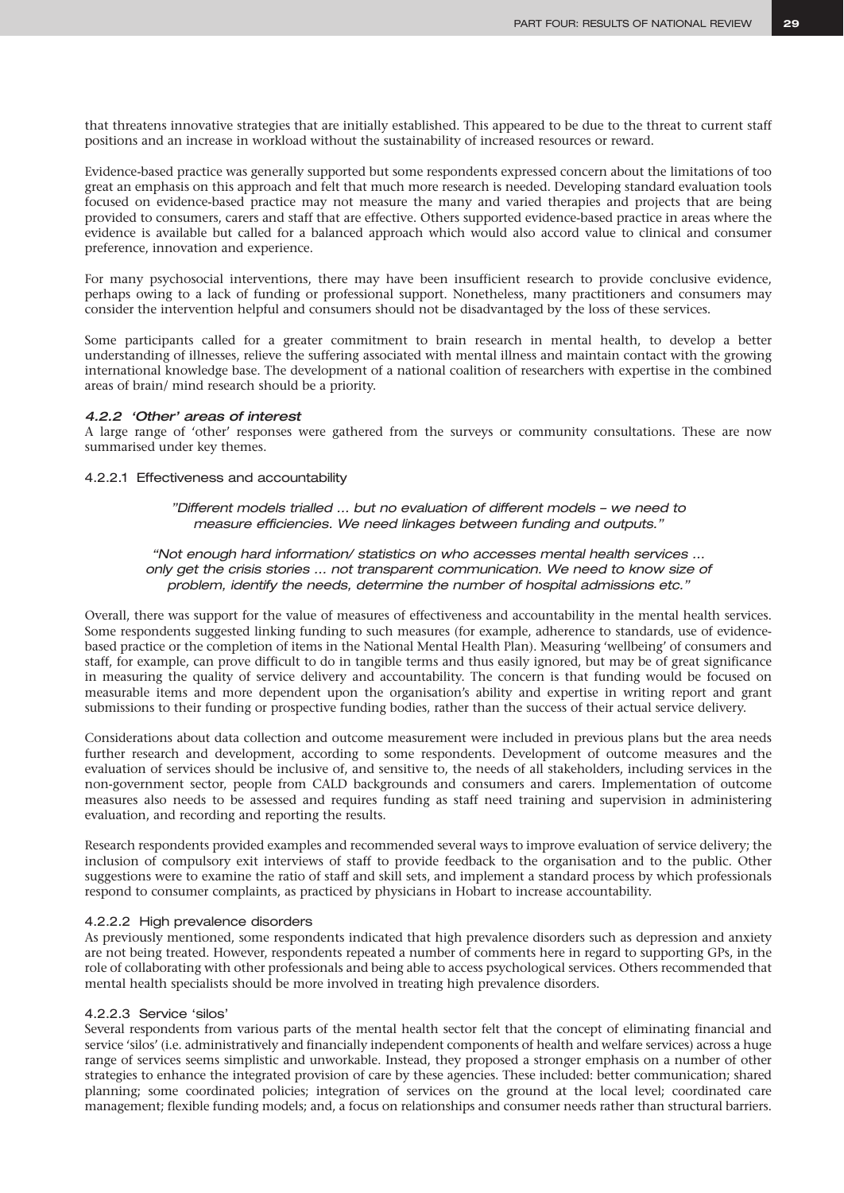that threatens innovative strategies that are initially established. This appeared to be due to the threat to current staff positions and an increase in workload without the sustainability of increased resources or reward.

Evidence-based practice was generally supported but some respondents expressed concern about the limitations of too great an emphasis on this approach and felt that much more research is needed. Developing standard evaluation tools focused on evidence-based practice may not measure the many and varied therapies and projects that are being provided to consumers, carers and staff that are effective. Others supported evidence-based practice in areas where the evidence is available but called for a balanced approach which would also accord value to clinical and consumer preference, innovation and experience.

For many psychosocial interventions, there may have been insufficient research to provide conclusive evidence, perhaps owing to a lack of funding or professional support. Nonetheless, many practitioners and consumers may consider the intervention helpful and consumers should not be disadvantaged by the loss of these services.

Some participants called for a greater commitment to brain research in mental health, to develop a better understanding of illnesses, relieve the suffering associated with mental illness and maintain contact with the growing international knowledge base. The development of a national coalition of researchers with expertise in the combined areas of brain/ mind research should be a priority.

### 4.2.2 'Other' areas of interest

A large range of 'other' responses were gathered from the surveys or community consultations. These are now summarised under key themes.

#### 4.2.2.1 Effectiveness and accountability

> *"Different models trialled ... but no evaluation of different models – we need to measure efficiencies. We need linkages between funding and outputs."*

> *"Not enough hard information/ statistics on who accesses mental health services ... only get the crisis stories ... not transparent communication. We need to know size of problem, identify the needs, determine the number of hospital admissions etc."*

Overall, there was support for the value of measures of effectiveness and accountability in the mental health services. Some respondents suggested linking funding to such measures (for example, adherence to standards, use of evidence-based practice or the completion of items in the National Mental Health Plan). Measuring 'wellbeing' of consumers and staff, for example, can prove difficult to do in tangible terms and thus easily ignored, but may be of great significance in measuring the quality of service delivery and accountability. The concern is that funding would be focused on measurable items and more dependent upon the organisation's ability and expertise in writing report and grant submissions to their funding or prospective funding bodies, rather than the success of their actual service delivery.

Considerations about data collection and outcome measurement were included in previous plans but the area needs further research and development, according to some respondents. Development of outcome measures and the evaluation of services should be inclusive of, and sensitive to, the needs of all stakeholders, including services in the non-government sector, people from CALD backgrounds and consumers and carers. Implementation of outcome measures also needs to be assessed and requires funding as staff need training and supervision in administering evaluation, and recording and reporting the results.

Research respondents provided examples and recommended several ways to improve evaluation of service delivery; the inclusion of compulsory exit interviews of staff to provide feedback to the organisation and to the public. Other suggestions were to examine the ratio of staff and skill sets, and implement a standard process by which professionals respond to consumer complaints, as practiced by physicians in Hobart to increase accountability.

#### 4.2.2.2 High prevalence disorders

As previously mentioned, some respondents indicated that high prevalence disorders such as depression and anxiety are not being treated. However, respondents repeated a number of comments here in regard to supporting GPs, in the role of collaborating with other professionals and being able to access psychological services. Others recommended that mental health specialists should be more involved in treating high prevalence disorders.

#### 4.2.2.3 Service 'silos'

Several respondents from various parts of the mental health sector felt that the concept of eliminating financial and service 'silos' (i.e. administratively and financially independent components of health and welfare services) across a huge range of services seems simplistic and unworkable. Instead, they proposed a stronger emphasis on a number of other strategies to enhance the integrated provision of care by these agencies. These included: better communication; shared planning; some coordinated policies; integration of services on the ground at the local level; coordinated care management; flexible funding models; and, a focus on relationships and consumer needs rather than structural barriers.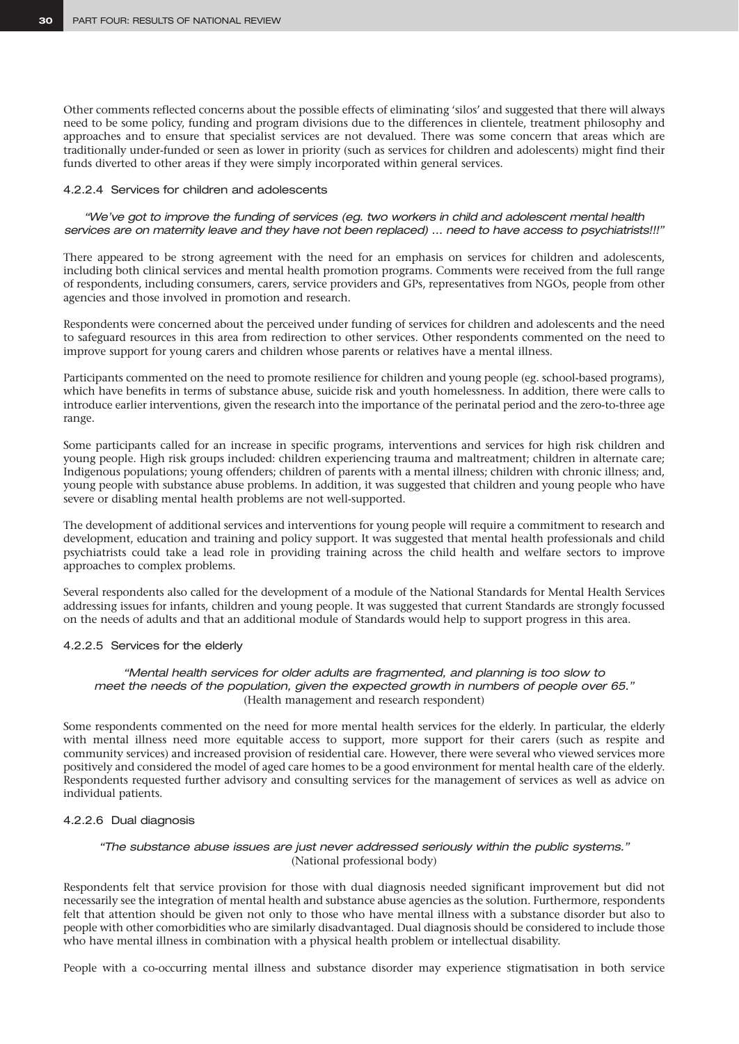Other comments reflected concerns about the possible effects of eliminating 'silos' and suggested that there will always need to be some policy, funding and program divisions due to the differences in clientele, treatment philosophy and approaches and to ensure that specialist services are not devalued. There was some concern that areas which are traditionally under-funded or seen as lower in priority (such as services for children and adolescents) might find their funds diverted to other areas if they were simply incorporated within general services.

#### 4.2.2.4 Services for children and adolescents

*"We've got to improve the funding of services (eg. two workers in child and adolescent mental health services are on maternity leave and they have not been replaced) ... need to have access to psychiatrists!!!"*

There appeared to be strong agreement with the need for an emphasis on services for children and adolescents, including both clinical services and mental health promotion programs. Comments were received from the full range of respondents, including consumers, carers, service providers and GPs, representatives from NGOs, people from other agencies and those involved in promotion and research.

Respondents were concerned about the perceived under funding of services for children and adolescents and the need to safeguard resources in this area from redirection to other services. Other respondents commented on the need to improve support for young carers and children whose parents or relatives have a mental illness.

Participants commented on the need to promote resilience for children and young people (eg. school-based programs), which have benefits in terms of substance abuse, suicide risk and youth homelessness. In addition, there were calls to introduce earlier interventions, given the research into the importance of the perinatal period and the zero-to-three age range.

Some participants called for an increase in specific programs, interventions and services for high risk children and young people. High risk groups included: children experiencing trauma and maltreatment; children in alternate care; Indigenous populations; young offenders; children of parents with a mental illness; children with chronic illness; and, young people with substance abuse problems. In addition, it was suggested that children and young people who have severe or disabling mental health problems are not well-supported.

The development of additional services and interventions for young people will require a commitment to research and development, education and training and policy support. It was suggested that mental health professionals and child psychiatrists could take a lead role in providing training across the child health and welfare sectors to improve approaches to complex problems.

Several respondents also called for the development of a module of the National Standards for Mental Health Services addressing issues for infants, children and young people. It was suggested that current Standards are strongly focussed on the needs of adults and that an additional module of Standards would help to support progress in this area.

#### 4.2.2.5 Services for the elderly

*"Mental health services for older adults are fragmented, and planning is too slow to meet the needs of the population, given the expected growth in numbers of people over 65."*
(Health management and research respondent)

Some respondents commented on the need for more mental health services for the elderly. In particular, the elderly with mental illness need more equitable access to support, more support for their carers (such as respite and community services) and increased provision of residential care. However, there were several who viewed services more positively and considered the model of aged care homes to be a good environment for mental health care of the elderly. Respondents requested further advisory and consulting services for the management of services as well as advice on individual patients.

#### 4.2.2.6 Dual diagnosis

*"The substance abuse issues are just never addressed seriously within the public systems."*
(National professional body)

Respondents felt that service provision for those with dual diagnosis needed significant improvement but did not necessarily see the integration of mental health and substance abuse agencies as the solution. Furthermore, respondents felt that attention should be given not only to those who have mental illness with a substance disorder but also to people with other comorbidities who are similarly disadvantaged. Dual diagnosis should be considered to include those who have mental illness in combination with a physical health problem or intellectual disability.

People with a co-occurring mental illness and substance disorder may experience stigmatisation in both service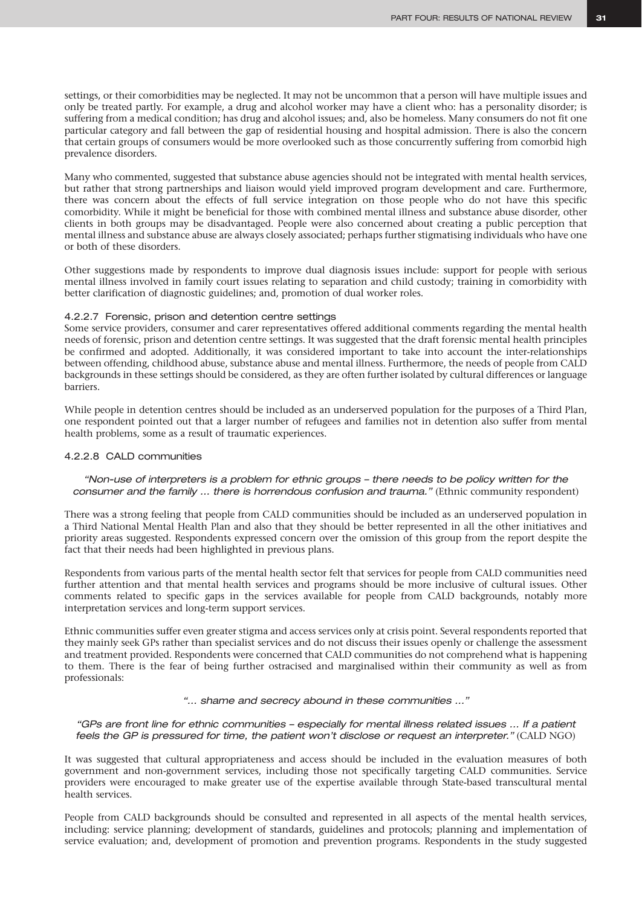settings, or their comorbidities may be neglected. It may not be uncommon that a person will have multiple issues and only be treated partly. For example, a drug and alcohol worker may have a client who: has a personality disorder; is suffering from a medical condition; has drug and alcohol issues; and, also be homeless. Many consumers do not fit one particular category and fall between the gap of residential housing and hospital admission. There is also the concern that certain groups of consumers would be more overlooked such as those concurrently suffering from comorbid high prevalence disorders.

Many who commented, suggested that substance abuse agencies should not be integrated with mental health services, but rather that strong partnerships and liaison would yield improved program development and care. Furthermore, there was concern about the effects of full service integration on those people who do not have this specific comorbidity. While it might be beneficial for those with combined mental illness and substance abuse disorder, other clients in both groups may be disadvantaged. People were also concerned about creating a public perception that mental illness and substance abuse are always closely associated; perhaps further stigmatising individuals who have one or both of these disorders.

Other suggestions made by respondents to improve dual diagnosis issues include: support for people with serious mental illness involved in family court issues relating to separation and child custody; training in comorbidity with better clarification of diagnostic guidelines; and, promotion of dual worker roles.

#### 4.2.2.7 Forensic, prison and detention centre settings

Some service providers, consumer and carer representatives offered additional comments regarding the mental health needs of forensic, prison and detention centre settings. It was suggested that the draft forensic mental health principles be confirmed and adopted. Additionally, it was considered important to take into account the inter-relationships between offending, childhood abuse, substance abuse and mental illness. Furthermore, the needs of people from CALD backgrounds in these settings should be considered, as they are often further isolated by cultural differences or language barriers.

While people in detention centres should be included as an underserved population for the purposes of a Third Plan, one respondent pointed out that a larger number of refugees and families not in detention also suffer from mental health problems, some as a result of traumatic experiences.

#### 4.2.2.8 CALD communities

> *"Non-use of interpreters is a problem for ethnic groups – there needs to be policy written for the consumer and the family ... there is horrendous confusion and trauma."* (Ethnic community respondent)

There was a strong feeling that people from CALD communities should be included as an underserved population in a Third National Mental Health Plan and also that they should be better represented in all the other initiatives and priority areas suggested. Respondents expressed concern over the omission of this group from the report despite the fact that their needs had been highlighted in previous plans.

Respondents from various parts of the mental health sector felt that services for people from CALD communities need further attention and that mental health services and programs should be more inclusive of cultural issues. Other comments related to specific gaps in the services available for people from CALD backgrounds, notably more interpretation services and long-term support services.

Ethnic communities suffer even greater stigma and access services only at crisis point. Several respondents reported that they mainly seek GPs rather than specialist services and do not discuss their issues openly or challenge the assessment and treatment provided. Respondents were concerned that CALD communities do not comprehend what is happening to them. There is the fear of being further ostracised and marginalised within their community as well as from professionals:

> *"... shame and secrecy abound in these communities ..."*

> *"GPs are front line for ethnic communities – especially for mental illness related issues ... If a patient feels the GP is pressured for time, the patient won't disclose or request an interpreter."* (CALD NGO)

It was suggested that cultural appropriateness and access should be included in the evaluation measures of both government and non-government services, including those not specifically targeting CALD communities. Service providers were encouraged to make greater use of the expertise available through State-based transcultural mental health services.

People from CALD backgrounds should be consulted and represented in all aspects of the mental health services, including: service planning; development of standards, guidelines and protocols; planning and implementation of service evaluation; and, development of promotion and prevention programs. Respondents in the study suggested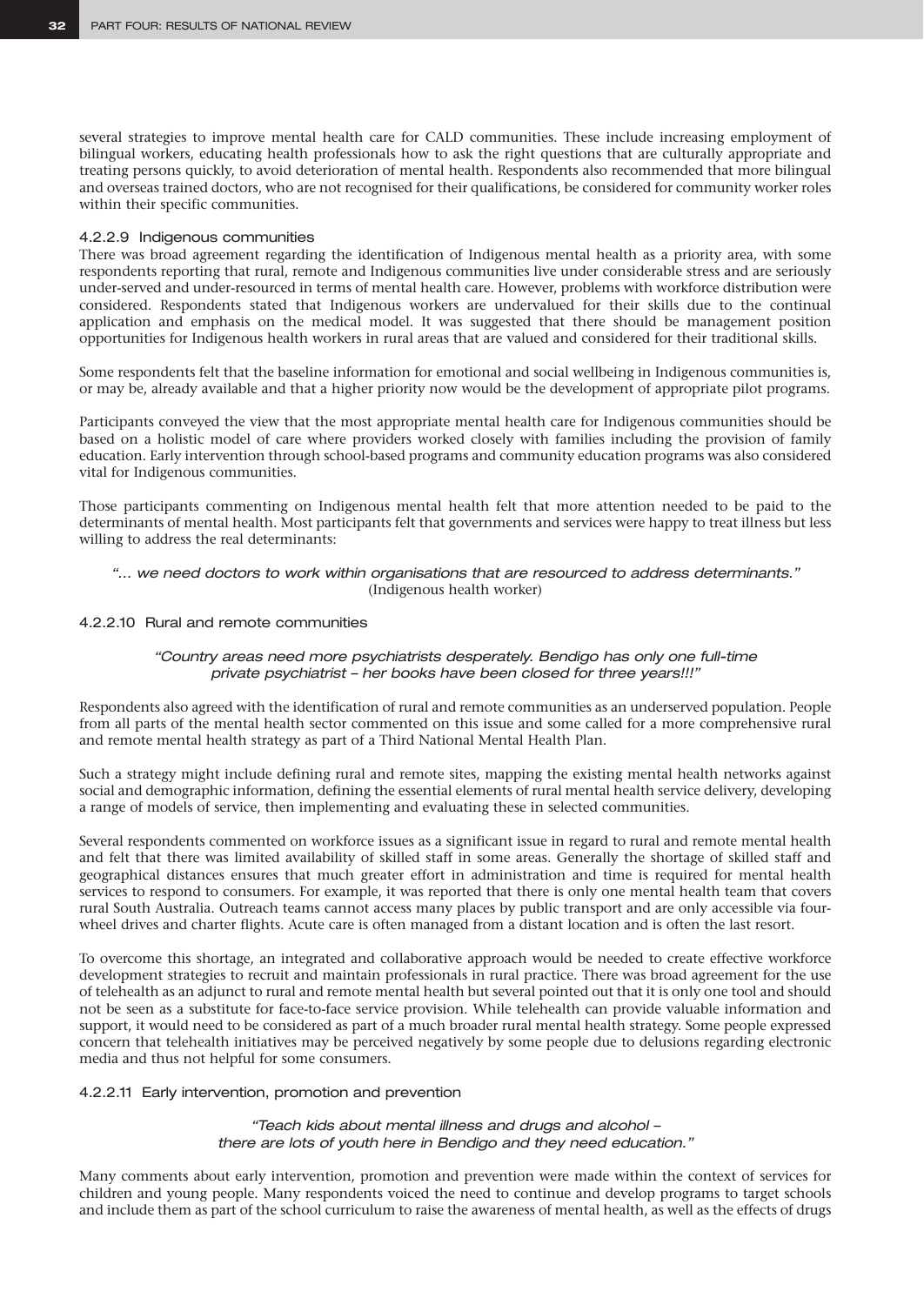several strategies to improve mental health care for CALD communities. These include increasing employment of bilingual workers, educating health professionals how to ask the right questions that are culturally appropriate and treating persons quickly, to avoid deterioration of mental health. Respondents also recommended that more bilingual and overseas trained doctors, who are not recognised for their qualifications, be considered for community worker roles within their specific communities.

#### 4.2.2.9 Indigenous communities

There was broad agreement regarding the identification of Indigenous mental health as a priority area, with some respondents reporting that rural, remote and Indigenous communities live under considerable stress and are seriously under-served and under-resourced in terms of mental health care. However, problems with workforce distribution were considered. Respondents stated that Indigenous workers are undervalued for their skills due to the continual application and emphasis on the medical model. It was suggested that there should be management position opportunities for Indigenous health workers in rural areas that are valued and considered for their traditional skills.

Some respondents felt that the baseline information for emotional and social wellbeing in Indigenous communities is, or may be, already available and that a higher priority now would be the development of appropriate pilot programs.

Participants conveyed the view that the most appropriate mental health care for Indigenous communities should be based on a holistic model of care where providers worked closely with families including the provision of family education. Early intervention through school-based programs and community education programs was also considered vital for Indigenous communities.

Those participants commenting on Indigenous mental health felt that more attention needed to be paid to the determinants of mental health. Most participants felt that governments and services were happy to treat illness but less willing to address the real determinants:

> *"… we need doctors to work within organisations that are resourced to address determinants."*
> (Indigenous health worker)

#### 4.2.2.10 Rural and remote communities

> *"Country areas need more psychiatrists desperately. Bendigo has only one full-time private psychiatrist – her books have been closed for three years!!!"*

Respondents also agreed with the identification of rural and remote communities as an underserved population. People from all parts of the mental health sector commented on this issue and some called for a more comprehensive rural and remote mental health strategy as part of a Third National Mental Health Plan.

Such a strategy might include defining rural and remote sites, mapping the existing mental health networks against social and demographic information, defining the essential elements of rural mental health service delivery, developing a range of models of service, then implementing and evaluating these in selected communities.

Several respondents commented on workforce issues as a significant issue in regard to rural and remote mental health and felt that there was limited availability of skilled staff in some areas. Generally the shortage of skilled staff and geographical distances ensures that much greater effort in administration and time is required for mental health services to respond to consumers. For example, it was reported that there is only one mental health team that covers rural South Australia. Outreach teams cannot access many places by public transport and are only accessible via four-wheel drives and charter flights. Acute care is often managed from a distant location and is often the last resort.

To overcome this shortage, an integrated and collaborative approach would be needed to create effective workforce development strategies to recruit and maintain professionals in rural practice. There was broad agreement for the use of telehealth as an adjunct to rural and remote mental health but several pointed out that it is only one tool and should not be seen as a substitute for face-to-face service provision. While telehealth can provide valuable information and support, it would need to be considered as part of a much broader rural mental health strategy. Some people expressed concern that telehealth initiatives may be perceived negatively by some people due to delusions regarding electronic media and thus not helpful for some consumers.

#### 4.2.2.11 Early intervention, promotion and prevention

> *"Teach kids about mental illness and drugs and alcohol – there are lots of youth here in Bendigo and they need education."*

Many comments about early intervention, promotion and prevention were made within the context of services for children and young people. Many respondents voiced the need to continue and develop programs to target schools and include them as part of the school curriculum to raise the awareness of mental health, as well as the effects of drugs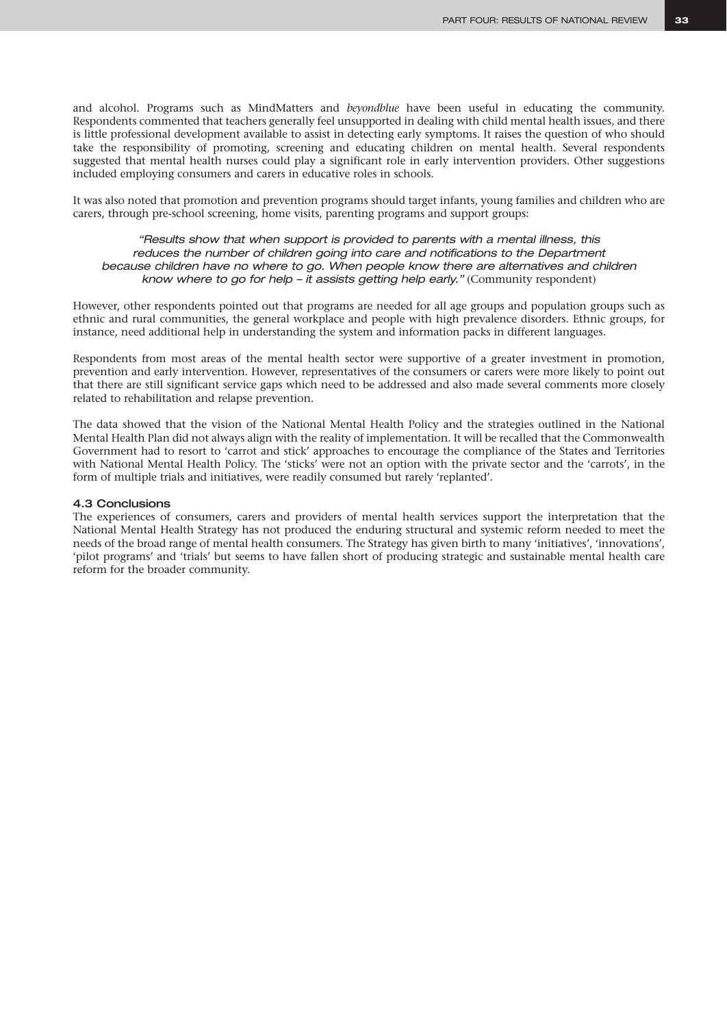and alcohol. Programs such as MindMatters and *beyondblue* have been useful in educating the community. Respondents commented that teachers generally feel unsupported in dealing with child mental health issues, and there is little professional development available to assist in detecting early symptoms. It raises the question of who should take the responsibility of promoting, screening and educating children on mental health. Several respondents suggested that mental health nurses could play a significant role in early intervention providers. Other suggestions included employing consumers and carers in educative roles in schools.

It was also noted that promotion and prevention programs should target infants, young families and children who are carers, through pre-school screening, home visits, parenting programs and support groups:

> *"Results show that when support is provided to parents with a mental illness, this reduces the number of children going into care and notifications to the Department because children have no where to go. When people know there are alternatives and children know where to go for help – it assists getting help early."* (Community respondent)

However, other respondents pointed out that programs are needed for all age groups and population groups such as ethnic and rural communities, the general workplace and people with high prevalence disorders. Ethnic groups, for instance, need additional help in understanding the system and information packs in different languages.

Respondents from most areas of the mental health sector were supportive of a greater investment in promotion, prevention and early intervention. However, representatives of the consumers or carers were more likely to point out that there are still significant service gaps which need to be addressed and also made several comments more closely related to rehabilitation and relapse prevention.

The data showed that the vision of the National Mental Health Policy and the strategies outlined in the National Mental Health Plan did not always align with the reality of implementation. It will be recalled that the Commonwealth Government had to resort to 'carrot and stick' approaches to encourage the compliance of the States and Territories with National Mental Health Policy. The 'sticks' were not an option with the private sector and the 'carrots', in the form of multiple trials and initiatives, were readily consumed but rarely 'replanted'.

### 4.3 Conclusions

The experiences of consumers, carers and providers of mental health services support the interpretation that the National Mental Health Strategy has not produced the enduring structural and systemic reform needed to meet the needs of the broad range of mental health consumers. The Strategy has given birth to many 'initiatives', 'innovations', 'pilot programs' and 'trials' but seems to have fallen short of producing strategic and sustainable mental health care reform for the broader community.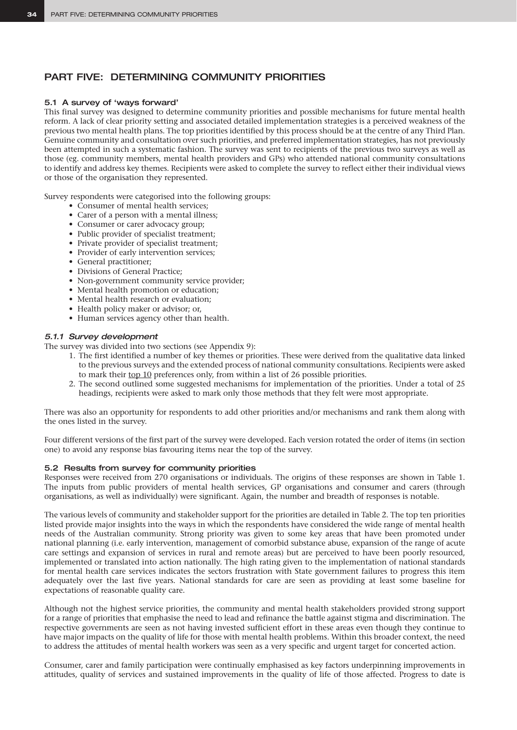# PART FIVE: DETERMINING COMMUNITY PRIORITIES

### 5.1 A survey of 'ways forward'

This final survey was designed to determine community priorities and possible mechanisms for future mental health reform. A lack of clear priority setting and associated detailed implementation strategies is a perceived weakness of the previous two mental health plans. The top priorities identified by this process should be at the centre of any Third Plan. Genuine community and consultation over such priorities, and preferred implementation strategies, has not previously been attempted in such a systematic fashion. The survey was sent to recipients of the previous two surveys as well as those (eg. community members, mental health providers and GPs) who attended national community consultations to identify and address key themes. Recipients were asked to complete the survey to reflect either their individual views or those of the organisation they represented.

Survey respondents were categorised into the following groups:

- Consumer of mental health services;
- Carer of a person with a mental illness;
- Consumer or carer advocacy group;
- Public provider of specialist treatment;
- Private provider of specialist treatment;
- Provider of early intervention services;
- General practitioner;
- Divisions of General Practice;
- Non-government community service provider;
- Mental health promotion or education;
- Mental health research or evaluation;
- Health policy maker or advisor; or,
- Human services agency other than health.

#### *5.1.1 Survey development*

The survey was divided into two sections (see Appendix 9):

1. The first identified a number of key themes or priorities. These were derived from the qualitative data linked to the previous surveys and the extended process of national community consultations. Recipients were asked to mark their <u>top 10</u> preferences only, from within a list of 26 possible priorities.
2. The second outlined some suggested mechanisms for implementation of the priorities. Under a total of 25 headings, recipients were asked to mark only those methods that they felt were most appropriate.

There was also an opportunity for respondents to add other priorities and/or mechanisms and rank them along with the ones listed in the survey.

Four different versions of the first part of the survey were developed. Each version rotated the order of items (in section one) to avoid any response bias favouring items near the top of the survey.

### 5.2 Results from survey for community priorities

Responses were received from 270 organisations or individuals. The origins of these responses are shown in Table 1. The inputs from public providers of mental health services, GP organisations and consumer and carers (through organisations, as well as individually) were significant. Again, the number and breadth of responses is notable.

The various levels of community and stakeholder support for the priorities are detailed in Table 2. The top ten priorities listed provide major insights into the ways in which the respondents have considered the wide range of mental health needs of the Australian community. Strong priority was given to some key areas that have been promoted under national planning (i.e. early intervention, management of comorbid substance abuse, expansion of the range of acute care settings and expansion of services in rural and remote areas) but are perceived to have been poorly resourced, implemented or translated into action nationally. The high rating given to the implementation of national standards for mental health care services indicates the sectors frustration with State government failures to progress this item adequately over the last five years. National standards for care are seen as providing at least some baseline for expectations of reasonable quality care.

Although not the highest service priorities, the community and mental health stakeholders provided strong support for a range of priorities that emphasise the need to lead and refinance the battle against stigma and discrimination. The respective governments are seen as not having invested sufficient effort in these areas even though they continue to have major impacts on the quality of life for those with mental health problems. Within this broader context, the need to address the attitudes of mental health workers was seen as a very specific and urgent target for concerted action.

Consumer, carer and family participation were continually emphasised as key factors underpinning improvements in attitudes, quality of services and sustained improvements in the quality of life of those affected. Progress to date is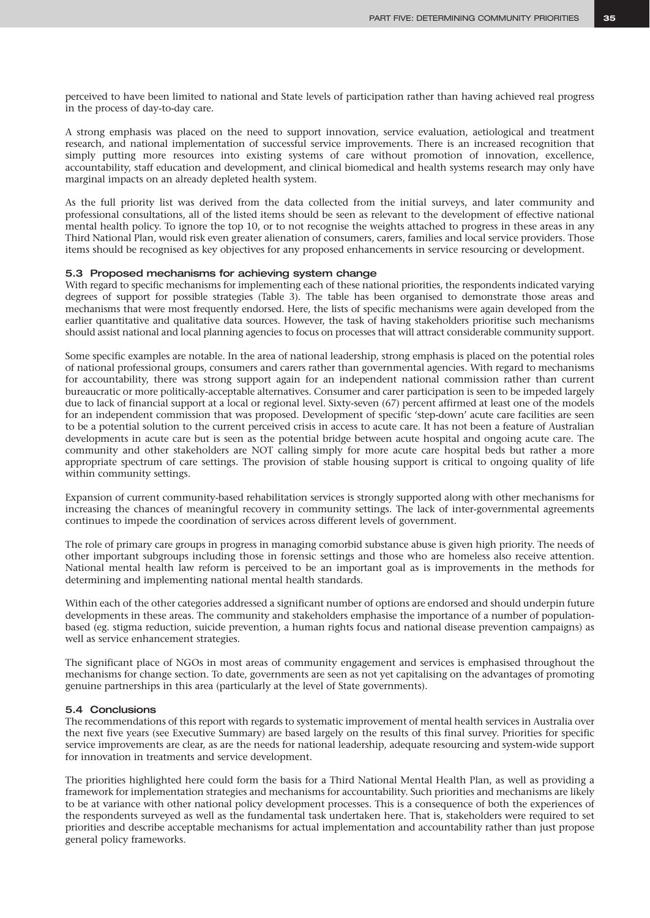perceived to have been limited to national and State levels of participation rather than having achieved real progress in the process of day-to-day care.

A strong emphasis was placed on the need to support innovation, service evaluation, aetiological and treatment research, and national implementation of successful service improvements. There is an increased recognition that simply putting more resources into existing systems of care without promotion of innovation, excellence, accountability, staff education and development, and clinical biomedical and health systems research may only have marginal impacts on an already depleted health system.

As the full priority list was derived from the data collected from the initial surveys, and later community and professional consultations, all of the listed items should be seen as relevant to the development of effective national mental health policy. To ignore the top 10, or to not recognise the weights attached to progress in these areas in any Third National Plan, would risk even greater alienation of consumers, carers, families and local service providers. Those items should be recognised as key objectives for any proposed enhancements in service resourcing or development.

### 5.3 Proposed mechanisms for achieving system change

With regard to specific mechanisms for implementing each of these national priorities, the respondents indicated varying degrees of support for possible strategies (Table 3). The table has been organised to demonstrate those areas and mechanisms that were most frequently endorsed. Here, the lists of specific mechanisms were again developed from the earlier quantitative and qualitative data sources. However, the task of having stakeholders prioritise such mechanisms should assist national and local planning agencies to focus on processes that will attract considerable community support.

Some specific examples are notable. In the area of national leadership, strong emphasis is placed on the potential roles of national professional groups, consumers and carers rather than governmental agencies. With regard to mechanisms for accountability, there was strong support again for an independent national commission rather than current bureaucratic or more politically-acceptable alternatives. Consumer and carer participation is seen to be impeded largely due to lack of financial support at a local or regional level. Sixty-seven (67) percent affirmed at least one of the models for an independent commission that was proposed. Development of specific 'step-down' acute care facilities are seen to be a potential solution to the current perceived crisis in access to acute care. It has not been a feature of Australian developments in acute care but is seen as the potential bridge between acute hospital and ongoing acute care. The community and other stakeholders are NOT calling simply for more acute care hospital beds but rather a more appropriate spectrum of care settings. The provision of stable housing support is critical to ongoing quality of life within community settings.

Expansion of current community-based rehabilitation services is strongly supported along with other mechanisms for increasing the chances of meaningful recovery in community settings. The lack of inter-governmental agreements continues to impede the coordination of services across different levels of government.

The role of primary care groups in progress in managing comorbid substance abuse is given high priority. The needs of other important subgroups including those in forensic settings and those who are homeless also receive attention. National mental health law reform is perceived to be an important goal as is improvements in the methods for determining and implementing national mental health standards.

Within each of the other categories addressed a significant number of options are endorsed and should underpin future developments in these areas. The community and stakeholders emphasise the importance of a number of population-based (eg. stigma reduction, suicide prevention, a human rights focus and national disease prevention campaigns) as well as service enhancement strategies.

The significant place of NGOs in most areas of community engagement and services is emphasised throughout the mechanisms for change section. To date, governments are seen as not yet capitalising on the advantages of promoting genuine partnerships in this area (particularly at the level of State governments).

### 5.4 Conclusions

The recommendations of this report with regards to systematic improvement of mental health services in Australia over the next five years (see Executive Summary) are based largely on the results of this final survey. Priorities for specific service improvements are clear, as are the needs for national leadership, adequate resourcing and system-wide support for innovation in treatments and service development.

The priorities highlighted here could form the basis for a Third National Mental Health Plan, as well as providing a framework for implementation strategies and mechanisms for accountability. Such priorities and mechanisms are likely to be at variance with other national policy development processes. This is a consequence of both the experiences of the respondents surveyed as well as the fundamental task undertaken here. That is, stakeholders were required to set priorities and describe acceptable mechanisms for actual implementation and accountability rather than just propose general policy frameworks.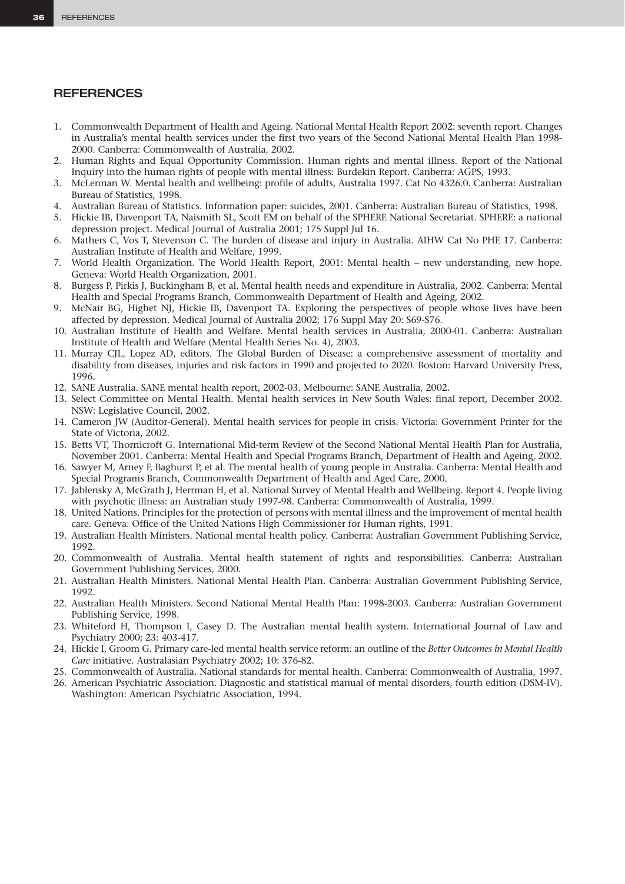## REFERENCES

1. Commonwealth Department of Health and Ageing. National Mental Health Report 2002: seventh report. Changes in Australia's mental health services under the first two years of the Second National Mental Health Plan 1998-2000. Canberra: Commonwealth of Australia, 2002.
2. Human Rights and Equal Opportunity Commission. Human rights and mental illness. Report of the National Inquiry into the human rights of people with mental illness: Burdekin Report. Canberra: AGPS, 1993.
3. McLennan W. Mental health and wellbeing: profile of adults, Australia 1997. Cat No 4326.0. Canberra: Australian Bureau of Statistics, 1998.
4. Australian Bureau of Statistics. Information paper: suicides, 2001. Canberra: Australian Bureau of Statistics, 1998.
5. Hickie IB, Davenport TA, Naismith SL, Scott EM on behalf of the SPHERE National Secretariat. SPHERE: a national depression project. Medical Journal of Australia 2001; 175 Suppl Jul 16.
6. Mathers C, Vos T, Stevenson C. The burden of disease and injury in Australia. AIHW Cat No PHE 17. Canberra: Australian Institute of Health and Welfare, 1999.
7. World Health Organization. The World Health Report, 2001: Mental health – new understanding, new hope. Geneva: World Health Organization, 2001.
8. Burgess P, Pirkis J, Buckingham B, et al. Mental health needs and expenditure in Australia, 2002. Canberra: Mental Health and Special Programs Branch, Commonwealth Department of Health and Ageing, 2002.
9. McNair BG, Highet NJ, Hickie IB, Davenport TA. Exploring the perspectives of people whose lives have been affected by depression. Medical Journal of Australia 2002; 176 Suppl May 20: S69-S76.
10. Australian Institute of Health and Welfare. Mental health services in Australia, 2000-01. Canberra: Australian Institute of Health and Welfare (Mental Health Series No. 4), 2003.
11. Murray CJL, Lopez AD, editors. The Global Burden of Disease: a comprehensive assessment of mortality and disability from diseases, injuries and risk factors in 1990 and projected to 2020. Boston: Harvard University Press, 1996.
12. SANE Australia. SANE mental health report, 2002-03. Melbourne: SANE Australia, 2002.
13. Select Committee on Mental Health. Mental health services in New South Wales: final report, December 2002. NSW: Legislative Council, 2002.
14. Cameron JW (Auditor-General). Mental health services for people in crisis. Victoria: Government Printer for the State of Victoria, 2002.
15. Betts VT, Thornicroft G. International Mid-term Review of the Second National Mental Health Plan for Australia, November 2001. Canberra: Mental Health and Special Programs Branch, Department of Health and Ageing, 2002.
16. Sawyer M, Arney F, Baghurst P, et al. The mental health of young people in Australia. Canberra: Mental Health and Special Programs Branch, Commonwealth Department of Health and Aged Care, 2000.
17. Jablensky A, McGrath J, Herrman H, et al. National Survey of Mental Health and Wellbeing. Report 4. People living with psychotic illness: an Australian study 1997-98. Canberra: Commonwealth of Australia, 1999.
18. United Nations. Principles for the protection of persons with mental illness and the improvement of mental health care. Geneva: Office of the United Nations High Commissioner for Human rights, 1991.
19. Australian Health Ministers. National mental health policy. Canberra: Australian Government Publishing Service, 1992.
20. Commonwealth of Australia. Mental health statement of rights and responsibilities. Canberra: Australian Government Publishing Services, 2000.
21. Australian Health Ministers. National Mental Health Plan. Canberra: Australian Government Publishing Service, 1992.
22. Australian Health Ministers. Second National Mental Health Plan: 1998-2003. Canberra: Australian Government Publishing Service, 1998.
23. Whiteford H, Thompson I, Casey D. The Australian mental health system. International Journal of Law and Psychiatry 2000; 23: 403-417.
24. Hickie I, Groom G. Primary care-led mental health service reform: an outline of the *Better Outcomes in Mental Health Care* initiative. Australasian Psychiatry 2002; 10: 376-82.
25. Commonwealth of Australia. National standards for mental health. Canberra: Commonwealth of Australia, 1997.
26. American Psychiatric Association. Diagnostic and statistical manual of mental disorders, fourth edition (DSM-IV). Washington: American Psychiatric Association, 1994.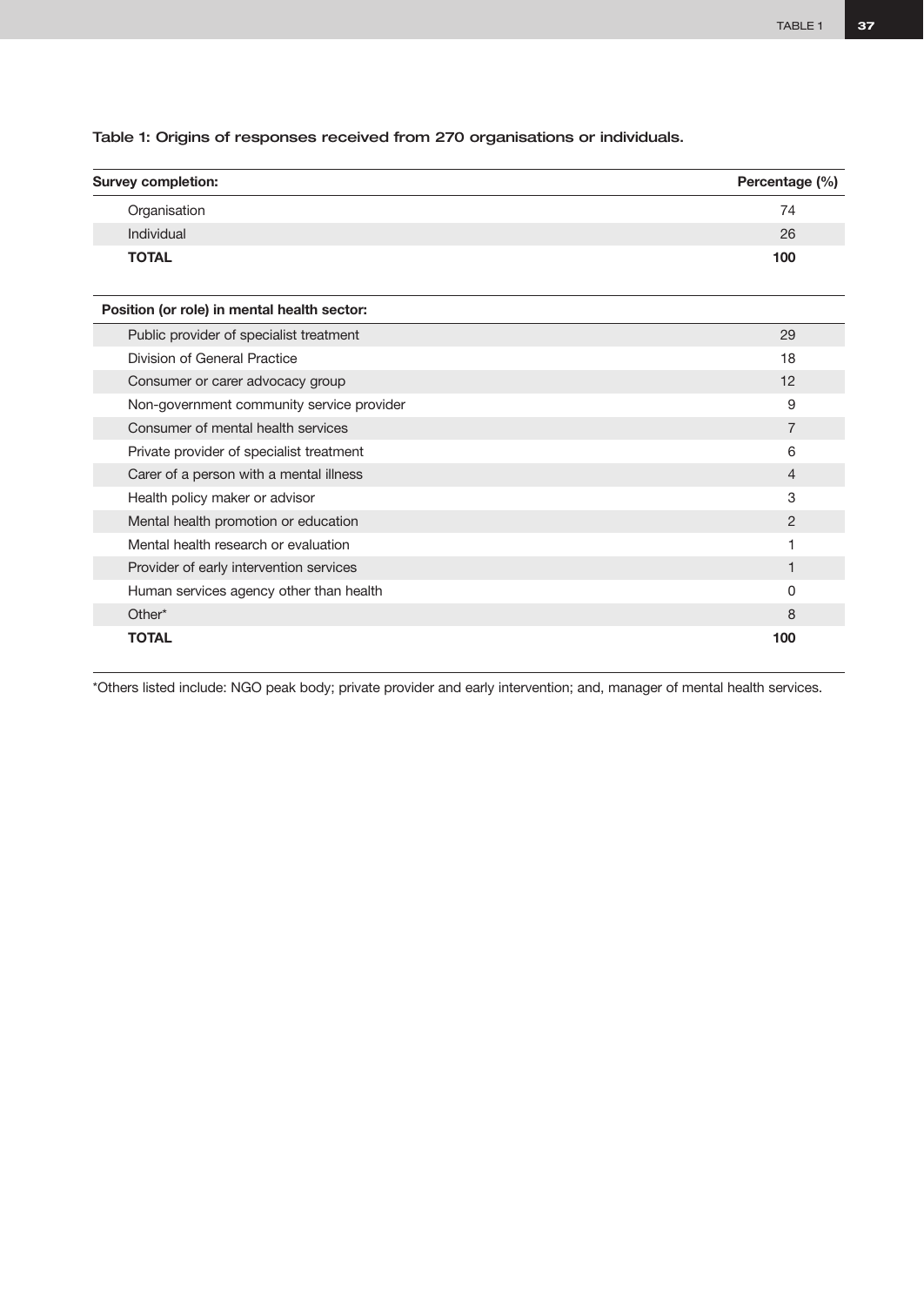Table 1: Origins of responses received from 270 organisations or individuals.

| Survey completion: | Percentage (%) |
|---|---|
| Organisation | 74 |
| Individual | 26 |
| **TOTAL** | **100** |

| Position (or role) in mental health sector: | |
|---|---|
| Public provider of specialist treatment | 29 |
| Division of General Practice | 18 |
| Consumer or carer advocacy group | 12 |
| Non-government community service provider | 9 |
| Consumer of mental health services | 7 |
| Private provider of specialist treatment | 6 |
| Carer of a person with a mental illness | 4 |
| Health policy maker or advisor | 3 |
| Mental health promotion or education | 2 |
| Mental health research or evaluation | 1 |
| Provider of early intervention services | 1 |
| Human services agency other than health | 0 |
| Other* | 8 |
| **TOTAL** | **100** |

*Others listed include: NGO peak body; private provider and early intervention; and, manager of mental health services.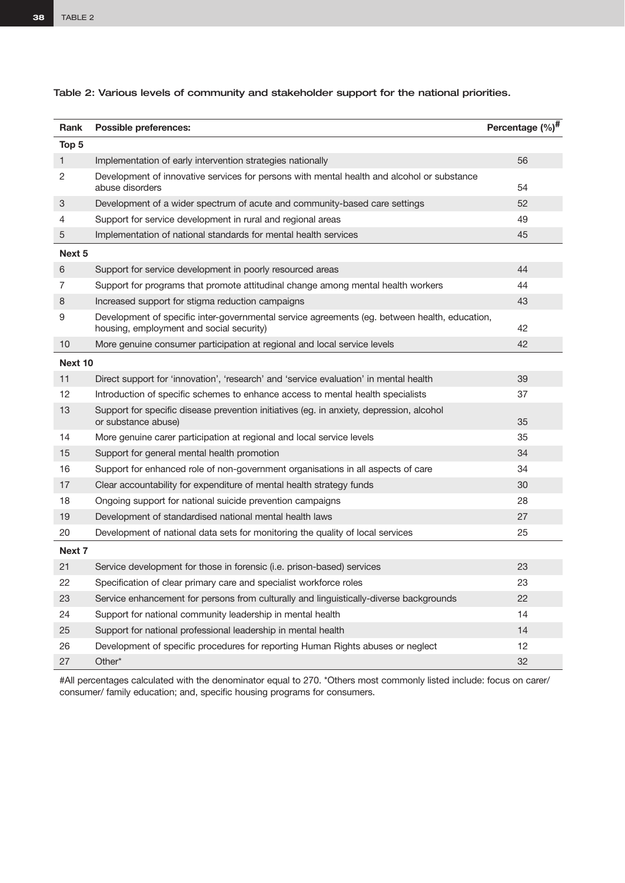Table 2: Various levels of community and stakeholder support for the national priorities.

| Rank | Possible preferences: | Percentage (%)# |
|---|---|---|
| **Top 5** | | |
| 1 | Implementation of early intervention strategies nationally | 56 |
| 2 | Development of innovative services for persons with mental health and alcohol or substance abuse disorders | 54 |
| 3 | Development of a wider spectrum of acute and community-based care settings | 52 |
| 4 | Support for service development in rural and regional areas | 49 |
| 5 | Implementation of national standards for mental health services | 45 |
| **Next 5** | | |
| 6 | Support for service development in poorly resourced areas | 44 |
| 7 | Support for programs that promote attitudinal change among mental health workers | 44 |
| 8 | Increased support for stigma reduction campaigns | 43 |
| 9 | Development of specific inter-governmental service agreements (eg. between health, education, housing, employment and social security) | 42 |
| 10 | More genuine consumer participation at regional and local service levels | 42 |
| **Next 10** | | |
| 11 | Direct support for 'innovation', 'research' and 'service evaluation' in mental health | 39 |
| 12 | Introduction of specific schemes to enhance access to mental health specialists | 37 |
| 13 | Support for specific disease prevention initiatives (eg. in anxiety, depression, alcohol or substance abuse) | 35 |
| 14 | More genuine carer participation at regional and local service levels | 35 |
| 15 | Support for general mental health promotion | 34 |
| 16 | Support for enhanced role of non-government organisations in all aspects of care | 34 |
| 17 | Clear accountability for expenditure of mental health strategy funds | 30 |
| 18 | Ongoing support for national suicide prevention campaigns | 28 |
| 19 | Development of standardised national mental health laws | 27 |
| 20 | Development of national data sets for monitoring the quality of local services | 25 |
| **Next 7** | | |
| 21 | Service development for those in forensic (i.e. prison-based) services | 23 |
| 22 | Specification of clear primary care and specialist workforce roles | 23 |
| 23 | Service enhancement for persons from culturally and linguistically-diverse backgrounds | 22 |
| 24 | Support for national community leadership in mental health | 14 |
| 25 | Support for national professional leadership in mental health | 14 |
| 26 | Development of specific procedures for reporting Human Rights abuses or neglect | 12 |
| 27 | Other* | 32 |

#All percentages calculated with the denominator equal to 270. *Others most commonly listed include: focus on carer/ consumer/ family education; and, specific housing programs for consumers.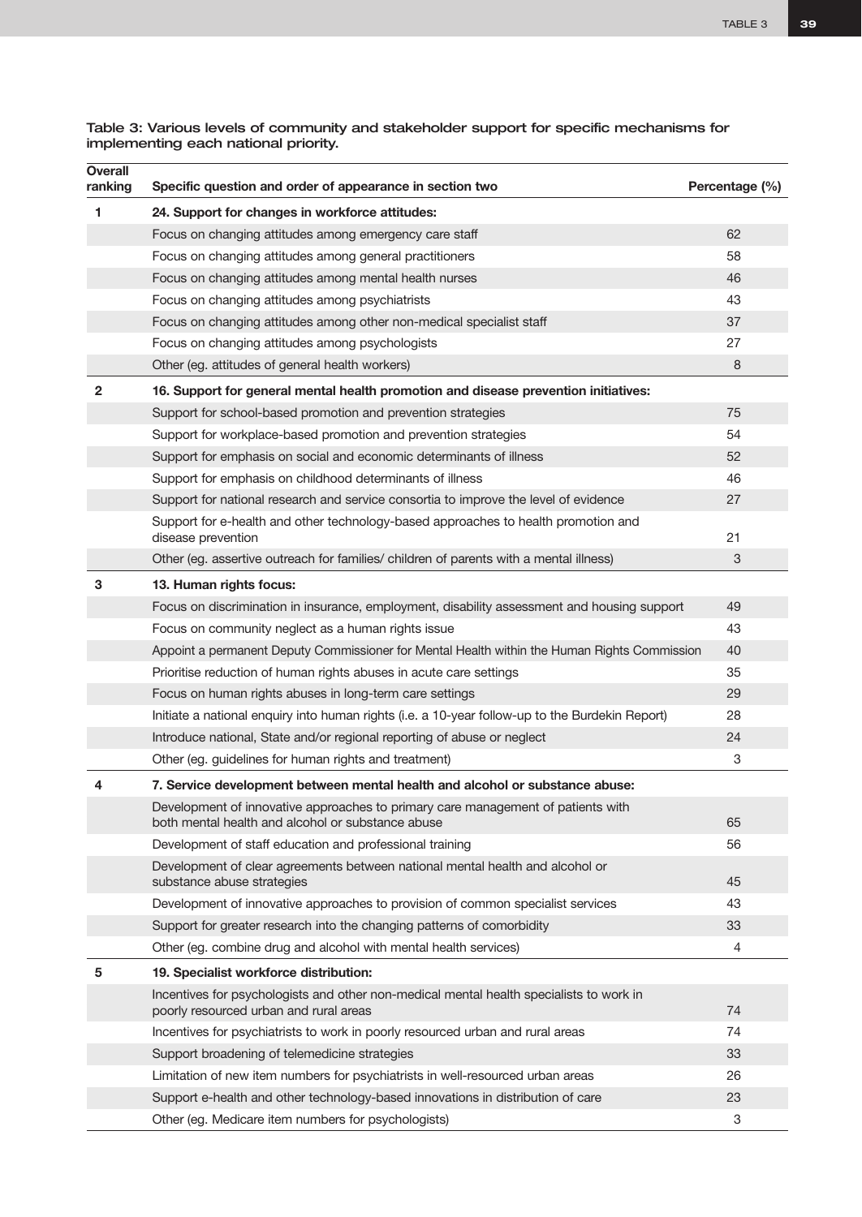**Table 3: Various levels of community and stakeholder support for specific mechanisms for implementing each national priority.**

| Overall ranking | Specific question and order of appearance in section two | Percentage (%) |
|---|---|---|
| 1 | **24. Support for changes in workforce attitudes:** | |
| | Focus on changing attitudes among emergency care staff | 62 |
| | Focus on changing attitudes among general practitioners | 58 |
| | Focus on changing attitudes among mental health nurses | 46 |
| | Focus on changing attitudes among psychiatrists | 43 |
| | Focus on changing attitudes among other non-medical specialist staff | 37 |
| | Focus on changing attitudes among psychologists | 27 |
| | Other (eg. attitudes of general health workers) | 8 |
| 2 | **16. Support for general mental health promotion and disease prevention initiatives:** | |
| | Support for school-based promotion and prevention strategies | 75 |
| | Support for workplace-based promotion and prevention strategies | 54 |
| | Support for emphasis on social and economic determinants of illness | 52 |
| | Support for emphasis on childhood determinants of illness | 46 |
| | Support for national research and service consortia to improve the level of evidence | 27 |
| | Support for e-health and other technology-based approaches to health promotion and disease prevention | 21 |
| | Other (eg. assertive outreach for families/ children of parents with a mental illness) | 3 |
| 3 | **13. Human rights focus:** | |
| | Focus on discrimination in insurance, employment, disability assessment and housing support | 49 |
| | Focus on community neglect as a human rights issue | 43 |
| | Appoint a permanent Deputy Commissioner for Mental Health within the Human Rights Commission | 40 |
| | Prioritise reduction of human rights abuses in acute care settings | 35 |
| | Focus on human rights abuses in long-term care settings | 29 |
| | Initiate a national enquiry into human rights (i.e. a 10-year follow-up to the Burdekin Report) | 28 |
| | Introduce national, State and/or regional reporting of abuse or neglect | 24 |
| | Other (eg. guidelines for human rights and treatment) | 3 |
| 4 | **7. Service development between mental health and alcohol or substance abuse:** | |
| | Development of innovative approaches to primary care management of patients with both mental health and alcohol or substance abuse | 65 |
| | Development of staff education and professional training | 56 |
| | Development of clear agreements between national mental health and alcohol or substance abuse strategies | 45 |
| | Development of innovative approaches to provision of common specialist services | 43 |
| | Support for greater research into the changing patterns of comorbidity | 33 |
| | Other (eg. combine drug and alcohol with mental health services) | 4 |
| 5 | **19. Specialist workforce distribution:** | |
| | Incentives for psychologists and other non-medical mental health specialists to work in poorly resourced urban and rural areas | 74 |
| | Incentives for psychiatrists to work in poorly resourced urban and rural areas | 74 |
| | Support broadening of telemedicine strategies | 33 |
| | Limitation of new item numbers for psychiatrists in well-resourced urban areas | 26 |
| | Support e-health and other technology-based innovations in distribution of care | 23 |
| | Other (eg. Medicare item numbers for psychologists) | 3 |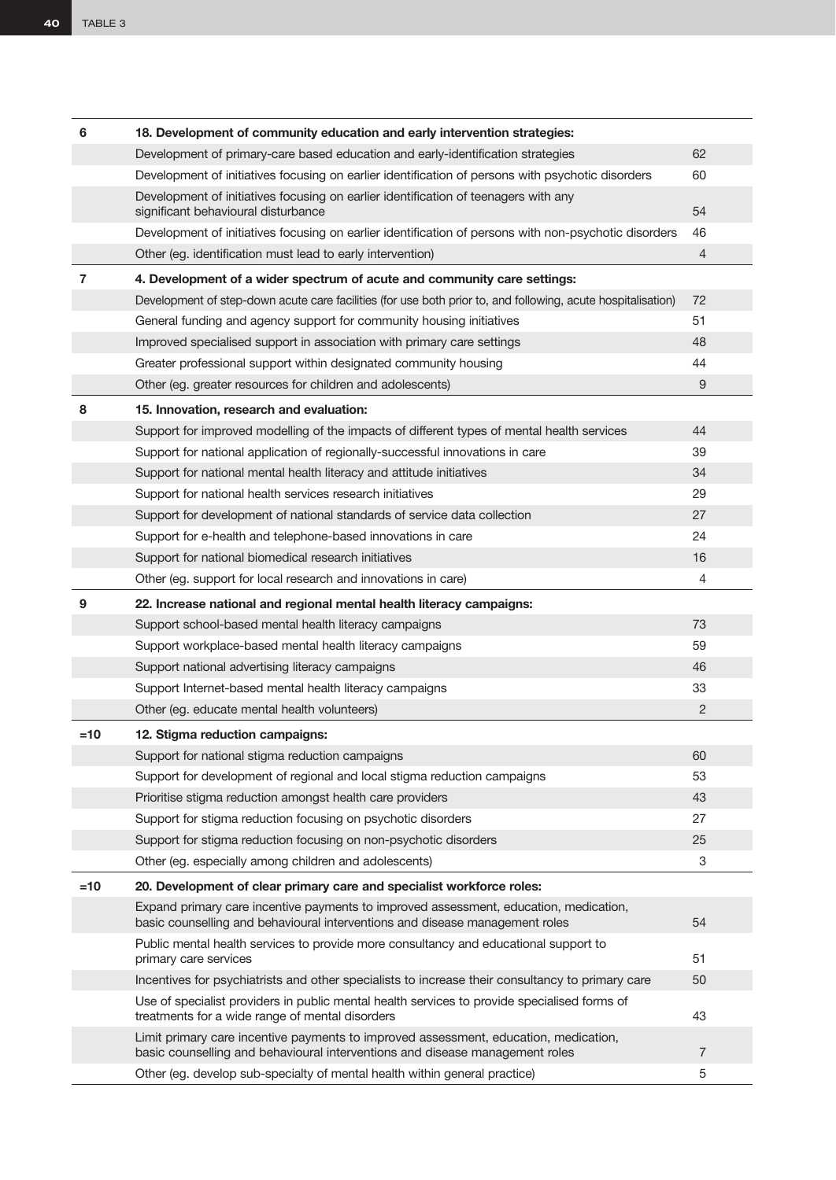| Rank | Item | % |
|---|---|---|
| 6 | **18. Development of community education and early intervention strategies:** | |
| | Development of primary-care based education and early-identification strategies | 62 |
| | Development of initiatives focusing on earlier identification of persons with psychotic disorders | 60 |
| | Development of initiatives focusing on earlier identification of teenagers with any significant behavioural disturbance | 54 |
| | Development of initiatives focusing on earlier identification of persons with non-psychotic disorders | 46 |
| | Other (eg. identification must lead to early intervention) | 4 |
| 7 | **4. Development of a wider spectrum of acute and community care settings:** | |
| | Development of step-down acute care facilities (for use both prior to, and following, acute hospitalisation) | 72 |
| | General funding and agency support for community housing initiatives | 51 |
| | Improved specialised support in association with primary care settings | 48 |
| | Greater professional support within designated community housing | 44 |
| | Other (eg. greater resources for children and adolescents) | 9 |
| 8 | **15. Innovation, research and evaluation:** | |
| | Support for improved modelling of the impacts of different types of mental health services | 44 |
| | Support for national application of regionally-successful innovations in care | 39 |
| | Support for national mental health literacy and attitude initiatives | 34 |
| | Support for national health services research initiatives | 29 |
| | Support for development of national standards of service data collection | 27 |
| | Support for e-health and telephone-based innovations in care | 24 |
| | Support for national biomedical research initiatives | 16 |
| | Other (eg. support for local research and innovations in care) | 4 |
| 9 | **22. Increase national and regional mental health literacy campaigns:** | |
| | Support school-based mental health literacy campaigns | 73 |
| | Support workplace-based mental health literacy campaigns | 59 |
| | Support national advertising literacy campaigns | 46 |
| | Support Internet-based mental health literacy campaigns | 33 |
| | Other (eg. educate mental health volunteers) | 2 |
| =10 | **12. Stigma reduction campaigns:** | |
| | Support for national stigma reduction campaigns | 60 |
| | Support for development of regional and local stigma reduction campaigns | 53 |
| | Prioritise stigma reduction amongst health care providers | 43 |
| | Support for stigma reduction focusing on psychotic disorders | 27 |
| | Support for stigma reduction focusing on non-psychotic disorders | 25 |
| | Other (eg. especially among children and adolescents) | 3 |
| =10 | **20. Development of clear primary care and specialist workforce roles:** | |
| | Expand primary care incentive payments to improved assessment, education, medication, basic counselling and behavioural interventions and disease management roles | 54 |
| | Public mental health services to provide more consultancy and educational support to primary care services | 51 |
| | Incentives for psychiatrists and other specialists to increase their consultancy to primary care | 50 |
| | Use of specialist providers in public mental health services to provide specialised forms of treatments for a wide range of mental disorders | 43 |
| | Limit primary care incentive payments to improved assessment, education, medication, basic counselling and behavioural interventions and disease management roles | 7 |
| | Other (eg. develop sub-specialty of mental health within general practice) | 5 |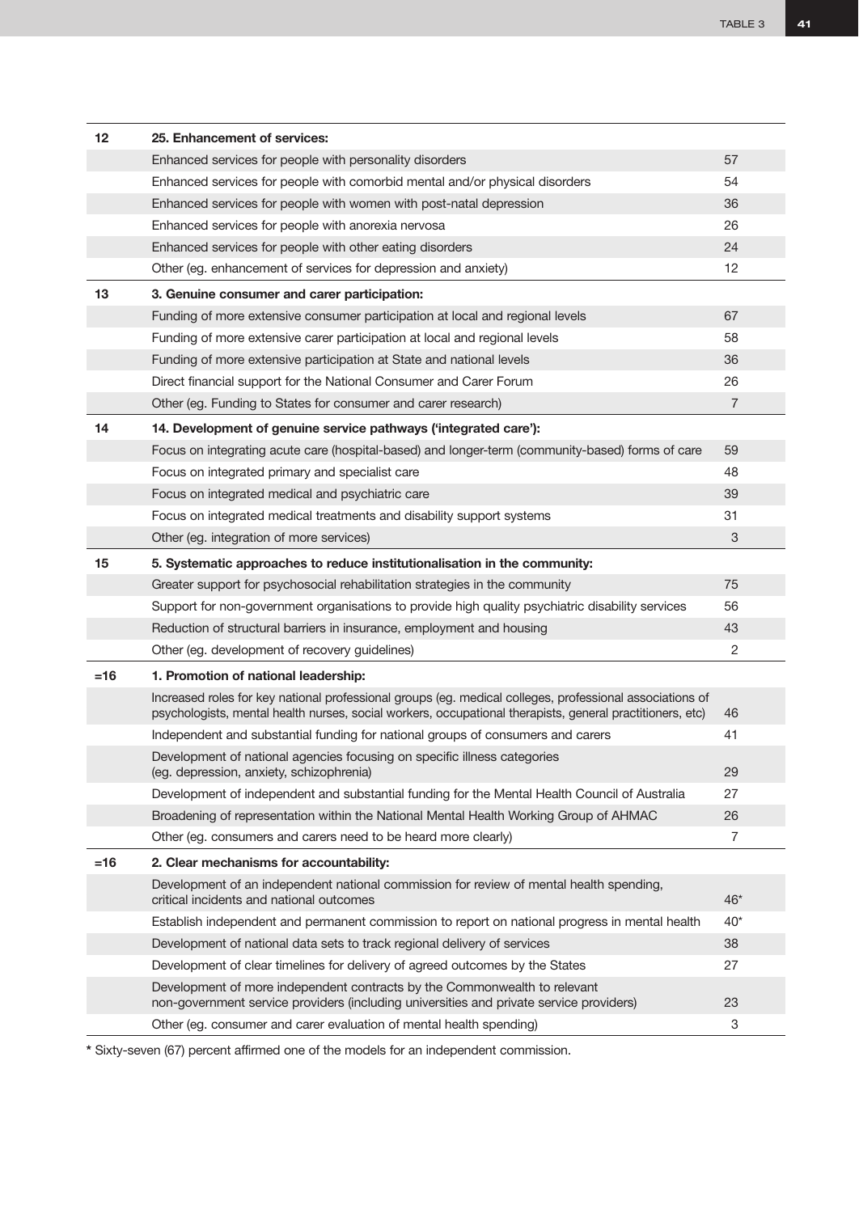| | | |
|---|---|---|
| **12** | **25. Enhancement of services:** | |
| | Enhanced services for people with personality disorders | 57 |
| | Enhanced services for people with comorbid mental and/or physical disorders | 54 |
| | Enhanced services for people with women with post-natal depression | 36 |
| | Enhanced services for people with anorexia nervosa | 26 |
| | Enhanced services for people with other eating disorders | 24 |
| | Other (eg. enhancement of services for depression and anxiety) | 12 |
| **13** | **3. Genuine consumer and carer participation:** | |
| | Funding of more extensive consumer participation at local and regional levels | 67 |
| | Funding of more extensive carer participation at local and regional levels | 58 |
| | Funding of more extensive participation at State and national levels | 36 |
| | Direct financial support for the National Consumer and Carer Forum | 26 |
| | Other (eg. Funding to States for consumer and carer research) | 7 |
| **14** | **14. Development of genuine service pathways ('integrated care'):** | |
| | Focus on integrating acute care (hospital-based) and longer-term (community-based) forms of care | 59 |
| | Focus on integrated primary and specialist care | 48 |
| | Focus on integrated medical and psychiatric care | 39 |
| | Focus on integrated medical treatments and disability support systems | 31 |
| | Other (eg. integration of more services) | 3 |
| **15** | **5. Systematic approaches to reduce institutionalisation in the community:** | |
| | Greater support for psychosocial rehabilitation strategies in the community | 75 |
| | Support for non-government organisations to provide high quality psychiatric disability services | 56 |
| | Reduction of structural barriers in insurance, employment and housing | 43 |
| | Other (eg. development of recovery guidelines) | 2 |
| **=16** | **1. Promotion of national leadership:** | |
| | Increased roles for key national professional groups (eg. medical colleges, professional associations of psychologists, mental health nurses, social workers, occupational therapists, general practitioners, etc) | 46 |
| | Independent and substantial funding for national groups of consumers and carers | 41 |
| | Development of national agencies focusing on specific illness categories (eg. depression, anxiety, schizophrenia) | 29 |
| | Development of independent and substantial funding for the Mental Health Council of Australia | 27 |
| | Broadening of representation within the National Mental Health Working Group of AHMAC | 26 |
| | Other (eg. consumers and carers need to be heard more clearly) | 7 |
| **=16** | **2. Clear mechanisms for accountability:** | |
| | Development of an independent national commission for review of mental health spending, critical incidents and national outcomes | 46* |
| | Establish independent and permanent commission to report on national progress in mental health | 40* |
| | Development of national data sets to track regional delivery of services | 38 |
| | Development of clear timelines for delivery of agreed outcomes by the States | 27 |
| | Development of more independent contracts by the Commonwealth to relevant non-government service providers (including universities and private service providers) | 23 |
| | Other (eg. consumer and carer evaluation of mental health spending) | 3 |

**\*** Sixty-seven (67) percent affirmed one of the models for an independent commission.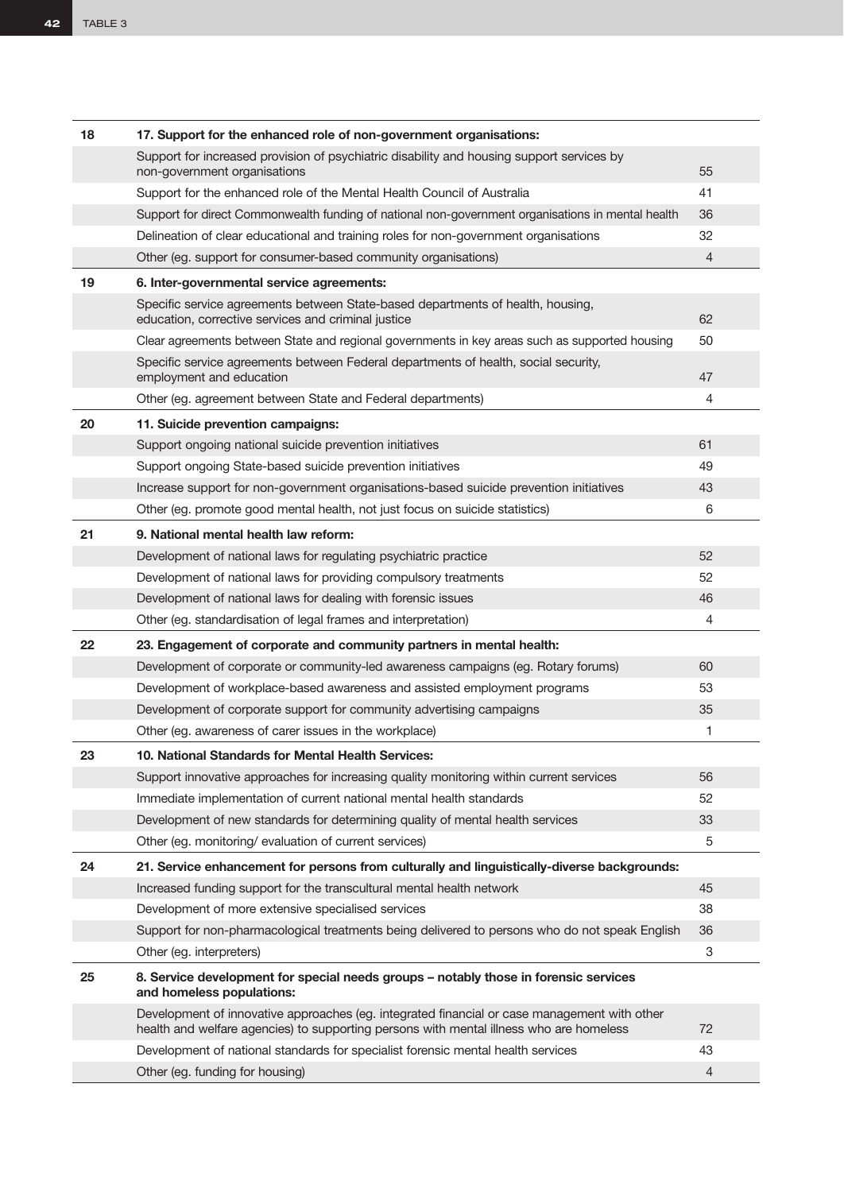| | | |
|---|---|---|
| 18 | **17. Support for the enhanced role of non-government organisations:** | |
| | Support for increased provision of psychiatric disability and housing support services by non-government organisations | 55 |
| | Support for the enhanced role of the Mental Health Council of Australia | 41 |
| | Support for direct Commonwealth funding of national non-government organisations in mental health | 36 |
| | Delineation of clear educational and training roles for non-government organisations | 32 |
| | Other (eg. support for consumer-based community organisations) | 4 |
| 19 | **6. Inter-governmental service agreements:** | |
| | Specific service agreements between State-based departments of health, housing, education, corrective services and criminal justice | 62 |
| | Clear agreements between State and regional governments in key areas such as supported housing | 50 |
| | Specific service agreements between Federal departments of health, social security, employment and education | 47 |
| | Other (eg. agreement between State and Federal departments) | 4 |
| 20 | **11. Suicide prevention campaigns:** | |
| | Support ongoing national suicide prevention initiatives | 61 |
| | Support ongoing State-based suicide prevention initiatives | 49 |
| | Increase support for non-government organisations-based suicide prevention initiatives | 43 |
| | Other (eg. promote good mental health, not just focus on suicide statistics) | 6 |
| 21 | **9. National mental health law reform:** | |
| | Development of national laws for regulating psychiatric practice | 52 |
| | Development of national laws for providing compulsory treatments | 52 |
| | Development of national laws for dealing with forensic issues | 46 |
| | Other (eg. standardisation of legal frames and interpretation) | 4 |
| 22 | **23. Engagement of corporate and community partners in mental health:** | |
| | Development of corporate or community-led awareness campaigns (eg. Rotary forums) | 60 |
| | Development of workplace-based awareness and assisted employment programs | 53 |
| | Development of corporate support for community advertising campaigns | 35 |
| | Other (eg. awareness of carer issues in the workplace) | 1 |
| 23 | **10. National Standards for Mental Health Services:** | |
| | Support innovative approaches for increasing quality monitoring within current services | 56 |
| | Immediate implementation of current national mental health standards | 52 |
| | Development of new standards for determining quality of mental health services | 33 |
| | Other (eg. monitoring/ evaluation of current services) | 5 |
| 24 | **21. Service enhancement for persons from culturally and linguistically-diverse backgrounds:** | |
| | Increased funding support for the transcultural mental health network | 45 |
| | Development of more extensive specialised services | 38 |
| | Support for non-pharmacological treatments being delivered to persons who do not speak English | 36 |
| | Other (eg. interpreters) | 3 |
| 25 | **8. Service development for special needs groups – notably those in forensic services and homeless populations:** | |
| | Development of innovative approaches (eg. integrated financial or case management with other health and welfare agencies) to supporting persons with mental illness who are homeless | 72 |
| | Development of national standards for specialist forensic mental health services | 43 |
| | Other (eg. funding for housing) | 4 |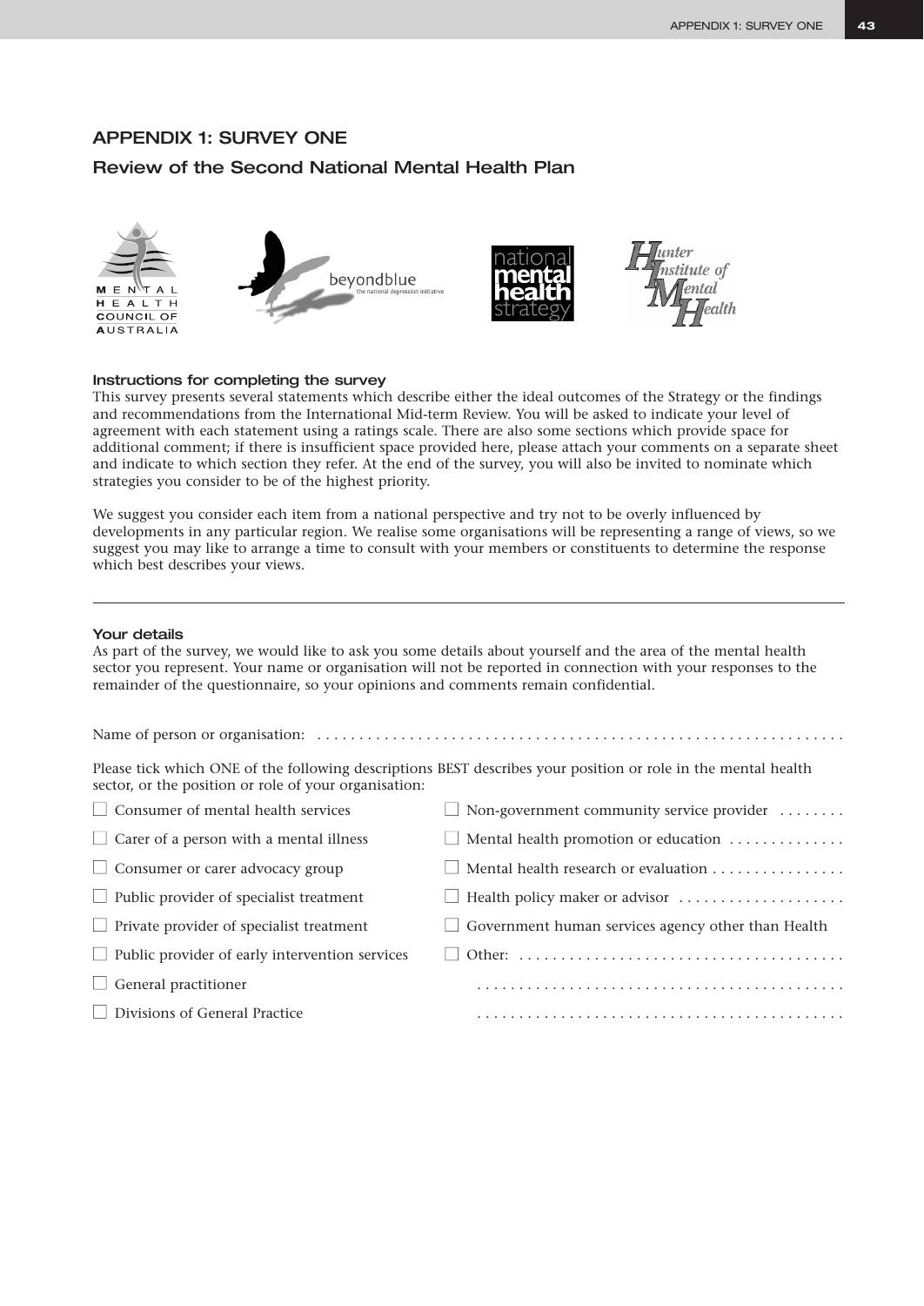# APPENDIX 1: SURVEY ONE

## Review of the Second National Mental Health Plan

### Instructions for completing the survey

This survey presents several statements which describe either the ideal outcomes of the Strategy or the findings and recommendations from the International Mid-term Review. You will be asked to indicate your level of agreement with each statement using a ratings scale. There are also some sections which provide space for additional comment; if there is insufficient space provided here, please attach your comments on a separate sheet and indicate to which section they refer. At the end of the survey, you will also be invited to nominate which strategies you consider to be of the highest priority.

We suggest you consider each item from a national perspective and try not to be overly influenced by developments in any particular region. We realise some organisations will be representing a range of views, so we suggest you may like to arrange a time to consult with your members or constituents to determine the response which best describes your views.

---

### Your details

As part of the survey, we would like to ask you some details about yourself and the area of the mental health sector you represent. Your name or organisation will not be reported in connection with your responses to the remainder of the questionnaire, so your opinions and comments remain confidential.

Name of person or organisation: ..........................................................................

Please tick which ONE of the following descriptions BEST describes your position or role in the mental health sector, or the position or role of your organisation:

- ☐ Consumer of mental health services
- ☐ Carer of a person with a mental illness
- ☐ Consumer or carer advocacy group
- ☐ Public provider of specialist treatment
- ☐ Private provider of specialist treatment
- ☐ Public provider of early intervention services
- ☐ General practitioner
- ☐ Divisions of General Practice
- ☐ Non-government community service provider ........
- ☐ Mental health promotion or education ..............
- ☐ Mental health research or evaluation ................
- ☐ Health policy maker or advisor ....................
- ☐ Government human services agency other than Health
- ☐ Other: .......................................

  ...........................................

  ...........................................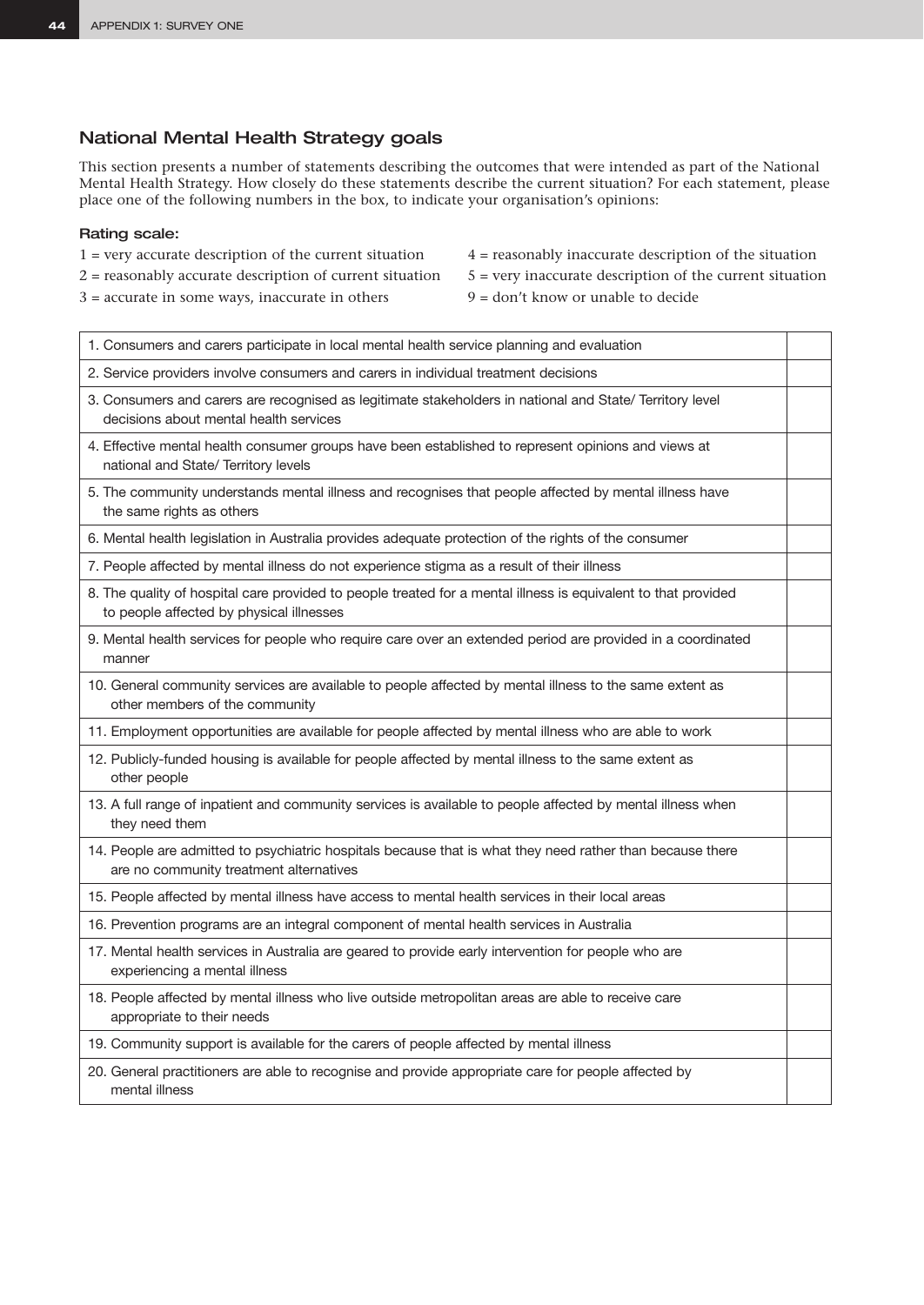## National Mental Health Strategy goals

This section presents a number of statements describing the outcomes that were intended as part of the National Mental Health Strategy. How closely do these statements describe the current situation? For each statement, please place one of the following numbers in the box, to indicate your organisation's opinions:

### Rating scale:

1 = very accurate description of the current situation
2 = reasonably accurate description of current situation
3 = accurate in some ways, inaccurate in others
4 = reasonably inaccurate description of the situation
5 = very inaccurate description of the current situation
9 = don't know or unable to decide

| Statement | |
|---|---|
| 1. Consumers and carers participate in local mental health service planning and evaluation | |
| 2. Service providers involve consumers and carers in individual treatment decisions | |
| 3. Consumers and carers are recognised as legitimate stakeholders in national and State/ Territory level decisions about mental health services | |
| 4. Effective mental health consumer groups have been established to represent opinions and views at national and State/ Territory levels | |
| 5. The community understands mental illness and recognises that people affected by mental illness have the same rights as others | |
| 6. Mental health legislation in Australia provides adequate protection of the rights of the consumer | |
| 7. People affected by mental illness do not experience stigma as a result of their illness | |
| 8. The quality of hospital care provided to people treated for a mental illness is equivalent to that provided to people affected by physical illnesses | |
| 9. Mental health services for people who require care over an extended period are provided in a coordinated manner | |
| 10. General community services are available to people affected by mental illness to the same extent as other members of the community | |
| 11. Employment opportunities are available for people affected by mental illness who are able to work | |
| 12. Publicly-funded housing is available for people affected by mental illness to the same extent as other people | |
| 13. A full range of inpatient and community services is available to people affected by mental illness when they need them | |
| 14. People are admitted to psychiatric hospitals because that is what they need rather than because there are no community treatment alternatives | |
| 15. People affected by mental illness have access to mental health services in their local areas | |
| 16. Prevention programs are an integral component of mental health services in Australia | |
| 17. Mental health services in Australia are geared to provide early intervention for people who are experiencing a mental illness | |
| 18. People affected by mental illness who live outside metropolitan areas are able to receive care appropriate to their needs | |
| 19. Community support is available for the carers of people affected by mental illness | |
| 20. General practitioners are able to recognise and provide appropriate care for people affected by mental illness | |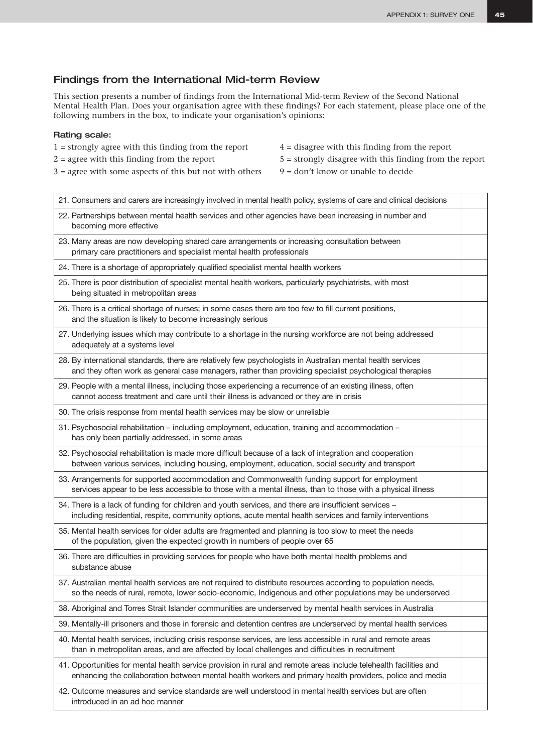## Findings from the International Mid-term Review

This section presents a number of findings from the International Mid-term Review of the Second National Mental Health Plan. Does your organisation agree with these findings? For each statement, please place one of the following numbers in the box, to indicate your organisation's opinions:

### Rating scale:

1 = strongly agree with this finding from the report
2 = agree with this finding from the report
3 = agree with some aspects of this but not with others
4 = disagree with this finding from the report
5 = strongly disagree with this finding from the report
9 = don't know or unable to decide

| Statement | Rating |
|---|---|
| 21. Consumers and carers are increasingly involved in mental health policy, systems of care and clinical decisions | |
| 22. Partnerships between mental health services and other agencies have been increasing in number and becoming more effective | |
| 23. Many areas are now developing shared care arrangements or increasing consultation between primary care practitioners and specialist mental health professionals | |
| 24. There is a shortage of appropriately qualified specialist mental health workers | |
| 25. There is poor distribution of specialist mental health workers, particularly psychiatrists, with most being situated in metropolitan areas | |
| 26. There is a critical shortage of nurses; in some cases there are too few to fill current positions, and the situation is likely to become increasingly serious | |
| 27. Underlying issues which may contribute to a shortage in the nursing workforce are not being addressed adequately at a systems level | |
| 28. By international standards, there are relatively few psychologists in Australian mental health services and they often work as general case managers, rather than providing specialist psychological therapies | |
| 29. People with a mental illness, including those experiencing a recurrence of an existing illness, often cannot access treatment and care until their illness is advanced or they are in crisis | |
| 30. The crisis response from mental health services may be slow or unreliable | |
| 31. Psychosocial rehabilitation – including employment, education, training and accommodation – has only been partially addressed, in some areas | |
| 32. Psychosocial rehabilitation is made more difficult because of a lack of integration and cooperation between various services, including housing, employment, education, social security and transport | |
| 33. Arrangements for supported accommodation and Commonwealth funding support for employment services appear to be less accessible to those with a mental illness, than to those with a physical illness | |
| 34. There is a lack of funding for children and youth services, and there are insufficient services – including residential, respite, community options, acute mental health services and family interventions | |
| 35. Mental health services for older adults are fragmented and planning is too slow to meet the needs of the population, given the expected growth in numbers of people over 65 | |
| 36. There are difficulties in providing services for people who have both mental health problems and substance abuse | |
| 37. Australian mental health services are not required to distribute resources according to population needs, so the needs of rural, remote, lower socio-economic, Indigenous and other populations may be underserved | |
| 38. Aboriginal and Torres Strait Islander communities are underserved by mental health services in Australia | |
| 39. Mentally-ill prisoners and those in forensic and detention centres are underserved by mental health services | |
| 40. Mental health services, including crisis response services, are less accessible in rural and remote areas than in metropolitan areas, and are affected by local challenges and difficulties in recruitment | |
| 41. Opportunities for mental health service provision in rural and remote areas include telehealth facilities and enhancing the collaboration between mental health workers and primary health providers, police and media | |
| 42. Outcome measures and service standards are well understood in mental health services but are often introduced in an ad hoc manner | |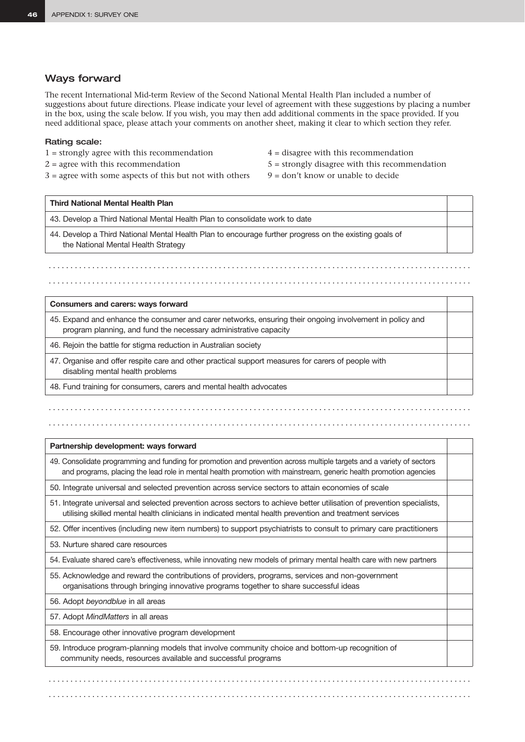## Ways forward

The recent International Mid-term Review of the Second National Mental Health Plan included a number of suggestions about future directions. Please indicate your level of agreement with these suggestions by placing a number in the box, using the scale below. If you wish, you may then add additional comments in the space provided. If you need additional space, please attach your comments on another sheet, making it clear to which section they refer.

### Rating scale:

1 = strongly agree with this recommendation
2 = agree with this recommendation
3 = agree with some aspects of this but not with others
4 = disagree with this recommendation
5 = strongly disagree with this recommendation
9 = don't know or unable to decide

| **Third National Mental Health Plan** | |
|---|---|
| 43. Develop a Third National Mental Health Plan to consolidate work to date | |
| 44. Develop a Third National Mental Health Plan to encourage further progress on the existing goals of the National Mental Health Strategy | |

. . . . . . . . . . . . . . . . . . . . . . . . . . . . . . . . . . . . . . . . . . . . . . . . . . . . . . . . . . . . . . . . . . . . . . . . . . . . . . . . . . . . . . .

. . . . . . . . . . . . . . . . . . . . . . . . . . . . . . . . . . . . . . . . . . . . . . . . . . . . . . . . . . . . . . . . . . . . . . . . . . . . . . . . . . . . . . . .

| **Consumers and carers: ways forward** | |
|---|---|
| 45. Expand and enhance the consumer and carer networks, ensuring their ongoing involvement in policy and program planning, and fund the necessary administrative capacity | |
| 46. Rejoin the battle for stigma reduction in Australian society | |
| 47. Organise and offer respite care and other practical support measures for carers of people with disabling mental health problems | |
| 48. Fund training for consumers, carers and mental health advocates | |

. . . . . . . . . . . . . . . . . . . . . . . . . . . . . . . . . . . . . . . . . . . . . . . . . . . . . . . . . . . . . . . . . . . . . . . . . . . . . . . . . . . . . . . .

. . . . . . . . . . . . . . . . . . . . . . . . . . . . . . . . . . . . . . . . . . . . . . . . . . . . . . . . . . . . . . . . . . . . . . . . . . . . . . . . . . . . . . . .

| **Partnership development: ways forward** | |
|---|---|
| 49. Consolidate programming and funding for promotion and prevention across multiple targets and a variety of sectors and programs, placing the lead role in mental health promotion with mainstream, generic health promotion agencies | |
| 50. Integrate universal and selected prevention across service sectors to attain economies of scale | |
| 51. Integrate universal and selected prevention across sectors to achieve better utilisation of prevention specialists, utilising skilled mental health clinicians in indicated mental health prevention and treatment services | |
| 52. Offer incentives (including new item numbers) to support psychiatrists to consult to primary care practitioners | |
| 53. Nurture shared care resources | |
| 54. Evaluate shared care's effectiveness, while innovating new models of primary mental health care with new partners | |
| 55. Acknowledge and reward the contributions of providers, programs, services and non-government organisations through bringing innovative programs together to share successful ideas | |
| 56. Adopt *beyondblue* in all areas | |
| 57. Adopt *MindMatters* in all areas | |
| 58. Encourage other innovative program development | |
| 59. Introduce program-planning models that involve community choice and bottom-up recognition of community needs, resources available and successful programs | |

. . . . . . . . . . . . . . . . . . . . . . . . . . . . . . . . . . . . . . . . . . . . . . . . . . . . . . . . . . . . . . . . . . . . . . . . . . . . . . . . . . . . . . . .

. . . . . . . . . . . . . . . . . . . . . . . . . . . . . . . . . . . . . . . . . . . . . . . . . . . . . . . . . . . . . . . . . . . . . . . . . . . . . . . . . . . . . . . .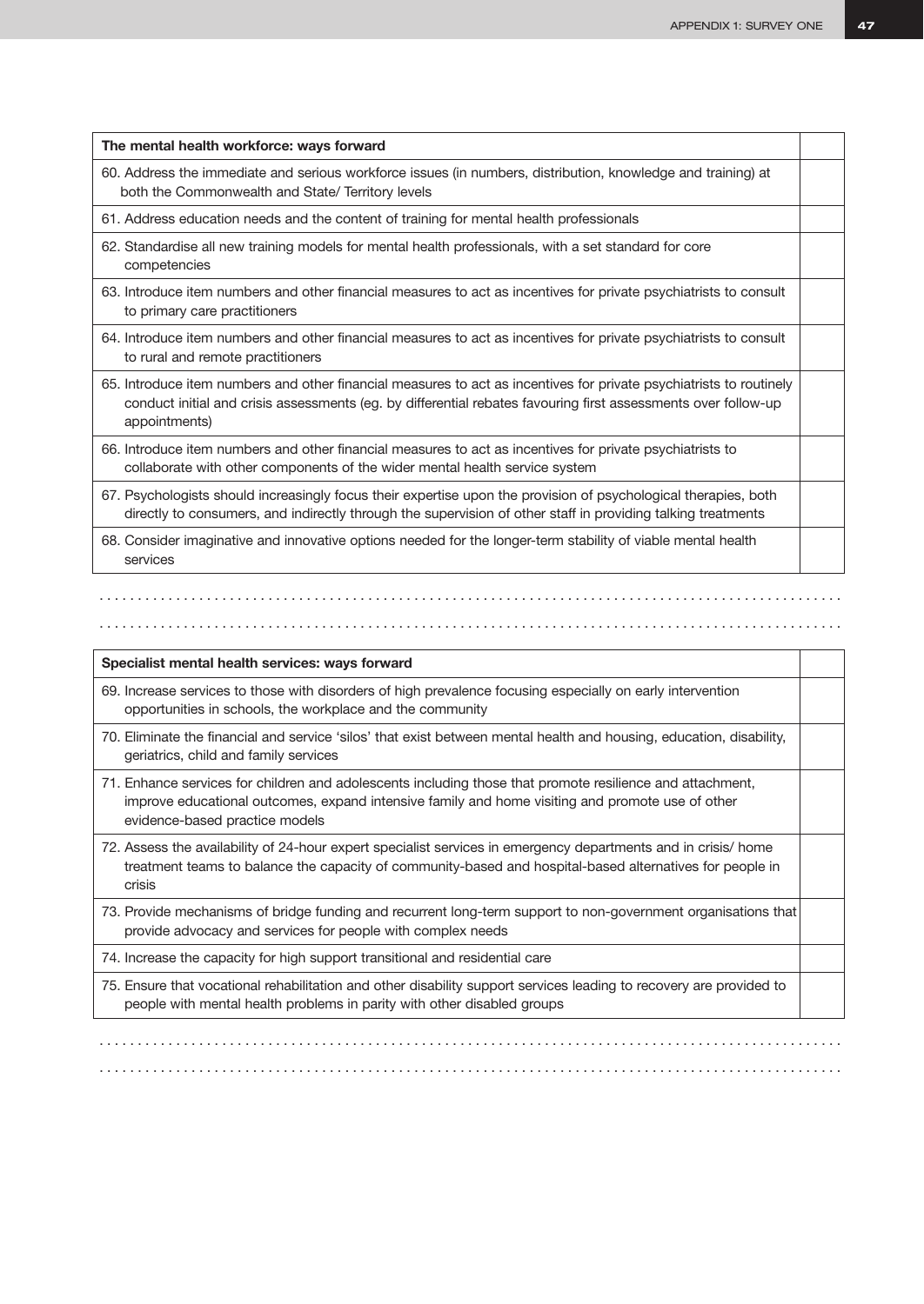| The mental health workforce: ways forward | |
|---|---|
| 60. Address the immediate and serious workforce issues (in numbers, distribution, knowledge and training) at both the Commonwealth and State/ Territory levels | |
| 61. Address education needs and the content of training for mental health professionals | |
| 62. Standardise all new training models for mental health professionals, with a set standard for core competencies | |
| 63. Introduce item numbers and other financial measures to act as incentives for private psychiatrists to consult to primary care practitioners | |
| 64. Introduce item numbers and other financial measures to act as incentives for private psychiatrists to consult to rural and remote practitioners | |
| 65. Introduce item numbers and other financial measures to act as incentives for private psychiatrists to routinely conduct initial and crisis assessments (eg. by differential rebates favouring first assessments over follow-up appointments) | |
| 66. Introduce item numbers and other financial measures to act as incentives for private psychiatrists to collaborate with other components of the wider mental health service system | |
| 67. Psychologists should increasingly focus their expertise upon the provision of psychological therapies, both directly to consumers, and indirectly through the supervision of other staff in providing talking treatments | |
| 68. Consider imaginative and innovative options needed for the longer-term stability of viable mental health services | |

.....................................................................................................

.....................................................................................................

| Specialist mental health services: ways forward | |
|---|---|
| 69. Increase services to those with disorders of high prevalence focusing especially on early intervention opportunities in schools, the workplace and the community | |
| 70. Eliminate the financial and service 'silos' that exist between mental health and housing, education, disability, geriatrics, child and family services | |
| 71. Enhance services for children and adolescents including those that promote resilience and attachment, improve educational outcomes, expand intensive family and home visiting and promote use of other evidence-based practice models | |
| 72. Assess the availability of 24-hour expert specialist services in emergency departments and in crisis/ home treatment teams to balance the capacity of community-based and hospital-based alternatives for people in crisis | |
| 73. Provide mechanisms of bridge funding and recurrent long-term support to non-government organisations that provide advocacy and services for people with complex needs | |
| 74. Increase the capacity for high support transitional and residential care | |
| 75. Ensure that vocational rehabilitation and other disability support services leading to recovery are provided to people with mental health problems in parity with other disabled groups | |

.....................................................................................................

.....................................................................................................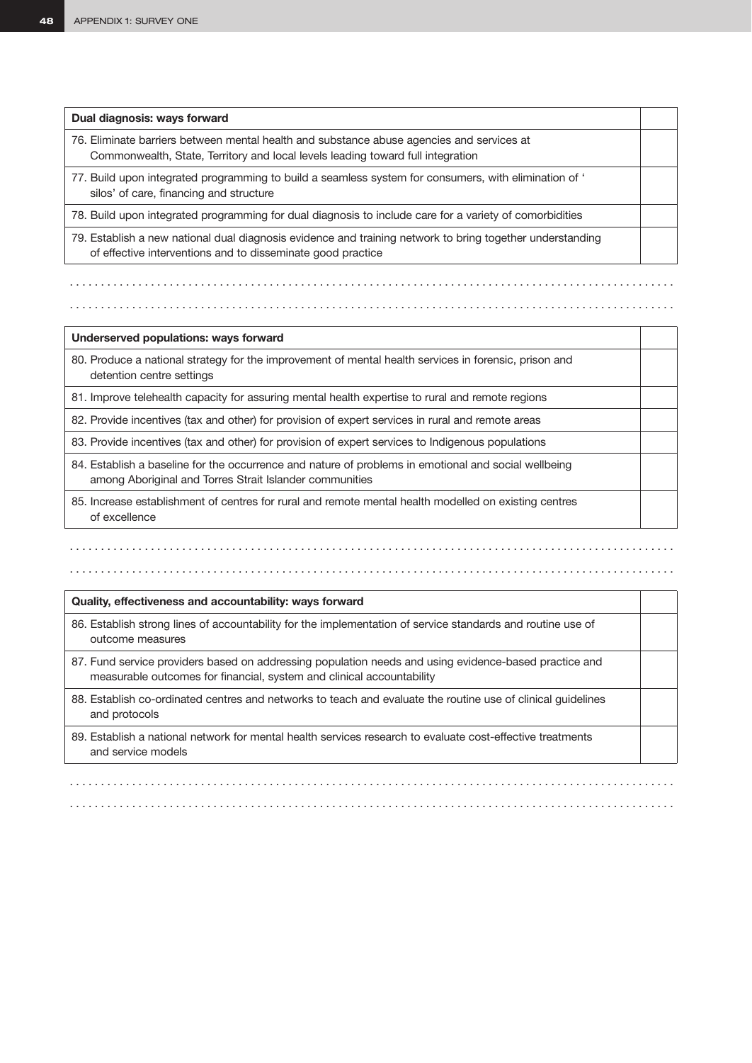| Dual diagnosis: ways forward | |
|---|---|
| 76. Eliminate barriers between mental health and substance abuse agencies and services at Commonwealth, State, Territory and local levels leading toward full integration | |
| 77. Build upon integrated programming to build a seamless system for consumers, with elimination of ‘ silos’ of care, financing and structure | |
| 78. Build upon integrated programming for dual diagnosis to include care for a variety of comorbidities | |
| 79. Establish a new national dual diagnosis evidence and training network to bring together understanding of effective interventions and to disseminate good practice | |

. . . . . . . . . . . . . . . . . . . . . . . . . . . . . . . . . . . . . . . . . . . . . . . . . . . . . . . . . . . . . . . . . . . . . . . . . . . . . . . . . . . . . . . . . . . . .

. . . . . . . . . . . . . . . . . . . . . . . . . . . . . . . . . . . . . . . . . . . . . . . . . . . . . . . . . . . . . . . . . . . . . . . . . . . . . . . . . . . . . . . . . . . . .

| Underserved populations: ways forward | |
|---|---|
| 80. Produce a national strategy for the improvement of mental health services in forensic, prison and detention centre settings | |
| 81. Improve telehealth capacity for assuring mental health expertise to rural and remote regions | |
| 82. Provide incentives (tax and other) for provision of expert services in rural and remote areas | |
| 83. Provide incentives (tax and other) for provision of expert services to Indigenous populations | |
| 84. Establish a baseline for the occurrence and nature of problems in emotional and social wellbeing among Aboriginal and Torres Strait Islander communities | |
| 85. Increase establishment of centres for rural and remote mental health modelled on existing centres of excellence | |

. . . . . . . . . . . . . . . . . . . . . . . . . . . . . . . . . . . . . . . . . . . . . . . . . . . . . . . . . . . . . . . . . . . . . . . . . . . . . . . . . . . . . . . . . . . . .

. . . . . . . . . . . . . . . . . . . . . . . . . . . . . . . . . . . . . . . . . . . . . . . . . . . . . . . . . . . . . . . . . . . . . . . . . . . . . . . . . . . . . . . . . . . . .

| Quality, effectiveness and accountability: ways forward | |
|---|---|
| 86. Establish strong lines of accountability for the implementation of service standards and routine use of outcome measures | |
| 87. Fund service providers based on addressing population needs and using evidence-based practice and measurable outcomes for financial, system and clinical accountability | |
| 88. Establish co-ordinated centres and networks to teach and evaluate the routine use of clinical guidelines and protocols | |
| 89. Establish a national network for mental health services research to evaluate cost-effective treatments and service models | |

. . . . . . . . . . . . . . . . . . . . . . . . . . . . . . . . . . . . . . . . . . . . . . . . . . . . . . . . . . . . . . . . . . . . . . . . . . . . . . . . . . . . . . . . . . . . .

. . . . . . . . . . . . . . . . . . . . . . . . . . . . . . . . . . . . . . . . . . . . . . . . . . . . . . . . . . . . . . . . . . . . . . . . . . . . . . . . . . . . . . . . . . . . .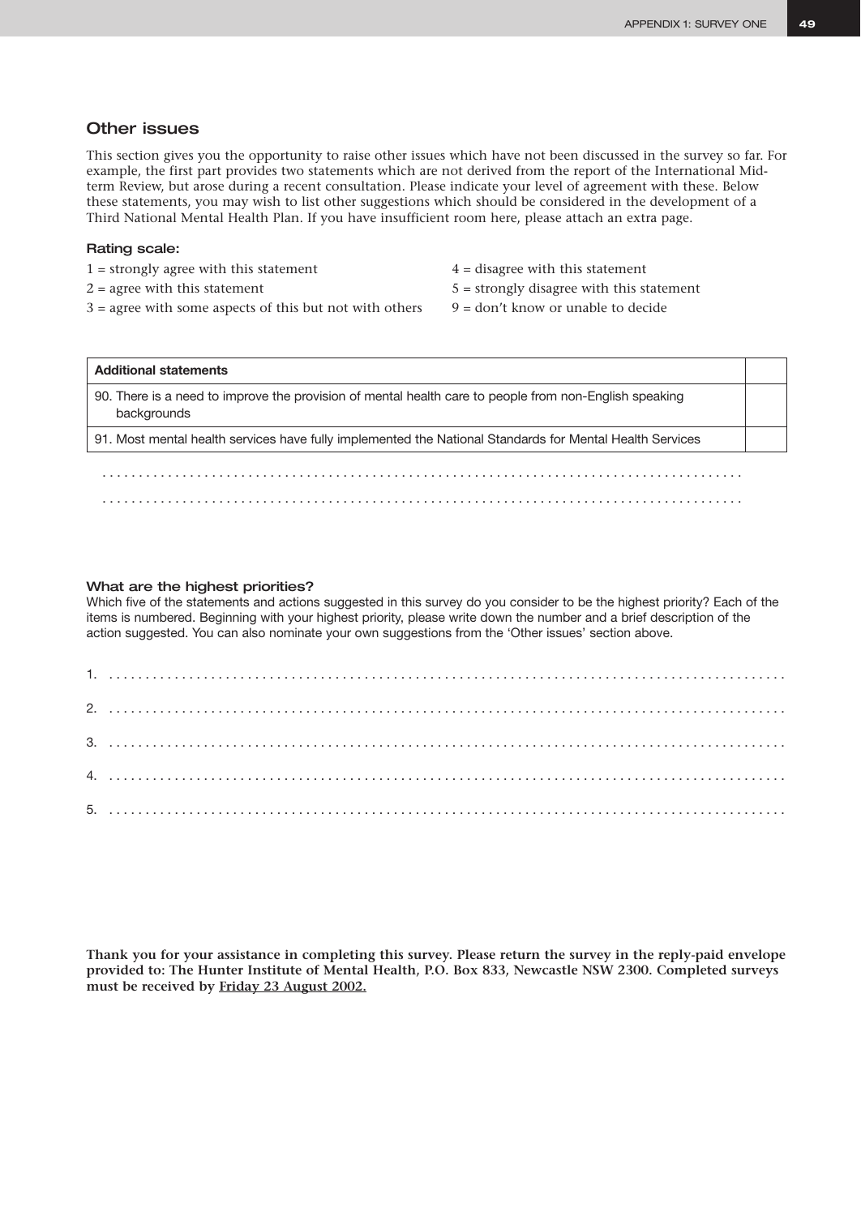## Other issues

This section gives you the opportunity to raise other issues which have not been discussed in the survey so far. For example, the first part provides two statements which are not derived from the report of the International Mid-term Review, but arose during a recent consultation. Please indicate your level of agreement with these. Below these statements, you may wish to list other suggestions which should be considered in the development of a Third National Mental Health Plan. If you have insufficient room here, please attach an extra page.

### Rating scale:

1 = strongly agree with this statement
2 = agree with this statement
3 = agree with some aspects of this but not with others
4 = disagree with this statement
5 = strongly disagree with this statement
9 = don't know or unable to decide

| **Additional statements** | |
|---|---|
| 90. There is a need to improve the provision of mental health care to people from non-English speaking backgrounds | |
| 91. Most mental health services have fully implemented the National Standards for Mental Health Services | |

. . . . . . . . . . . . . . . . . . . . . . . . . . . . . . . . . . . . . . . . . . . . . . . . . . . . . . . . . . . . . . . . . . . . . . . . . . . . . . . . . .

. . . . . . . . . . . . . . . . . . . . . . . . . . . . . . . . . . . . . . . . . . . . . . . . . . . . . . . . . . . . . . . . . . . . . . . . . . . . . . . . . .

### What are the highest priorities?

Which five of the statements and actions suggested in this survey do you consider to be the highest priority? Each of the items is numbered. Beginning with your highest priority, please write down the number and a brief description of the action suggested. You can also nominate your own suggestions from the 'Other issues' section above.

1. . . . . . . . . . . . . . . . . . . . . . . . . . . . . . . . . . . . . . . . . . . . . . . . . . . . . . . . . . . . . . . . . . . . . . . . . . . . . . . . . . .

2. . . . . . . . . . . . . . . . . . . . . . . . . . . . . . . . . . . . . . . . . . . . . . . . . . . . . . . . . . . . . . . . . . . . . . . . . . . . . . . . . . .

3. . . . . . . . . . . . . . . . . . . . . . . . . . . . . . . . . . . . . . . . . . . . . . . . . . . . . . . . . . . . . . . . . . . . . . . . . . . . . . . . . . .

4. . . . . . . . . . . . . . . . . . . . . . . . . . . . . . . . . . . . . . . . . . . . . . . . . . . . . . . . . . . . . . . . . . . . . . . . . . . . . . . . . . .

5. . . . . . . . . . . . . . . . . . . . . . . . . . . . . . . . . . . . . . . . . . . . . . . . . . . . . . . . . . . . . . . . . . . . . . . . . . . . . . . . . . .

**Thank you for your assistance in completing this survey. Please return the survey in the reply-paid envelope provided to: The Hunter Institute of Mental Health, P.O. Box 833, Newcastle NSW 2300. Completed surveys must be received by Friday 23 August 2002.**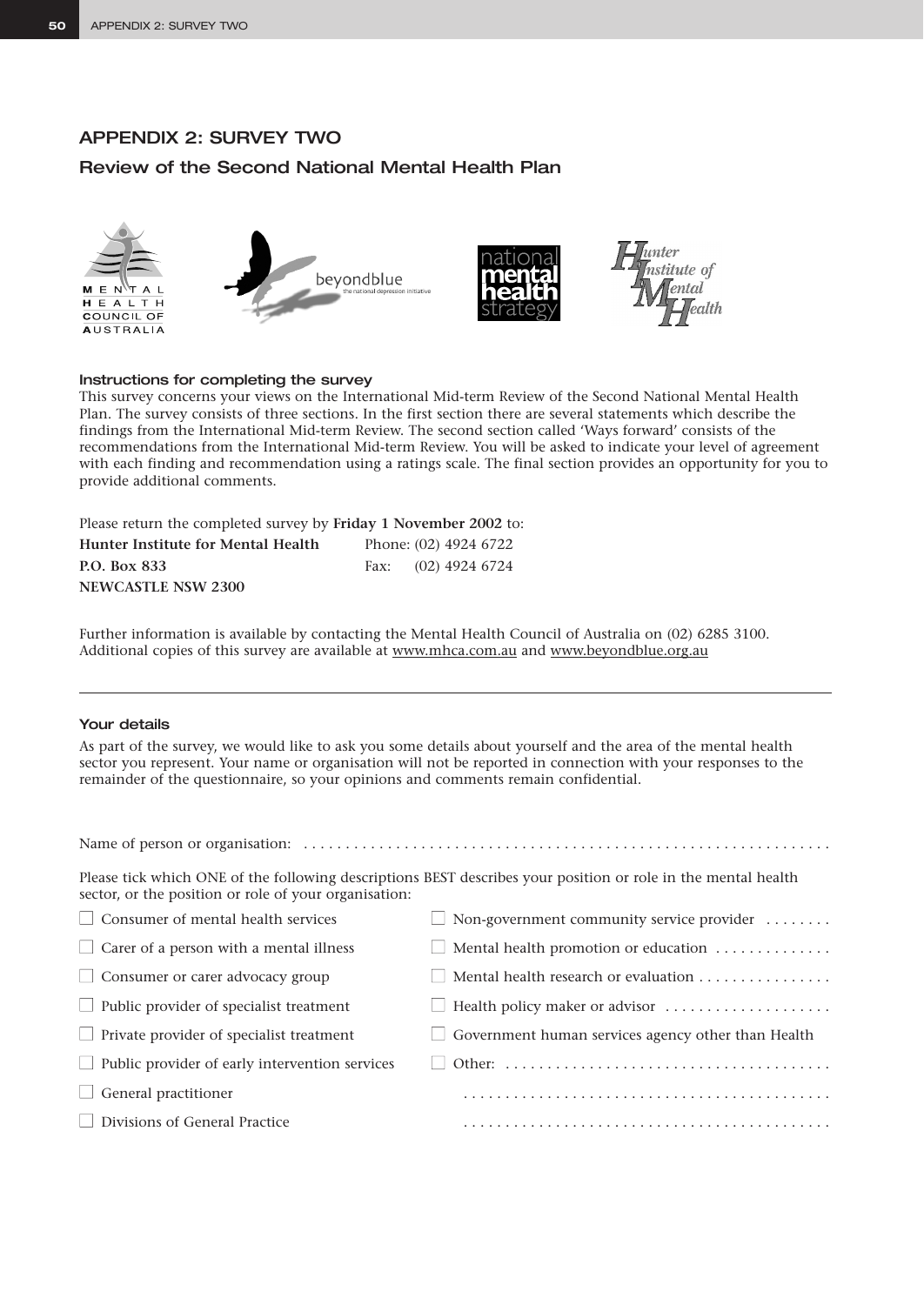## APPENDIX 2: SURVEY TWO

### Review of the Second National Mental Health Plan

#### Instructions for completing the survey

This survey concerns your views on the International Mid-term Review of the Second National Mental Health Plan. The survey consists of three sections. In the first section there are several statements which describe the findings from the International Mid-term Review. The second section called 'Ways forward' consists of the recommendations from the International Mid-term Review. You will be asked to indicate your level of agreement with each finding and recommendation using a ratings scale. The final section provides an opportunity for you to provide additional comments.

Please return the completed survey by **Friday 1 November 2002** to:

**Hunter Institute for Mental Health** Phone: (02) 4924 6722
**P.O. Box 833** Fax: (02) 4924 6724
**NEWCASTLE NSW 2300**

Further information is available by contacting the Mental Health Council of Australia on (02) 6285 3100. Additional copies of this survey are available at www.mhca.com.au and www.beyondblue.org.au

---

#### Your details

As part of the survey, we would like to ask you some details about yourself and the area of the mental health sector you represent. Your name or organisation will not be reported in connection with your responses to the remainder of the questionnaire, so your opinions and comments remain confidential.

Name of person or organisation: ...............................................................

Please tick which ONE of the following descriptions BEST describes your position or role in the mental health sector, or the position or role of your organisation:

- ☐ Consumer of mental health services
- ☐ Carer of a person with a mental illness
- ☐ Consumer or carer advocacy group
- ☐ Public provider of specialist treatment
- ☐ Private provider of specialist treatment
- ☐ Public provider of early intervention services
- ☐ General practitioner
- ☐ Divisions of General Practice
- ☐ Non-government community service provider
- ☐ Mental health promotion or education
- ☐ Mental health research or evaluation
- ☐ Health policy maker or advisor
- ☐ Government human services agency other than Health
- ☐ Other: .......................................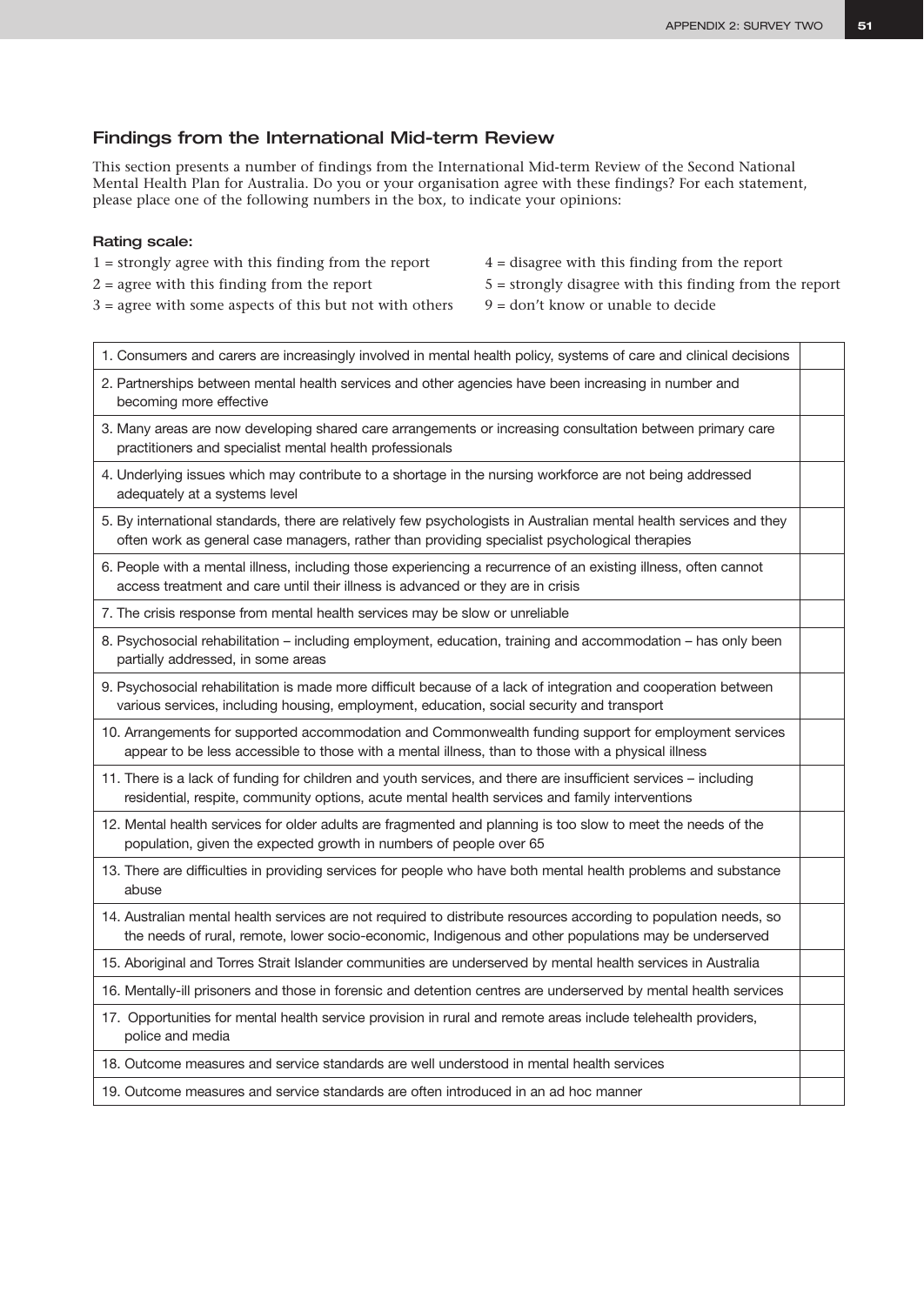## Findings from the International Mid-term Review

This section presents a number of findings from the International Mid-term Review of the Second National Mental Health Plan for Australia. Do you or your organisation agree with these findings? For each statement, please place one of the following numbers in the box, to indicate your opinions:

**Rating scale:**

1 = strongly agree with this finding from the report

2 = agree with this finding from the report

3 = agree with some aspects of this but not with others

4 = disagree with this finding from the report

5 = strongly disagree with this finding from the report

9 = don't know or unable to decide

| Statement | Rating |
|---|---|
| 1. Consumers and carers are increasingly involved in mental health policy, systems of care and clinical decisions | |
| 2. Partnerships between mental health services and other agencies have been increasing in number and becoming more effective | |
| 3. Many areas are now developing shared care arrangements or increasing consultation between primary care practitioners and specialist mental health professionals | |
| 4. Underlying issues which may contribute to a shortage in the nursing workforce are not being addressed adequately at a systems level | |
| 5. By international standards, there are relatively few psychologists in Australian mental health services and they often work as general case managers, rather than providing specialist psychological therapies | |
| 6. People with a mental illness, including those experiencing a recurrence of an existing illness, often cannot access treatment and care until their illness is advanced or they are in crisis | |
| 7. The crisis response from mental health services may be slow or unreliable | |
| 8. Psychosocial rehabilitation – including employment, education, training and accommodation – has only been partially addressed, in some areas | |
| 9. Psychosocial rehabilitation is made more difficult because of a lack of integration and cooperation between various services, including housing, employment, education, social security and transport | |
| 10. Arrangements for supported accommodation and Commonwealth funding support for employment services appear to be less accessible to those with a mental illness, than to those with a physical illness | |
| 11. There is a lack of funding for children and youth services, and there are insufficient services – including residential, respite, community options, acute mental health services and family interventions | |
| 12. Mental health services for older adults are fragmented and planning is too slow to meet the needs of the population, given the expected growth in numbers of people over 65 | |
| 13. There are difficulties in providing services for people who have both mental health problems and substance abuse | |
| 14. Australian mental health services are not required to distribute resources according to population needs, so the needs of rural, remote, lower socio-economic, Indigenous and other populations may be underserved | |
| 15. Aboriginal and Torres Strait Islander communities are underserved by mental health services in Australia | |
| 16. Mentally-ill prisoners and those in forensic and detention centres are underserved by mental health services | |
| 17. Opportunities for mental health service provision in rural and remote areas include telehealth providers, police and media | |
| 18. Outcome measures and service standards are well understood in mental health services | |
| 19. Outcome measures and service standards are often introduced in an ad hoc manner | |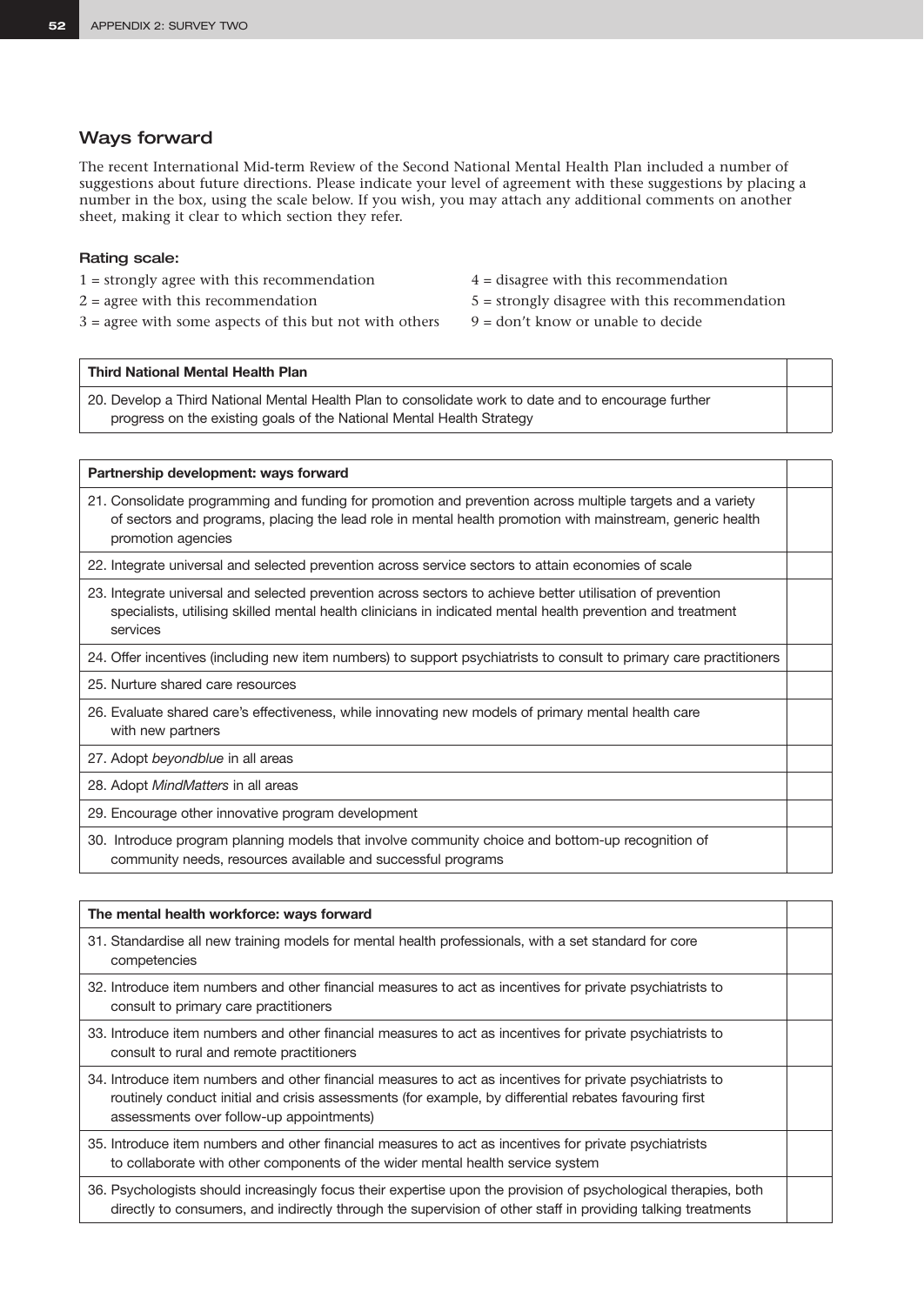## Ways forward

The recent International Mid-term Review of the Second National Mental Health Plan included a number of suggestions about future directions. Please indicate your level of agreement with these suggestions by placing a number in the box, using the scale below. If you wish, you may attach any additional comments on another sheet, making it clear to which section they refer.

### Rating scale:

1 = strongly agree with this recommendation
2 = agree with this recommendation
3 = agree with some aspects of this but not with others
4 = disagree with this recommendation
5 = strongly disagree with this recommendation
9 = don't know or unable to decide

| **Third National Mental Health Plan** | |
|---|---|
| 20. Develop a Third National Mental Health Plan to consolidate work to date and to encourage further progress on the existing goals of the National Mental Health Strategy | |

| **Partnership development: ways forward** | |
|---|---|
| 21. Consolidate programming and funding for promotion and prevention across multiple targets and a variety of sectors and programs, placing the lead role in mental health promotion with mainstream, generic health promotion agencies | |
| 22. Integrate universal and selected prevention across service sectors to attain economies of scale | |
| 23. Integrate universal and selected prevention across sectors to achieve better utilisation of prevention specialists, utilising skilled mental health clinicians in indicated mental health prevention and treatment services | |
| 24. Offer incentives (including new item numbers) to support psychiatrists to consult to primary care practitioners | |
| 25. Nurture shared care resources | |
| 26. Evaluate shared care's effectiveness, while innovating new models of primary mental health care with new partners | |
| 27. Adopt *beyondblue* in all areas | |
| 28. Adopt *MindMatters* in all areas | |
| 29. Encourage other innovative program development | |
| 30. Introduce program planning models that involve community choice and bottom-up recognition of community needs, resources available and successful programs | |

| **The mental health workforce: ways forward** | |
|---|---|
| 31. Standardise all new training models for mental health professionals, with a set standard for core competencies | |
| 32. Introduce item numbers and other financial measures to act as incentives for private psychiatrists to consult to primary care practitioners | |
| 33. Introduce item numbers and other financial measures to act as incentives for private psychiatrists to consult to rural and remote practitioners | |
| 34. Introduce item numbers and other financial measures to act as incentives for private psychiatrists to routinely conduct initial and crisis assessments (for example, by differential rebates favouring first assessments over follow-up appointments) | |
| 35. Introduce item numbers and other financial measures to act as incentives for private psychiatrists to collaborate with other components of the wider mental health service system | |
| 36. Psychologists should increasingly focus their expertise upon the provision of psychological therapies, both directly to consumers, and indirectly through the supervision of other staff in providing talking treatments | |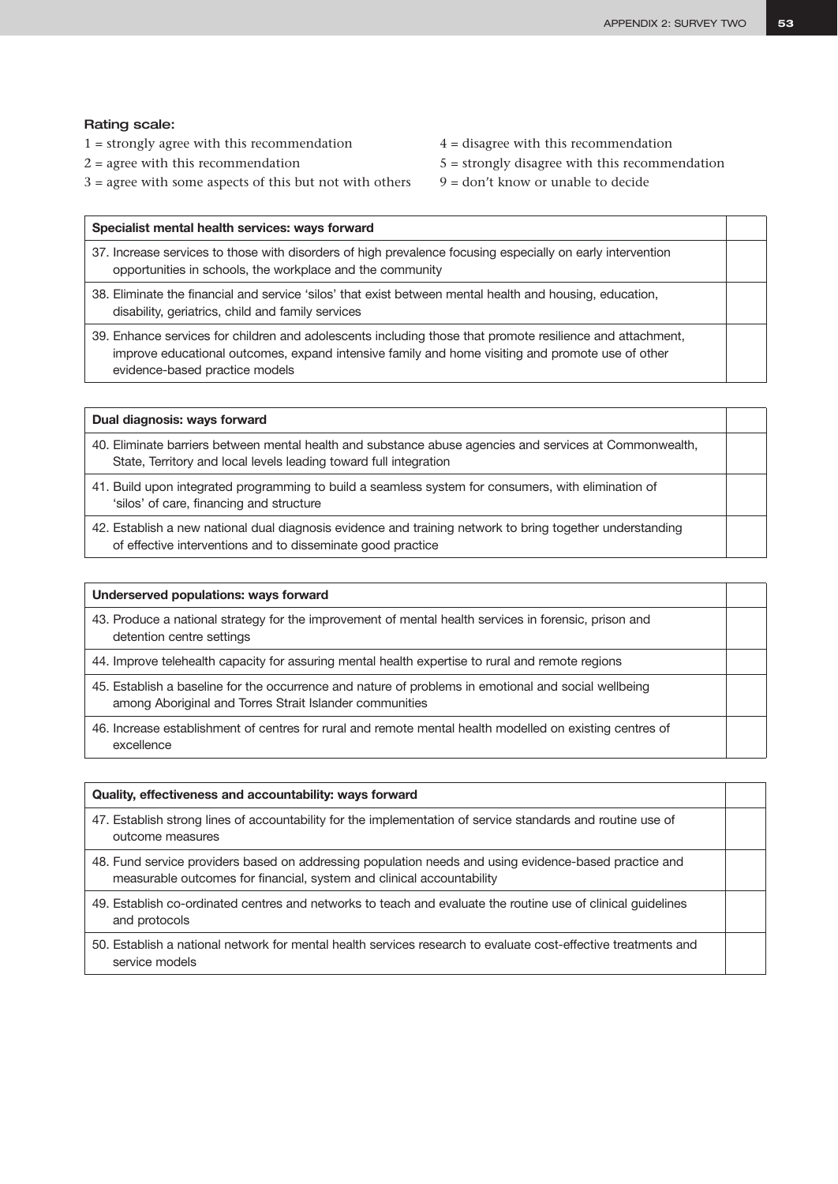**Rating scale:**

1 = strongly agree with this recommendation
2 = agree with this recommendation
3 = agree with some aspects of this but not with others
4 = disagree with this recommendation
5 = strongly disagree with this recommendation
9 = don't know or unable to decide

| Specialist mental health services: ways forward | |
|---|---|
| 37. Increase services to those with disorders of high prevalence focusing especially on early intervention opportunities in schools, the workplace and the community | |
| 38. Eliminate the financial and service 'silos' that exist between mental health and housing, education, disability, geriatrics, child and family services | |
| 39. Enhance services for children and adolescents including those that promote resilience and attachment, improve educational outcomes, expand intensive family and home visiting and promote use of other evidence-based practice models | |

| Dual diagnosis: ways forward | |
|---|---|
| 40. Eliminate barriers between mental health and substance abuse agencies and services at Commonwealth, State, Territory and local levels leading toward full integration | |
| 41. Build upon integrated programming to build a seamless system for consumers, with elimination of 'silos' of care, financing and structure | |
| 42. Establish a new national dual diagnosis evidence and training network to bring together understanding of effective interventions and to disseminate good practice | |

| Underserved populations: ways forward | |
|---|---|
| 43. Produce a national strategy for the improvement of mental health services in forensic, prison and detention centre settings | |
| 44. Improve telehealth capacity for assuring mental health expertise to rural and remote regions | |
| 45. Establish a baseline for the occurrence and nature of problems in emotional and social wellbeing among Aboriginal and Torres Strait Islander communities | |
| 46. Increase establishment of centres for rural and remote mental health modelled on existing centres of excellence | |

| Quality, effectiveness and accountability: ways forward | |
|---|---|
| 47. Establish strong lines of accountability for the implementation of service standards and routine use of outcome measures | |
| 48. Fund service providers based on addressing population needs and using evidence-based practice and measurable outcomes for financial, system and clinical accountability | |
| 49. Establish co-ordinated centres and networks to teach and evaluate the routine use of clinical guidelines and protocols | |
| 50. Establish a national network for mental health services research to evaluate cost-effective treatments and service models | |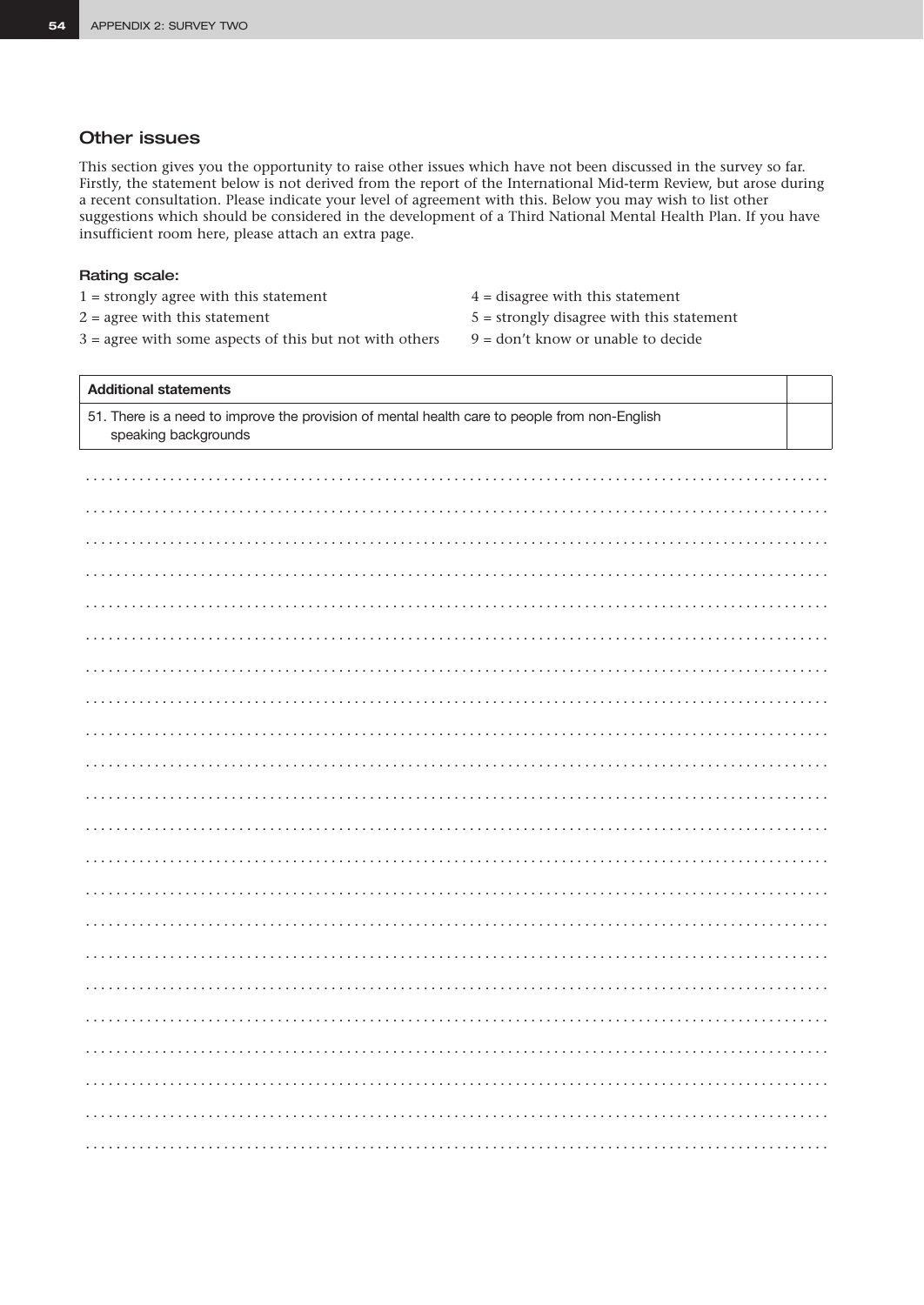## Other issues

This section gives you the opportunity to raise other issues which have not been discussed in the survey so far. Firstly, the statement below is not derived from the report of the International Mid-term Review, but arose during a recent consultation. Please indicate your level of agreement with this. Below you may wish to list other suggestions which should be considered in the development of a Third National Mental Health Plan. If you have insufficient room here, please attach an extra page.

### Rating scale:

1 = strongly agree with this statement
2 = agree with this statement
3 = agree with some aspects of this but not with others
4 = disagree with this statement
5 = strongly disagree with this statement
9 = don't know or unable to decide

| Additional statements | |
|---|---|
| 51. There is a need to improve the provision of mental health care to people from non-English speaking backgrounds | |

...........................................................................................................

...........................................................................................................

...........................................................................................................

...........................................................................................................

...........................................................................................................

...........................................................................................................

...........................................................................................................

...........................................................................................................

...........................................................................................................

...........................................................................................................

...........................................................................................................

...........................................................................................................

...........................................................................................................

...........................................................................................................

...........................................................................................................

...........................................................................................................

...........................................................................................................

...........................................................................................................

...........................................................................................................

...........................................................................................................

...........................................................................................................

...........................................................................................................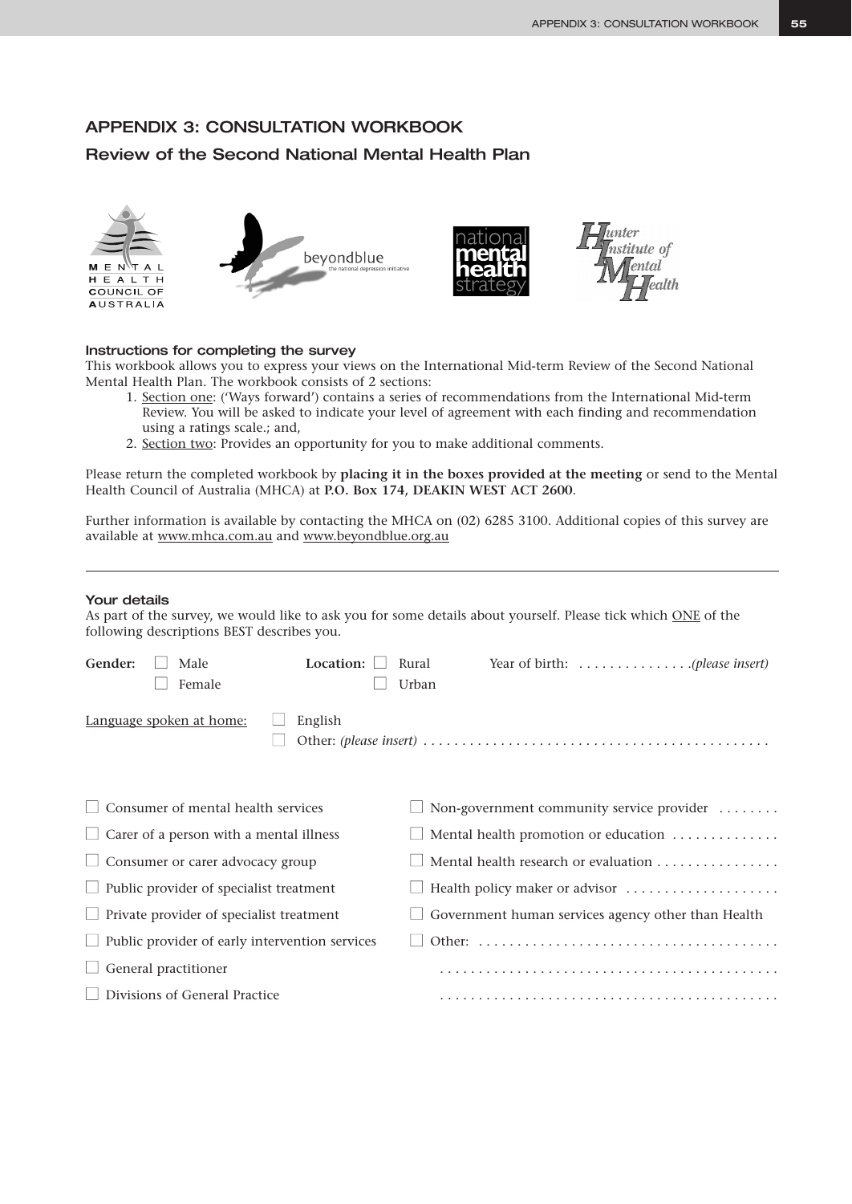## APPENDIX 3: CONSULTATION WORKBOOK

### Review of the Second National Mental Health Plan

MENTAL HEALTH COUNCIL OF AUSTRALIA

beyondblue the national depression initiative

national mental health strategy

Hunter Institute of Mental Health

#### Instructions for completing the survey

This workbook allows you to express your views on the International Mid-term Review of the Second National Mental Health Plan. The workbook consists of 2 sections:

1. Section one: ('Ways forward') contains a series of recommendations from the International Mid-term Review. You will be asked to indicate your level of agreement with each finding and recommendation using a ratings scale.; and,
2. Section two: Provides an opportunity for you to make additional comments.

Please return the completed workbook by **placing it in the boxes provided at the meeting** or send to the Mental Health Council of Australia (MHCA) at **P.O. Box 174, DEAKIN WEST ACT 2600**.

Further information is available by contacting the MHCA on (02) 6285 3100. Additional copies of this survey are available at www.mhca.com.au and www.beyondblue.org.au

---

#### Your details

As part of the survey, we would like to ask you for some details about yourself. Please tick which ONE of the following descriptions BEST describes you.

**Gender:** ☐ Male ☐ Female

**Location:** ☐ Rural ☐ Urban

Year of birth: . . . . . . . . . . . . . . . *(please insert)*

Language spoken at home: ☐ English ☐ Other: *(please insert)* . . . . . . . . . . . . . . . . . . . . . . . . . . . . . . . . . . . . . . . . . . .

☐ Consumer of mental health services

☐ Carer of a person with a mental illness

☐ Consumer or carer advocacy group

☐ Public provider of specialist treatment

☐ Private provider of specialist treatment

☐ Public provider of early intervention services

☐ General practitioner

☐ Divisions of General Practice

☐ Non-government community service provider . . . . . . . .

☐ Mental health promotion or education . . . . . . . . . . . . . .

☐ Mental health research or evaluation . . . . . . . . . . . . . . . .

☐ Health policy maker or advisor . . . . . . . . . . . . . . . . . . . .

☐ Government human services agency other than Health

☐ Other: . . . . . . . . . . . . . . . . . . . . . . . . . . . . . . . . . . . . . . .

. . . . . . . . . . . . . . . . . . . . . . . . . . . . . . . . . . . . . . . . . . . .

. . . . . . . . . . . . . . . . . . . . . . . . . . . . . . . . . . . . . . . . . . . .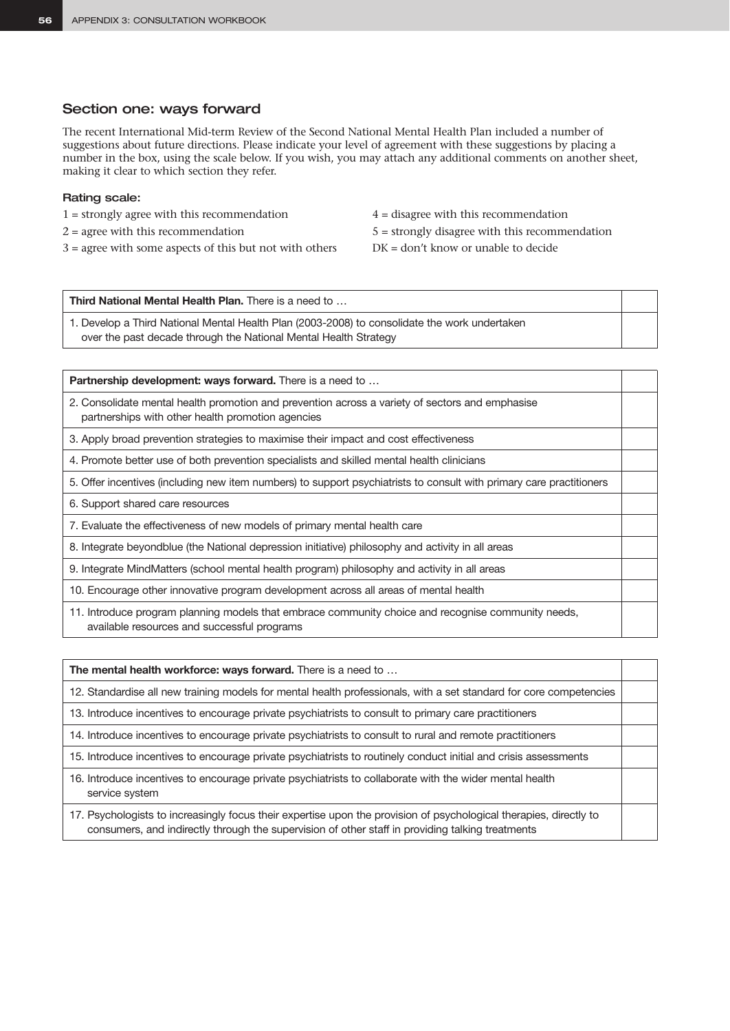## Section one: ways forward

The recent International Mid-term Review of the Second National Mental Health Plan included a number of suggestions about future directions. Please indicate your level of agreement with these suggestions by placing a number in the box, using the scale below. If you wish, you may attach any additional comments on another sheet, making it clear to which section they refer.

### Rating scale:

1 = strongly agree with this recommendation

2 = agree with this recommendation

3 = agree with some aspects of this but not with others

4 = disagree with this recommendation

5 = strongly disagree with this recommendation

DK = don't know or unable to decide

| **Third National Mental Health Plan.** There is a need to … | |
|---|---|
| 1. Develop a Third National Mental Health Plan (2003-2008) to consolidate the work undertaken over the past decade through the National Mental Health Strategy | |

| **Partnership development: ways forward.** There is a need to … | |
|---|---|
| 2. Consolidate mental health promotion and prevention across a variety of sectors and emphasise partnerships with other health promotion agencies | |
| 3. Apply broad prevention strategies to maximise their impact and cost effectiveness | |
| 4. Promote better use of both prevention specialists and skilled mental health clinicians | |
| 5. Offer incentives (including new item numbers) to support psychiatrists to consult with primary care practitioners | |
| 6. Support shared care resources | |
| 7. Evaluate the effectiveness of new models of primary mental health care | |
| 8. Integrate beyondblue (the National depression initiative) philosophy and activity in all areas | |
| 9. Integrate MindMatters (school mental health program) philosophy and activity in all areas | |
| 10. Encourage other innovative program development across all areas of mental health | |
| 11. Introduce program planning models that embrace community choice and recognise community needs, available resources and successful programs | |

| **The mental health workforce: ways forward.** There is a need to … | |
|---|---|
| 12. Standardise all new training models for mental health professionals, with a set standard for core competencies | |
| 13. Introduce incentives to encourage private psychiatrists to consult to primary care practitioners | |
| 14. Introduce incentives to encourage private psychiatrists to consult to rural and remote practitioners | |
| 15. Introduce incentives to encourage private psychiatrists to routinely conduct initial and crisis assessments | |
| 16. Introduce incentives to encourage private psychiatrists to collaborate with the wider mental health service system | |
| 17. Psychologists to increasingly focus their expertise upon the provision of psychological therapies, directly to consumers, and indirectly through the supervision of other staff in providing talking treatments | |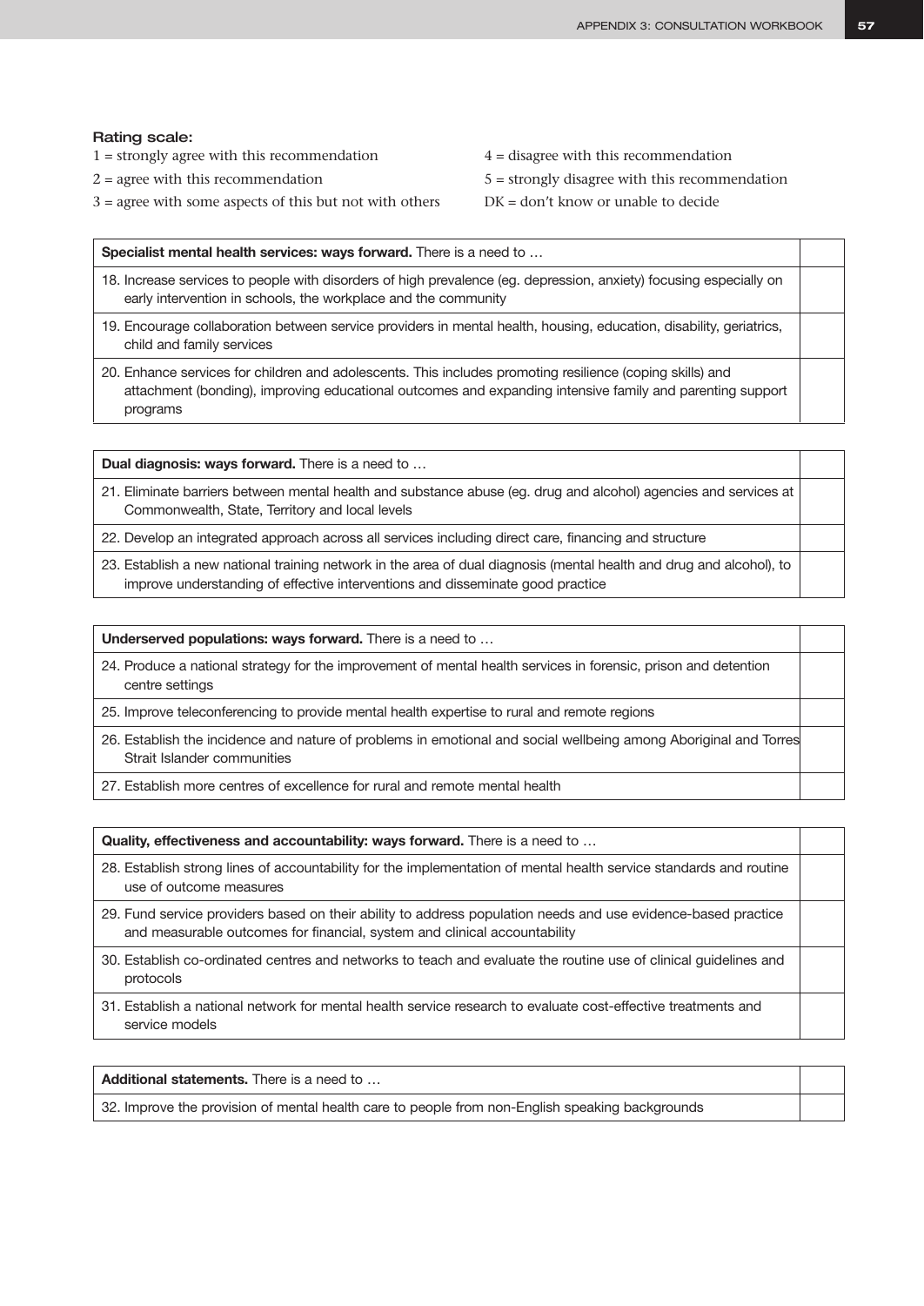**Rating scale:**

1 = strongly agree with this recommendation

2 = agree with this recommendation

3 = agree with some aspects of this but not with others

4 = disagree with this recommendation

5 = strongly disagree with this recommendation

DK = don't know or unable to decide

| **Specialist mental health services: ways forward.** There is a need to … | |
|---|---|
| 18. Increase services to people with disorders of high prevalence (eg. depression, anxiety) focusing especially on early intervention in schools, the workplace and the community | |
| 19. Encourage collaboration between service providers in mental health, housing, education, disability, geriatrics, child and family services | |
| 20. Enhance services for children and adolescents. This includes promoting resilience (coping skills) and attachment (bonding), improving educational outcomes and expanding intensive family and parenting support programs | |

| **Dual diagnosis: ways forward.** There is a need to … | |
|---|---|
| 21. Eliminate barriers between mental health and substance abuse (eg. drug and alcohol) agencies and services at Commonwealth, State, Territory and local levels | |
| 22. Develop an integrated approach across all services including direct care, financing and structure | |
| 23. Establish a new national training network in the area of dual diagnosis (mental health and drug and alcohol), to improve understanding of effective interventions and disseminate good practice | |

| **Underserved populations: ways forward.** There is a need to … | |
|---|---|
| 24. Produce a national strategy for the improvement of mental health services in forensic, prison and detention centre settings | |
| 25. Improve teleconferencing to provide mental health expertise to rural and remote regions | |
| 26. Establish the incidence and nature of problems in emotional and social wellbeing among Aboriginal and Torres Strait Islander communities | |
| 27. Establish more centres of excellence for rural and remote mental health | |

| **Quality, effectiveness and accountability: ways forward.** There is a need to … | |
|---|---|
| 28. Establish strong lines of accountability for the implementation of mental health service standards and routine use of outcome measures | |
| 29. Fund service providers based on their ability to address population needs and use evidence-based practice and measurable outcomes for financial, system and clinical accountability | |
| 30. Establish co-ordinated centres and networks to teach and evaluate the routine use of clinical guidelines and protocols | |
| 31. Establish a national network for mental health service research to evaluate cost-effective treatments and service models | |

| **Additional statements.** There is a need to … | |
|---|---|
| 32. Improve the provision of mental health care to people from non-English speaking backgrounds | |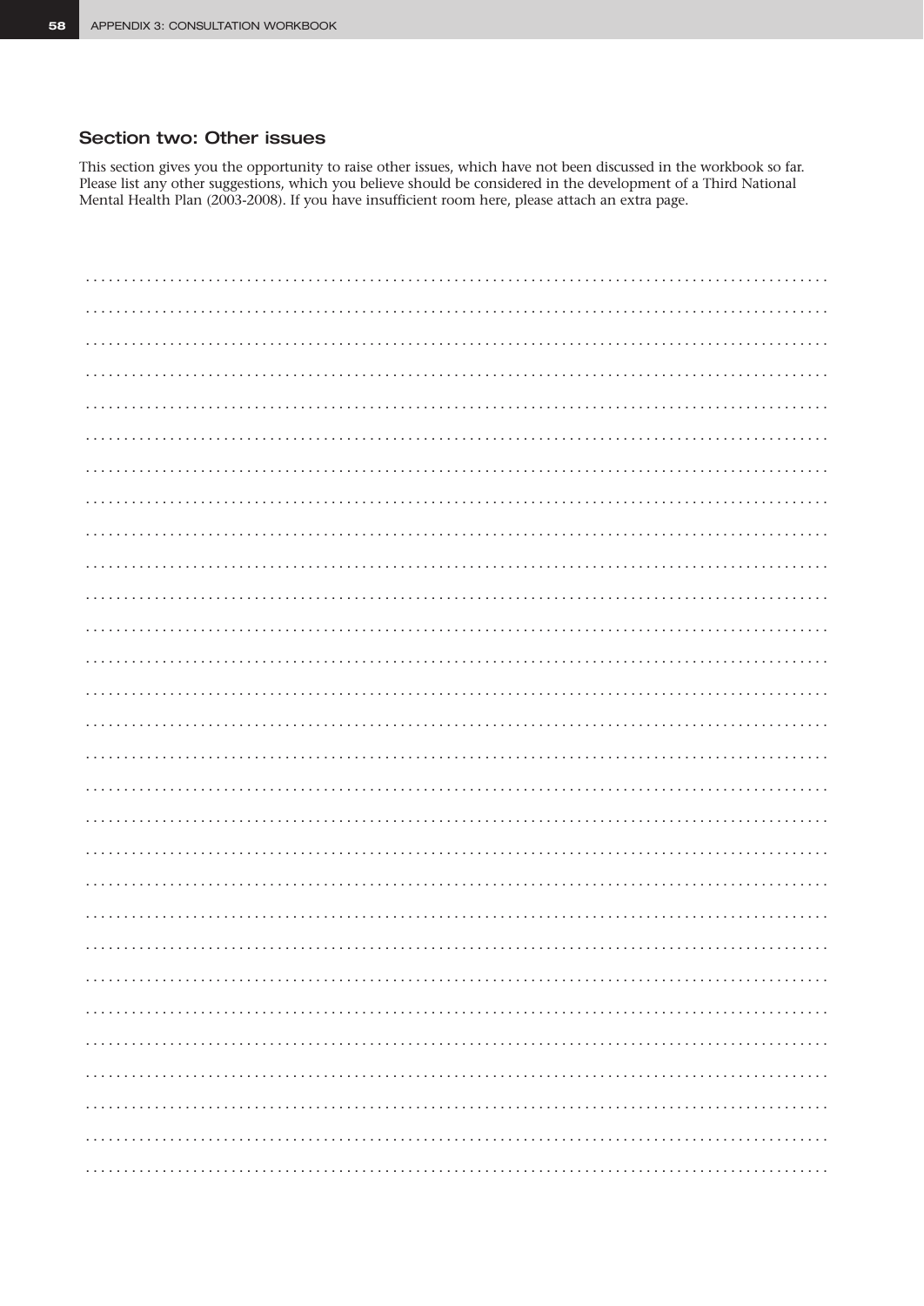## Section two: Other issues

This section gives you the opportunity to raise other issues, which have not been discussed in the workbook so far. Please list any other suggestions, which you believe should be considered in the development of a Third National Mental Health Plan (2003-2008). If you have insufficient room here, please attach an extra page.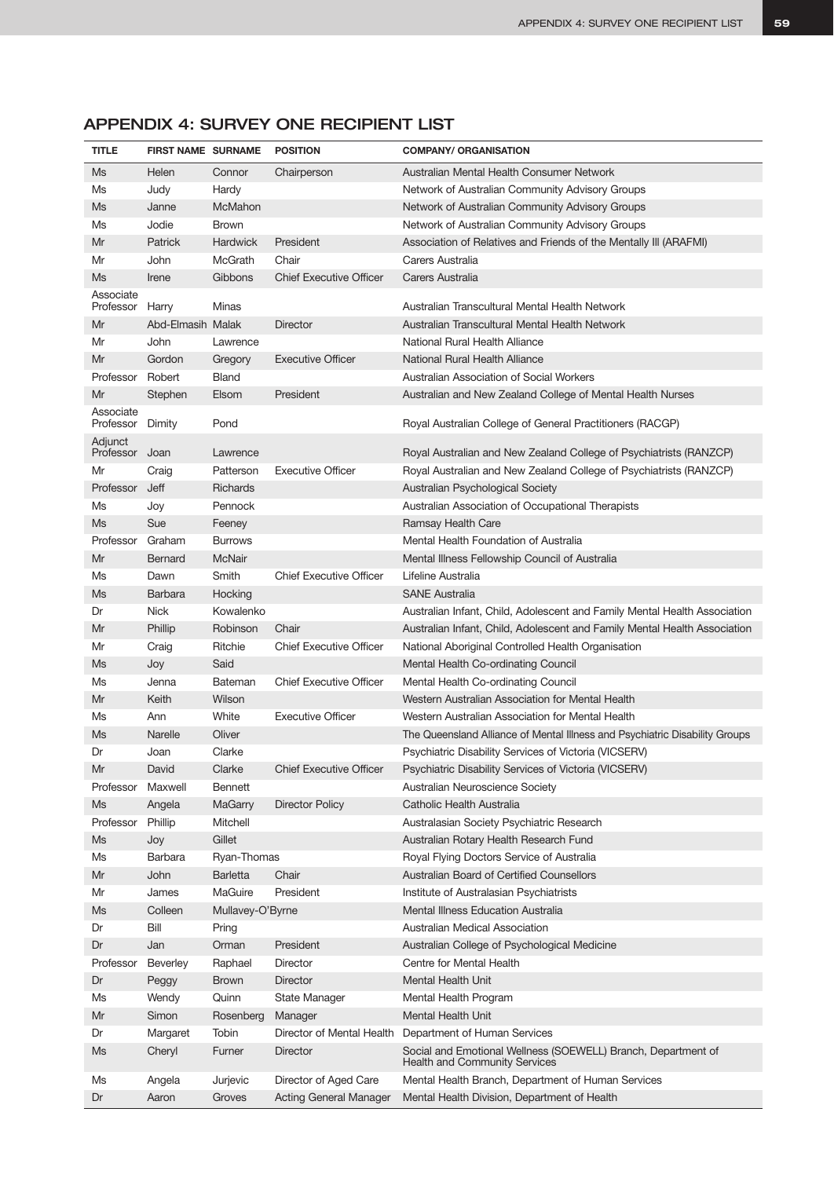# APPENDIX 4: SURVEY ONE RECIPIENT LIST

| TITLE | FIRST NAME | SURNAME | POSITION | COMPANY/ ORGANISATION |
|---|---|---|---|---|
| Ms | Helen | Connor | Chairperson | Australian Mental Health Consumer Network |
| Ms | Judy | Hardy | | Network of Australian Community Advisory Groups |
| Ms | Janne | McMahon | | Network of Australian Community Advisory Groups |
| Ms | Jodie | Brown | | Network of Australian Community Advisory Groups |
| Mr | Patrick | Hardwick | President | Association of Relatives and Friends of the Mentally Ill (ARAFMI) |
| Mr | John | McGrath | Chair | Carers Australia |
| Ms | Irene | Gibbons | Chief Executive Officer | Carers Australia |
| Associate Professor | Harry | Minas | | Australian Transcultural Mental Health Network |
| Mr | Abd-Elmasih | Malak | Director | Australian Transcultural Mental Health Network |
| Mr | John | Lawrence | | National Rural Health Alliance |
| Mr | Gordon | Gregory | Executive Officer | National Rural Health Alliance |
| Professor | Robert | Bland | | Australian Association of Social Workers |
| Mr | Stephen | Elsom | President | Australian and New Zealand College of Mental Health Nurses |
| Associate Professor | Dimity | Pond | | Royal Australian College of General Practitioners (RACGP) |
| Adjunct Professor | Joan | Lawrence | | Royal Australian and New Zealand College of Psychiatrists (RANZCP) |
| Mr | Craig | Patterson | Executive Officer | Royal Australian and New Zealand College of Psychiatrists (RANZCP) |
| Professor | Jeff | Richards | | Australian Psychological Society |
| Ms | Joy | Pennock | | Australian Association of Occupational Therapists |
| Ms | Sue | Feeney | | Ramsay Health Care |
| Professor | Graham | Burrows | | Mental Health Foundation of Australia |
| Mr | Bernard | McNair | | Mental Illness Fellowship Council of Australia |
| Ms | Dawn | Smith | Chief Executive Officer | Lifeline Australia |
| Ms | Barbara | Hocking | | SANE Australia |
| Dr | Nick | Kowalenko | | Australian Infant, Child, Adolescent and Family Mental Health Association |
| Mr | Phillip | Robinson | Chair | Australian Infant, Child, Adolescent and Family Mental Health Association |
| Mr | Craig | Ritchie | Chief Executive Officer | National Aboriginal Controlled Health Organisation |
| Ms | Joy | Said | | Mental Health Co-ordinating Council |
| Ms | Jenna | Bateman | Chief Executive Officer | Mental Health Co-ordinating Council |
| Mr | Keith | Wilson | | Western Australian Association for Mental Health |
| Ms | Ann | White | Executive Officer | Western Australian Association for Mental Health |
| Ms | Narelle | Oliver | | The Queensland Alliance of Mental Illness and Psychiatric Disability Groups |
| Dr | Joan | Clarke | | Psychiatric Disability Services of Victoria (VICSERV) |
| Mr | David | Clarke | Chief Executive Officer | Psychiatric Disability Services of Victoria (VICSERV) |
| Professor | Maxwell | Bennett | | Australian Neuroscience Society |
| Ms | Angela | MaGarry | Director Policy | Catholic Health Australia |
| Professor | Phillip | Mitchell | | Australasian Society Psychiatric Research |
| Ms | Joy | Gillet | | Australian Rotary Health Research Fund |
| Ms | Barbara | Ryan-Thomas | | Royal Flying Doctors Service of Australia |
| Mr | John | Barletta | Chair | Australian Board of Certified Counsellors |
| Mr | James | MaGuire | President | Institute of Australasian Psychiatrists |
| Ms | Colleen | Mullavey-O'Byrne | | Mental Illness Education Australia |
| Dr | Bill | Pring | | Australian Medical Association |
| Dr | Jan | Orman | President | Australian College of Psychological Medicine |
| Professor | Beverley | Raphael | Director | Centre for Mental Health |
| Dr | Peggy | Brown | Director | Mental Health Unit |
| Ms | Wendy | Quinn | State Manager | Mental Health Program |
| Mr | Simon | Rosenberg | Manager | Mental Health Unit |
| Dr | Margaret | Tobin | Director of Mental Health | Department of Human Services |
| Ms | Cheryl | Furner | Director | Social and Emotional Wellness (SOEWELL) Branch, Department of Health and Community Services |
| Ms | Angela | Jurjevic | Director of Aged Care | Mental Health Branch, Department of Human Services |
| Dr | Aaron | Groves | Acting General Manager | Mental Health Division, Department of Health |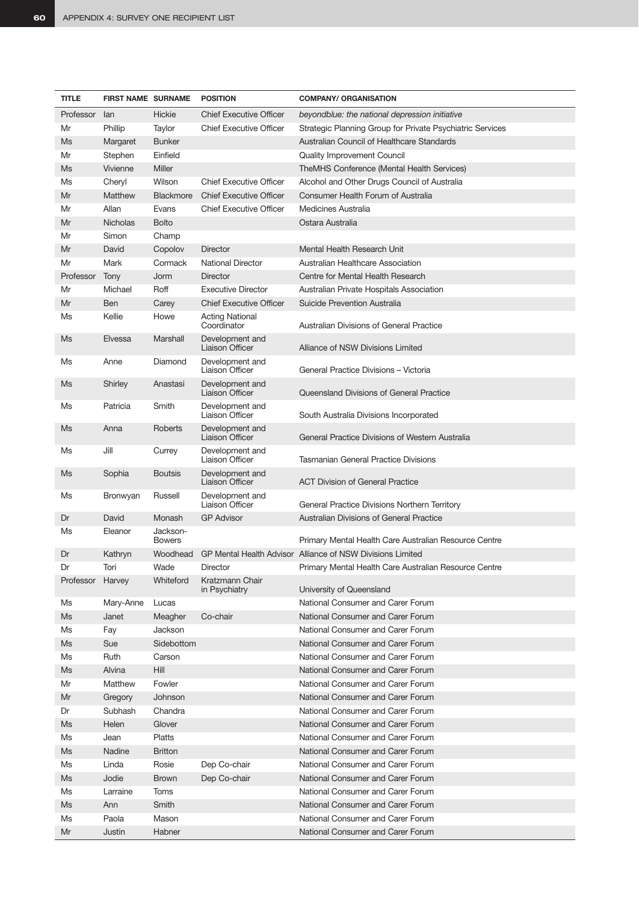| TITLE | FIRST NAME | SURNAME | POSITION | COMPANY/ ORGANISATION |
|---|---|---|---|---|
| Professor | Ian | Hickie | Chief Executive Officer | *beyondblue: the national depression initiative* |
| Mr | Phillip | Taylor | Chief Executive Officer | Strategic Planning Group for Private Psychiatric Services |
| Ms | Margaret | Bunker | | Australian Council of Healthcare Standards |
| Mr | Stephen | Einfield | | Quality Improvement Council |
| Ms | Vivienne | Miller | | TheMHS Conference (Mental Health Services) |
| Ms | Cheryl | Wilson | Chief Executive Officer | Alcohol and Other Drugs Council of Australia |
| Mr | Matthew | Blackmore | Chief Executive Officer | Consumer Health Forum of Australia |
| Mr | Allan | Evans | Chief Executive Officer | Medicines Australia |
| Mr | Nicholas | Bolto | | Ostara Australia |
| Mr | Simon | Champ | | |
| Mr | David | Copolov | Director | Mental Health Research Unit |
| Mr | Mark | Cormack | National Director | Australian Healthcare Association |
| Professor | Tony | Jorm | Director | Centre for Mental Health Research |
| Mr | Michael | Roff | Executive Director | Australian Private Hospitals Association |
| Mr | Ben | Carey | Chief Executive Officer | Suicide Prevention Australia |
| Ms | Kellie | Howe | Acting National Coordinator | Australian Divisions of General Practice |
| Ms | Elvessa | Marshall | Development and Liaison Officer | Alliance of NSW Divisions Limited |
| Ms | Anne | Diamond | Development and Liaison Officer | General Practice Divisions – Victoria |
| Ms | Shirley | Anastasi | Development and Liaison Officer | Queensland Divisions of General Practice |
| Ms | Patricia | Smith | Development and Liaison Officer | South Australia Divisions Incorporated |
| Ms | Anna | Roberts | Development and Liaison Officer | General Practice Divisions of Western Australia |
| Ms | Jill | Currey | Development and Liaison Officer | Tasmanian General Practice Divisions |
| Ms | Sophia | Boutsis | Development and Liaison Officer | ACT Division of General Practice |
| Ms | Bronwyan | Russell | Development and Liaison Officer | General Practice Divisions Northern Territory |
| Dr | David | Monash | GP Advisor | Australian Divisions of General Practice |
| Ms | Eleanor | Jackson-Bowers | | Primary Mental Health Care Australian Resource Centre |
| Dr | Kathryn | Woodhead | GP Mental Health Advisor | Alliance of NSW Divisions Limited |
| Dr | Tori | Wade | Director | Primary Mental Health Care Australian Resource Centre |
| Professor | Harvey | Whiteford | Kratzmann Chair in Psychiatry | University of Queensland |
| Ms | Mary-Anne | Lucas | | National Consumer and Carer Forum |
| Ms | Janet | Meagher | Co-chair | National Consumer and Carer Forum |
| Ms | Fay | Jackson | | National Consumer and Carer Forum |
| Ms | Sue | Sidebottom | | National Consumer and Carer Forum |
| Ms | Ruth | Carson | | National Consumer and Carer Forum |
| Ms | Alvina | Hill | | National Consumer and Carer Forum |
| Mr | Matthew | Fowler | | National Consumer and Carer Forum |
| Mr | Gregory | Johnson | | National Consumer and Carer Forum |
| Dr | Subhash | Chandra | | National Consumer and Carer Forum |
| Ms | Helen | Glover | | National Consumer and Carer Forum |
| Ms | Jean | Platts | | National Consumer and Carer Forum |
| Ms | Nadine | Britton | | National Consumer and Carer Forum |
| Ms | Linda | Rosie | Dep Co-chair | National Consumer and Carer Forum |
| Ms | Jodie | Brown | Dep Co-chair | National Consumer and Carer Forum |
| Ms | Larraine | Toms | | National Consumer and Carer Forum |
| Ms | Ann | Smith | | National Consumer and Carer Forum |
| Ms | Paola | Mason | | National Consumer and Carer Forum |
| Mr | Justin | Habner | | National Consumer and Carer Forum |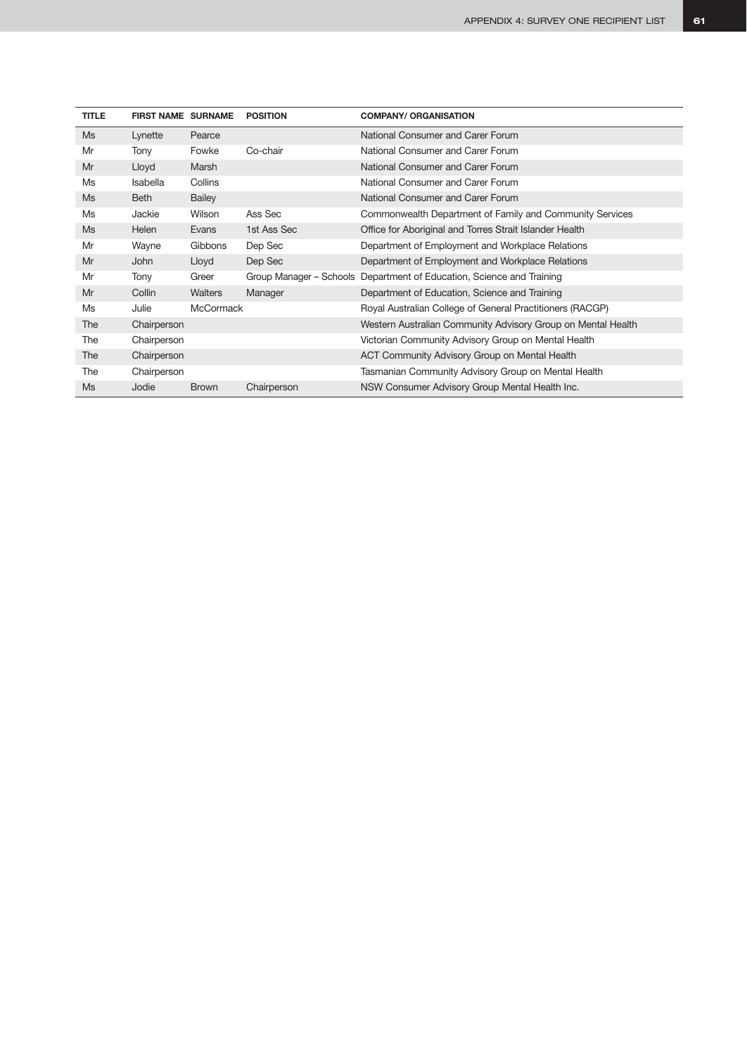| TITLE | FIRST NAME | SURNAME | POSITION | COMPANY/ ORGANISATION |
|---|---|---|---|---|
| Ms | Lynette | Pearce | | National Consumer and Carer Forum |
| Mr | Tony | Fowke | Co-chair | National Consumer and Carer Forum |
| Mr | Lloyd | Marsh | | National Consumer and Carer Forum |
| Ms | Isabella | Collins | | National Consumer and Carer Forum |
| Ms | Beth | Bailey | | National Consumer and Carer Forum |
| Ms | Jackie | Wilson | Ass Sec | Commonwealth Department of Family and Community Services |
| Ms | Helen | Evans | 1st Ass Sec | Office for Aboriginal and Torres Strait Islander Health |
| Mr | Wayne | Gibbons | Dep Sec | Department of Employment and Workplace Relations |
| Mr | John | Lloyd | Dep Sec | Department of Employment and Workplace Relations |
| Mr | Tony | Greer | Group Manager – Schools | Department of Education, Science and Training |
| Mr | Collin | Walters | Manager | Department of Education, Science and Training |
| Ms | Julie | McCormack | | Royal Australian College of General Practitioners (RACGP) |
| The | Chairperson | | | Western Australian Community Advisory Group on Mental Health |
| The | Chairperson | | | Victorian Community Advisory Group on Mental Health |
| The | Chairperson | | | ACT Community Advisory Group on Mental Health |
| The | Chairperson | | | Tasmanian Community Advisory Group on Mental Health |
| Ms | Jodie | Brown | Chairperson | NSW Consumer Advisory Group Mental Health Inc. |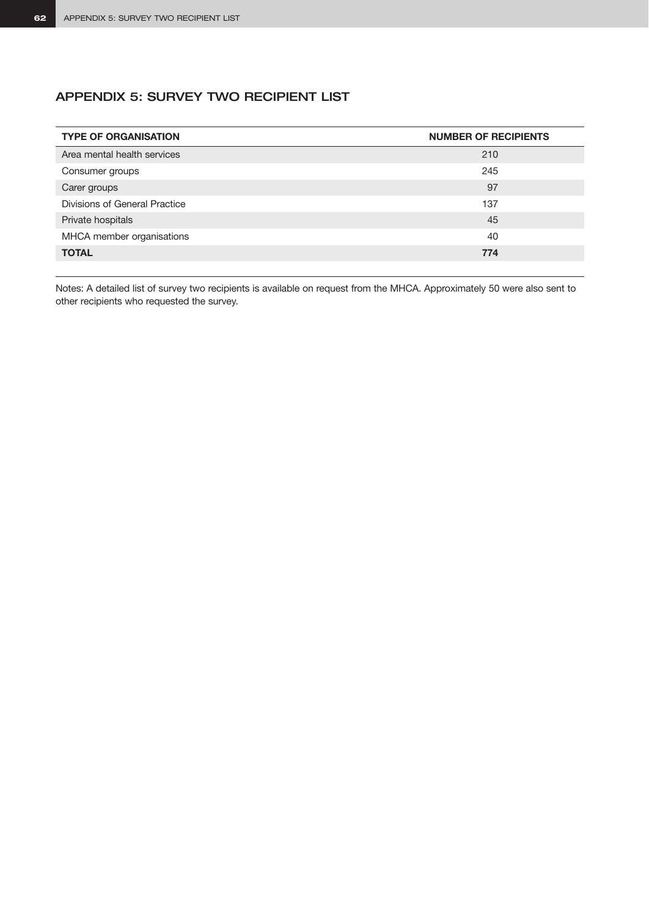## APPENDIX 5: SURVEY TWO RECIPIENT LIST

| TYPE OF ORGANISATION | NUMBER OF RECIPIENTS |
|---|---|
| Area mental health services | 210 |
| Consumer groups | 245 |
| Carer groups | 97 |
| Divisions of General Practice | 137 |
| Private hospitals | 45 |
| MHCA member organisations | 40 |
| **TOTAL** | **774** |

Notes: A detailed list of survey two recipients is available on request from the MHCA. Approximately 50 were also sent to other recipients who requested the survey.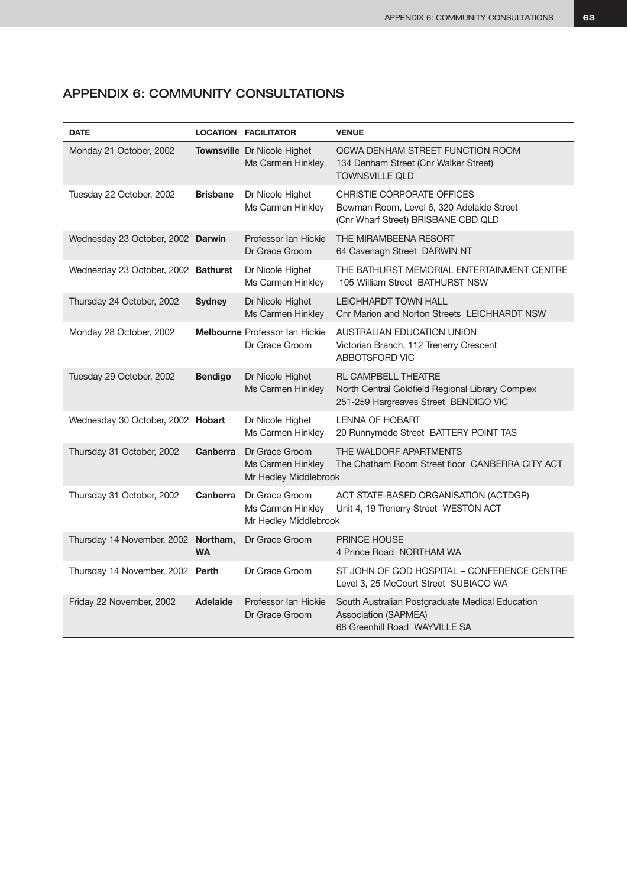## APPENDIX 6: COMMUNITY CONSULTATIONS

| DATE | LOCATION | FACILITATOR | VENUE |
|---|---|---|---|
| Monday 21 October, 2002 | **Townsville** | Dr Nicole Highet<br>Ms Carmen Hinkley | QCWA DENHAM STREET FUNCTION ROOM<br>134 Denham Street (Cnr Walker Street)<br>TOWNSVILLE QLD |
| Tuesday 22 October, 2002 | **Brisbane** | Dr Nicole Highet<br>Ms Carmen Hinkley | CHRISTIE CORPORATE OFFICES<br>Bowman Room, Level 6, 320 Adelaide Street<br>(Cnr Wharf Street) BRISBANE CBD QLD |
| Wednesday 23 October, 2002 | **Darwin** | Professor Ian Hickie<br>Dr Grace Groom | THE MIRAMBEENA RESORT<br>64 Cavenagh Street DARWIN NT |
| Wednesday 23 October, 2002 | **Bathurst** | Dr Nicole Highet<br>Ms Carmen Hinkley | THE BATHURST MEMORIAL ENTERTAINMENT CENTRE<br>105 William Street BATHURST NSW |
| Thursday 24 October, 2002 | **Sydney** | Dr Nicole Highet<br>Ms Carmen Hinkley | LEICHHARDT TOWN HALL<br>Cnr Marion and Norton Streets LEICHHARDT NSW |
| Monday 28 October, 2002 | **Melbourne** | Professor Ian Hickie<br>Dr Grace Groom | AUSTRALIAN EDUCATION UNION<br>Victorian Branch, 112 Trenerry Crescent<br>ABBOTSFORD VIC |
| Tuesday 29 October, 2002 | **Bendigo** | Dr Nicole Highet<br>Ms Carmen Hinkley | RL CAMPBELL THEATRE<br>North Central Goldfield Regional Library Complex<br>251-259 Hargreaves Street BENDIGO VIC |
| Wednesday 30 October, 2002 | **Hobart** | Dr Nicole Highet<br>Ms Carmen Hinkley | LENNA OF HOBART<br>20 Runnymede Street BATTERY POINT TAS |
| Thursday 31 October, 2002 | **Canberra** | Dr Grace Groom<br>Ms Carmen Hinkley<br>Mr Hedley Middlebrook | THE WALDORF APARTMENTS<br>The Chatham Room Street floor CANBERRA CITY ACT |
| Thursday 31 October, 2002 | **Canberra** | Dr Grace Groom<br>Ms Carmen Hinkley<br>Mr Hedley Middlebrook | ACT STATE-BASED ORGANISATION (ACTDGP)<br>Unit 4, 19 Trenerry Street WESTON ACT |
| Thursday 14 November, 2002 | **Northam, WA** | Dr Grace Groom | PRINCE HOUSE<br>4 Prince Road NORTHAM WA |
| Thursday 14 November, 2002 | **Perth** | Dr Grace Groom | ST JOHN OF GOD HOSPITAL – CONFERENCE CENTRE<br>Level 3, 25 McCourt Street SUBIACO WA |
| Friday 22 November, 2002 | **Adelaide** | Professor Ian Hickie<br>Dr Grace Groom | South Australian Postgraduate Medical Education Association (SAPMEA)<br>68 Greenhill Road WAYVILLE SA |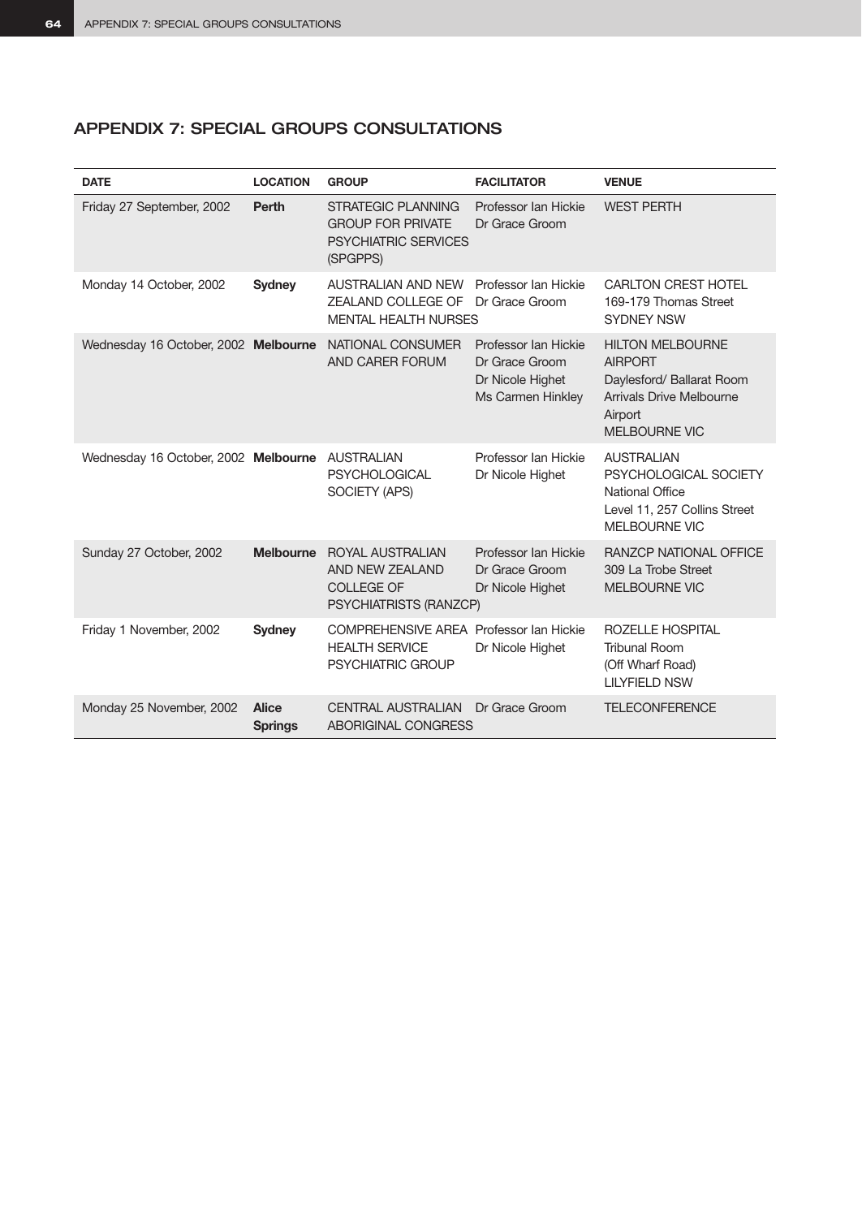## APPENDIX 7: SPECIAL GROUPS CONSULTATIONS

| DATE | LOCATION | GROUP | FACILITATOR | VENUE |
|---|---|---|---|---|
| Friday 27 September, 2002 | **Perth** | STRATEGIC PLANNING GROUP FOR PRIVATE PSYCHIATRIC SERVICES (SPGPPS) | Professor Ian Hickie<br>Dr Grace Groom | WEST PERTH |
| Monday 14 October, 2002 | **Sydney** | AUSTRALIAN AND NEW ZEALAND COLLEGE OF MENTAL HEALTH NURSES | Professor Ian Hickie<br>Dr Grace Groom | CARLTON CREST HOTEL<br>169-179 Thomas Street<br>SYDNEY NSW |
| Wednesday 16 October, 2002 | **Melbourne** | NATIONAL CONSUMER AND CARER FORUM | Professor Ian Hickie<br>Dr Grace Groom<br>Dr Nicole Highet<br>Ms Carmen Hinkley | HILTON MELBOURNE AIRPORT<br>Daylesford/ Ballarat Room<br>Arrivals Drive Melbourne Airport<br>MELBOURNE VIC |
| Wednesday 16 October, 2002 | **Melbourne** | AUSTRALIAN PSYCHOLOGICAL SOCIETY (APS) | Professor Ian Hickie<br>Dr Nicole Highet | AUSTRALIAN PSYCHOLOGICAL SOCIETY<br>National Office<br>Level 11, 257 Collins Street<br>MELBOURNE VIC |
| Sunday 27 October, 2002 | **Melbourne** | ROYAL AUSTRALIAN AND NEW ZEALAND COLLEGE OF PSYCHIATRISTS (RANZCP) | Professor Ian Hickie<br>Dr Grace Groom<br>Dr Nicole Highet | RANZCP NATIONAL OFFICE<br>309 La Trobe Street<br>MELBOURNE VIC |
| Friday 1 November, 2002 | **Sydney** | COMPREHENSIVE AREA HEALTH SERVICE PSYCHIATRIC GROUP | Professor Ian Hickie<br>Dr Nicole Highet | ROZELLE HOSPITAL<br>Tribunal Room<br>(Off Wharf Road)<br>LILYFIELD NSW |
| Monday 25 November, 2002 | **Alice Springs** | CENTRAL AUSTRALIAN ABORIGINAL CONGRESS | Dr Grace Groom | TELECONFERENCE |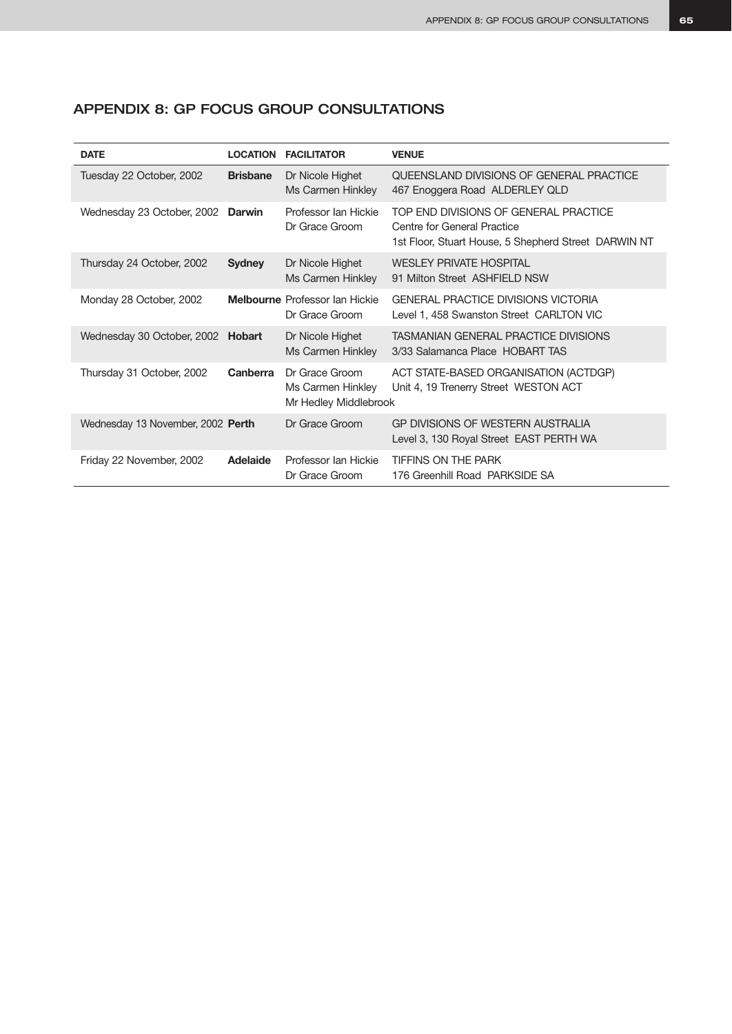## APPENDIX 8: GP FOCUS GROUP CONSULTATIONS

| DATE | LOCATION | FACILITATOR | VENUE |
|---|---|---|---|
| Tuesday 22 October, 2002 | **Brisbane** | Dr Nicole Highet<br>Ms Carmen Hinkley | QUEENSLAND DIVISIONS OF GENERAL PRACTICE<br>467 Enoggera Road ALDERLEY QLD |
| Wednesday 23 October, 2002 | **Darwin** | Professor Ian Hickie<br>Dr Grace Groom | TOP END DIVISIONS OF GENERAL PRACTICE<br>Centre for General Practice<br>1st Floor, Stuart House, 5 Shepherd Street DARWIN NT |
| Thursday 24 October, 2002 | **Sydney** | Dr Nicole Highet<br>Ms Carmen Hinkley | WESLEY PRIVATE HOSPITAL<br>91 Milton Street ASHFIELD NSW |
| Monday 28 October, 2002 | **Melbourne** | Professor Ian Hickie<br>Dr Grace Groom | GENERAL PRACTICE DIVISIONS VICTORIA<br>Level 1, 458 Swanston Street CARLTON VIC |
| Wednesday 30 October, 2002 | **Hobart** | Dr Nicole Highet<br>Ms Carmen Hinkley | TASMANIAN GENERAL PRACTICE DIVISIONS<br>3/33 Salamanca Place HOBART TAS |
| Thursday 31 October, 2002 | **Canberra** | Dr Grace Groom<br>Ms Carmen Hinkley<br>Mr Hedley Middlebrook | ACT STATE-BASED ORGANISATION (ACTDGP)<br>Unit 4, 19 Trenerry Street WESTON ACT |
| Wednesday 13 November, 2002 | **Perth** | Dr Grace Groom | GP DIVISIONS OF WESTERN AUSTRALIA<br>Level 3, 130 Royal Street EAST PERTH WA |
| Friday 22 November, 2002 | **Adelaide** | Professor Ian Hickie<br>Dr Grace Groom | TIFFINS ON THE PARK<br>176 Greenhill Road PARKSIDE SA |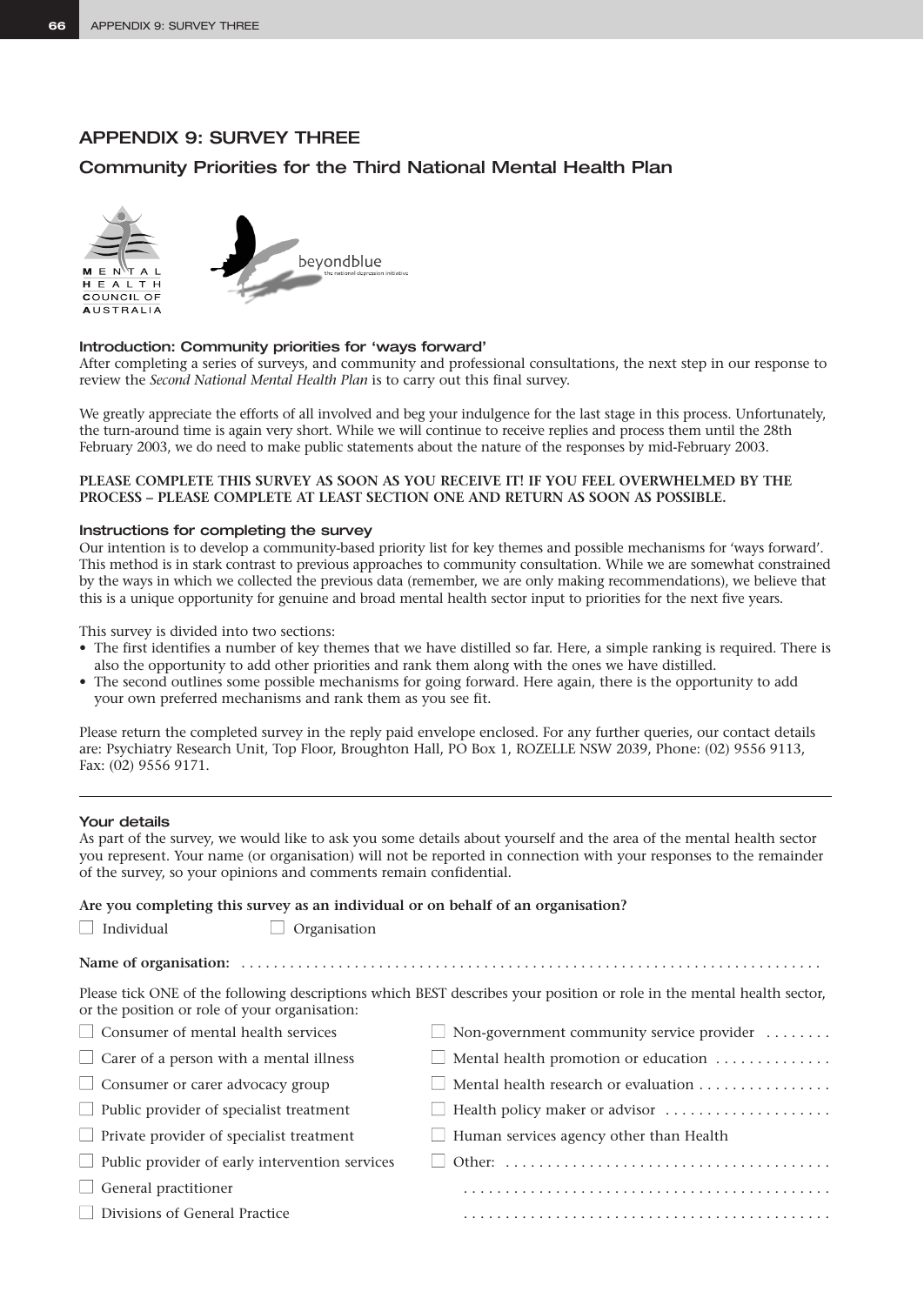## APPENDIX 9: SURVEY THREE

### Community Priorities for the Third National Mental Health Plan

MENTAL HEALTH COUNCIL OF AUSTRALIA

beyondblue the national depression initiative

#### Introduction: Community priorities for 'ways forward'

After completing a series of surveys, and community and professional consultations, the next step in our response to review the *Second National Mental Health Plan* is to carry out this final survey.

We greatly appreciate the efforts of all involved and beg your indulgence for the last stage in this process. Unfortunately, the turn-around time is again very short. While we will continue to receive replies and process them until the 28th February 2003, we do need to make public statements about the nature of the responses by mid-February 2003.

**PLEASE COMPLETE THIS SURVEY AS SOON AS YOU RECEIVE IT! IF YOU FEEL OVERWHELMED BY THE PROCESS – PLEASE COMPLETE AT LEAST SECTION ONE AND RETURN AS SOON AS POSSIBLE.**

#### Instructions for completing the survey

Our intention is to develop a community-based priority list for key themes and possible mechanisms for 'ways forward'. This method is in stark contrast to previous approaches to community consultation. While we are somewhat constrained by the ways in which we collected the previous data (remember, we are only making recommendations), we believe that this is a unique opportunity for genuine and broad mental health sector input to priorities for the next five years.

This survey is divided into two sections:

- The first identifies a number of key themes that we have distilled so far. Here, a simple ranking is required. There is also the opportunity to add other priorities and rank them along with the ones we have distilled.
- The second outlines some possible mechanisms for going forward. Here again, there is the opportunity to add your own preferred mechanisms and rank them as you see fit.

Please return the completed survey in the reply paid envelope enclosed. For any further queries, our contact details are: Psychiatry Research Unit, Top Floor, Broughton Hall, PO Box 1, ROZELLE NSW 2039, Phone: (02) 9556 9113, Fax: (02) 9556 9171.

---

#### Your details

As part of the survey, we would like to ask you some details about yourself and the area of the mental health sector you represent. Your name (or organisation) will not be reported in connection with your responses to the remainder of the survey, so your opinions and comments remain confidential.

**Are you completing this survey as an individual or on behalf of an organisation?**

☐ Individual ☐ Organisation

**Name of organisation:** ........................................................................

Please tick ONE of the following descriptions which BEST describes your position or role in the mental health sector, or the position or role of your organisation:

☐ Consumer of mental health services

☐ Carer of a person with a mental illness

☐ Consumer or carer advocacy group

☐ Public provider of specialist treatment

☐ Private provider of specialist treatment

☐ Public provider of early intervention services

☐ General practitioner

☐ Divisions of General Practice

☐ Non-government community service provider ........

☐ Mental health promotion or education ..............

☐ Mental health research or evaluation ................

☐ Health policy maker or advisor ....................

☐ Human services agency other than Health

☐ Other: .......................................

...........................................

...........................................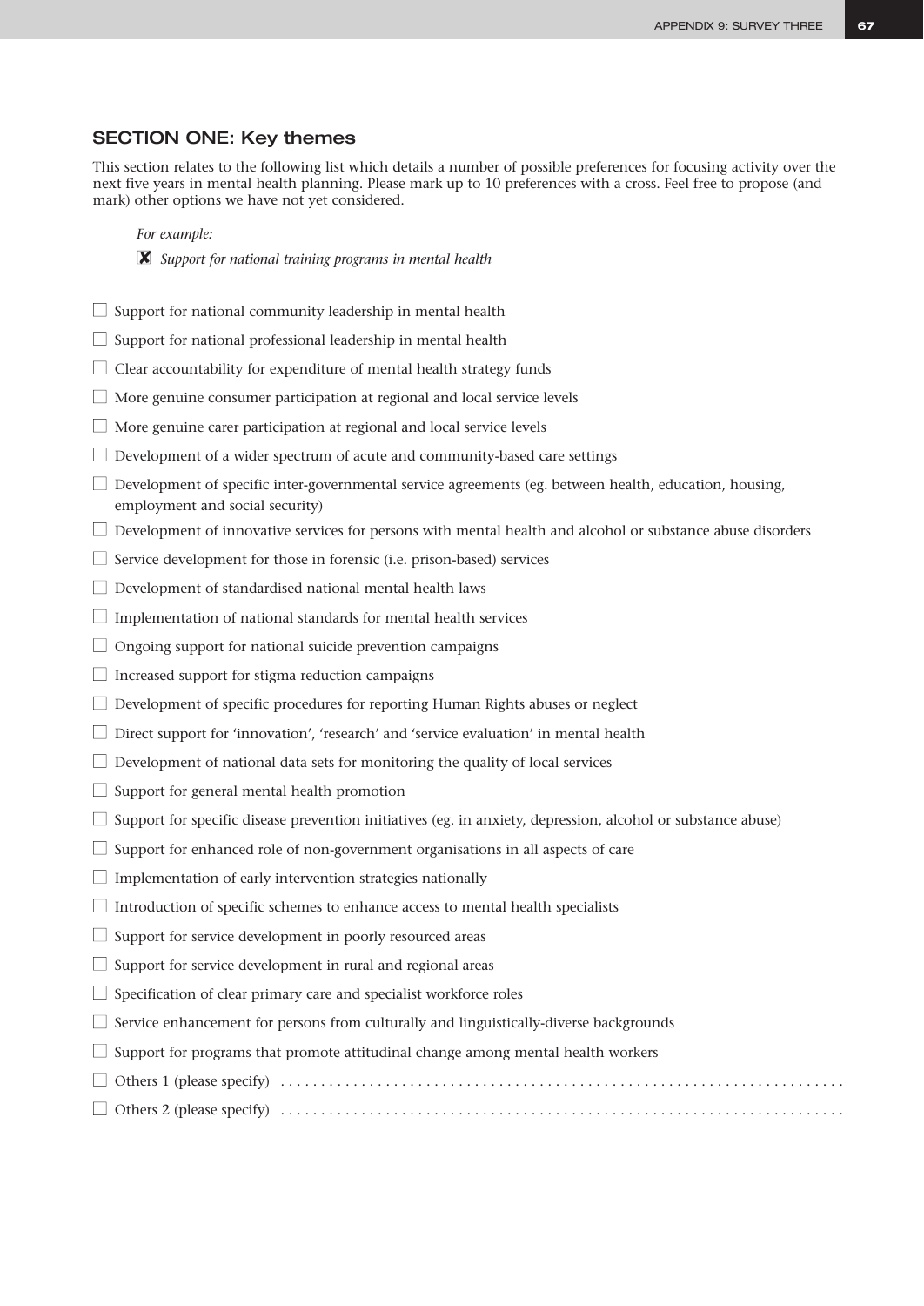## SECTION ONE: Key themes

This section relates to the following list which details a number of possible preferences for focusing activity over the next five years in mental health planning. Please mark up to 10 preferences with a cross. Feel free to propose (and mark) other options we have not yet considered.

*For example:*

☒ *Support for national training programs in mental health*

☐ Support for national community leadership in mental health

☐ Support for national professional leadership in mental health

☐ Clear accountability for expenditure of mental health strategy funds

☐ More genuine consumer participation at regional and local service levels

☐ More genuine carer participation at regional and local service levels

☐ Development of a wider spectrum of acute and community-based care settings

☐ Development of specific inter-governmental service agreements (eg. between health, education, housing, employment and social security)

☐ Development of innovative services for persons with mental health and alcohol or substance abuse disorders

☐ Service development for those in forensic (i.e. prison-based) services

☐ Development of standardised national mental health laws

☐ Implementation of national standards for mental health services

☐ Ongoing support for national suicide prevention campaigns

☐ Increased support for stigma reduction campaigns

☐ Development of specific procedures for reporting Human Rights abuses or neglect

☐ Direct support for 'innovation', 'research' and 'service evaluation' in mental health

☐ Development of national data sets for monitoring the quality of local services

☐ Support for general mental health promotion

☐ Support for specific disease prevention initiatives (eg. in anxiety, depression, alcohol or substance abuse)

☐ Support for enhanced role of non-government organisations in all aspects of care

☐ Implementation of early intervention strategies nationally

☐ Introduction of specific schemes to enhance access to mental health specialists

☐ Support for service development in poorly resourced areas

☐ Support for service development in rural and regional areas

☐ Specification of clear primary care and specialist workforce roles

☐ Service enhancement for persons from culturally and linguistically-diverse backgrounds

☐ Support for programs that promote attitudinal change among mental health workers

☐ Others 1 (please specify) ....................................................................

☐ Others 2 (please specify) ....................................................................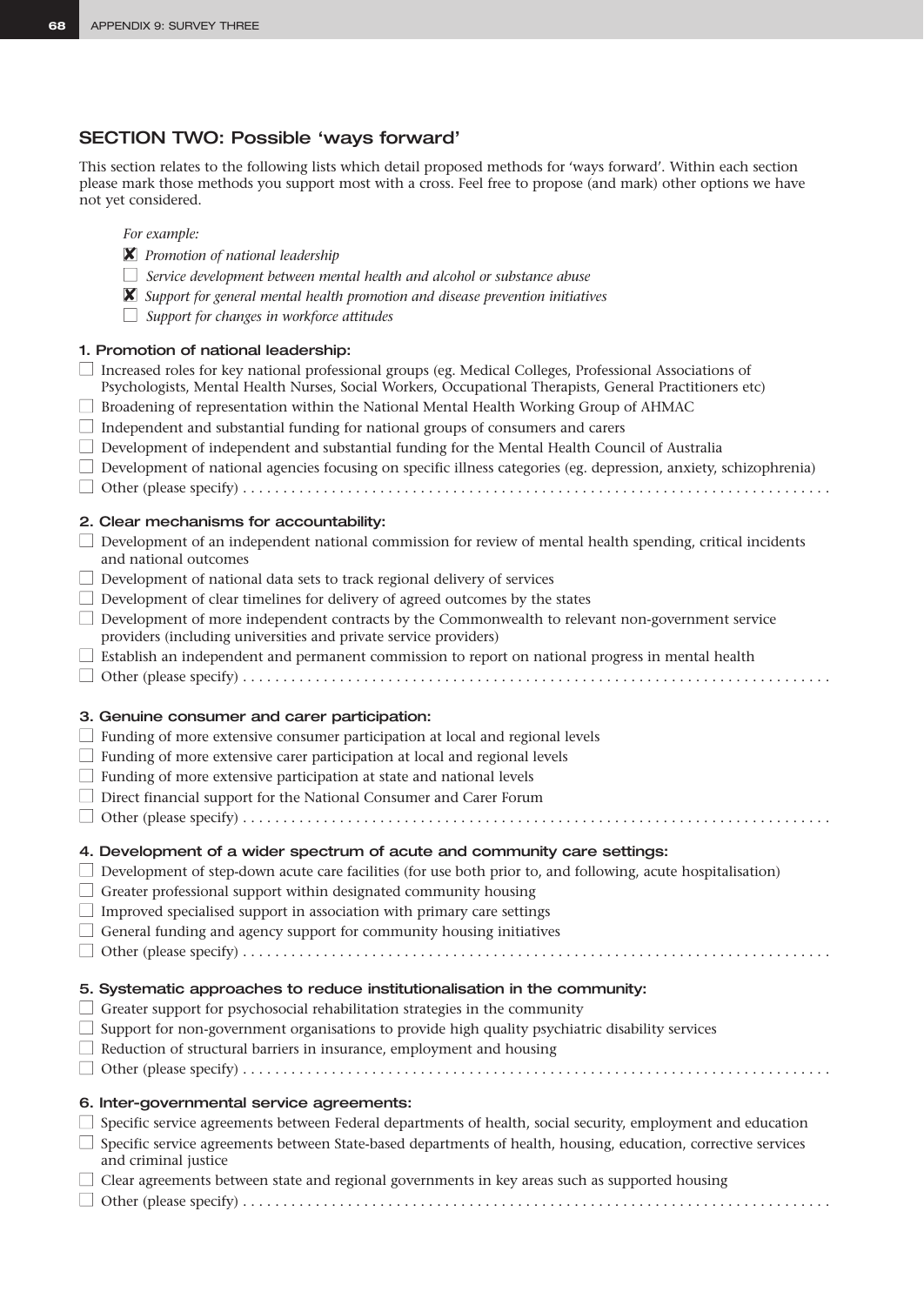## SECTION TWO: Possible 'ways forward'

This section relates to the following lists which detail proposed methods for 'ways forward'. Within each section please mark those methods you support most with a cross. Feel free to propose (and mark) other options we have not yet considered.

*For example:*

- ☒ *Promotion of national leadership*
- ☐ *Service development between mental health and alcohol or substance abuse*
- ☒ *Support for general mental health promotion and disease prevention initiatives*
- ☐ *Support for changes in workforce attitudes*

### 1. Promotion of national leadership:

- ☐ Increased roles for key national professional groups (eg. Medical Colleges, Professional Associations of Psychologists, Mental Health Nurses, Social Workers, Occupational Therapists, General Practitioners etc)
- ☐ Broadening of representation within the National Mental Health Working Group of AHMAC
- ☐ Independent and substantial funding for national groups of consumers and carers
- ☐ Development of independent and substantial funding for the Mental Health Council of Australia
- ☐ Development of national agencies focusing on specific illness categories (eg. depression, anxiety, schizophrenia)
- ☐ Other (please specify) . . . . . . . . . . . . . . . . . . . . . . . . . . . . . . . . . . . . . . . . . . . . . . . . . . . . . . . . . . . . . . . . . . . . . . . . . .

### 2. Clear mechanisms for accountability:

- ☐ Development of an independent national commission for review of mental health spending, critical incidents and national outcomes
- ☐ Development of national data sets to track regional delivery of services
- ☐ Development of clear timelines for delivery of agreed outcomes by the states
- ☐ Development of more independent contracts by the Commonwealth to relevant non-government service providers (including universities and private service providers)
- ☐ Establish an independent and permanent commission to report on national progress in mental health
- ☐ Other (please specify) . . . . . . . . . . . . . . . . . . . . . . . . . . . . . . . . . . . . . . . . . . . . . . . . . . . . . . . . . . . . . . . . . . . . . . . . . .

### 3. Genuine consumer and carer participation:

- ☐ Funding of more extensive consumer participation at local and regional levels
- ☐ Funding of more extensive carer participation at local and regional levels
- ☐ Funding of more extensive participation at state and national levels
- ☐ Direct financial support for the National Consumer and Carer Forum
- ☐ Other (please specify) . . . . . . . . . . . . . . . . . . . . . . . . . . . . . . . . . . . . . . . . . . . . . . . . . . . . . . . . . . . . . . . . . . . . . . . . . .

### 4. Development of a wider spectrum of acute and community care settings:

- ☐ Development of step-down acute care facilities (for use both prior to, and following, acute hospitalisation)
- ☐ Greater professional support within designated community housing
- ☐ Improved specialised support in association with primary care settings
- ☐ General funding and agency support for community housing initiatives
- ☐ Other (please specify) . . . . . . . . . . . . . . . . . . . . . . . . . . . . . . . . . . . . . . . . . . . . . . . . . . . . . . . . . . . . . . . . . . . . . . . . . .

### 5. Systematic approaches to reduce institutionalisation in the community:

- ☐ Greater support for psychosocial rehabilitation strategies in the community
- ☐ Support for non-government organisations to provide high quality psychiatric disability services
- ☐ Reduction of structural barriers in insurance, employment and housing
- ☐ Other (please specify) . . . . . . . . . . . . . . . . . . . . . . . . . . . . . . . . . . . . . . . . . . . . . . . . . . . . . . . . . . . . . . . . . . . . . . . . . .

### 6. Inter-governmental service agreements:

- ☐ Specific service agreements between Federal departments of health, social security, employment and education
- ☐ Specific service agreements between State-based departments of health, housing, education, corrective services and criminal justice
- ☐ Clear agreements between state and regional governments in key areas such as supported housing
- ☐ Other (please specify) . . . . . . . . . . . . . . . . . . . . . . . . . . . . . . . . . . . . . . . . . . . . . . . . . . . . . . . . . . . . . . . . . . . . . . . . . .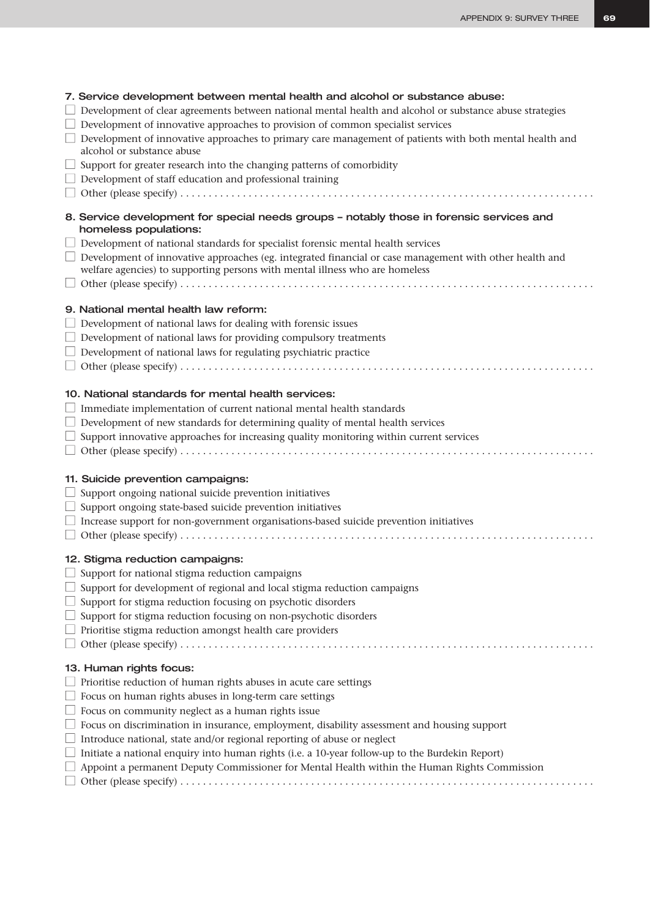**7. Service development between mental health and alcohol or substance abuse:**

- ☐ Development of clear agreements between national mental health and alcohol or substance abuse strategies
- ☐ Development of innovative approaches to provision of common specialist services
- ☐ Development of innovative approaches to primary care management of patients with both mental health and alcohol or substance abuse
- ☐ Support for greater research into the changing patterns of comorbidity
- ☐ Development of staff education and professional training
- ☐ Other (please specify) . . . . . . . . . . . . . . . . . . . . . . . . . . . . . . . . . . . . . . . . . . . . . . . . . . . . . . . . . . . .

**8. Service development for special needs groups – notably those in forensic services and homeless populations:**

- ☐ Development of national standards for specialist forensic mental health services
- ☐ Development of innovative approaches (eg. integrated financial or case management with other health and welfare agencies) to supporting persons with mental illness who are homeless
- ☐ Other (please specify) . . . . . . . . . . . . . . . . . . . . . . . . . . . . . . . . . . . . . . . . . . . . . . . . . . . . . . . . . . . .

**9. National mental health law reform:**

- ☐ Development of national laws for dealing with forensic issues
- ☐ Development of national laws for providing compulsory treatments
- ☐ Development of national laws for regulating psychiatric practice
- ☐ Other (please specify) . . . . . . . . . . . . . . . . . . . . . . . . . . . . . . . . . . . . . . . . . . . . . . . . . . . . . . . . . . . .

**10. National standards for mental health services:**

- ☐ Immediate implementation of current national mental health standards
- ☐ Development of new standards for determining quality of mental health services
- ☐ Support innovative approaches for increasing quality monitoring within current services
- ☐ Other (please specify) . . . . . . . . . . . . . . . . . . . . . . . . . . . . . . . . . . . . . . . . . . . . . . . . . . . . . . . . . . . .

**11. Suicide prevention campaigns:**

- ☐ Support ongoing national suicide prevention initiatives
- ☐ Support ongoing state-based suicide prevention initiatives
- ☐ Increase support for non-government organisations-based suicide prevention initiatives
- ☐ Other (please specify) . . . . . . . . . . . . . . . . . . . . . . . . . . . . . . . . . . . . . . . . . . . . . . . . . . . . . . . . . . . .

**12. Stigma reduction campaigns:**

- ☐ Support for national stigma reduction campaigns
- ☐ Support for development of regional and local stigma reduction campaigns
- ☐ Support for stigma reduction focusing on psychotic disorders
- ☐ Support for stigma reduction focusing on non-psychotic disorders
- ☐ Prioritise stigma reduction amongst health care providers
- ☐ Other (please specify) . . . . . . . . . . . . . . . . . . . . . . . . . . . . . . . . . . . . . . . . . . . . . . . . . . . . . . . . . . . .

**13. Human rights focus:**

- ☐ Prioritise reduction of human rights abuses in acute care settings
- ☐ Focus on human rights abuses in long-term care settings
- ☐ Focus on community neglect as a human rights issue
- ☐ Focus on discrimination in insurance, employment, disability assessment and housing support
- ☐ Introduce national, state and/or regional reporting of abuse or neglect
- ☐ Initiate a national enquiry into human rights (i.e. a 10-year follow-up to the Burdekin Report)
- ☐ Appoint a permanent Deputy Commissioner for Mental Health within the Human Rights Commission
- ☐ Other (please specify) . . . . . . . . . . . . . . . . . . . . . . . . . . . . . . . . . . . . . . . . . . . . . . . . . . . . . . . . . . . .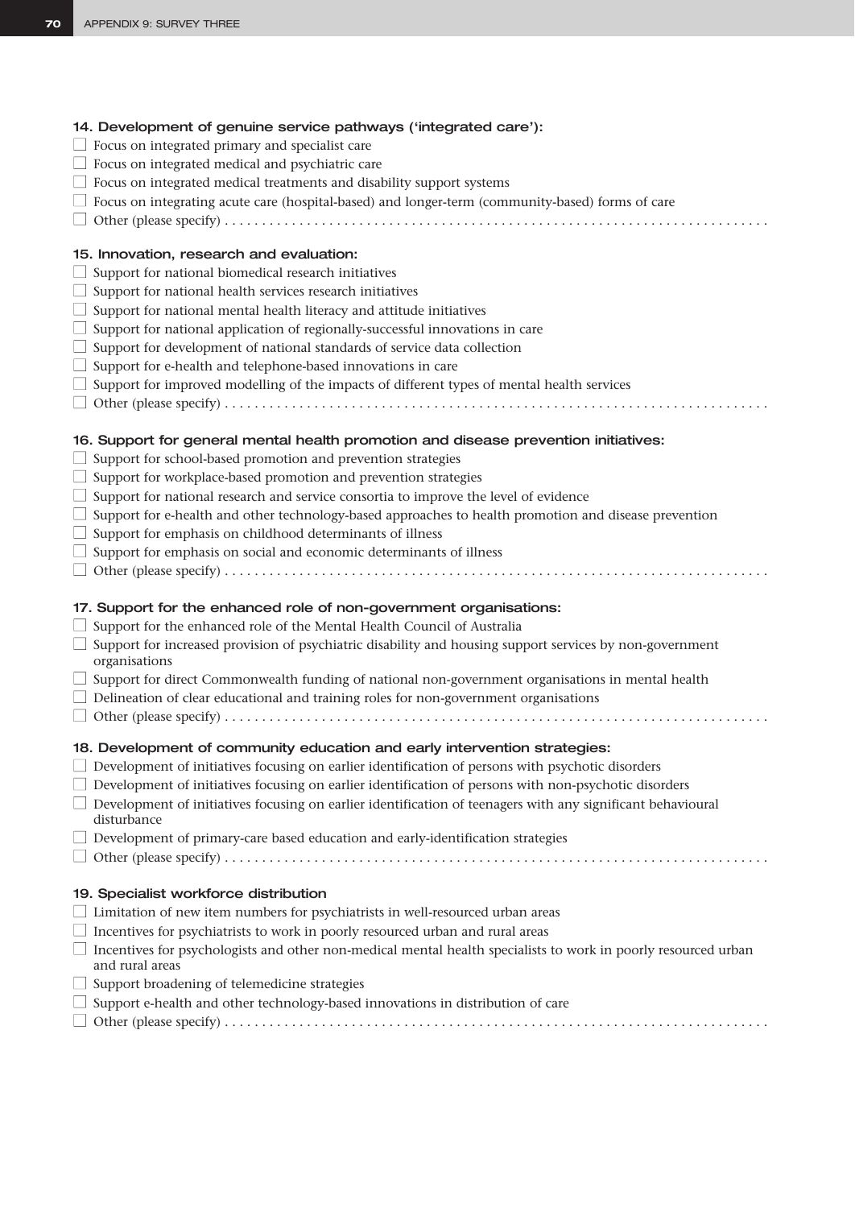### 14. Development of genuine service pathways ('integrated care'):

- ☐ Focus on integrated primary and specialist care
- ☐ Focus on integrated medical and psychiatric care
- ☐ Focus on integrated medical treatments and disability support systems
- ☐ Focus on integrating acute care (hospital-based) and longer-term (community-based) forms of care
- ☐ Other (please specify) . . . . . . . . . . . . . . . . . . . . . . . . . . . . . . . . . . . . . . . . . . . . . . . . . . . . . . . . . . . . . . . . . . . . . . . . .

### 15. Innovation, research and evaluation:

- ☐ Support for national biomedical research initiatives
- ☐ Support for national health services research initiatives
- ☐ Support for national mental health literacy and attitude initiatives
- ☐ Support for national application of regionally-successful innovations in care
- ☐ Support for development of national standards of service data collection
- ☐ Support for e-health and telephone-based innovations in care
- ☐ Support for improved modelling of the impacts of different types of mental health services
- ☐ Other (please specify) . . . . . . . . . . . . . . . . . . . . . . . . . . . . . . . . . . . . . . . . . . . . . . . . . . . . . . . . . . . . . . . . . . . . . . . . .

### 16. Support for general mental health promotion and disease prevention initiatives:

- ☐ Support for school-based promotion and prevention strategies
- ☐ Support for workplace-based promotion and prevention strategies
- ☐ Support for national research and service consortia to improve the level of evidence
- ☐ Support for e-health and other technology-based approaches to health promotion and disease prevention
- ☐ Support for emphasis on childhood determinants of illness
- ☐ Support for emphasis on social and economic determinants of illness
- ☐ Other (please specify) . . . . . . . . . . . . . . . . . . . . . . . . . . . . . . . . . . . . . . . . . . . . . . . . . . . . . . . . . . . . . . . . . . . . . . . . .

### 17. Support for the enhanced role of non-government organisations:

- ☐ Support for the enhanced role of the Mental Health Council of Australia
- ☐ Support for increased provision of psychiatric disability and housing support services by non-government organisations
- ☐ Support for direct Commonwealth funding of national non-government organisations in mental health
- ☐ Delineation of clear educational and training roles for non-government organisations
- ☐ Other (please specify) . . . . . . . . . . . . . . . . . . . . . . . . . . . . . . . . . . . . . . . . . . . . . . . . . . . . . . . . . . . . . . . . . . . . . . . . .

### 18. Development of community education and early intervention strategies:

- ☐ Development of initiatives focusing on earlier identification of persons with psychotic disorders
- ☐ Development of initiatives focusing on earlier identification of persons with non-psychotic disorders
- ☐ Development of initiatives focusing on earlier identification of teenagers with any significant behavioural disturbance
- ☐ Development of primary-care based education and early-identification strategies
- ☐ Other (please specify) . . . . . . . . . . . . . . . . . . . . . . . . . . . . . . . . . . . . . . . . . . . . . . . . . . . . . . . . . . . . . . . . . . . . . . . . .

### 19. Specialist workforce distribution

- ☐ Limitation of new item numbers for psychiatrists in well-resourced urban areas
- ☐ Incentives for psychiatrists to work in poorly resourced urban and rural areas
- ☐ Incentives for psychologists and other non-medical mental health specialists to work in poorly resourced urban and rural areas
- ☐ Support broadening of telemedicine strategies
- ☐ Support e-health and other technology-based innovations in distribution of care
- ☐ Other (please specify) . . . . . . . . . . . . . . . . . . . . . . . . . . . . . . . . . . . . . . . . . . . . . . . . . . . . . . . . . . . . . . . . . . . . . . . . .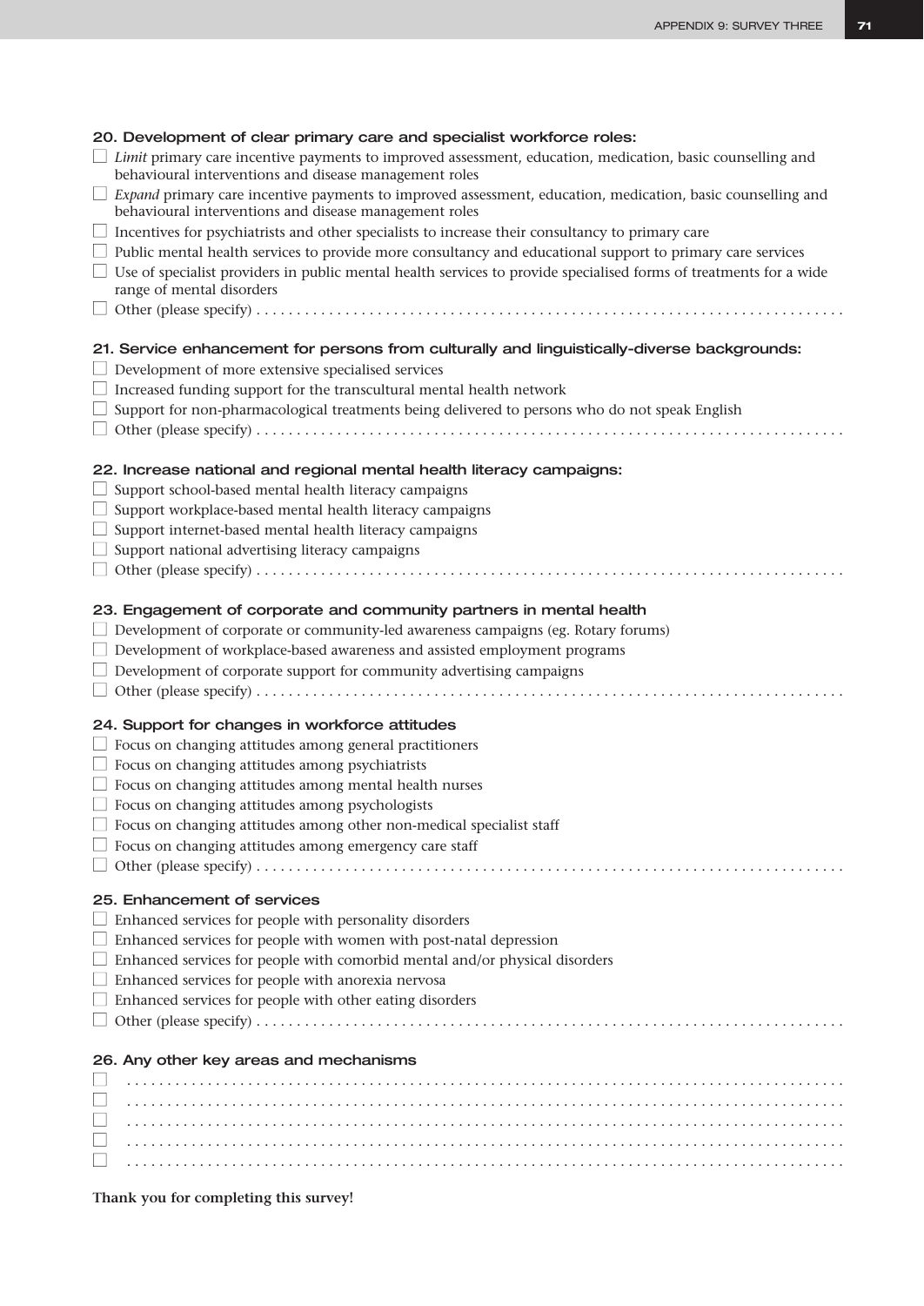**20. Development of clear primary care and specialist workforce roles:**

- ☐ *Limit* primary care incentive payments to improved assessment, education, medication, basic counselling and behavioural interventions and disease management roles
- ☐ *Expand* primary care incentive payments to improved assessment, education, medication, basic counselling and behavioural interventions and disease management roles
- ☐ Incentives for psychiatrists and other specialists to increase their consultancy to primary care
- ☐ Public mental health services to provide more consultancy and educational support to primary care services
- ☐ Use of specialist providers in public mental health services to provide specialised forms of treatments for a wide range of mental disorders
- ☐ Other (please specify) . . . . . . . . . . . . . . . . . . . . . . . . . . . . . . . . . . . . . . . . . . . . . . . . . . . . . . . . . . . . . . . . . . . . . . . .

**21. Service enhancement for persons from culturally and linguistically-diverse backgrounds:**

- ☐ Development of more extensive specialised services
- ☐ Increased funding support for the transcultural mental health network
- ☐ Support for non-pharmacological treatments being delivered to persons who do not speak English
- ☐ Other (please specify) . . . . . . . . . . . . . . . . . . . . . . . . . . . . . . . . . . . . . . . . . . . . . . . . . . . . . . . . . . . . . . . . . . . . . . . .

**22. Increase national and regional mental health literacy campaigns:**

- ☐ Support school-based mental health literacy campaigns
- ☐ Support workplace-based mental health literacy campaigns
- ☐ Support internet-based mental health literacy campaigns
- ☐ Support national advertising literacy campaigns
- ☐ Other (please specify) . . . . . . . . . . . . . . . . . . . . . . . . . . . . . . . . . . . . . . . . . . . . . . . . . . . . . . . . . . . . . . . . . . . . . . . .

**23. Engagement of corporate and community partners in mental health**

- ☐ Development of corporate or community-led awareness campaigns (eg. Rotary forums)
- ☐ Development of workplace-based awareness and assisted employment programs
- ☐ Development of corporate support for community advertising campaigns
- ☐ Other (please specify) . . . . . . . . . . . . . . . . . . . . . . . . . . . . . . . . . . . . . . . . . . . . . . . . . . . . . . . . . . . . . . . . . . . . . . . .

**24. Support for changes in workforce attitudes**

- ☐ Focus on changing attitudes among general practitioners
- ☐ Focus on changing attitudes among psychiatrists
- ☐ Focus on changing attitudes among mental health nurses
- ☐ Focus on changing attitudes among psychologists
- ☐ Focus on changing attitudes among other non-medical specialist staff
- ☐ Focus on changing attitudes among emergency care staff
- ☐ Other (please specify) . . . . . . . . . . . . . . . . . . . . . . . . . . . . . . . . . . . . . . . . . . . . . . . . . . . . . . . . . . . . . . . . . . . . . . . .

**25. Enhancement of services**

- ☐ Enhanced services for people with personality disorders
- ☐ Enhanced services for people with women with post-natal depression
- ☐ Enhanced services for people with comorbid mental and/or physical disorders
- ☐ Enhanced services for people with anorexia nervosa
- ☐ Enhanced services for people with other eating disorders
- ☐ Other (please specify) . . . . . . . . . . . . . . . . . . . . . . . . . . . . . . . . . . . . . . . . . . . . . . . . . . . . . . . . . . . . . . . . . . . . . . . .

**26. Any other key areas and mechanisms**

- ☐ . . . . . . . . . . . . . . . . . . . . . . . . . . . . . . . . . . . . . . . . . . . . . . . . . . . . . . . . . . . . . . . . . . . . . . . . . . . . . . . . .
- ☐ . . . . . . . . . . . . . . . . . . . . . . . . . . . . . . . . . . . . . . . . . . . . . . . . . . . . . . . . . . . . . . . . . . . . . . . . . . . . . . . . .
- ☐ . . . . . . . . . . . . . . . . . . . . . . . . . . . . . . . . . . . . . . . . . . . . . . . . . . . . . . . . . . . . . . . . . . . . . . . . . . . . . . . . .
- ☐ . . . . . . . . . . . . . . . . . . . . . . . . . . . . . . . . . . . . . . . . . . . . . . . . . . . . . . . . . . . . . . . . . . . . . . . . . . . . . . . . .
- ☐ . . . . . . . . . . . . . . . . . . . . . . . . . . . . . . . . . . . . . . . . . . . . . . . . . . . . . . . . . . . . . . . . . . . . . . . . . . . . . . . . .

**Thank you for completing this survey!**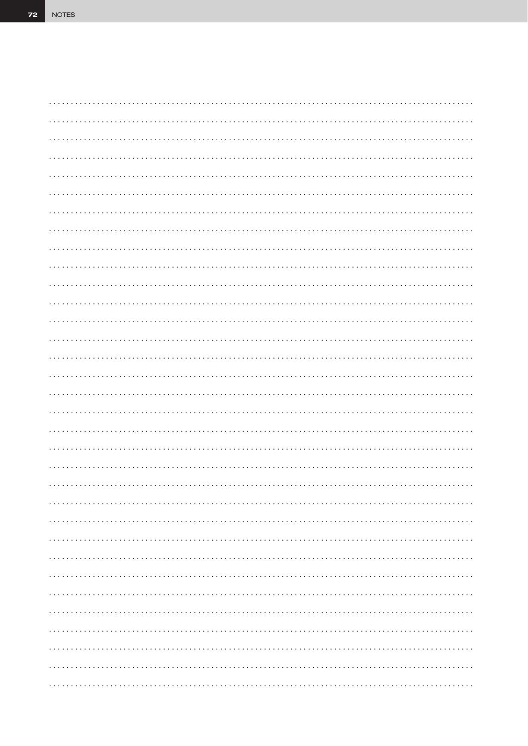# NOTES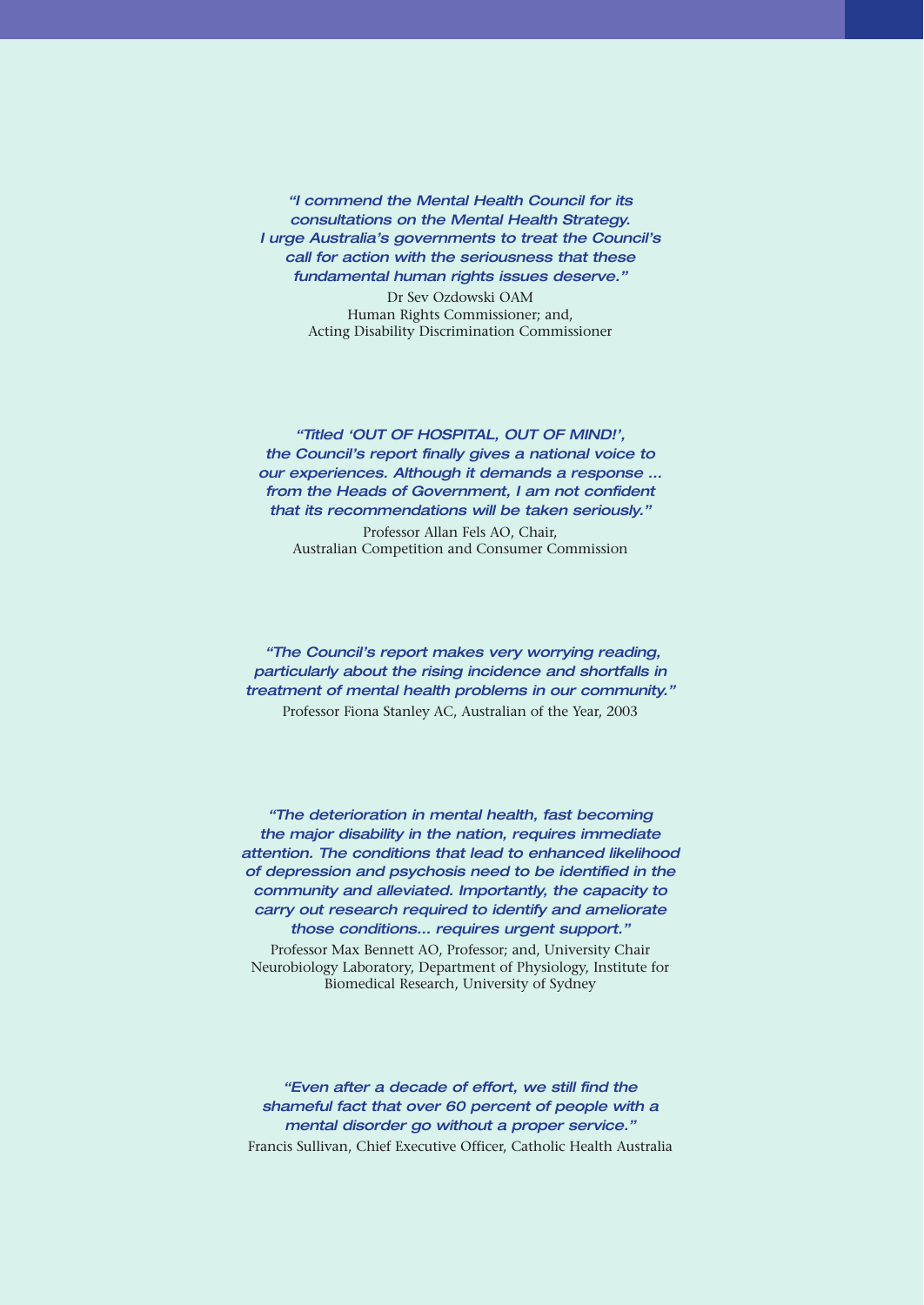*"I commend the Mental Health Council for its consultations on the Mental Health Strategy. I urge Australia's governments to treat the Council's call for action with the seriousness that these fundamental human rights issues deserve."*

Dr Sev Ozdowski OAM
Human Rights Commissioner; and,
Acting Disability Discrimination Commissioner

*"Titled 'OUT OF HOSPITAL, OUT OF MIND!', the Council's report finally gives a national voice to our experiences. Although it demands a response ... from the Heads of Government, I am not confident that its recommendations will be taken seriously."*

Professor Allan Fels AO, Chair,
Australian Competition and Consumer Commission

*"The Council's report makes very worrying reading, particularly about the rising incidence and shortfalls in treatment of mental health problems in our community."*

Professor Fiona Stanley AC, Australian of the Year, 2003

*"The deterioration in mental health, fast becoming the major disability in the nation, requires immediate attention. The conditions that lead to enhanced likelihood of depression and psychosis need to be identified in the community and alleviated. Importantly, the capacity to carry out research required to identify and ameliorate those conditions... requires urgent support."*

Professor Max Bennett AO, Professor; and, University Chair
Neurobiology Laboratory, Department of Physiology, Institute for Biomedical Research, University of Sydney

*"Even after a decade of effort, we still find the shameful fact that over 60 percent of people with a mental disorder go without a proper service."*

Francis Sullivan, Chief Executive Officer, Catholic Health Australia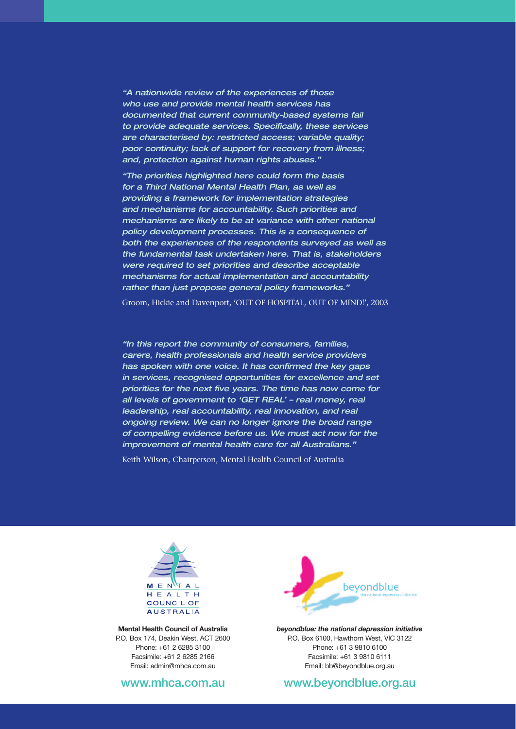*"A nationwide review of the experiences of those who use and provide mental health services has documented that current community-based systems fail to provide adequate services. Specifically, these services are characterised by: restricted access; variable quality; poor continuity; lack of support for recovery from illness; and, protection against human rights abuses."*

*"The priorities highlighted here could form the basis for a Third National Mental Health Plan, as well as providing a framework for implementation strategies and mechanisms for accountability. Such priorities and mechanisms are likely to be at variance with other national policy development processes. This is a consequence of both the experiences of the respondents surveyed as well as the fundamental task undertaken here. That is, stakeholders were required to set priorities and describe acceptable mechanisms for actual implementation and accountability rather than just propose general policy frameworks."*

Groom, Hickie and Davenport, 'OUT OF HOSPITAL, OUT OF MIND!', 2003

*"In this report the community of consumers, families, carers, health professionals and health service providers has spoken with one voice. It has confirmed the key gaps in services, recognised opportunities for excellence and set priorities for the next five years. The time has now come for all levels of government to 'GET REAL' – real money, real leadership, real accountability, real innovation, and real ongoing review. We can no longer ignore the broad range of compelling evidence before us. We must act now for the improvement of mental health care for all Australians."*

Keith Wilson, Chairperson, Mental Health Council of Australia

MENTAL HEALTH COUNCIL OF AUSTRALIA

**Mental Health Council of Australia**
P.O. Box 174, Deakin West, ACT 2600
Phone: +61 2 6285 3100
Facsimile: +61 2 6285 2166
Email: admin@mhca.com.au

www.mhca.com.au

beyondblue the national depression initiative

***beyondblue: the national depression initiative***
P.O. Box 6100, Hawthorn West, VIC 3122
Phone: +61 3 9810 6100
Facsimile: +61 3 9810 6111
Email: bb@beyondblue.org.au

www.beyondblue.org.au